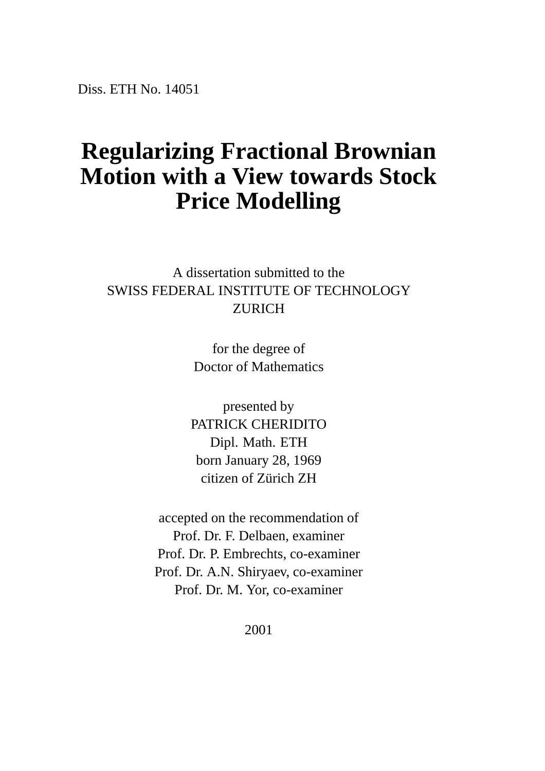Diss. ETH No. 14051

# Regularizing Fractional Brownian Motion with a View towards Stock Price Modelling

A dissertation submitted to the  
SWISS FEDERAL INSTITUTE OF TECHNOLOGY  
ZURICH

for the degree of  
Doctor of Mathematics

presented by  
PATRICK CHERIDITO  
Dipl. Math. ETH  
born January 28, 1969  
citizen of Zürich ZH

accepted on the recommendation of  
Prof. Dr. F. Delbaen, examiner  
Prof. Dr. P. Embrechts, co-examiner  
Prof. Dr. A.N. Shiryaev, co-examiner  
Prof. Dr. M. Yor, co-examiner

2001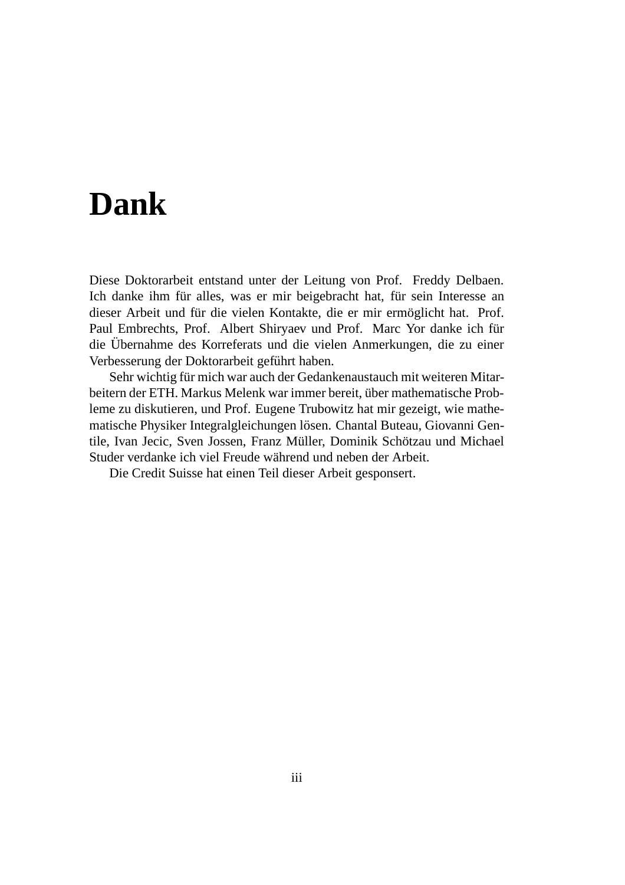# Dank

Diese Doktorarbeit entstand unter der Leitung von Prof. Freddy Delbaen. Ich danke ihm für alles, was er mir beigebracht hat, für sein Interesse an dieser Arbeit und für die vielen Kontakte, die er mir ermöglicht hat. Prof. Paul Embrechts, Prof. Albert Shiryaev und Prof. Marc Yor danke ich für die Übernahme des Korreferats und die vielen Anmerkungen, die zu einer Verbesserung der Doktorarbeit geführt haben.

Sehr wichtig für mich war auch der Gedankenaustauch mit weiteren Mitarbeitern der ETH. Markus Melenk war immer bereit, über mathematische Probleme zu diskutieren, und Prof. Eugene Trubowitz hat mir gezeigt, wie mathematische Physiker Integralgleichungen lösen. Chantal Buteau, Giovanni Gentile, Ivan Jecic, Sven Jossen, Franz Müller, Dominik Schötzau und Michael Studer verdanke ich viel Freude während und neben der Arbeit.

Die Credit Suisse hat einen Teil dieser Arbeit gesponsert.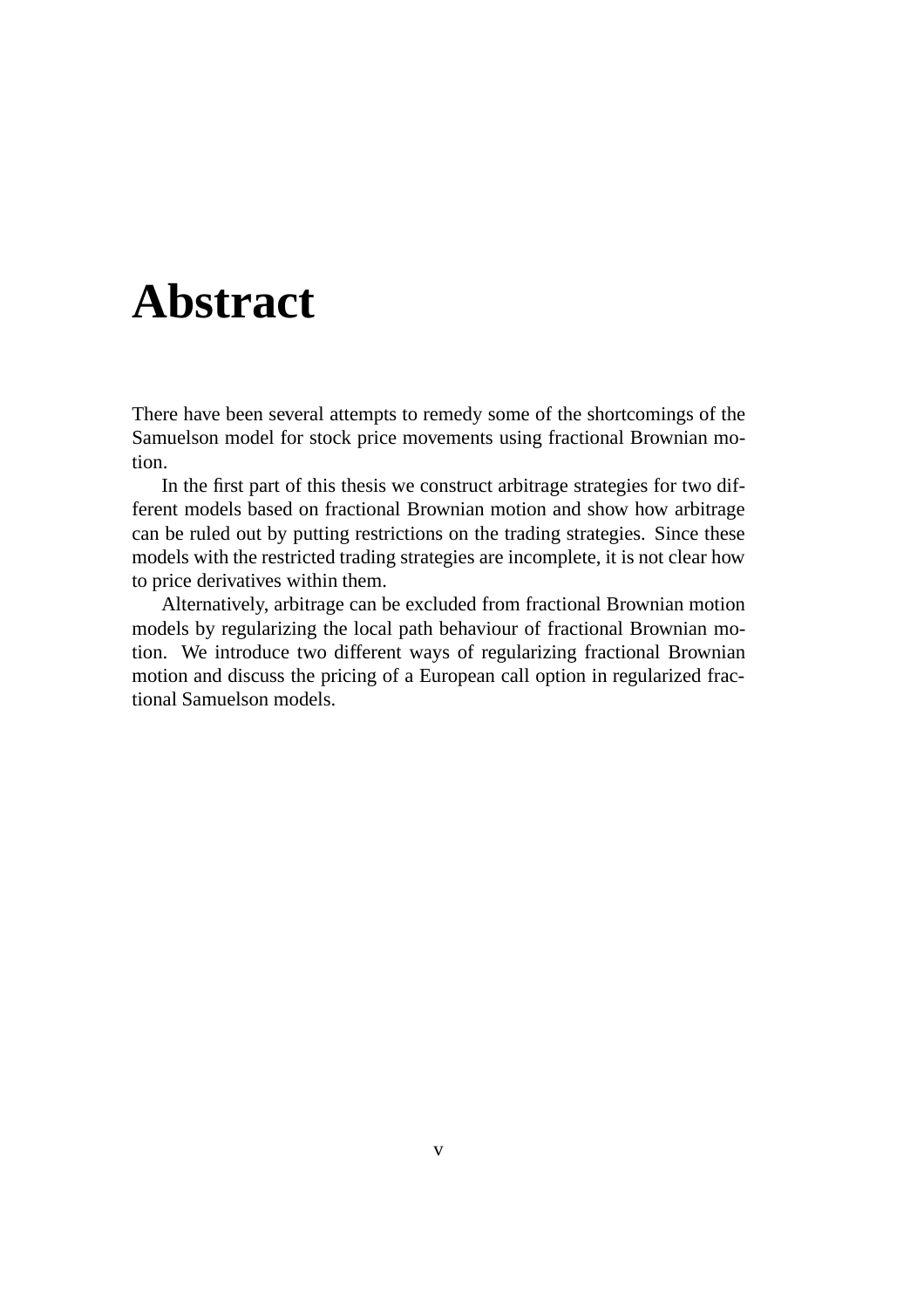# Abstract

There have been several attempts to remedy some of the shortcomings of the Samuelson model for stock price movements using fractional Brownian motion.

In the first part of this thesis we construct arbitrage strategies for two different models based on fractional Brownian motion and show how arbitrage can be ruled out by putting restrictions on the trading strategies. Since these models with the restricted trading strategies are incomplete, it is not clear how to price derivatives within them.

Alternatively, arbitrage can be excluded from fractional Brownian motion models by regularizing the local path behaviour of fractional Brownian motion. We introduce two different ways of regularizing fractional Brownian motion and discuss the pricing of a European call option in regularized fractional Samuelson models.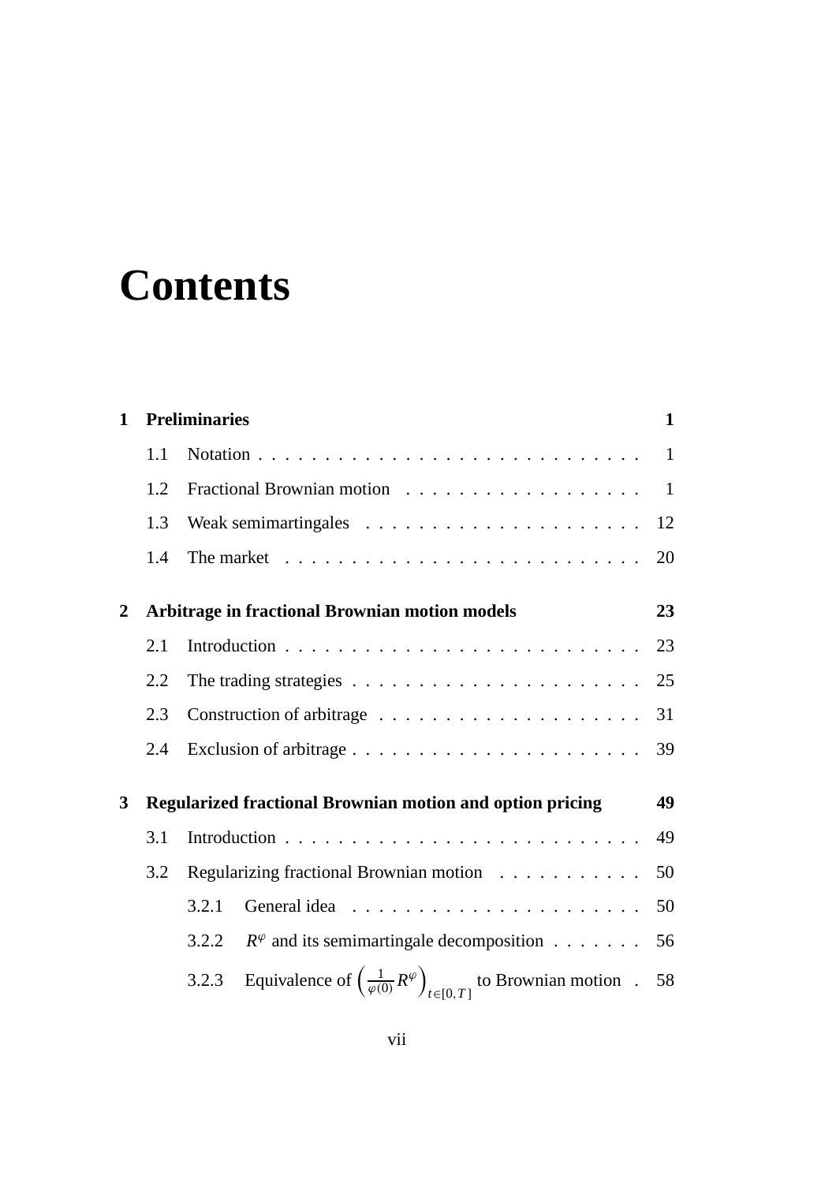# Contents

**1 Preliminaries** **1**

1.1 Notation . . . . . . . . . . . . . . . . . . . . . . . . . . . . 1

1.2 Fractional Brownian motion . . . . . . . . . . . . . . . . . . 1

1.3 Weak semimartingales . . . . . . . . . . . . . . . . . . . . . 12

1.4 The market . . . . . . . . . . . . . . . . . . . . . . . . . . . 20

**2 Arbitrage in fractional Brownian motion models** **23**

2.1 Introduction . . . . . . . . . . . . . . . . . . . . . . . . . . . 23

2.2 The trading strategies . . . . . . . . . . . . . . . . . . . . . . 25

2.3 Construction of arbitrage . . . . . . . . . . . . . . . . . . . . 31

2.4 Exclusion of arbitrage . . . . . . . . . . . . . . . . . . . . . . 39

**3 Regularized fractional Brownian motion and option pricing** **49**

3.1 Introduction . . . . . . . . . . . . . . . . . . . . . . . . . . . 49

3.2 Regularizing fractional Brownian motion . . . . . . . . . . . 50

3.2.1 General idea . . . . . . . . . . . . . . . . . . . . . . 50

3.2.2 $R^{\varphi}$ and its semimartingale decomposition . . . . . . . 56

3.2.3 Equivalence of $\left(\frac{1}{\varphi(0)} R^{\varphi}\right)_{t\in[0,T]}$ to Brownian motion . 58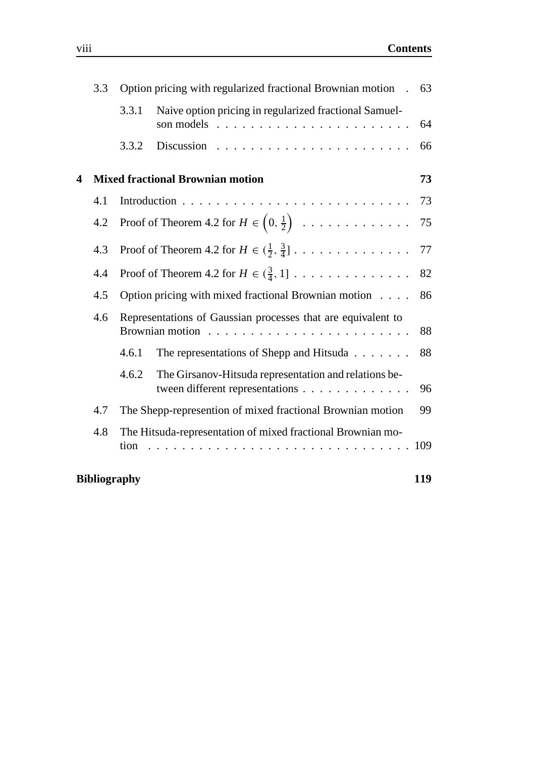- 3.3 Option pricing with regularized fractional Brownian motion . 63
  - 3.3.1 Naive option pricing in regularized fractional Samuelson models . . . . . . . . . . . . . . . . . . . . . . . 64
  - 3.3.2 Discussion . . . . . . . . . . . . . . . . . . . . . . 66

**4 Mixed fractional Brownian motion** **73**

- 4.1 Introduction . . . . . . . . . . . . . . . . . . . . . . . . . . . 73
- 4.2 Proof of Theorem 4.2 for $H \in \left(0, \frac{1}{2}\right)$ . . . . . . . . . . . . . 75
- 4.3 Proof of Theorem 4.2 for $H \in (\frac{1}{2}, \frac{3}{4}]$ . . . . . . . . . . . . . . 77
- 4.4 Proof of Theorem 4.2 for $H \in (\frac{3}{4}, 1]$ . . . . . . . . . . . . . . 82
- 4.5 Option pricing with mixed fractional Brownian motion . . . . 86
- 4.6 Representations of Gaussian processes that are equivalent to Brownian motion . . . . . . . . . . . . . . . . . . . . . . . . 88
  - 4.6.1 The representations of Shepp and Hitsuda . . . . . . . 88
  - 4.6.2 The Girsanov-Hitsuda representation and relations between different representations . . . . . . . . . . . . . 96
- 4.7 The Shepp-represention of mixed fractional Brownian motion 99
- 4.8 The Hitsuda-representation of mixed fractional Brownian motion . . . . . . . . . . . . . . . . . . . . . . . . . . . . . . . 109

**Bibliography** **119**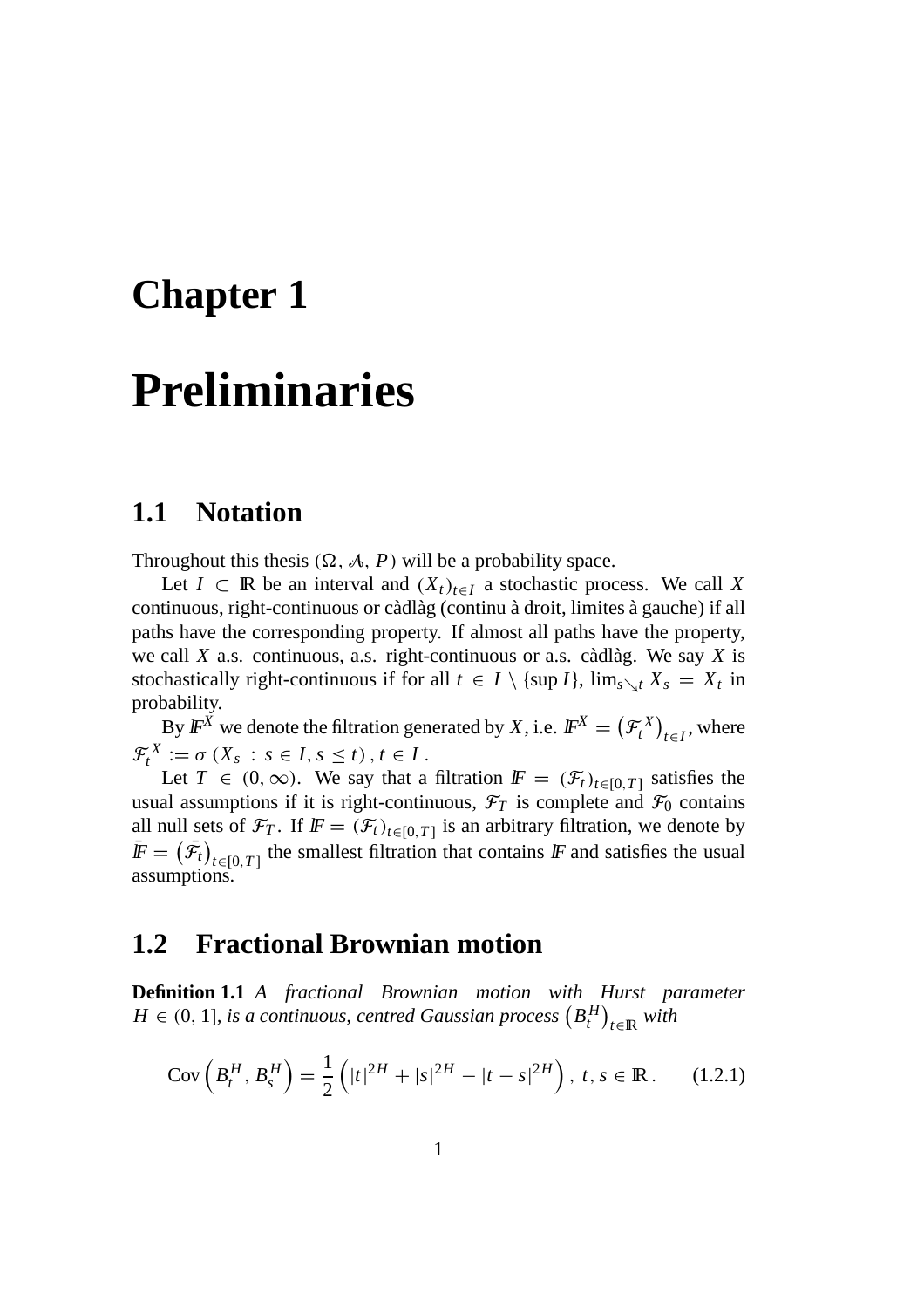# Chapter 1

# Preliminaries

## 1.1 Notation

Throughout this thesis $(\Omega, \mathcal{A}, P)$ will be a probability space.

Let $I \subset \mathbb{R}$ be an interval and $(X_t)_{t \in I}$ a stochastic process. We call $X$ continuous, right-continuous or càdlàg (continu à droit, limites à gauche) if all paths have the corresponding property. If almost all paths have the property, we call $X$ a.s. continuous, a.s. right-continuous or a.s. càdlàg. We say $X$ is stochastically right-continuous if for all $t \in I \setminus \{\sup I\}$, $\lim_{s \searrow t} X_s = X_t$ in probability.

By $\mathbb{F}^X$ we denote the filtration generated by $X$, i.e. $\mathbb{F}^X = \left(\mathcal{F}_t{}^X\right)_{t \in I}$, where $\mathcal{F}_t{}^X := \sigma\left(X_s \,:\, s \in I, s \leq t\right), t \in I$.

Let $T \in (0, \infty)$. We say that a filtration $\mathbb{F} = (\mathcal{F}_t)_{t \in [0,T]}$ satisfies the usual assumptions if it is right-continuous, $\mathcal{F}_T$ is complete and $\mathcal{F}_0$ contains all null sets of $\mathcal{F}_T$. If $\mathbb{F} = (\mathcal{F}_t)_{t \in [0,T]}$ is an arbitrary filtration, we denote by $\bar{\mathbb{F}} = \left(\bar{\mathcal{F}}_t\right)_{t \in [0,T]}$ the smallest filtration that contains $\mathbb{F}$ and satisfies the usual assumptions.

## 1.2 Fractional Brownian motion

**Definition 1.1** *A fractional Brownian motion with Hurst parameter $H \in (0, 1]$, is a continuous, centred Gaussian process $\left(B_t^H\right)_{t \in \mathbb{R}}$ with*

$$\operatorname{Cov}\left(B_t^H, B_s^H\right) = \frac{1}{2}\left(|t|^{2H} + |s|^{2H} - |t-s|^{2H}\right), \; t, s \in \mathbb{R}. \qquad (1.2.1)$$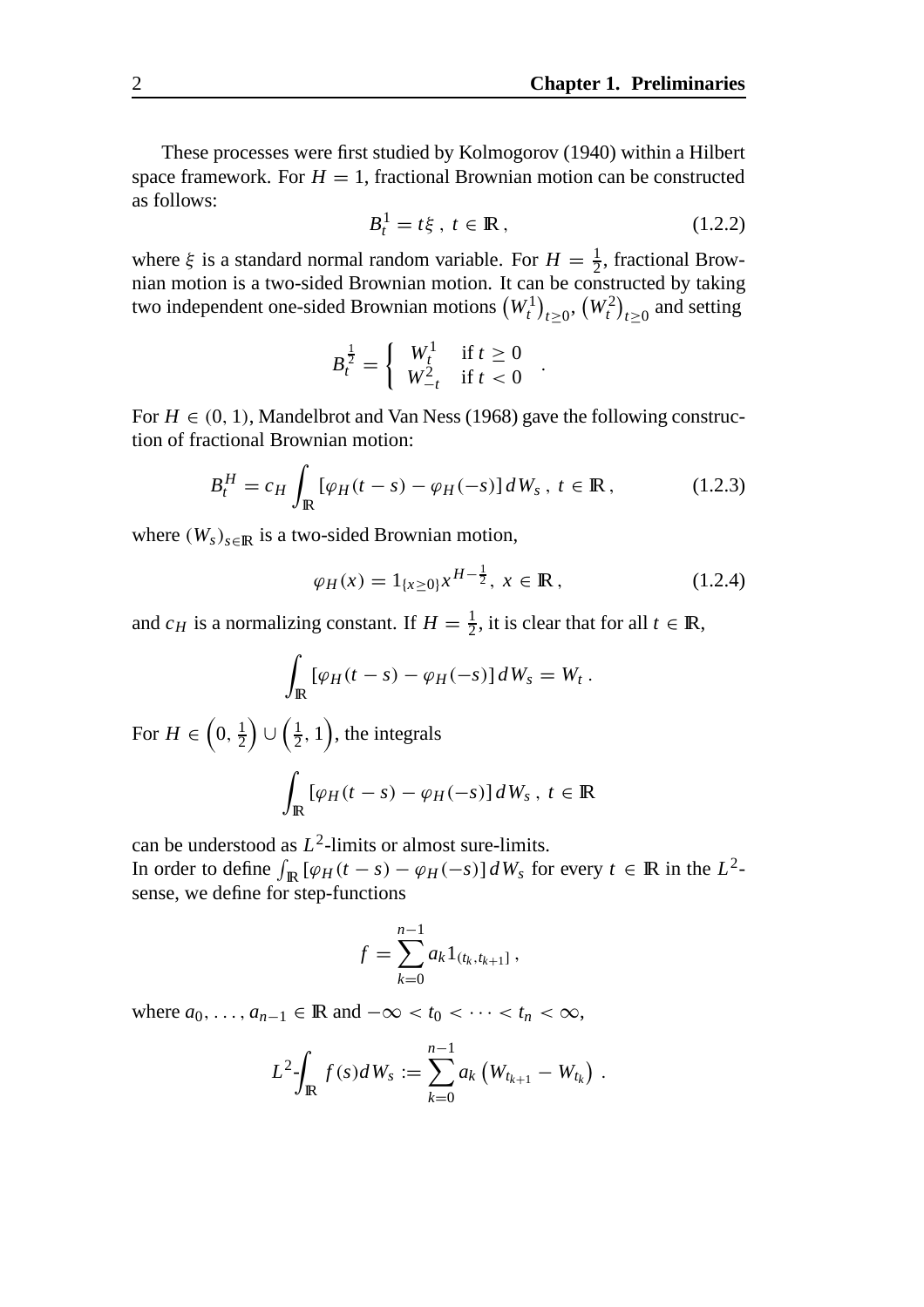These processes were first studied by Kolmogorov (1940) within a Hilbert space framework. For $H = 1$, fractional Brownian motion can be constructed as follows:

$$B_t^1 = t\xi \, , \; t \in \mathbb{R} \, , \tag{1.2.2}$$

where $\xi$ is a standard normal random variable. For $H = \frac{1}{2}$, fractional Brownian motion is a two-sided Brownian motion. It can be constructed by taking two independent one-sided Brownian motions $\left(W_t^1\right)_{t \geq 0}$, $\left(W_t^2\right)_{t \geq 0}$ and setting

$$B_t^{\frac{1}{2}} = \begin{cases} W_t^1 & \text{if } t \geq 0 \\ W_{-t}^2 & \text{if } t < 0 \end{cases} .$$

For $H \in (0, 1)$, Mandelbrot and Van Ness (1968) gave the following construction of fractional Brownian motion:

$$B_t^H = c_H \int_{\mathbb{R}} [\varphi_H(t-s) - \varphi_H(-s)] \, dW_s \, , \; t \in \mathbb{R} \, , \tag{1.2.3}$$

where $(W_s)_{s \in \mathbb{R}}$ is a two-sided Brownian motion,

$$\varphi_H(x) = 1_{\{x \geq 0\}} x^{H - \frac{1}{2}}, \; x \in \mathbb{R} \, , \tag{1.2.4}$$

and $c_H$ is a normalizing constant. If $H = \frac{1}{2}$, it is clear that for all $t \in \mathbb{R}$,

$$\int_{\mathbb{R}} [\varphi_H(t-s) - \varphi_H(-s)] \, dW_s = W_t \, .$$

For $H \in \left(0, \frac{1}{2}\right) \cup \left(\frac{1}{2}, 1\right)$, the integrals

$$\int_{\mathbb{R}} [\varphi_H(t-s) - \varphi_H(-s)] \, dW_s \, , \; t \in \mathbb{R}$$

can be understood as $L^2$-limits or almost sure-limits.
In order to define $\int_{\mathbb{R}} [\varphi_H(t-s) - \varphi_H(-s)] \, dW_s$ for every $t \in \mathbb{R}$ in the $L^2$-sense, we define for step-functions

$$f = \sum_{k=0}^{n-1} a_k 1_{(t_k, t_{k+1}]} \, ,$$

where $a_0, \ldots, a_{n-1} \in \mathbb{R}$ and $-\infty < t_0 < \cdots < t_n < \infty$,

$$L^2\text{-}\!\!\int_{\mathbb{R}} f(s) dW_s := \sum_{k=0}^{n-1} a_k \left(W_{t_{k+1}} - W_{t_k}\right) \, .$$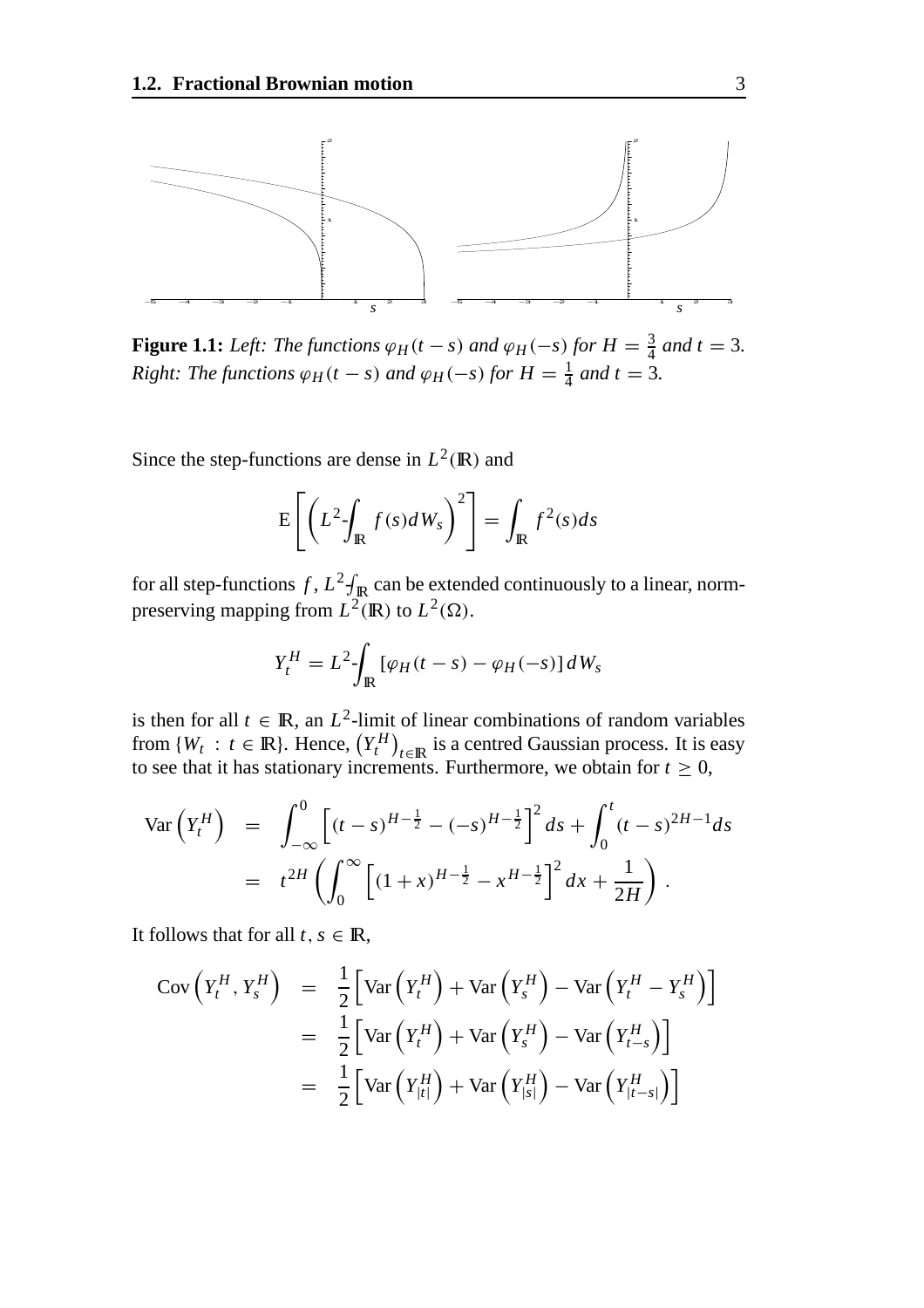**Figure 1.1:** *Left: The functions $\varphi_H(t-s)$ and $\varphi_H(-s)$ for $H = \frac{3}{4}$ and $t = 3$. Right: The functions $\varphi_H(t-s)$ and $\varphi_H(-s)$ for $H = \frac{1}{4}$ and $t = 3$.*

Since the step-functions are dense in $L^2(\mathbb{R})$ and

$$
\mathrm{E}\left[\left(L^2\text{-}\!\!\int_{\mathbb{R}} f(s)dW_s\right)^2\right] = \int_{\mathbb{R}} f^2(s)ds
$$

for all step-functions $f$, $L^2\text{-}\!\int_{\mathbb{R}}$ can be extended continuously to a linear, norm-preserving mapping from $L^2(\mathbb{R})$ to $L^2(\Omega)$.

$$
Y_t^H = L^2\text{-}\!\!\int_{\mathbb{R}} \left[\varphi_H(t-s) - \varphi_H(-s)\right] dW_s
$$

is then for all $t \in \mathbb{R}$, an $L^2$-limit of linear combinations of random variables from $\{W_t \,:\, t \in \mathbb{R}\}$. Hence, $\left(Y_t^H\right)_{t \in \mathbb{R}}$ is a centred Gaussian process. It is easy to see that it has stationary increments. Furthermore, we obtain for $t \geq 0$,

$$
\begin{aligned}
\mathrm{Var}\left(Y_t^H\right) &= \int_{-\infty}^{0} \left[(t-s)^{H-\frac{1}{2}} - (-s)^{H-\frac{1}{2}}\right]^2 ds + \int_0^t (t-s)^{2H-1} ds \\
&= t^{2H} \left(\int_0^{\infty} \left[(1+x)^{H-\frac{1}{2}} - x^{H-\frac{1}{2}}\right]^2 dx + \frac{1}{2H}\right).
\end{aligned}
$$

It follows that for all $t, s \in \mathbb{R}$,

$$
\begin{aligned}
\mathrm{Cov}\left(Y_t^H, Y_s^H\right) &= \frac{1}{2}\left[\mathrm{Var}\left(Y_t^H\right) + \mathrm{Var}\left(Y_s^H\right) - \mathrm{Var}\left(Y_t^H - Y_s^H\right)\right] \\
&= \frac{1}{2}\left[\mathrm{Var}\left(Y_t^H\right) + \mathrm{Var}\left(Y_s^H\right) - \mathrm{Var}\left(Y_{t-s}^H\right)\right] \\
&= \frac{1}{2}\left[\mathrm{Var}\left(Y_{|t|}^H\right) + \mathrm{Var}\left(Y_{|s|}^H\right) - \mathrm{Var}\left(Y_{|t-s|}^H\right)\right]
\end{aligned}
$$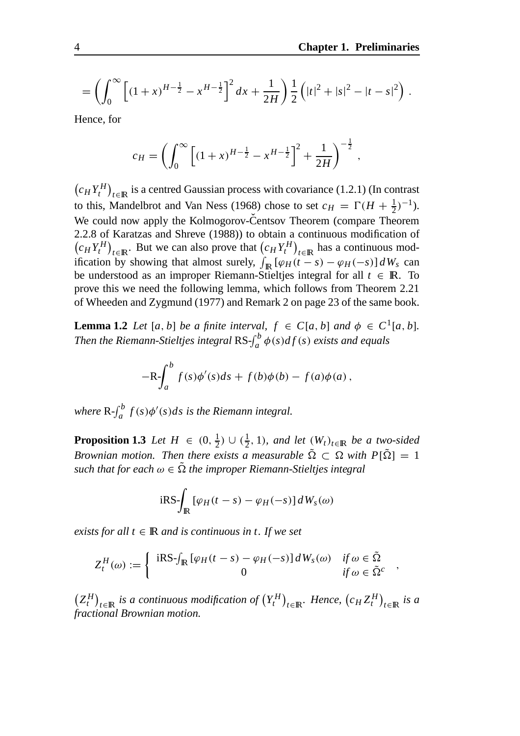$$= \left( \int_0^\infty \left[ (1+x)^{H-\frac{1}{2}} - x^{H-\frac{1}{2}} \right]^2 dx + \frac{1}{2H} \right) \frac{1}{2} \left( |t|^2 + |s|^2 - |t-s|^2 \right) .$$

Hence, for

$$c_H = \left( \int_0^\infty \left[ (1+x)^{H-\frac{1}{2}} - x^{H-\frac{1}{2}} \right]^2 + \frac{1}{2H} \right)^{-\frac{1}{2}} ,$$

$\left(c_H Y_t^H\right)_{t \in \mathbb{R}}$ is a centred Gaussian process with covariance (1.2.1) (In contrast to this, Mandelbrot and Van Ness (1968) chose to set $c_H = \Gamma(H + \frac{1}{2})^{-1}$). We could now apply the Kolmogorov-Čentsov Theorem (compare Theorem 2.2.8 of Karatzas and Shreve (1988)) to obtain a continuous modification of $\left(c_H Y_t^H\right)_{t \in \mathbb{R}}$. But we can also prove that $\left(c_H Y_t^H\right)_{t \in \mathbb{R}}$ has a continuous modification by showing that almost surely, $\int_{\mathbb{R}} [\varphi_H(t-s) - \varphi_H(-s)] \, dW_s$ can be understood as an improper Riemann-Stieltjes integral for all $t \in \mathbb{R}$. To prove this we need the following lemma, which follows from Theorem 2.21 of Wheeden and Zygmund (1977) and Remark 2 on page 23 of the same book.

**Lemma 1.2** *Let $[a, b]$ be a finite interval, $f \in C[a, b]$ and $\phi \in C^1[a, b]$. Then the Riemann-Stieltjes integral* RS-$\int_a^b \phi(s) df(s)$ *exists and equals*

$$-\text{R-}\int_a^b f(s)\phi'(s)ds + f(b)\phi(b) - f(a)\phi(a) ,$$

*where* R-$\int_a^b f(s)\phi'(s)ds$ *is the Riemann integral.*

**Proposition 1.3** *Let $H \in (0, \frac{1}{2}) \cup (\frac{1}{2}, 1)$, and let $(W_t)_{t \in \mathbb{R}}$ be a two-sided Brownian motion. Then there exists a measurable $\tilde{\Omega} \subset \Omega$ with $P[\tilde{\Omega}] = 1$ such that for each $\omega \in \tilde{\Omega}$ the improper Riemann-Stieltjes integral*

$$\text{iRS-}\int_{\mathbb{R}} [\varphi_H(t-s) - \varphi_H(-s)] \, dW_s(\omega)$$

*exists for all $t \in \mathbb{R}$ and is continuous in $t$. If we set*

$$Z_t^H(\omega) := \begin{cases} \text{iRS-}\int_{\mathbb{R}} [\varphi_H(t-s) - \varphi_H(-s)] \, dW_s(\omega) & \text{if } \omega \in \tilde{\Omega} \\ 0 & \text{if } \omega \in \tilde{\Omega}^c \end{cases} ,$$

*$\left(Z_t^H\right)_{t \in \mathbb{R}}$ is a continuous modification of $\left(Y_t^H\right)_{t \in \mathbb{R}}$. Hence, $\left(c_H Z_t^H\right)_{t \in \mathbb{R}}$ is a fractional Brownian motion.*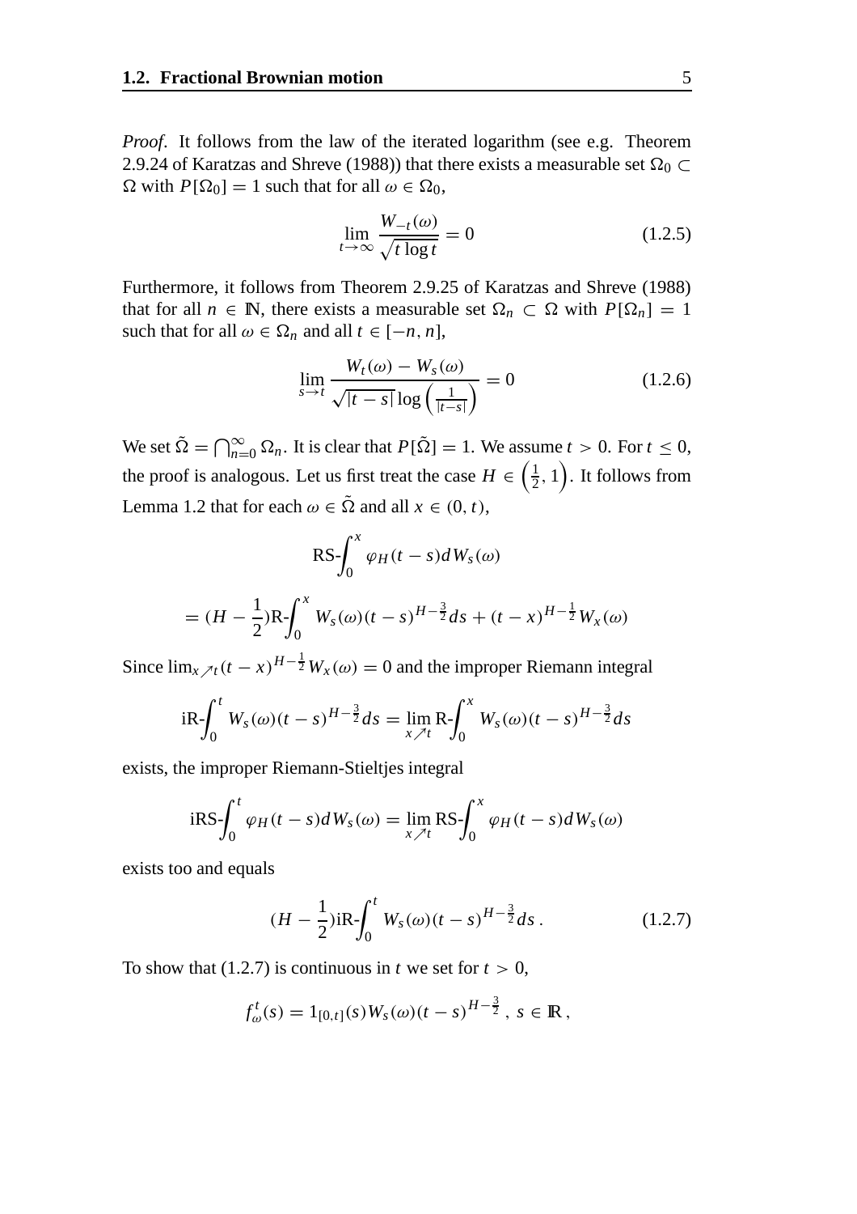*Proof*. It follows from the law of the iterated logarithm (see e.g. Theorem 2.9.24 of Karatzas and Shreve (1988)) that there exists a measurable set $\Omega_0 \subset \Omega$ with $P[\Omega_0] = 1$ such that for all $\omega \in \Omega_0$,

$$\lim_{t \to \infty} \frac{W_{-t}(\omega)}{\sqrt{t \log t}} = 0 \tag{1.2.5}$$

Furthermore, it follows from Theorem 2.9.25 of Karatzas and Shreve (1988) that for all $n \in \mathbb{N}$, there exists a measurable set $\Omega_n \subset \Omega$ with $P[\Omega_n] = 1$ such that for all $\omega \in \Omega_n$ and all $t \in [-n, n]$,

$$\lim_{s \to t} \frac{W_t(\omega) - W_s(\omega)}{\sqrt{|t-s|} \log \left( \frac{1}{|t-s|} \right)} = 0 \tag{1.2.6}$$

We set $\tilde{\Omega} = \bigcap_{n=0}^{\infty} \Omega_n$. It is clear that $P[\tilde{\Omega}] = 1$. We assume $t > 0$. For $t \leq 0$, the proof is analogous. Let us first treat the case $H \in \left(\frac{1}{2}, 1\right)$. It follows from Lemma 1.2 that for each $\omega \in \tilde{\Omega}$ and all $x \in (0, t)$,

$$\begin{aligned}
&\text{RS-}\int_0^x \varphi_H(t-s) dW_s(\omega) \\
&= (H - \frac{1}{2})\text{R-}\int_0^x W_s(\omega)(t-s)^{H-\frac{3}{2}} ds + (t-x)^{H-\frac{1}{2}} W_x(\omega)
\end{aligned}$$

Since $\lim_{x \nearrow t} (t-x)^{H-\frac{1}{2}} W_x(\omega) = 0$ and the improper Riemann integral

$$\text{iR-}\int_0^t W_s(\omega)(t-s)^{H-\frac{3}{2}} ds = \lim_{x \nearrow t} \text{R-}\int_0^x W_s(\omega)(t-s)^{H-\frac{3}{2}} ds$$

exists, the improper Riemann-Stieltjes integral

$$\text{iRS-}\int_0^t \varphi_H(t-s) dW_s(\omega) = \lim_{x \nearrow t} \text{RS-}\int_0^x \varphi_H(t-s) dW_s(\omega)$$

exists too and equals

$$(H - \frac{1}{2})\text{iR-}\int_0^t W_s(\omega)(t-s)^{H-\frac{3}{2}} ds \,. \tag{1.2.7}$$

To show that (1.2.7) is continuous in $t$ we set for $t > 0$,

$$f_\omega^t(s) = 1_{[0,t]}(s) W_s(\omega)(t-s)^{H-\frac{3}{2}} \,, \; s \in \mathbb{R} \,,$$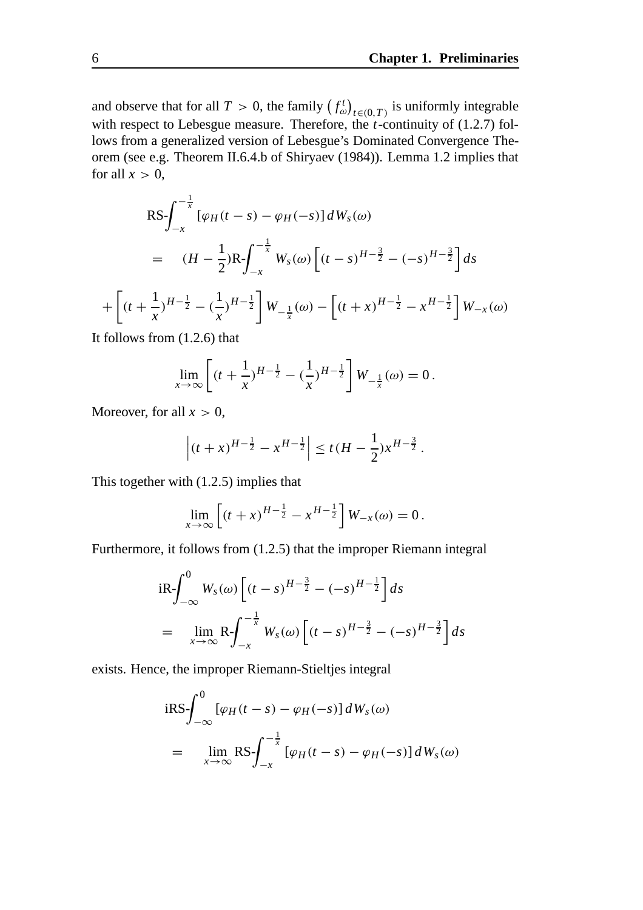and observe that for all $T > 0$, the family $\left(f_{\omega}^{t}\right)_{t \in (0,T)}$ is uniformly integrable with respect to Lebesgue measure. Therefore, the $t$-continuity of (1.2.7) follows from a generalized version of Lebesgue's Dominated Convergence Theorem (see e.g. Theorem II.6.4.b of Shiryaev (1984)). Lemma 1.2 implies that for all $x > 0$,

$$
\begin{aligned}
&\text{RS-}\int_{-x}^{-\frac{1}{x}} \left[\varphi_H(t-s) - \varphi_H(-s)\right] dW_s(\omega) \\
&= \quad (H - \frac{1}{2})\text{R-}\int_{-x}^{-\frac{1}{x}} W_s(\omega) \left[(t-s)^{H-\frac{3}{2}} - (-s)^{H-\frac{3}{2}}\right] ds \\
&+ \left[(t + \frac{1}{x})^{H-\frac{1}{2}} - (\frac{1}{x})^{H-\frac{1}{2}}\right] W_{-\frac{1}{x}}(\omega) - \left[(t+x)^{H-\frac{1}{2}} - x^{H-\frac{1}{2}}\right] W_{-x}(\omega)
\end{aligned}
$$

It follows from (1.2.6) that

$$
\lim_{x \to \infty} \left[(t + \frac{1}{x})^{H-\frac{1}{2}} - (\frac{1}{x})^{H-\frac{1}{2}}\right] W_{-\frac{1}{x}}(\omega) = 0 \, .
$$

Moreover, for all $x > 0$,

$$
\left|(t+x)^{H-\frac{1}{2}} - x^{H-\frac{1}{2}}\right| \leq t(H - \frac{1}{2})x^{H-\frac{3}{2}} \, .
$$

This together with (1.2.5) implies that

$$
\lim_{x \to \infty} \left[(t+x)^{H-\frac{1}{2}} - x^{H-\frac{1}{2}}\right] W_{-x}(\omega) = 0 \, .
$$

Furthermore, it follows from (1.2.5) that the improper Riemann integral

$$
\begin{aligned}
&\text{iR-}\int_{-\infty}^{0} W_s(\omega) \left[(t-s)^{H-\frac{3}{2}} - (-s)^{H-\frac{1}{2}}\right] ds \\
&= \quad \lim_{x \to \infty} \text{R-}\int_{-x}^{-\frac{1}{x}} W_s(\omega) \left[(t-s)^{H-\frac{3}{2}} - (-s)^{H-\frac{3}{2}}\right] ds
\end{aligned}
$$

exists. Hence, the improper Riemann-Stieltjes integral

$$
\begin{aligned}
&\text{iRS-}\int_{-\infty}^{0} \left[\varphi_H(t-s) - \varphi_H(-s)\right] dW_s(\omega) \\
&= \quad \lim_{x \to \infty} \text{RS-}\int_{-x}^{-\frac{1}{x}} \left[\varphi_H(t-s) - \varphi_H(-s)\right] dW_s(\omega)
\end{aligned}
$$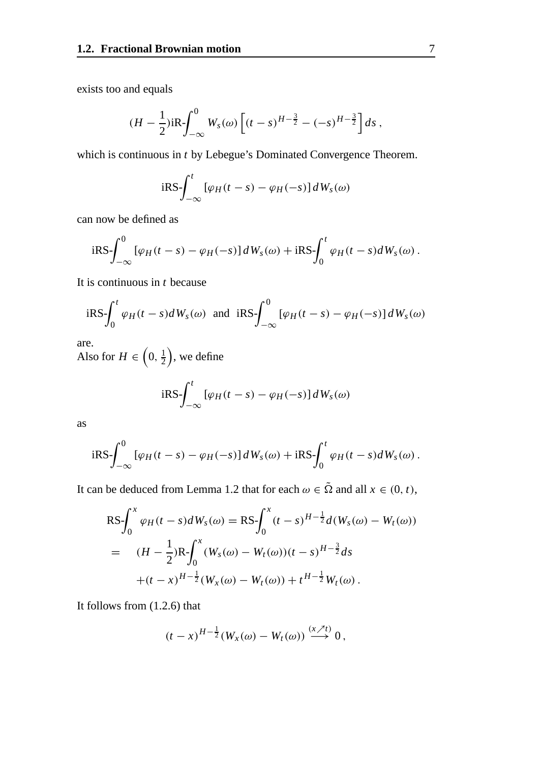exists too and equals

$$(H - \frac{1}{2})\text{iR-}\int_{-\infty}^{0} W_s(\omega) \left[ (t-s)^{H-\frac{3}{2}} - (-s)^{H-\frac{3}{2}} \right] ds\,,$$

which is continuous in $t$ by Lebegue's Dominated Convergence Theorem.

$$\text{iRS-}\int_{-\infty}^{t} [\varphi_H(t-s) - \varphi_H(-s)]\, dW_s(\omega)$$

can now be defined as

$$\text{iRS-}\int_{-\infty}^{0} [\varphi_H(t-s) - \varphi_H(-s)]\, dW_s(\omega) + \text{iRS-}\int_{0}^{t} \varphi_H(t-s) dW_s(\omega)\,.$$

It is continuous in $t$ because

$$\text{iRS-}\int_{0}^{t} \varphi_H(t-s) dW_s(\omega) \;\; \text{and} \;\; \text{iRS-}\int_{-\infty}^{0} [\varphi_H(t-s) - \varphi_H(-s)]\, dW_s(\omega)$$

are.
Also for $H \in \left(0, \frac{1}{2}\right)$, we define

$$\text{iRS-}\int_{-\infty}^{t} [\varphi_H(t-s) - \varphi_H(-s)]\, dW_s(\omega)$$

as

$$\text{iRS-}\int_{-\infty}^{0} [\varphi_H(t-s) - \varphi_H(-s)]\, dW_s(\omega) + \text{iRS-}\int_{0}^{t} \varphi_H(t-s) dW_s(\omega)\,.$$

It can be deduced from Lemma 1.2 that for each $\omega \in \tilde{\Omega}$ and all $x \in (0, t)$,

$$\begin{aligned}
\text{RS-}\int_{0}^{x} \varphi_H(t-s) dW_s(\omega) &= \text{RS-}\int_{0}^{x} (t-s)^{H-\frac{1}{2}} d(W_s(\omega) - W_t(\omega)) \\
= \quad & (H - \frac{1}{2})\text{R-}\int_{0}^{x} (W_s(\omega) - W_t(\omega))(t-s)^{H-\frac{3}{2}} ds \\
& + (t-x)^{H-\frac{1}{2}}(W_x(\omega) - W_t(\omega)) + t^{H-\frac{1}{2}} W_t(\omega)\,.
\end{aligned}$$

It follows from (1.2.6) that

$$(t-x)^{H-\frac{1}{2}}(W_x(\omega) - W_t(\omega)) \overset{(x \nearrow t)}{\longrightarrow} 0\,,$$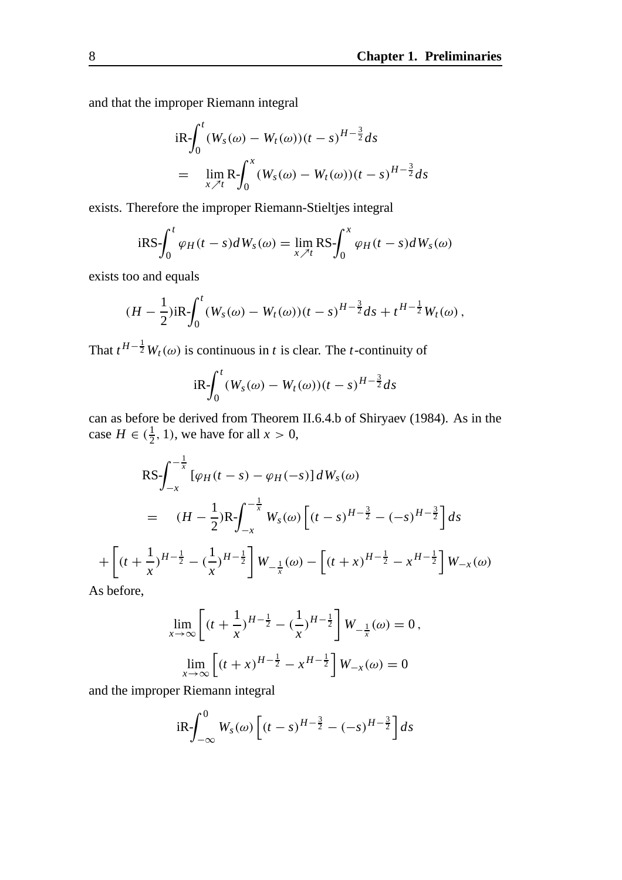and that the improper Riemann integral

$$
\begin{aligned}
&\text{iR-}\!\!\int_0^t (W_s(\omega) - W_t(\omega))(t-s)^{H-\frac{3}{2}} ds \\
&= \quad \lim_{x \nearrow t} \text{R-}\!\!\int_0^x (W_s(\omega) - W_t(\omega))(t-s)^{H-\frac{3}{2}} ds
\end{aligned}
$$

exists. Therefore the improper Riemann-Stieltjes integral

$$
\text{iRS-}\!\!\int_0^t \varphi_H(t-s) dW_s(\omega) = \lim_{x \nearrow t} \text{RS-}\!\!\int_0^x \varphi_H(t-s) dW_s(\omega)
$$

exists too and equals

$$
(H - \frac{1}{2})\text{iR-}\!\!\int_0^t (W_s(\omega) - W_t(\omega))(t-s)^{H-\frac{3}{2}} ds + t^{H-\frac{1}{2}} W_t(\omega)\,,
$$

That $t^{H-\frac{1}{2}} W_t(\omega)$ is continuous in $t$ is clear. The $t$-continuity of

$$
\text{iR-}\!\!\int_0^t (W_s(\omega) - W_t(\omega))(t-s)^{H-\frac{3}{2}} ds
$$

can as before be derived from Theorem II.6.4.b of Shiryaev (1984). As in the case $H \in (\frac{1}{2}, 1)$, we have for all $x > 0$,

$$
\begin{aligned}
&\text{RS-}\!\!\int_{-x}^{-\frac{1}{x}} [\varphi_H(t-s) - \varphi_H(-s)]\, dW_s(\omega) \\
&= \quad (H - \frac{1}{2})\text{R-}\!\!\int_{-x}^{-\frac{1}{x}} W_s(\omega) \left[ (t-s)^{H-\frac{3}{2}} - (-s)^{H-\frac{3}{2}} \right] ds \\
&+ \left[ (t + \frac{1}{x})^{H-\frac{1}{2}} - (\frac{1}{x})^{H-\frac{1}{2}} \right] W_{-\frac{1}{x}}(\omega) - \left[ (t+x)^{H-\frac{1}{2}} - x^{H-\frac{1}{2}} \right] W_{-x}(\omega)
\end{aligned}
$$

As before,

$$
\lim_{x \to \infty} \left[ (t + \frac{1}{x})^{H-\frac{1}{2}} - (\frac{1}{x})^{H-\frac{1}{2}} \right] W_{-\frac{1}{x}}(\omega) = 0\,,
$$

$$
\lim_{x \to \infty} \left[ (t+x)^{H-\frac{1}{2}} - x^{H-\frac{1}{2}} \right] W_{-x}(\omega) = 0
$$

and the improper Riemann integral

$$
\text{iR-}\!\!\int_{-\infty}^0 W_s(\omega) \left[ (t-s)^{H-\frac{3}{2}} - (-s)^{H-\frac{3}{2}} \right] ds
$$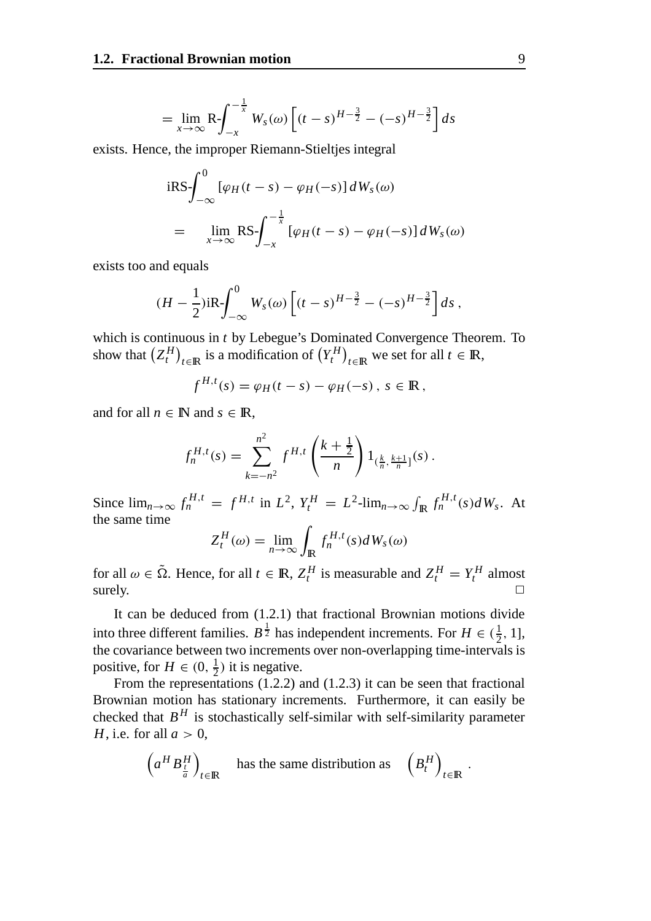$$= \lim_{x \to \infty} \text{R-}\int_{-x}^{-\frac{1}{x}} W_s(\omega) \left[ (t-s)^{H-\frac{3}{2}} - (-s)^{H-\frac{3}{2}} \right] ds$$

exists. Hence, the improper Riemann-Stieltjes integral

$$\begin{aligned} &\text{iRS-}\int_{-\infty}^{0} [\varphi_H(t-s) - \varphi_H(-s)]\, dW_s(\omega) \\ &= \quad \lim_{x \to \infty} \text{RS-}\int_{-x}^{-\frac{1}{x}} [\varphi_H(t-s) - \varphi_H(-s)]\, dW_s(\omega) \end{aligned}$$

exists too and equals

$$(H - \frac{1}{2})\text{iR-}\int_{-\infty}^{0} W_s(\omega) \left[ (t-s)^{H-\frac{3}{2}} - (-s)^{H-\frac{3}{2}} \right] ds \,,$$

which is continuous in $t$ by Lebegue's Dominated Convergence Theorem. To show that $\left(Z_t^H\right)_{t \in \mathbb{R}}$ is a modification of $\left(Y_t^H\right)_{t \in \mathbb{R}}$ we set for all $t \in \mathbb{R}$,

$$f^{H,t}(s) = \varphi_H(t-s) - \varphi_H(-s) \,,\; s \in \mathbb{R} \,,$$

and for all $n \in \mathbb{N}$ and $s \in \mathbb{R}$,

$$f_n^{H,t}(s) = \sum_{k=-n^2}^{n^2} f^{H,t}\left(\frac{k+\frac{1}{2}}{n}\right) 1_{(\frac{k}{n}, \frac{k+1}{n}]}(s) \,.$$

Since $\lim_{n\to\infty} f_n^{H,t} = f^{H,t}$ in $L^2$, $Y_t^H = L^2\text{-}\lim_{n\to\infty} \int_{\mathbb{R}} f_n^{H,t}(s) dW_s$. At the same time

$$Z_t^H(\omega) = \lim_{n\to\infty} \int_{\mathbb{R}} f_n^{H,t}(s) dW_s(\omega)$$

for all $\omega \in \tilde{\Omega}$. Hence, for all $t \in \mathbb{R}$, $Z_t^H$ is measurable and $Z_t^H = Y_t^H$ almost surely. $\square$

It can be deduced from (1.2.1) that fractional Brownian motions divide into three different families. $B^{\frac{1}{2}}$ has independent increments. For $H \in (\frac{1}{2}, 1]$, the covariance between two increments over non-overlapping time-intervals is positive, for $H \in (0, \frac{1}{2})$ it is negative.

From the representations (1.2.2) and (1.2.3) it can be seen that fractional Brownian motion has stationary increments. Furthermore, it can easily be checked that $B^H$ is stochastically self-similar with self-similarity parameter $H$, i.e. for all $a > 0$,

$$\left(a^H B^H_{\frac{t}{a}}\right)_{t \in \mathbb{R}} \quad \text{has the same distribution as} \quad \left(B^H_t\right)_{t \in \mathbb{R}} \,.$$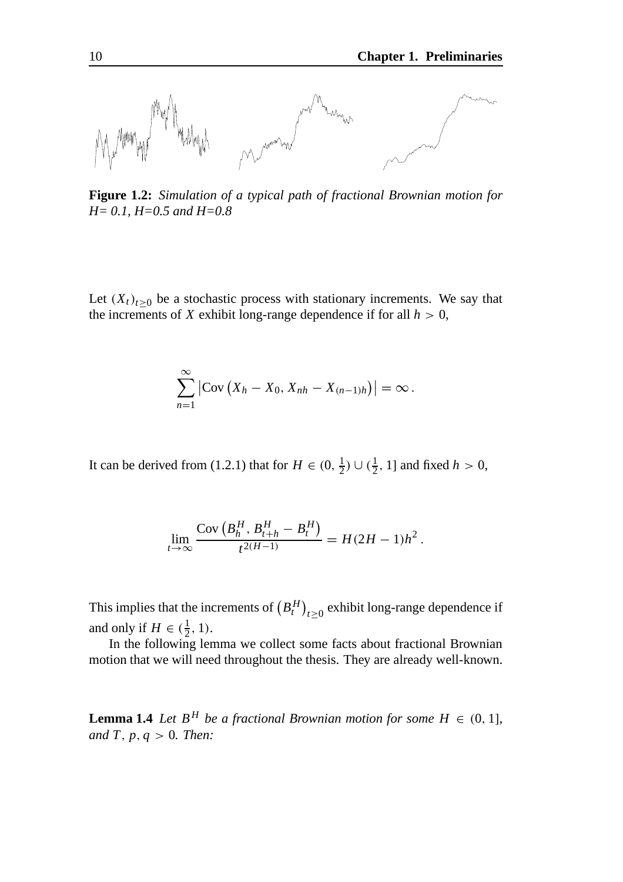**Figure 1.2:** *Simulation of a typical path of fractional Brownian motion for H= 0.1, H=0.5 and H=0.8*

Let $(X_t)_{t \geq 0}$ be a stochastic process with stationary increments. We say that the increments of $X$ exhibit long-range dependence if for all $h > 0$,

$$\sum_{n=1}^{\infty} \left| \operatorname{Cov}\left(X_h - X_0, X_{nh} - X_{(n-1)h}\right) \right| = \infty .$$

It can be derived from (1.2.1) that for $H \in (0, \frac{1}{2}) \cup (\frac{1}{2}, 1]$ and fixed $h > 0$,

$$\lim_{t \to \infty} \frac{\operatorname{Cov}\left(B_h^H, B_{t+h}^H - B_t^H\right)}{t^{2(H-1)}} = H(2H-1)h^2 .$$

This implies that the increments of $\left(B_t^H\right)_{t \geq 0}$ exhibit long-range dependence if and only if $H \in (\frac{1}{2}, 1)$.

In the following lemma we collect some facts about fractional Brownian motion that we will need throughout the thesis. They are already well-known.

**Lemma 1.4** *Let $B^H$ be a fractional Brownian motion for some $H \in (0, 1]$, and $T, p, q > 0$. Then:*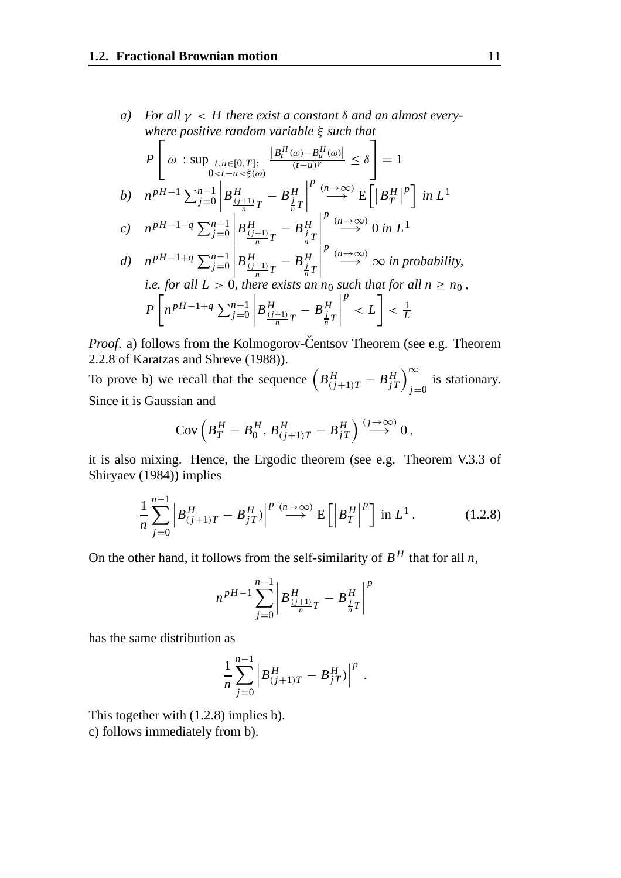*a)* *For all $\gamma < H$ there exist a constant $\delta$ and an almost everywhere positive random variable $\xi$ such that*

$$P\left[\omega \,:\, \sup_{\substack{t,u\in[0,T];\\ 0<t-u<\xi(\omega)}} \frac{\left|B_t^H(\omega)-B_u^H(\omega)\right|}{(t-u)^\gamma} \leq \delta\right] = 1$$

*b)* $n^{pH-1}\sum_{j=0}^{n-1}\left|B^H_{\frac{(j+1)}{n}T} - B^H_{\frac{j}{n}T}\right|^p \overset{(n\to\infty)}{\longrightarrow} \mathrm{E}\left[\left|B_T^H\right|^p\right]$ *in $L^1$*

*c)* $n^{pH-1-q}\sum_{j=0}^{n-1}\left|B^H_{\frac{(j+1)}{n}T} - B^H_{\frac{j}{n}T}\right|^p \overset{(n\to\infty)}{\longrightarrow} 0$ *in $L^1$*

*d)* $n^{pH-1+q}\sum_{j=0}^{n-1}\left|B^H_{\frac{(j+1)}{n}T} - B^H_{\frac{j}{n}T}\right|^p \overset{(n\to\infty)}{\longrightarrow} \infty$ *in probability,*
*i.e. for all $L > 0$, there exists an $n_0$ such that for all $n \geq n_0$,*
$P\left[n^{pH-1+q}\sum_{j=0}^{n-1}\left|B^H_{\frac{(j+1)}{n}T} - B^H_{\frac{j}{n}T}\right|^p < L\right] < \frac{1}{L}$

*Proof.* a) follows from the Kolmogorov-Čentsov Theorem (see e.g. Theorem 2.2.8 of Karatzas and Shreve (1988)).
To prove b) we recall that the sequence $\left(B^H_{(j+1)T} - B^H_{jT}\right)_{j=0}^{\infty}$ is stationary. Since it is Gaussian and

$$\mathrm{Cov}\left(B_T^H - B_0^H, B^H_{(j+1)T} - B^H_{jT}\right) \overset{(j\to\infty)}{\longrightarrow} 0\,,$$

it is also mixing. Hence, the Ergodic theorem (see e.g. Theorem V.3.3 of Shiryaev (1984)) implies

$$\frac{1}{n}\sum_{j=0}^{n-1}\left|B^H_{(j+1)T} - B^H_{jT})\right|^p \overset{(n\to\infty)}{\longrightarrow} \mathrm{E}\left[\left|B_T^H\right|^p\right] \text{ in } L^1\,. \tag{1.2.8}$$

On the other hand, it follows from the self-similarity of $B^H$ that for all $n$,

$$n^{pH-1}\sum_{j=0}^{n-1}\left|B^H_{\frac{(j+1)}{n}T} - B^H_{\frac{j}{n}T}\right|^p$$

has the same distribution as

$$\frac{1}{n}\sum_{j=0}^{n-1}\left|B^H_{(j+1)T} - B^H_{jT})\right|^p\,.$$

This together with (1.2.8) implies b).
c) follows immediately from b).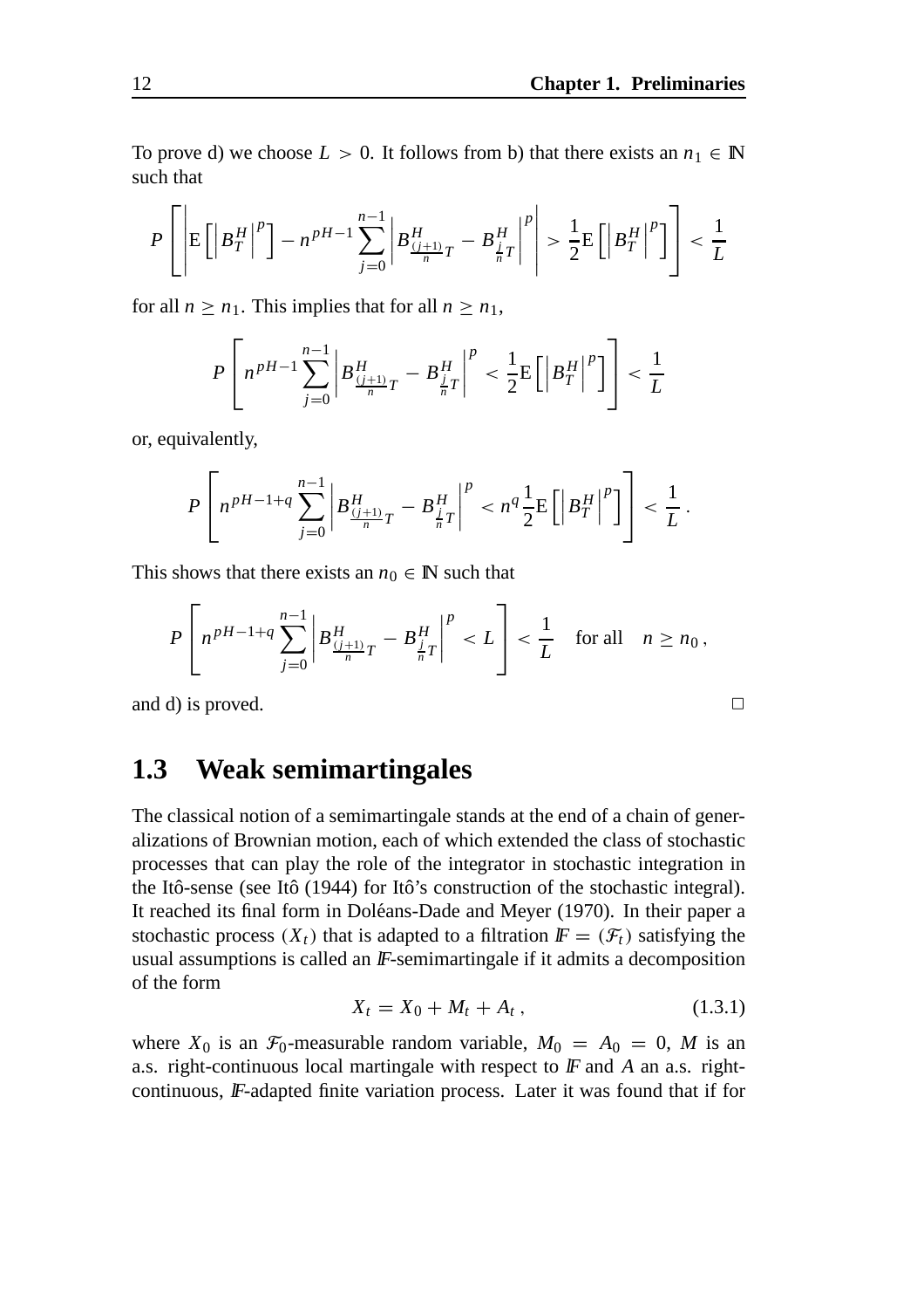To prove d) we choose $L > 0$. It follows from b) that there exists an $n_1 \in \mathbb{N}$ such that

$$P\left[\left|\mathrm{E}\left[\left|B_T^H\right|^p\right] - n^{pH-1}\sum_{j=0}^{n-1}\left|B^H_{\frac{(j+1)}{n}T} - B^H_{\frac{j}{n}T}\right|^p\right| > \frac{1}{2}\mathrm{E}\left[\left|B_T^H\right|^p\right]\right] < \frac{1}{L}$$

for all $n \geq n_1$. This implies that for all $n \geq n_1$,

$$P\left[n^{pH-1}\sum_{j=0}^{n-1}\left|B^H_{\frac{(j+1)}{n}T} - B^H_{\frac{j}{n}T}\right|^p < \frac{1}{2}\mathrm{E}\left[\left|B_T^H\right|^p\right]\right] < \frac{1}{L}$$

or, equivalently,

$$P\left[n^{pH-1+q}\sum_{j=0}^{n-1}\left|B^H_{\frac{(j+1)}{n}T} - B^H_{\frac{j}{n}T}\right|^p < n^q\frac{1}{2}\mathrm{E}\left[\left|B_T^H\right|^p\right]\right] < \frac{1}{L}\,.$$

This shows that there exists an $n_0 \in \mathbb{N}$ such that

$$P\left[n^{pH-1+q}\sum_{j=0}^{n-1}\left|B^H_{\frac{(j+1)}{n}T} - B^H_{\frac{j}{n}T}\right|^p < L\right] < \frac{1}{L} \quad \text{for all} \quad n \geq n_0\,,$$

and d) is proved. □

## 1.3 Weak semimartingales

The classical notion of a semimartingale stands at the end of a chain of generalizations of Brownian motion, each of which extended the class of stochastic processes that can play the role of the integrator in stochastic integration in the Itô-sense (see Itô (1944) for Itô's construction of the stochastic integral). It reached its final form in Doléans-Dade and Meyer (1970). In their paper a stochastic process $(X_t)$ that is adapted to a filtration $\mathbb{F} = (\mathcal{F}_t)$ satisfying the usual assumptions is called an $\mathbb{F}$-semimartingale if it admits a decomposition of the form

$$X_t = X_0 + M_t + A_t\,, \tag{1.3.1}$$

where $X_0$ is an $\mathcal{F}_0$-measurable random variable, $M_0 = A_0 = 0$, $M$ is an a.s. right-continuous local martingale with respect to $\mathbb{F}$ and $A$ an a.s. right-continuous, $\mathbb{F}$-adapted finite variation process. Later it was found that if for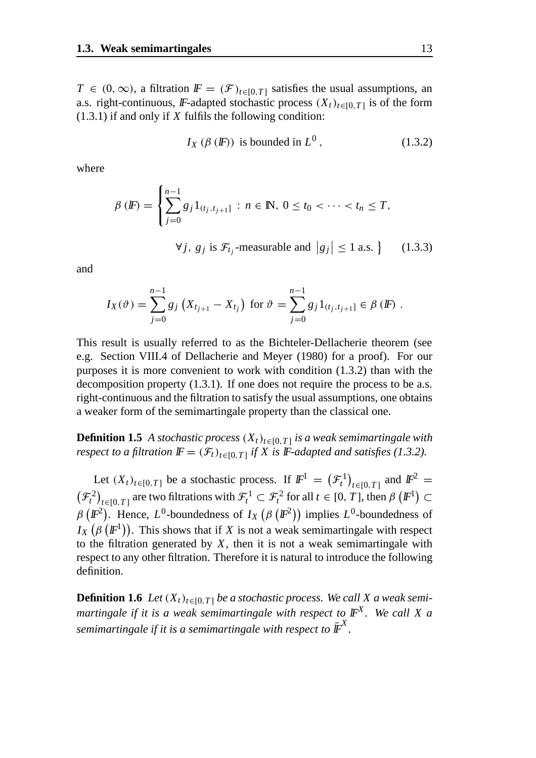$T \in (0, \infty)$, a filtration $\mathbb{F} = (\mathcal{F})_{t \in [0,T]}$ satisfies the usual assumptions, an a.s. right-continuous, $\mathbb{F}$-adapted stochastic process $(X_t)_{t \in [0,T]}$ is of the form (1.3.1) if and only if $X$ fulfils the following condition:

$$I_X\left(\beta\left(\mathbb{F}\right)\right) \text{ is bounded in } L^0\,, \tag{1.3.2}$$

where

$$\beta\left(\mathbb{F}\right) = \left\{ \sum_{j=0}^{n-1} g_j 1_{(t_j, t_{j+1}]} : n \in \mathbb{N},\ 0 \leq t_0 < \cdots < t_n \leq T, \right.$$
$$\left. \forall j,\ g_j \text{ is } \mathcal{F}_{t_j}\text{-measurable and } \left|g_j\right| \leq 1 \text{ a.s.} \right\} \tag{1.3.3}$$

and

$$I_X(\vartheta) = \sum_{j=0}^{n-1} g_j \left(X_{t_{j+1}} - X_{t_j}\right) \text{ for } \vartheta = \sum_{j=0}^{n-1} g_j 1_{(t_j, t_{j+1}]} \in \beta\left(\mathbb{F}\right)\,.$$

This result is usually referred to as the Bichteler-Dellacherie theorem (see e.g. Section VIII.4 of Dellacherie and Meyer (1980) for a proof). For our purposes it is more convenient to work with condition (1.3.2) than with the decomposition property (1.3.1). If one does not require the process to be a.s. right-continuous and the filtration to satisfy the usual assumptions, one obtains a weaker form of the semimartingale property than the classical one.

**Definition 1.5** *A stochastic process $(X_t)_{t \in [0,T]}$ is a weak semimartingale with respect to a filtration $\mathbb{F} = (\mathcal{F}_t)_{t \in [0,T]}$ if $X$ is $\mathbb{F}$-adapted and satisfies (1.3.2).*

Let $(X_t)_{t \in [0,T]}$ be a stochastic process. If $\mathbb{F}^1 = \left(\mathcal{F}_t^1\right)_{t \in [0,T]}$ and $\mathbb{F}^2 = \left(\mathcal{F}_t^2\right)_{t \in [0,T]}$ are two filtrations with $\mathcal{F}_t^1 \subset \mathcal{F}_t^2$ for all $t \in [0, T]$, then $\beta\left(\mathbb{F}^1\right) \subset \beta\left(\mathbb{F}^2\right)$. Hence, $L^0$-boundedness of $I_X\left(\beta\left(\mathbb{F}^2\right)\right)$ implies $L^0$-boundedness of $I_X\left(\beta\left(\mathbb{F}^1\right)\right)$. This shows that if $X$ is not a weak semimartingale with respect to the filtration generated by $X$, then it is not a weak semimartingale with respect to any other filtration. Therefore it is natural to introduce the following definition.

**Definition 1.6** *Let $(X_t)_{t \in [0,T]}$ be a stochastic process. We call $X$ a weak semimartingale if it is a weak semimartingale with respect to $\mathbb{F}^X$. We call $X$ a semimartingale if it is a semimartingale with respect to $\bar{\mathbb{F}}^X$.*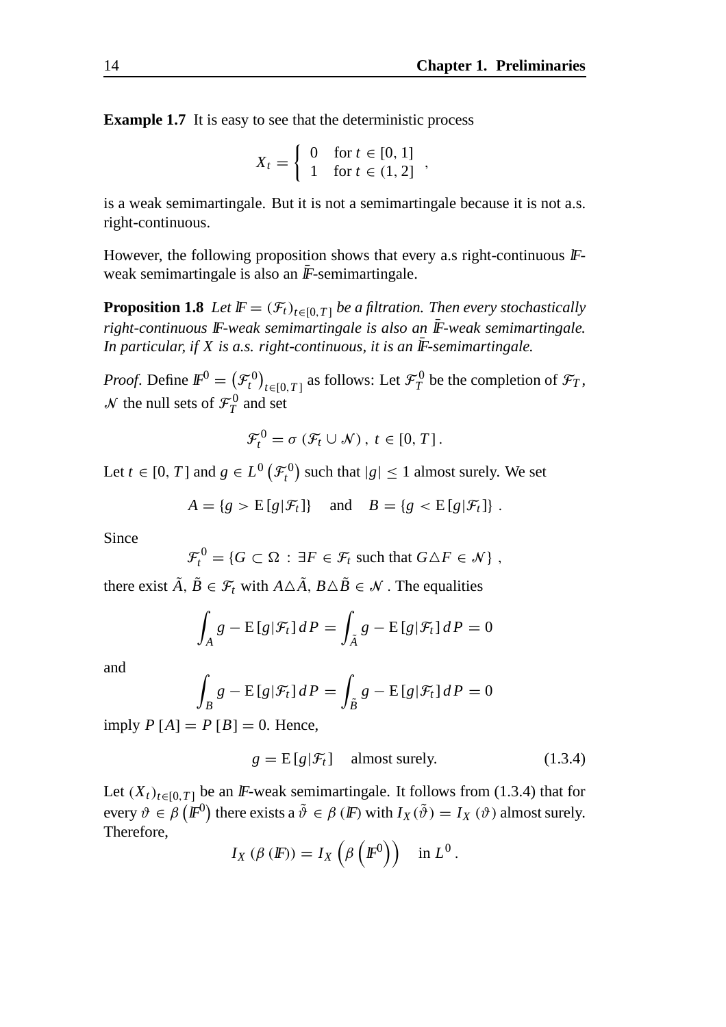**Example 1.7** It is easy to see that the deterministic process

$$X_t = \begin{cases} 0 & \text{for } t \in [0,1] \\ 1 & \text{for } t \in (1,2] \end{cases},$$

is a weak semimartingale. But it is not a semimartingale because it is not a.s. right-continuous.

However, the following proposition shows that every a.s right-continuous $\mathbb{F}$-weak semimartingale is also an $\bar{\mathbb{F}}$-semimartingale.

**Proposition 1.8** *Let $\mathbb{F} = (\mathcal{F}_t)_{t\in[0,T]}$ be a filtration. Then every stochastically right-continuous $\mathbb{F}$-weak semimartingale is also an $\bar{\mathbb{F}}$-weak semimartingale. In particular, if $X$ is a.s. right-continuous, it is an $\bar{\mathbb{F}}$-semimartingale.*

*Proof*. Define $\mathbb{F}^0 = \left(\mathcal{F}_t^0\right)_{t\in[0,T]}$ as follows: Let $\mathcal{F}_T^0$ be the completion of $\mathcal{F}_T$, $\mathcal{N}$ the null sets of $\mathcal{F}_T^0$ and set

$$\mathcal{F}_t^0 = \sigma\left(\mathcal{F}_t \cup \mathcal{N}\right),\ t \in [0,T].$$

Let $t \in [0,T]$ and $g \in L^0\left(\mathcal{F}_t^0\right)$ such that $|g| \le 1$ almost surely. We set

$$A = \{g > \mathrm{E}\left[g|\mathcal{F}_t\right]\} \quad \text{and} \quad B = \{g < \mathrm{E}\left[g|\mathcal{F}_t\right]\}.$$

Since

$$\mathcal{F}_t^0 = \{G \subset \Omega : \exists F \in \mathcal{F}_t \text{ such that } G \triangle F \in \mathcal{N}\},$$

there exist $\tilde{A}, \tilde{B} \in \mathcal{F}_t$ with $A\triangle\tilde{A}, B\triangle\tilde{B} \in \mathcal{N}$. The equalities

$$\int_A g - \mathrm{E}\left[g|\mathcal{F}_t\right] dP = \int_{\tilde{A}} g - \mathrm{E}\left[g|\mathcal{F}_t\right] dP = 0$$

and

$$\int_B g - \mathrm{E}\left[g|\mathcal{F}_t\right] dP = \int_{\tilde{B}} g - \mathrm{E}\left[g|\mathcal{F}_t\right] dP = 0$$

imply $P[A] = P[B] = 0$. Hence,

$$g = \mathrm{E}\left[g|\mathcal{F}_t\right] \quad \text{almost surely.} \tag{1.3.4}$$

Let $(X_t)_{t\in[0,T]}$ be an $\mathbb{F}$-weak semimartingale. It follows from (1.3.4) that for every $\vartheta \in \beta\left(\mathbb{F}^0\right)$ there exists a $\tilde{\vartheta} \in \beta\left(\mathbb{F}\right)$ with $I_X(\tilde{\vartheta}) = I_X(\vartheta)$ almost surely. Therefore,

$$I_X\left(\beta\left(\mathbb{F}\right)\right) = I_X\left(\beta\left(\mathbb{F}^0\right)\right) \quad \text{in } L^0.$$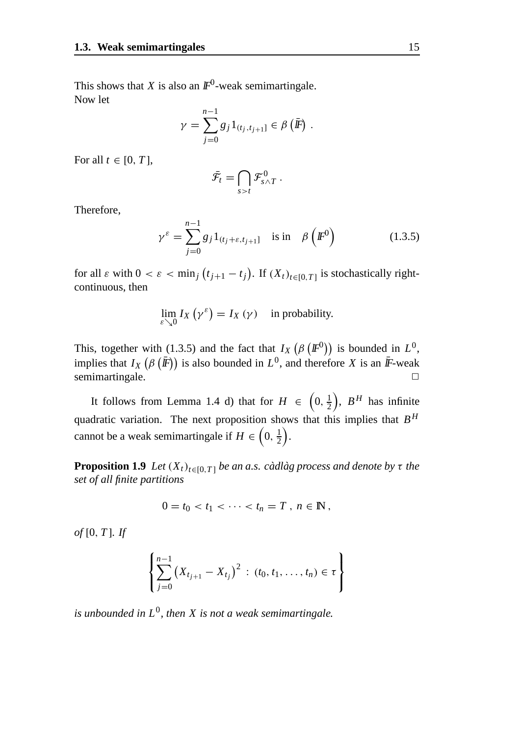This shows that $X$ is also an $\mathbb{F}^0$-weak semimartingale.

Now let

$$\gamma = \sum_{j=0}^{n-1} g_j 1_{(t_j, t_{j+1}]} \in \beta\left(\bar{\mathbb{F}}\right) .$$

For all $t \in [0, T]$,

$$\bar{\mathcal{F}}_t = \bigcap_{s>t} \mathcal{F}^0_{s \wedge T} .$$

Therefore,

$$\gamma^\varepsilon = \sum_{j=0}^{n-1} g_j 1_{(t_j+\varepsilon, t_{j+1}]} \quad \text{is in} \quad \beta\left(\mathbb{F}^0\right) \tag{1.3.5}$$

for all $\varepsilon$ with $0 < \varepsilon < \min_j \left(t_{j+1} - t_j\right)$. If $(X_t)_{t \in [0,T]}$ is stochastically right-continuous, then

$$\lim_{\varepsilon \searrow 0} I_X\left(\gamma^\varepsilon\right) = I_X\left(\gamma\right) \quad \text{in probability.}$$

This, together with (1.3.5) and the fact that $I_X\left(\beta\left(\mathbb{F}^0\right)\right)$ is bounded in $L^0$, implies that $I_X\left(\beta\left(\bar{\mathbb{F}}\right)\right)$ is also bounded in $L^0$, and therefore $X$ is an $\bar{\mathbb{F}}$-weak semimartingale. □

It follows from Lemma 1.4 d) that for $H \in \left(0, \frac{1}{2}\right)$, $B^H$ has infinite quadratic variation. The next proposition shows that this implies that $B^H$ cannot be a weak semimartingale if $H \in \left(0, \frac{1}{2}\right)$.

**Proposition 1.9** *Let $(X_t)_{t \in [0,T]}$ be an a.s. càdlàg process and denote by $\tau$ the set of all finite partitions*

$$0 = t_0 < t_1 < \cdots < t_n = T \,, \; n \in \mathbb{N} \,,$$

*of $[0, T]$. If*

$$\left\{ \sum_{j=0}^{n-1} \left(X_{t_{j+1}} - X_{t_j}\right)^2 \;:\; (t_0, t_1, \ldots, t_n) \in \tau \right\}$$

*is unbounded in $L^0$, then $X$ is not a weak semimartingale.*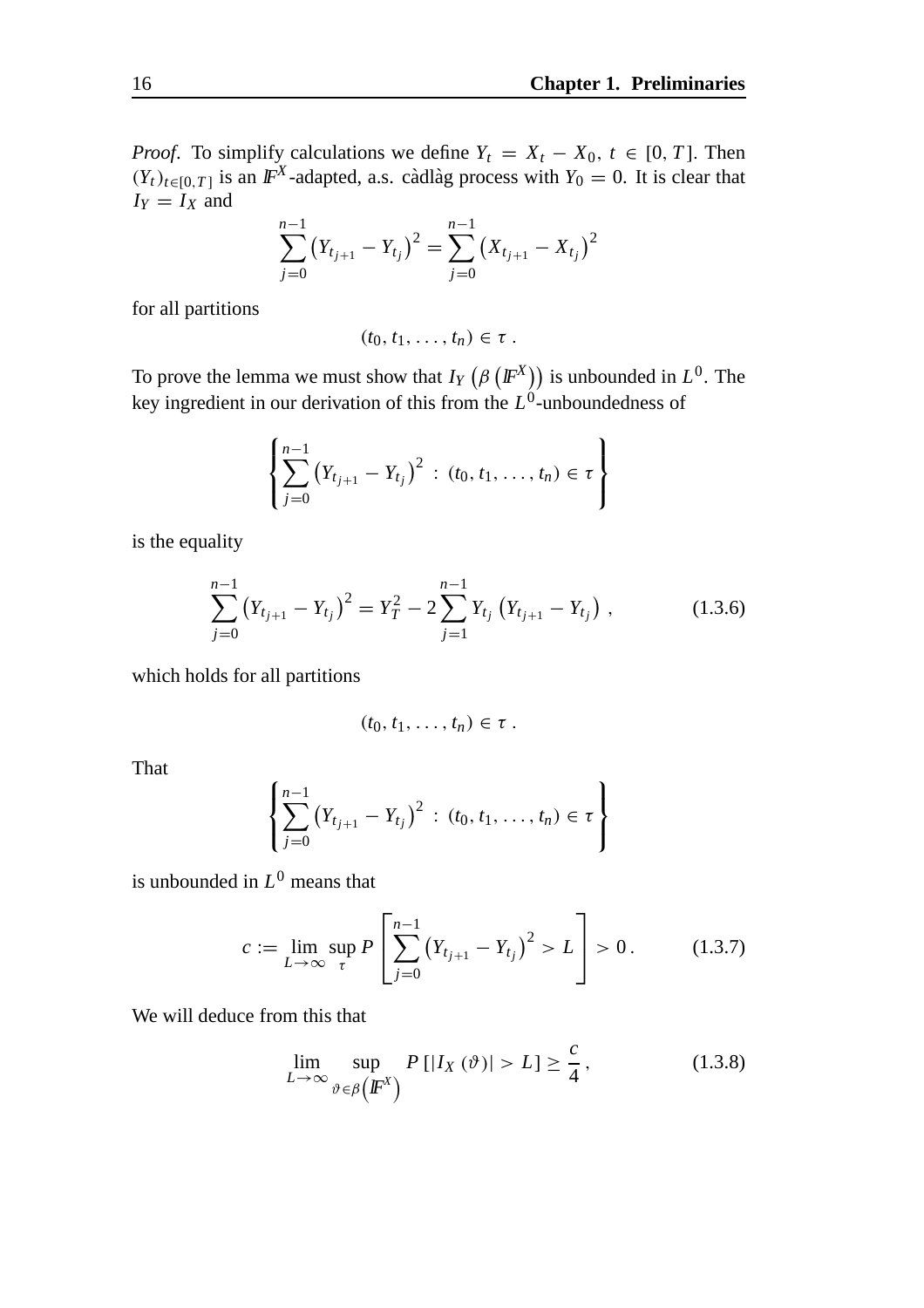*Proof*. To simplify calculations we define $Y_t = X_t - X_0,\ t \in [0,T]$. Then $(Y_t)_{t\in[0,T]}$ is an $\mathbb{F}^X$-adapted, a.s. càdlàg process with $Y_0 = 0$. It is clear that $I_Y = I_X$ and

$$\sum_{j=0}^{n-1} \left(Y_{t_{j+1}} - Y_{t_j}\right)^2 = \sum_{j=0}^{n-1} \left(X_{t_{j+1}} - X_{t_j}\right)^2$$

for all partitions

$$(t_0, t_1, \ldots, t_n) \in \tau\ .$$

To prove the lemma we must show that $I_Y\left(\beta\left(\mathbb{F}^X\right)\right)$ is unbounded in $L^0$. The key ingredient in our derivation of this from the $L^0$-unboundedness of

$$\left\{ \sum_{j=0}^{n-1} \left(Y_{t_{j+1}} - Y_{t_j}\right)^2 \ :\ (t_0, t_1, \ldots, t_n) \in \tau \right\}$$

is the equality

$$\sum_{j=0}^{n-1} \left(Y_{t_{j+1}} - Y_{t_j}\right)^2 = Y_T^2 - 2\sum_{j=1}^{n-1} Y_{t_j}\left(Y_{t_{j+1}} - Y_{t_j}\right)\ , \tag{1.3.6}$$

which holds for all partitions

$$(t_0, t_1, \ldots, t_n) \in \tau\ .$$

That

$$\left\{ \sum_{j=0}^{n-1} \left(Y_{t_{j+1}} - Y_{t_j}\right)^2 \ :\ (t_0, t_1, \ldots, t_n) \in \tau \right\}$$

is unbounded in $L^0$ means that

$$c := \lim_{L\to\infty} \sup_{\tau} P\left[ \sum_{j=0}^{n-1} \left(Y_{t_{j+1}} - Y_{t_j}\right)^2 > L \right] > 0\,. \tag{1.3.7}$$

We will deduce from this that

$$\lim_{L\to\infty} \sup_{\vartheta\in\beta\left(\mathbb{F}^X\right)} P\left[|I_X(\vartheta)| > L\right] \geq \frac{c}{4}\,, \tag{1.3.8}$$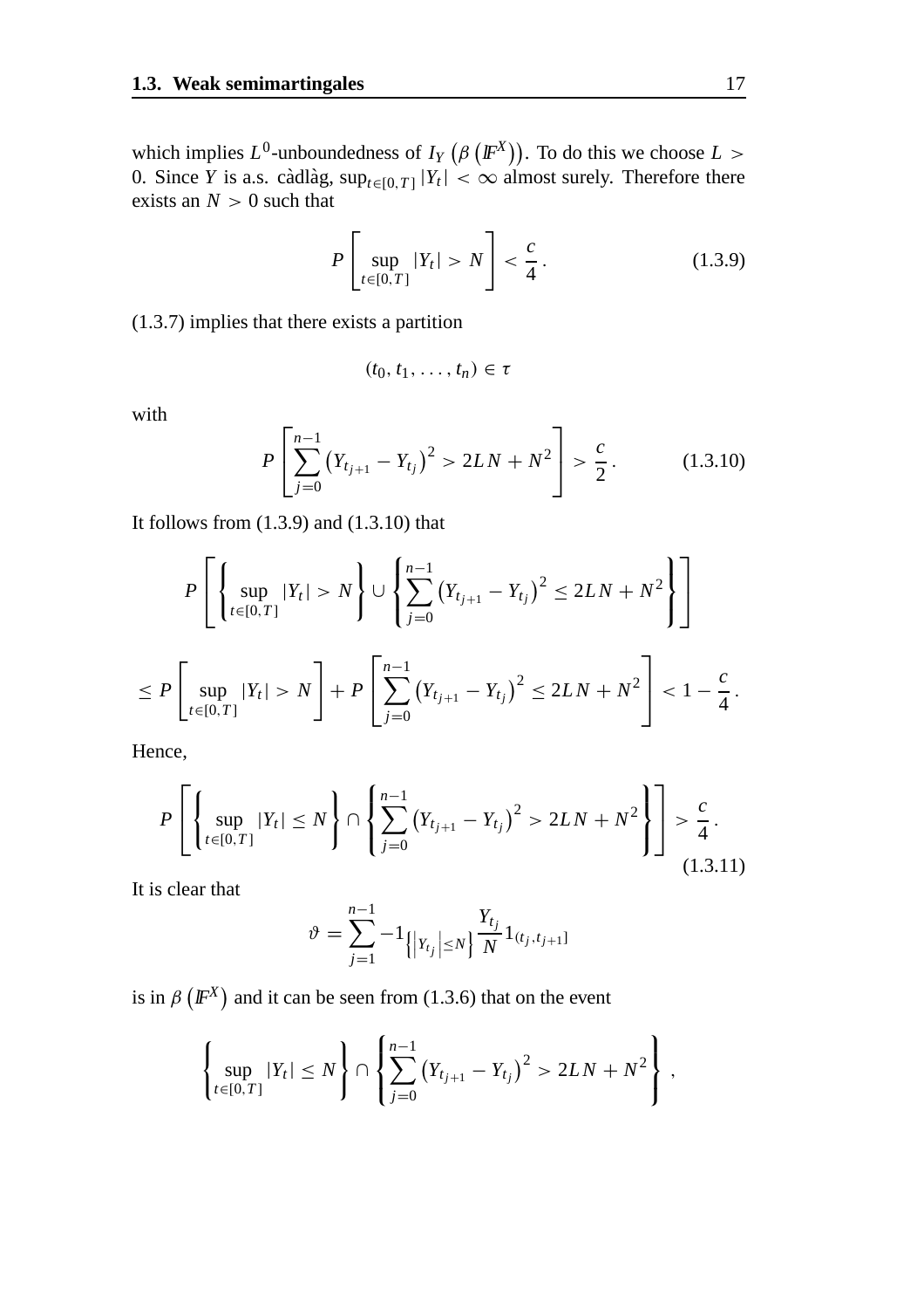which implies $L^0$-unboundedness of $I_Y\left(\beta\left(\mathbb{F}^X\right)\right)$. To do this we choose $L > 0$. Since $Y$ is a.s. càdlàg, $\sup_{t\in[0,T]}|Y_t| < \infty$ almost surely. Therefore there exists an $N > 0$ such that

$$P\left[\sup_{t\in[0,T]}|Y_t| > N\right] < \frac{c}{4}\,. \tag{1.3.9}$$

(1.3.7) implies that there exists a partition

$$(t_0, t_1, \ldots, t_n) \in \tau$$

with

$$P\left[\sum_{j=0}^{n-1}\left(Y_{t_{j+1}} - Y_{t_j}\right)^2 > 2LN + N^2\right] > \frac{c}{2}\,. \tag{1.3.10}$$

It follows from (1.3.9) and (1.3.10) that

$$P\left[\left\{\sup_{t\in[0,T]}|Y_t| > N\right\} \cup \left\{\sum_{j=0}^{n-1}\left(Y_{t_{j+1}} - Y_{t_j}\right)^2 \leq 2LN + N^2\right\}\right]$$

$$\leq P\left[\sup_{t\in[0,T]}|Y_t| > N\right] + P\left[\sum_{j=0}^{n-1}\left(Y_{t_{j+1}} - Y_{t_j}\right)^2 \leq 2LN + N^2\right] < 1 - \frac{c}{4}\,.$$

Hence,

$$P\left[\left\{\sup_{t\in[0,T]}|Y_t| \leq N\right\} \cap \left\{\sum_{j=0}^{n-1}\left(Y_{t_{j+1}} - Y_{t_j}\right)^2 > 2LN + N^2\right\}\right] > \frac{c}{4}\,. \tag{1.3.11}$$

It is clear that

$$\vartheta = \sum_{j=1}^{n-1} -1_{\left\{\left|Y_{t_j}\right| \leq N\right\}}\frac{Y_{t_j}}{N}1_{(t_j,t_{j+1}]}$$

is in $\beta\left(\mathbb{F}^X\right)$ and it can be seen from (1.3.6) that on the event

$$\left\{\sup_{t\in[0,T]}|Y_t| \leq N\right\} \cap \left\{\sum_{j=0}^{n-1}\left(Y_{t_{j+1}} - Y_{t_j}\right)^2 > 2LN + N^2\right\}\,,$$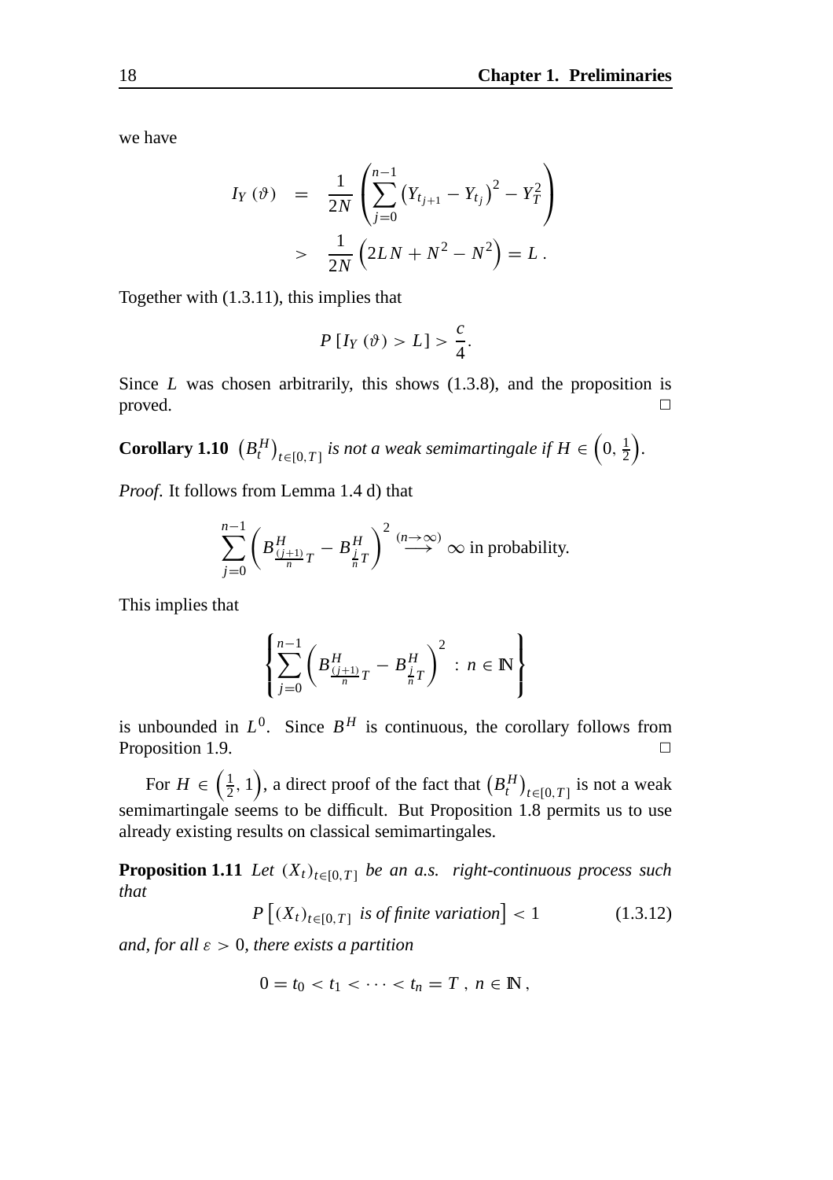we have

$$
\begin{aligned}
I_Y(\vartheta) &= \frac{1}{2N}\left(\sum_{j=0}^{n-1}\left(Y_{t_{j+1}} - Y_{t_j}\right)^2 - Y_T^2\right) \\
&> \frac{1}{2N}\left(2LN + N^2 - N^2\right) = L\,.
\end{aligned}
$$

Together with (1.3.11), this implies that

$$
P\left[I_Y(\vartheta) > L\right] > \frac{c}{4}.
$$

Since $L$ was chosen arbitrarily, this shows (1.3.8), and the proposition is proved. □

**Corollary 1.10** *$\left(B_t^H\right)_{t\in[0,T]}$ is not a weak semimartingale if $H \in \left(0, \frac{1}{2}\right)$.*

*Proof.* It follows from Lemma 1.4 d) that

$$
\sum_{j=0}^{n-1}\left(B^H_{\frac{(j+1)}{n}T} - B^H_{\frac{j}{n}T}\right)^2 \overset{(n\to\infty)}{\longrightarrow} \infty \text{ in probability.}
$$

This implies that

$$
\left\{\sum_{j=0}^{n-1}\left(B^H_{\frac{(j+1)}{n}T} - B^H_{\frac{j}{n}T}\right)^2 \,:\, n \in \mathbb{N}\right\}
$$

is unbounded in $L^0$. Since $B^H$ is continuous, the corollary follows from Proposition 1.9. □

For $H \in \left(\frac{1}{2}, 1\right)$, a direct proof of the fact that $\left(B_t^H\right)_{t\in[0,T]}$ is not a weak semimartingale seems to be difficult. But Proposition 1.8 permits us to use already existing results on classical semimartingales.

**Proposition 1.11** *Let $(X_t)_{t\in[0,T]}$ be an a.s. right-continuous process such that*

$$
P\left[(X_t)_{t\in[0,T]} \text{ is of finite variation}\right] < 1 \tag{1.3.12}
$$

*and, for all $\varepsilon > 0$, there exists a partition*

$$
0 = t_0 < t_1 < \cdots < t_n = T\,,\; n \in \mathbb{N}\,,
$$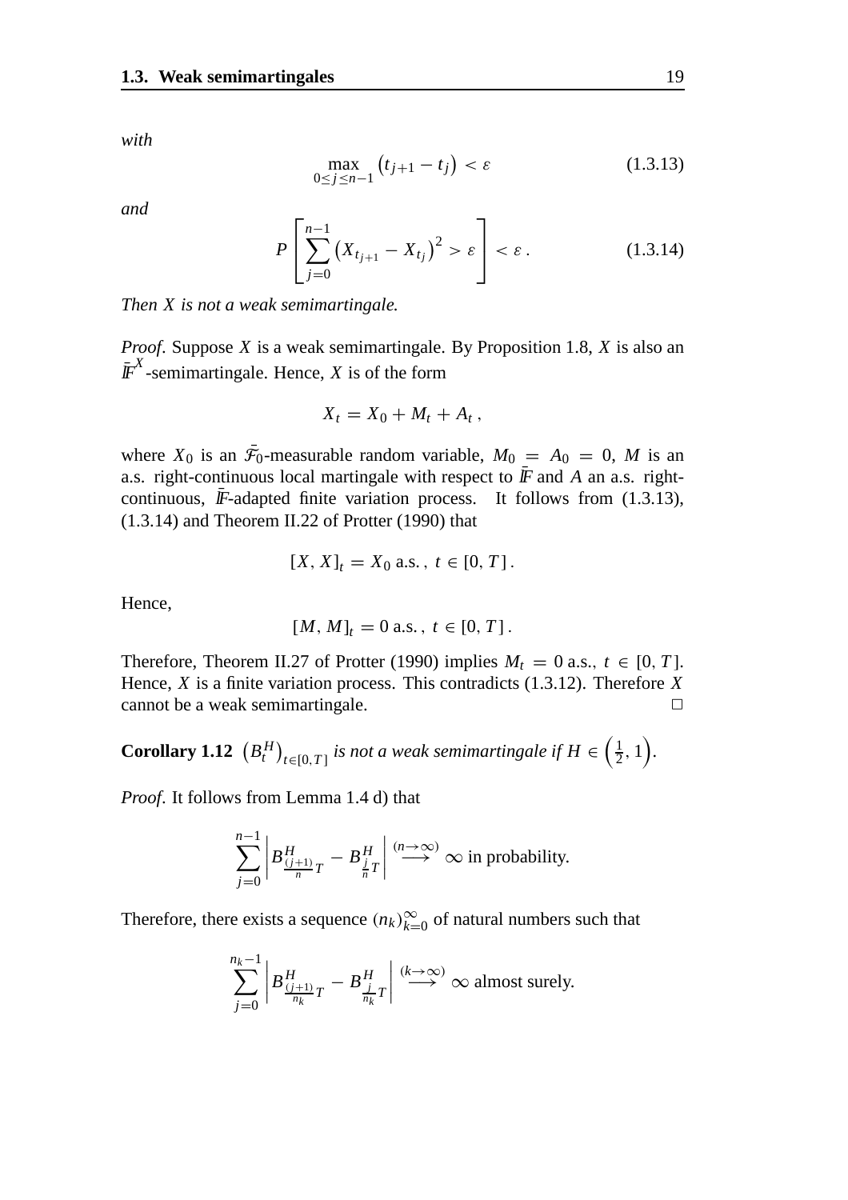*with*

$$\max_{0 \le j \le n-1} \left(t_{j+1} - t_j\right) < \varepsilon \tag{1.3.13}$$

*and*

$$P\left[\sum_{j=0}^{n-1} \left(X_{t_{j+1}} - X_{t_j}\right)^2 > \varepsilon\right] < \varepsilon\,. \tag{1.3.14}$$

*Then $X$ is not a weak semimartingale.*

*Proof*. Suppose $X$ is a weak semimartingale. By Proposition 1.8, $X$ is also an $\bar{\mathbb{F}}^X$-semimartingale. Hence, $X$ is of the form

$$X_t = X_0 + M_t + A_t\,,$$

where $X_0$ is an $\bar{\mathcal{F}}_0$-measurable random variable, $M_0 = A_0 = 0$, $M$ is an a.s. right-continuous local martingale with respect to $\bar{\mathbb{F}}$ and $A$ an a.s. right-continuous, $\bar{\mathbb{F}}$-adapted finite variation process. It follows from (1.3.13), (1.3.14) and Theorem II.22 of Protter (1990) that

$$[X, X]_t = X_0 \text{ a.s.}\,,\; t \in [0, T]\,.$$

Hence,

$$[M, M]_t = 0 \text{ a.s.}\,,\; t \in [0, T]\,.$$

Therefore, Theorem II.27 of Protter (1990) implies $M_t = 0$ a.s., $t \in [0, T]$. Hence, $X$ is a finite variation process. This contradicts (1.3.12). Therefore $X$ cannot be a weak semimartingale. □

**Corollary 1.12** *$\left(B_t^H\right)_{t \in [0,T]}$ is not a weak semimartingale if $H \in \left(\frac{1}{2}, 1\right)$.*

*Proof*. It follows from Lemma 1.4 d) that

$$\sum_{j=0}^{n-1} \left| B^H_{\frac{(j+1)}{n}T} - B^H_{\frac{j}{n}T} \right| \overset{(n \to \infty)}{\longrightarrow} \infty \text{ in probability.}$$

Therefore, there exists a sequence $(n_k)_{k=0}^{\infty}$ of natural numbers such that

$$\sum_{j=0}^{n_k-1} \left| B^H_{\frac{(j+1)}{n_k}T} - B^H_{\frac{j}{n_k}T} \right| \overset{(k \to \infty)}{\longrightarrow} \infty \text{ almost surely.}$$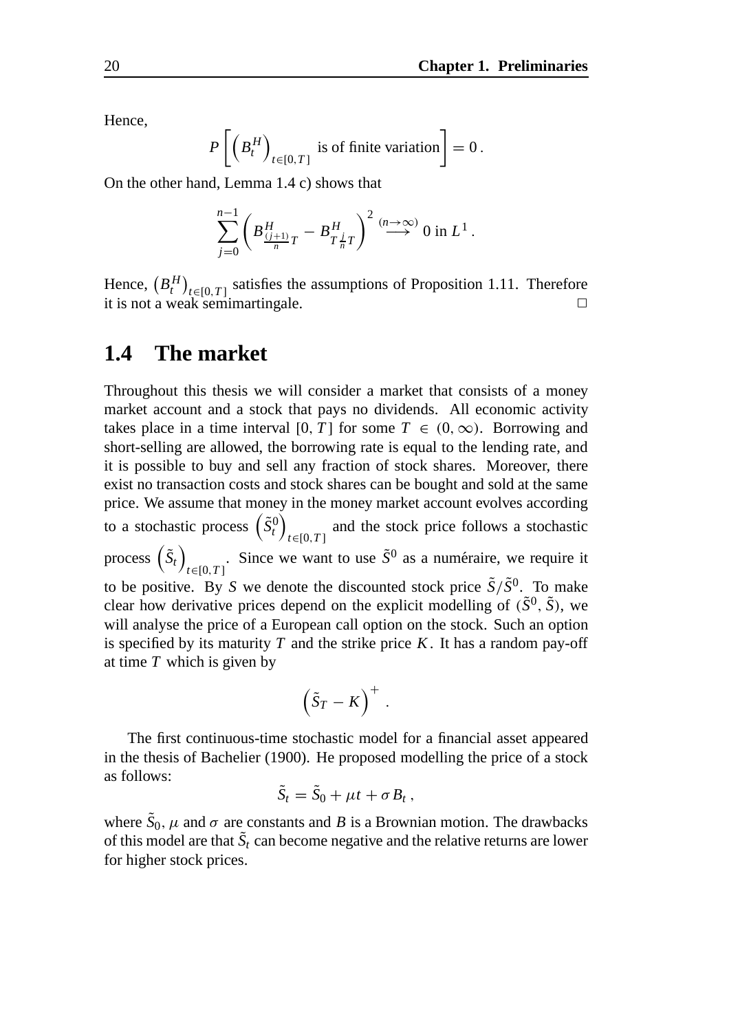Hence,

$$P\left[\left(B_t^H\right)_{t\in[0,T]} \text{ is of finite variation}\right] = 0\,.$$

On the other hand, Lemma 1.4 c) shows that

$$\sum_{j=0}^{n-1}\left(B^H_{\frac{(j+1)}{n}T} - B^H_{T\frac{j}{n}T}\right)^2 \overset{(n\to\infty)}{\longrightarrow} 0 \text{ in } L^1\,.$$

Hence, $\left(B_t^H\right)_{t\in[0,T]}$ satisfies the assumptions of Proposition 1.11. Therefore it is not a weak semimartingale. □

## 1.4 The market

Throughout this thesis we will consider a market that consists of a money market account and a stock that pays no dividends. All economic activity takes place in a time interval $[0, T]$ for some $T \in (0,\infty)$. Borrowing and short-selling are allowed, the borrowing rate is equal to the lending rate, and it is possible to buy and sell any fraction of stock shares. Moreover, there exist no transaction costs and stock shares can be bought and sold at the same price. We assume that money in the money market account evolves according to a stochastic process $\left(\tilde{S}_t^0\right)_{t\in[0,T]}$ and the stock price follows a stochastic process $\left(\tilde{S}_t\right)_{t\in[0,T]}$. Since we want to use $\tilde{S}^0$ as a numéraire, we require it to be positive. By $S$ we denote the discounted stock price $\tilde{S}/\tilde{S}^0$. To make clear how derivative prices depend on the explicit modelling of $(\tilde{S}^0, \tilde{S})$, we will analyse the price of a European call option on the stock. Such an option is specified by its maturity $T$ and the strike price $K$. It has a random pay-off at time $T$ which is given by

$$\left(\tilde{S}_T - K\right)^+\,.$$

The first continuous-time stochastic model for a financial asset appeared in the thesis of Bachelier (1900). He proposed modelling the price of a stock as follows:

$$\tilde{S}_t = \tilde{S}_0 + \mu t + \sigma B_t\,,$$

where $\tilde{S}_0$, $\mu$ and $\sigma$ are constants and $B$ is a Brownian motion. The drawbacks of this model are that $\tilde{S}_t$ can become negative and the relative returns are lower for higher stock prices.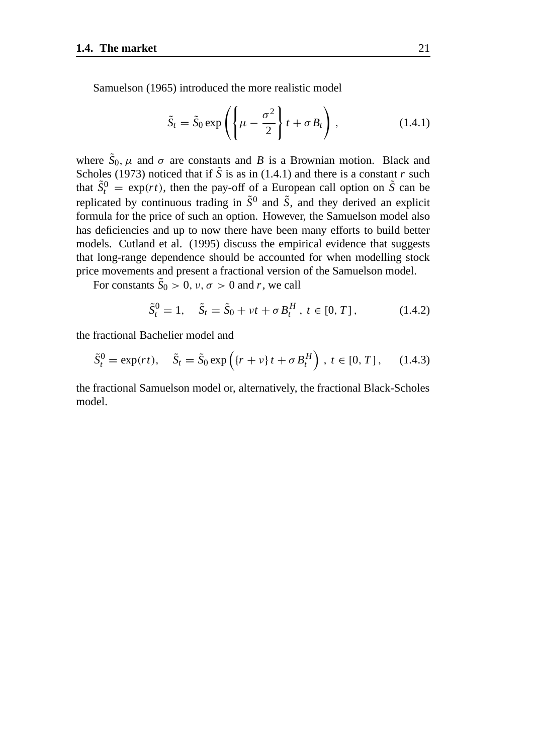Samuelson (1965) introduced the more realistic model

$$\tilde{S}_t = \tilde{S}_0 \exp\left(\left\{\mu - \frac{\sigma^2}{2}\right\} t + \sigma B_t\right) , \tag{1.4.1}$$

where $\tilde{S}_0, \mu$ and $\sigma$ are constants and $B$ is a Brownian motion. Black and Scholes (1973) noticed that if $\tilde{S}$ is as in (1.4.1) and there is a constant $r$ such that $\tilde{S}^0_t = \exp(rt)$, then the pay-off of a European call option on $\tilde{S}$ can be replicated by continuous trading in $\tilde{S}^0$ and $\tilde{S}$, and they derived an explicit formula for the price of such an option. However, the Samuelson model also has deficiencies and up to now there have been many efforts to build better models. Cutland et al. (1995) discuss the empirical evidence that suggests that long-range dependence should be accounted for when modelling stock price movements and present a fractional version of the Samuelson model.

For constants $\tilde{S}_0 > 0$, $\nu, \sigma > 0$ and $r$, we call

$$\tilde{S}^0_t = 1, \quad \tilde{S}_t = \tilde{S}_0 + \nu t + \sigma B^H_t \, , \; t \in [0, T] \, , \tag{1.4.2}$$

the fractional Bachelier model and

$$\tilde{S}^0_t = \exp(rt), \quad \tilde{S}_t = \tilde{S}_0 \exp\left(\{r + \nu\} t + \sigma B^H_t\right) \, , \; t \in [0, T] \, , \tag{1.4.3}$$

the fractional Samuelson model or, alternatively, the fractional Black-Scholes model.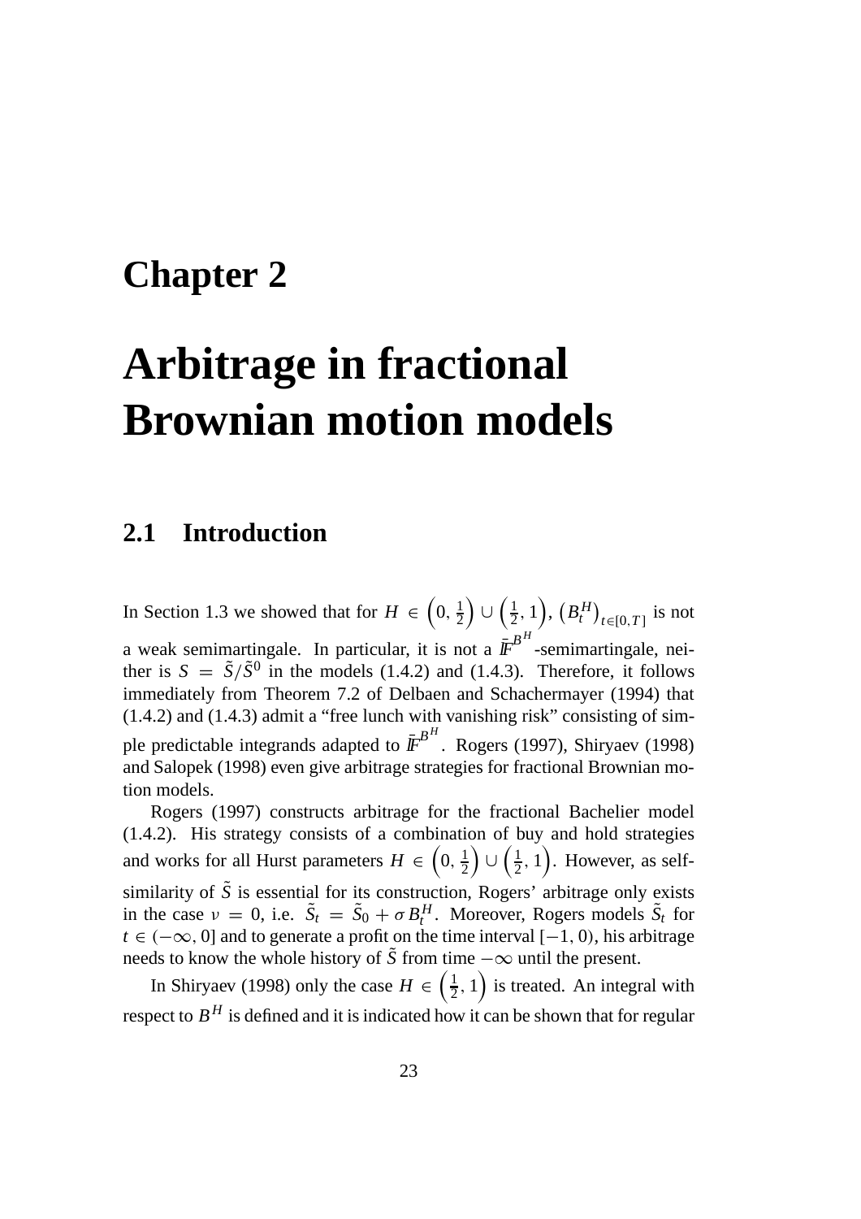# Chapter 2

# Arbitrage in fractional Brownian motion models

## 2.1 Introduction

In Section 1.3 we showed that for $H \in \left(0, \frac{1}{2}\right) \cup \left(\frac{1}{2}, 1\right)$, $\left(B_t^H\right)_{t \in [0,T]}$ is not a weak semimartingale. In particular, it is not a $\bar{\mathbb{F}}^{B^H}$-semimartingale, neither is $S = \tilde{S}/\tilde{S}^0$ in the models (1.4.2) and (1.4.3). Therefore, it follows immediately from Theorem 7.2 of Delbaen and Schachermayer (1994) that (1.4.2) and (1.4.3) admit a "free lunch with vanishing risk" consisting of simple predictable integrands adapted to $\bar{\mathbb{F}}^{B^H}$. Rogers (1997), Shiryaev (1998) and Salopek (1998) even give arbitrage strategies for fractional Brownian motion models.

Rogers (1997) constructs arbitrage for the fractional Bachelier model (1.4.2). His strategy consists of a combination of buy and hold strategies and works for all Hurst parameters $H \in \left(0, \frac{1}{2}\right) \cup \left(\frac{1}{2}, 1\right)$. However, as self-similarity of $\tilde{S}$ is essential for its construction, Rogers' arbitrage only exists in the case $\nu = 0$, i.e. $\tilde{S}_t = \tilde{S}_0 + \sigma B_t^H$. Moreover, Rogers models $\tilde{S}_t$ for $t \in (-\infty, 0]$ and to generate a profit on the time interval $[-1, 0)$, his arbitrage needs to know the whole history of $\tilde{S}$ from time $-\infty$ until the present.

In Shiryaev (1998) only the case $H \in \left(\frac{1}{2}, 1\right)$ is treated. An integral with respect to $B^H$ is defined and it is indicated how it can be shown that for regular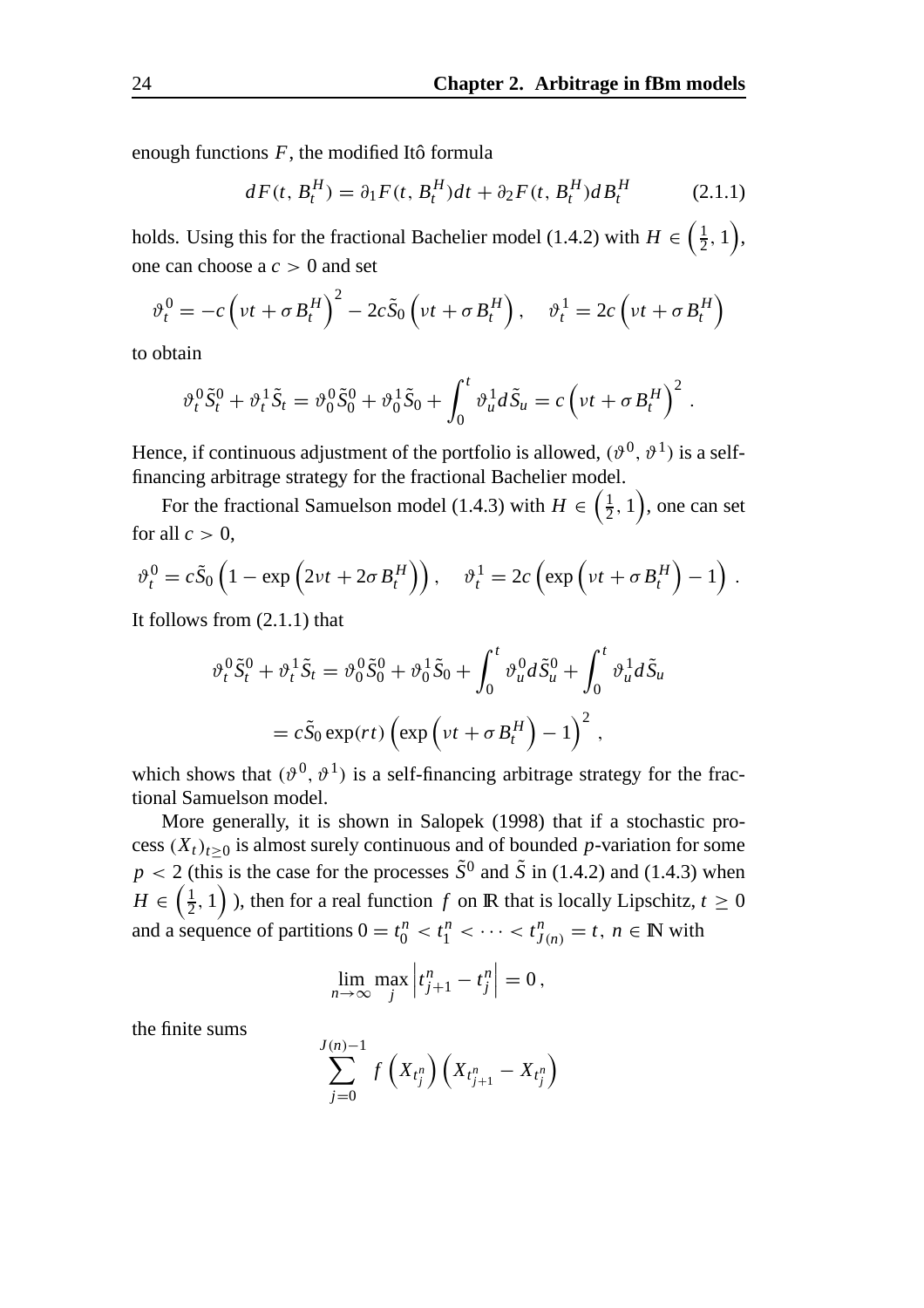enough functions $F$, the modified Itô formula

$$dF(t, B_t^H) = \partial_1 F(t, B_t^H)dt + \partial_2 F(t, B_t^H)dB_t^H \tag{2.1.1}$$

holds. Using this for the fractional Bachelier model (1.4.2) with $H \in \left(\frac{1}{2}, 1\right)$, one can choose a $c > 0$ and set

$$\vartheta_t^0 = -c\left(\nu t + \sigma B_t^H\right)^2 - 2c\tilde{S}_0\left(\nu t + \sigma B_t^H\right), \quad \vartheta_t^1 = 2c\left(\nu t + \sigma B_t^H\right)$$

to obtain

$$\vartheta_t^0 \tilde{S}_t^0 + \vartheta_t^1 \tilde{S}_t = \vartheta_0^0 \tilde{S}_0^0 + \vartheta_0^1 \tilde{S}_0 + \int_0^t \vartheta_u^1 d\tilde{S}_u = c\left(\nu t + \sigma B_t^H\right)^2 .$$

Hence, if continuous adjustment of the portfolio is allowed, $(\vartheta^0, \vartheta^1)$ is a self-financing arbitrage strategy for the fractional Bachelier model.

For the fractional Samuelson model (1.4.3) with $H \in \left(\frac{1}{2}, 1\right)$, one can set for all $c > 0$,

$$\vartheta_t^0 = c\tilde{S}_0\left(1 - \exp\left(2\nu t + 2\sigma B_t^H\right)\right), \quad \vartheta_t^1 = 2c\left(\exp\left(\nu t + \sigma B_t^H\right) - 1\right) .$$

It follows from (2.1.1) that

$$\begin{aligned}
\vartheta_t^0 \tilde{S}_t^0 + \vartheta_t^1 \tilde{S}_t &= \vartheta_0^0 \tilde{S}_0^0 + \vartheta_0^1 \tilde{S}_0 + \int_0^t \vartheta_u^0 d\tilde{S}_u^0 + \int_0^t \vartheta_u^1 d\tilde{S}_u \\
&= c\tilde{S}_0 \exp(rt)\left(\exp\left(\nu t + \sigma B_t^H\right) - 1\right)^2 ,
\end{aligned}$$

which shows that $(\vartheta^0, \vartheta^1)$ is a self-financing arbitrage strategy for the fractional Samuelson model.

More generally, it is shown in Salopek (1998) that if a stochastic process $(X_t)_{t \geq 0}$ is almost surely continuous and of bounded $p$-variation for some $p < 2$ (this is the case for the processes $\tilde{S}^0$ and $\tilde{S}$ in (1.4.2) and (1.4.3) when $H \in \left(\frac{1}{2}, 1\right)$ ), then for a real function $f$ on $\mathbb{R}$ that is locally Lipschitz, $t \geq 0$ and a sequence of partitions $0 = t_0^n < t_1^n < \cdots < t_{J(n)}^n = t$, $n \in \mathbb{N}$ with

$$\lim_{n \to \infty} \max_j \left| t_{j+1}^n - t_j^n \right| = 0 ,$$

the finite sums

$$\sum_{j=0}^{J(n)-1} f\left(X_{t_j^n}\right)\left(X_{t_{j+1}^n} - X_{t_j^n}\right)$$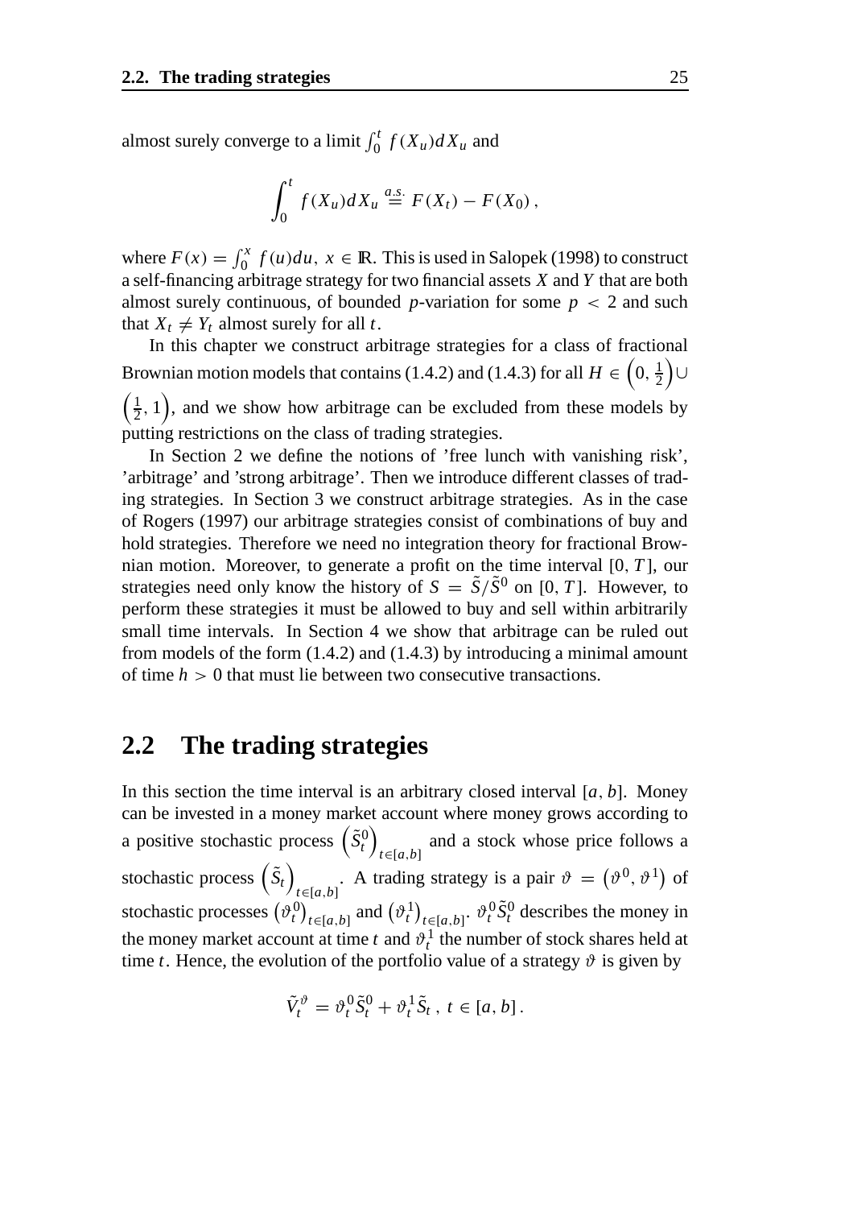almost surely converge to a limit $\int_0^t f(X_u)dX_u$ and

$$\int_0^t f(X_u)dX_u \stackrel{a.s.}{=} F(X_t) - F(X_0)\,,$$

where $F(x) = \int_0^x f(u)du,\ x \in \mathbb{R}$. This is used in Salopek (1998) to construct a self-financing arbitrage strategy for two financial assets $X$ and $Y$ that are both almost surely continuous, of bounded $p$-variation for some $p < 2$ and such that $X_t \neq Y_t$ almost surely for all $t$.

In this chapter we construct arbitrage strategies for a class of fractional Brownian motion models that contains (1.4.2) and (1.4.3) for all $H \in \left(0, \frac{1}{2}\right) \cup \left(\frac{1}{2}, 1\right)$, and we show how arbitrage can be excluded from these models by putting restrictions on the class of trading strategies.

In Section 2 we define the notions of 'free lunch with vanishing risk', 'arbitrage' and 'strong arbitrage'. Then we introduce different classes of trading strategies. In Section 3 we construct arbitrage strategies. As in the case of Rogers (1997) our arbitrage strategies consist of combinations of buy and hold strategies. Therefore we need no integration theory for fractional Brownian motion. Moreover, to generate a profit on the time interval $[0, T]$, our strategies need only know the history of $S = \tilde{S}/\tilde{S}^0$ on $[0, T]$. However, to perform these strategies it must be allowed to buy and sell within arbitrarily small time intervals. In Section 4 we show that arbitrage can be ruled out from models of the form (1.4.2) and (1.4.3) by introducing a minimal amount of time $h > 0$ that must lie between two consecutive transactions.

## 2.2 The trading strategies

In this section the time interval is an arbitrary closed interval $[a, b]$. Money can be invested in a money market account where money grows according to a positive stochastic process $\left(\tilde{S}_t^0\right)_{t \in [a,b]}$ and a stock whose price follows a stochastic process $\left(\tilde{S}_t\right)_{t \in [a,b]}$. A trading strategy is a pair $\vartheta = \left(\vartheta^0, \vartheta^1\right)$ of stochastic processes $\left(\vartheta_t^0\right)_{t \in [a,b]}$ and $\left(\vartheta_t^1\right)_{t \in [a,b]}$. $\vartheta_t^0 \tilde{S}_t^0$ describes the money in the money market account at time $t$ and $\vartheta_t^1$ the number of stock shares held at time $t$. Hence, the evolution of the portfolio value of a strategy $\vartheta$ is given by

$$\tilde{V}_t^{\vartheta} = \vartheta_t^0 \tilde{S}_t^0 + \vartheta_t^1 \tilde{S}_t\,,\ t \in [a, b]\,.$$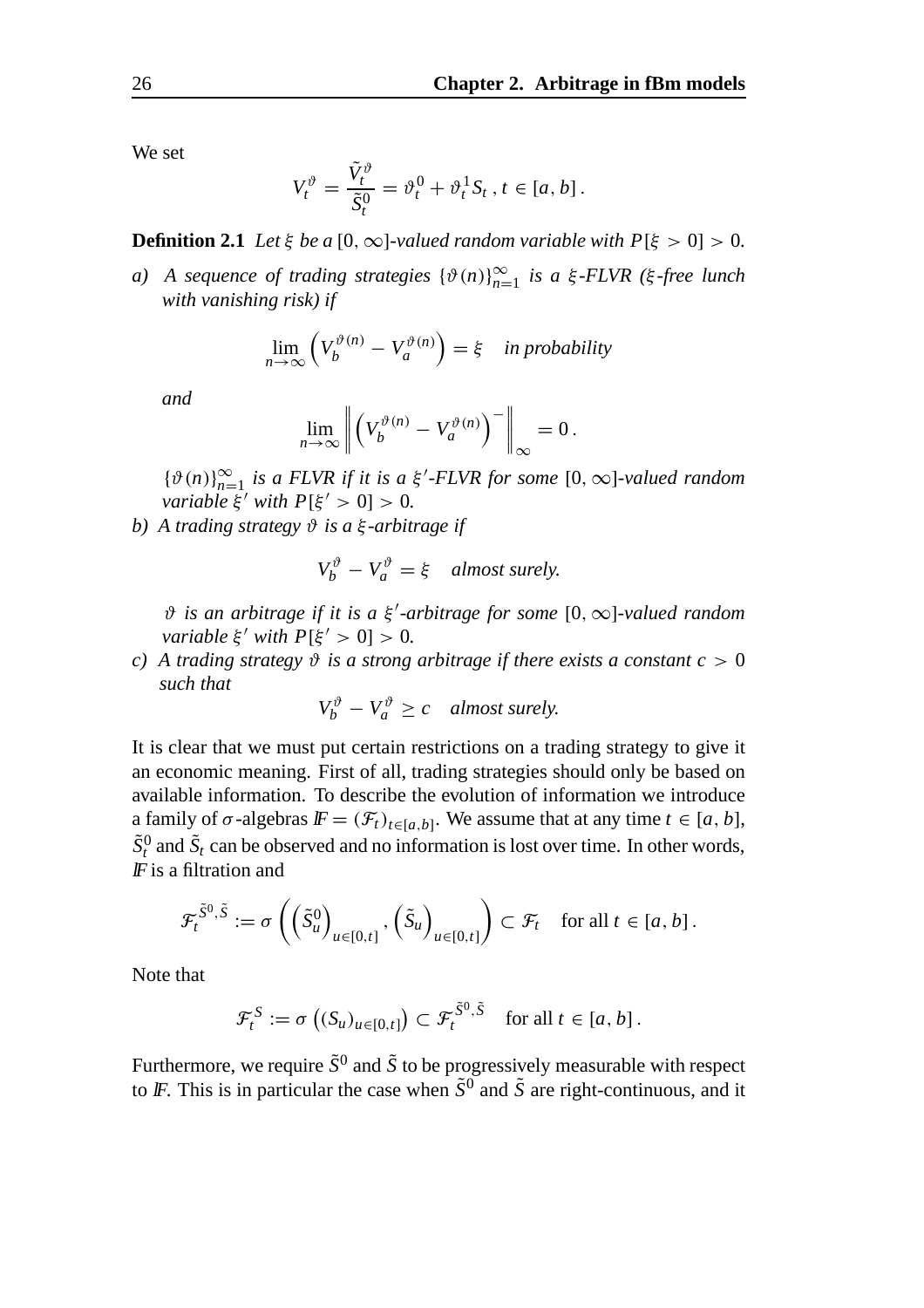We set

$$V_t^{\vartheta} = \frac{\tilde{V}_t^{\vartheta}}{\tilde{S}_t^0} = \vartheta_t^0 + \vartheta_t^1 S_t \, , \, t \in [a, b] \, .$$

**Definition 2.1** *Let $\xi$ be a $[0, \infty]$-valued random variable with $P[\xi > 0] > 0$.*

*a) A sequence of trading strategies $\{\vartheta(n)\}_{n=1}^{\infty}$ is a $\xi$-FLVR ($\xi$-free lunch with vanishing risk) if*

$$\lim_{n \to \infty} \left( V_b^{\vartheta(n)} - V_a^{\vartheta(n)} \right) = \xi \quad \textit{in probability}$$

*and*

$$\lim_{n \to \infty} \left\| \left( V_b^{\vartheta(n)} - V_a^{\vartheta(n)} \right)^- \right\|_{\infty} = 0 \, .$$

*$\{\vartheta(n)\}_{n=1}^{\infty}$ is a FLVR if it is a $\xi'$-FLVR for some $[0, \infty]$-valued random variable $\xi'$ with $P[\xi' > 0] > 0$.*

*b) A trading strategy $\vartheta$ is a $\xi$-arbitrage if*

$$V_b^{\vartheta} - V_a^{\vartheta} = \xi \quad \textit{almost surely.}$$

*$\vartheta$ is an arbitrage if it is a $\xi'$-arbitrage for some $[0, \infty]$-valued random variable $\xi'$ with $P[\xi' > 0] > 0$.*

*c) A trading strategy $\vartheta$ is a strong arbitrage if there exists a constant $c > 0$ such that*

$$V_b^{\vartheta} - V_a^{\vartheta} \geq c \quad \textit{almost surely.}$$

It is clear that we must put certain restrictions on a trading strategy to give it an economic meaning. First of all, trading strategies should only be based on available information. To describe the evolution of information we introduce a family of $\sigma$-algebras $\mathbb{F} = (\mathcal{F}_t)_{t \in [a,b]}$. We assume that at any time $t \in [a, b]$, $\tilde{S}_t^0$ and $\tilde{S}_t$ can be observed and no information is lost over time. In other words, $\mathbb{F}$ is a filtration and

$$\mathcal{F}_t^{\tilde{S}^0, \tilde{S}} := \sigma \left( \left( \tilde{S}_u^0 \right)_{u \in [0,t]}, \left( \tilde{S}_u \right)_{u \in [0,t]} \right) \subset \mathcal{F}_t \quad \text{for all } t \in [a, b] \, .$$

Note that

$$\mathcal{F}_t^S := \sigma \left( (S_u)_{u \in [0,t]} \right) \subset \mathcal{F}_t^{\tilde{S}^0, \tilde{S}} \quad \text{for all } t \in [a, b] \, .$$

Furthermore, we require $\tilde{S}^0$ and $\tilde{S}$ to be progressively measurable with respect to $\mathbb{F}$. This is in particular the case when $\tilde{S}^0$ and $\tilde{S}$ are right-continuous, and it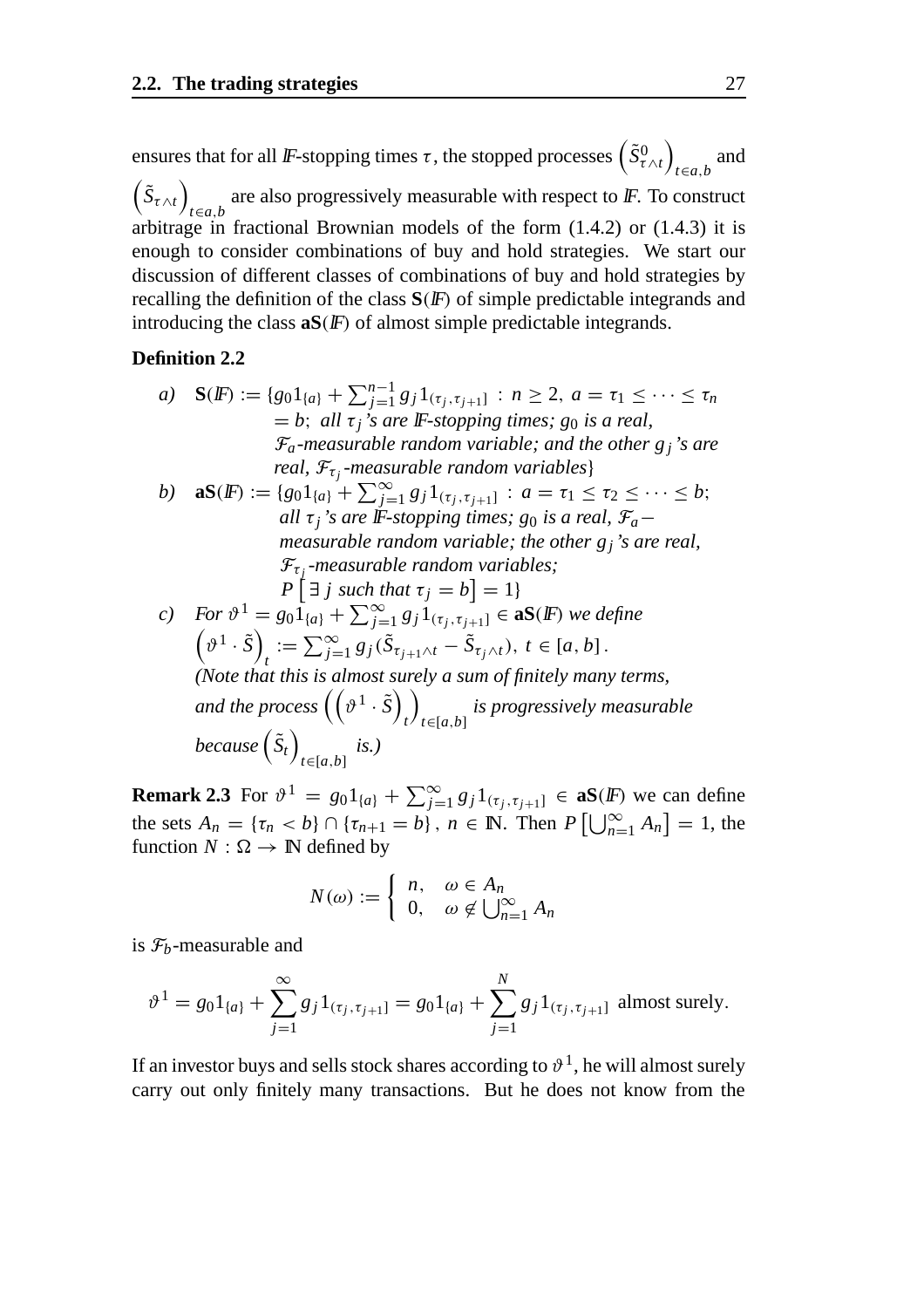ensures that for all $\mathbb{F}$-stopping times $\tau$, the stopped processes $\left(\tilde{S}^0_{\tau\wedge t}\right)_{t\in a,b}$ and $\left(\tilde{S}_{\tau\wedge t}\right)_{t\in a,b}$ are also progressively measurable with respect to $\mathbb{F}$. To construct arbitrage in fractional Brownian models of the form (1.4.2) or (1.4.3) it is enough to consider combinations of buy and hold strategies. We start our discussion of different classes of combinations of buy and hold strategies by recalling the definition of the class $\mathbf{S}(\mathbb{F})$ of simple predictable integrands and introducing the class $\mathbf{aS}(\mathbb{F})$ of almost simple predictable integrands.

**Definition 2.2**

*a)* $\mathbf{S}(\mathbb{F}) := \{g_0 1_{\{a\}} + \sum_{j=1}^{n-1} g_j 1_{(\tau_j,\tau_{j+1}]} : n \geq 2,\ a = \tau_1 \leq \cdots \leq \tau_n = b;$ *all $\tau_j$'s are $\mathbb{F}$-stopping times; $g_0$ is a real, $\mathcal{F}_a$-measurable random variable; and the other $g_j$'s are real, $\mathcal{F}_{\tau_j}$-measurable random variables*$\}$

*b)* $\mathbf{aS}(\mathbb{F}) := \{g_0 1_{\{a\}} + \sum_{j=1}^{\infty} g_j 1_{(\tau_j,\tau_{j+1}]} : a = \tau_1 \leq \tau_2 \leq \cdots \leq b;$ *all $\tau_j$'s are $\mathbb{F}$-stopping times; $g_0$ is a real, $\mathcal{F}_a-$ measurable random variable; the other $g_j$'s are real, $\mathcal{F}_{\tau_j}$-measurable random variables;* $P\left[\exists\, j \text{ such that } \tau_j = b\right] = 1\}$

*c)* *For* $\vartheta^1 = g_0 1_{\{a\}} + \sum_{j=1}^{\infty} g_j 1_{(\tau_j,\tau_{j+1}]} \in \mathbf{aS}(\mathbb{F})$ *we define* $\left(\vartheta^1 \cdot \tilde{S}\right)_t := \sum_{j=1}^{\infty} g_j(\tilde{S}_{\tau_{j+1}\wedge t} - \tilde{S}_{\tau_j\wedge t}),\ t \in [a,b]$.
*(Note that this is almost surely a sum of finitely many terms, and the process $\left(\left(\vartheta^1 \cdot \tilde{S}\right)_t\right)_{t\in[a,b]}$ is progressively measurable because $\left(\tilde{S}_t\right)_{t\in[a,b]}$ is.)*

**Remark 2.3** For $\vartheta^1 = g_0 1_{\{a\}} + \sum_{j=1}^{\infty} g_j 1_{(\tau_j,\tau_{j+1}]} \in \mathbf{aS}(\mathbb{F})$ we can define the sets $A_n = \{\tau_n < b\} \cap \{\tau_{n+1} = b\}$, $n \in \mathbb{N}$. Then $P\left[\bigcup_{n=1}^{\infty} A_n\right] = 1$, the function $N : \Omega \to \mathbb{N}$ defined by

$$N(\omega) := \begin{cases} n, & \omega \in A_n \\ 0, & \omega \notin \bigcup_{n=1}^{\infty} A_n \end{cases}$$

is $\mathcal{F}_b$-measurable and

$$\vartheta^1 = g_0 1_{\{a\}} + \sum_{j=1}^{\infty} g_j 1_{(\tau_j,\tau_{j+1}]} = g_0 1_{\{a\}} + \sum_{j=1}^{N} g_j 1_{(\tau_j,\tau_{j+1}]} \text{ almost surely.}$$

If an investor buys and sells stock shares according to $\vartheta^1$, he will almost surely carry out only finitely many transactions. But he does not know from the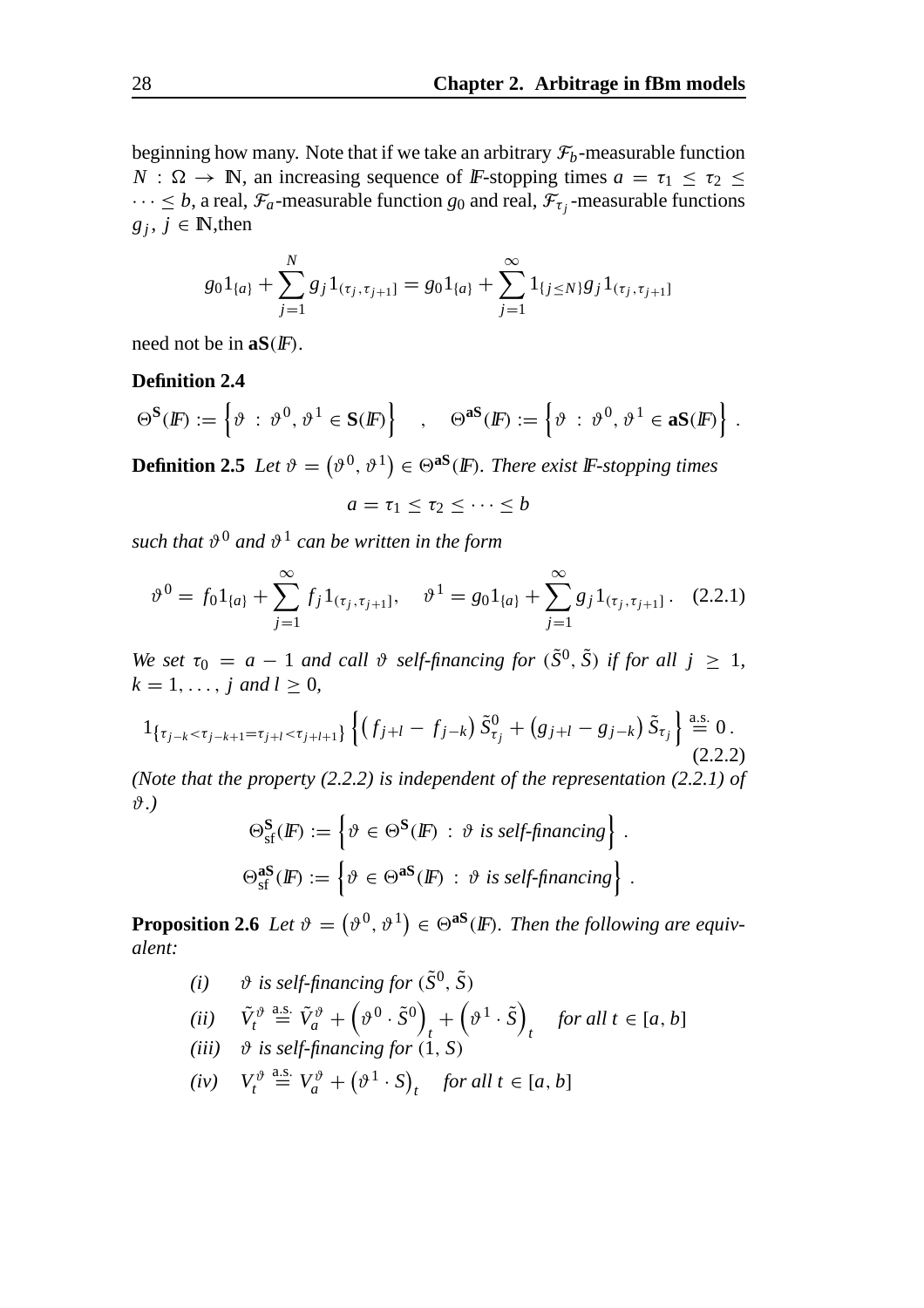beginning how many. Note that if we take an arbitrary $\mathcal{F}_b$-measurable function $N : \Omega \to \mathbb{N}$, an increasing sequence of $\mathbb{F}$-stopping times $a = \tau_1 \le \tau_2 \le \cdots \le b$, a real, $\mathcal{F}_a$-measurable function $g_0$ and real, $\mathcal{F}_{\tau_j}$-measurable functions $g_j$, $j \in \mathbb{N}$,then

$$g_0 1_{\{a\}} + \sum_{j=1}^{N} g_j 1_{(\tau_j, \tau_{j+1}]} = g_0 1_{\{a\}} + \sum_{j=1}^{\infty} 1_{\{j \le N\}} g_j 1_{(\tau_j, \tau_{j+1}]}$$

need not be in $\mathbf{aS}(\mathbb{F})$.

**Definition 2.4**

$$\Theta^{\mathbf{S}}(\mathbb{F}) := \left\{ \vartheta \ : \ \vartheta^0, \vartheta^1 \in \mathbf{S}(\mathbb{F}) \right\} \quad , \quad \Theta^{\mathbf{aS}}(\mathbb{F}) := \left\{ \vartheta \ : \ \vartheta^0, \vartheta^1 \in \mathbf{aS}(\mathbb{F}) \right\} .$$

**Definition 2.5** *Let $\vartheta = \left(\vartheta^0, \vartheta^1\right) \in \Theta^{\mathbf{aS}}(\mathbb{F})$. There exist $\mathbb{F}$-stopping times*

$$a = \tau_1 \le \tau_2 \le \cdots \le b$$

*such that $\vartheta^0$ and $\vartheta^1$ can be written in the form*

$$\vartheta^0 = f_0 1_{\{a\}} + \sum_{j=1}^{\infty} f_j 1_{(\tau_j, \tau_{j+1}]}, \quad \vartheta^1 = g_0 1_{\{a\}} + \sum_{j=1}^{\infty} g_j 1_{(\tau_j, \tau_{j+1}]} . \quad (2.2.1)$$

*We set $\tau_0 = a - 1$ and call $\vartheta$ self-financing for $(\tilde{S}^0, \tilde{S})$ if for all $j \ge 1$, $k = 1, \ldots, j$ and $l \ge 0$,*

$$1_{\{\tau_{j-k} < \tau_{j-k+1} = \tau_{j+l} < \tau_{j+l+1}\}} \left\{ \left( f_{j+l} - f_{j-k} \right) \tilde{S}^0_{\tau_j} + \left( g_{j+l} - g_{j-k} \right) \tilde{S}_{\tau_j} \right\} \overset{\text{a.s.}}{=} 0 . \quad (2.2.2)$$

*(Note that the property (2.2.2) is independent of the representation (2.2.1) of $\vartheta$.)*

$$\Theta^{\mathbf{S}}_{\text{sf}}(\mathbb{F}) := \left\{ \vartheta \in \Theta^{\mathbf{S}}(\mathbb{F}) \ : \ \vartheta \text{ is self-financing} \right\} .$$

$$\Theta^{\mathbf{aS}}_{\text{sf}}(\mathbb{F}) := \left\{ \vartheta \in \Theta^{\mathbf{aS}}(\mathbb{F}) \ : \ \vartheta \text{ is self-financing} \right\} .$$

**Proposition 2.6** *Let $\vartheta = \left(\vartheta^0, \vartheta^1\right) \in \Theta^{\mathbf{aS}}(\mathbb{F})$. Then the following are equivalent:*

- *(i)* $\vartheta$ *is self-financing for* $(\tilde{S}^0, \tilde{S})$
- *(ii)* $\tilde{V}^{\vartheta}_t \overset{\text{a.s.}}{=} \tilde{V}^{\vartheta}_a + \left(\vartheta^0 \cdot \tilde{S}^0\right)_t + \left(\vartheta^1 \cdot \tilde{S}\right)_t$ *for all* $t \in [a, b]$
- *(iii)* $\vartheta$ *is self-financing for* $(1, S)$
- *(iv)* $V^{\vartheta}_t \overset{\text{a.s.}}{=} V^{\vartheta}_a + \left(\vartheta^1 \cdot S\right)_t$ *for all* $t \in [a, b]$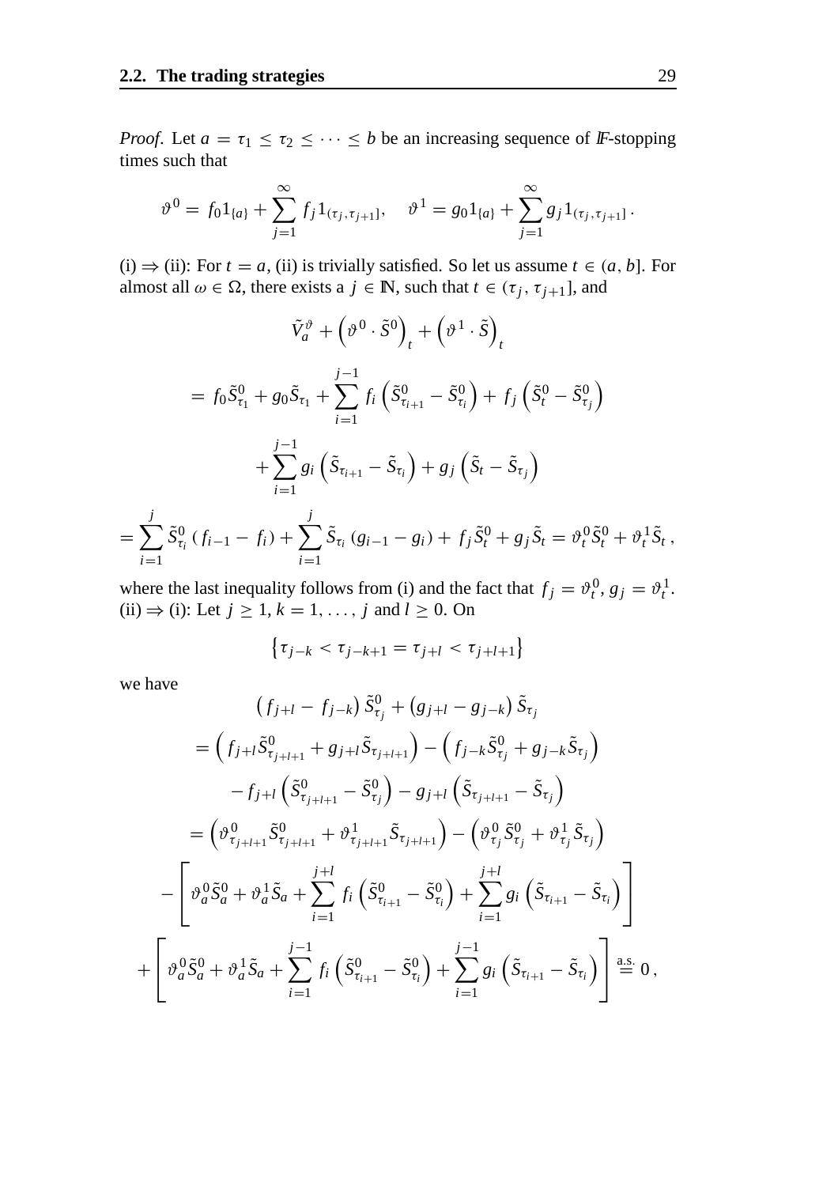*Proof*. Let $a = \tau_1 \leq \tau_2 \leq \cdots \leq b$ be an increasing sequence of $\mathbb{F}$-stopping times such that

$$\vartheta^0 = f_0 1_{\{a\}} + \sum_{j=1}^{\infty} f_j 1_{(\tau_j, \tau_{j+1}]}, \quad \vartheta^1 = g_0 1_{\{a\}} + \sum_{j=1}^{\infty} g_j 1_{(\tau_j, \tau_{j+1}]} .$$

(i) $\Rightarrow$ (ii): For $t = a$, (ii) is trivially satisfied. So let us assume $t \in (a, b]$. For almost all $\omega \in \Omega$, there exists a $j \in \mathbb{N}$, such that $t \in (\tau_j, \tau_{j+1}]$, and

$$\begin{aligned}
&\tilde{V}_a^{\vartheta} + \left(\vartheta^0 \cdot \tilde{S}^0\right)_t + \left(\vartheta^1 \cdot \tilde{S}\right)_t \\
&= f_0 \tilde{S}^0_{\tau_1} + g_0 \tilde{S}_{\tau_1} + \sum_{i=1}^{j-1} f_i \left(\tilde{S}^0_{\tau_{i+1}} - \tilde{S}^0_{\tau_i}\right) + f_j \left(\tilde{S}^0_t - \tilde{S}^0_{\tau_j}\right) \\
&\quad + \sum_{i=1}^{j-1} g_i \left(\tilde{S}_{\tau_{i+1}} - \tilde{S}_{\tau_i}\right) + g_j \left(\tilde{S}_t - \tilde{S}_{\tau_j}\right) \\
&= \sum_{i=1}^{j} \tilde{S}^0_{\tau_i} \left(f_{i-1} - f_i\right) + \sum_{i=1}^{j} \tilde{S}_{\tau_i} \left(g_{i-1} - g_i\right) + f_j \tilde{S}^0_t + g_j \tilde{S}_t = \vartheta^0_t \tilde{S}^0_t + \vartheta^1_t \tilde{S}_t ,
\end{aligned}$$

where the last inequality follows from (i) and the fact that $f_j = \vartheta^0_t, g_j = \vartheta^1_t$.
(ii) $\Rightarrow$ (i): Let $j \geq 1$, $k = 1, \ldots, j$ and $l \geq 0$. On

$$\left\{\tau_{j-k} < \tau_{j-k+1} = \tau_{j+l} < \tau_{j+l+1}\right\}$$

we have

$$\begin{aligned}
&\left(f_{j+l} - f_{j-k}\right) \tilde{S}^0_{\tau_j} + \left(g_{j+l} - g_{j-k}\right) \tilde{S}_{\tau_j} \\
&= \left(f_{j+l} \tilde{S}^0_{\tau_{j+l+1}} + g_{j+l} \tilde{S}_{\tau_{j+l+1}}\right) - \left(f_{j-k} \tilde{S}^0_{\tau_j} + g_{j-k} \tilde{S}_{\tau_j}\right) \\
&\quad - f_{j+l} \left(\tilde{S}^0_{\tau_{j+l+1}} - \tilde{S}^0_{\tau_j}\right) - g_{j+l} \left(\tilde{S}_{\tau_{j+l+1}} - \tilde{S}_{\tau_j}\right) \\
&= \left(\vartheta^0_{\tau_{j+l+1}} \tilde{S}^0_{\tau_{j+l+1}} + \vartheta^1_{\tau_{j+l+1}} \tilde{S}_{\tau_{j+l+1}}\right) - \left(\vartheta^0_{\tau_j} \tilde{S}^0_{\tau_j} + \vartheta^1_{\tau_j} \tilde{S}_{\tau_j}\right) \\
&\quad - \left[\vartheta^0_a \tilde{S}^0_a + \vartheta^1_a \tilde{S}_a + \sum_{i=1}^{j+l} f_i \left(\tilde{S}^0_{\tau_{i+1}} - \tilde{S}^0_{\tau_i}\right) + \sum_{i=1}^{j+l} g_i \left(\tilde{S}_{\tau_{i+1}} - \tilde{S}_{\tau_i}\right)\right] \\
&\quad + \left[\vartheta^0_a \tilde{S}^0_a + \vartheta^1_a \tilde{S}_a + \sum_{i=1}^{j-1} f_i \left(\tilde{S}^0_{\tau_{i+1}} - \tilde{S}^0_{\tau_i}\right) + \sum_{i=1}^{j-1} g_i \left(\tilde{S}_{\tau_{i+1}} - \tilde{S}_{\tau_i}\right)\right] \overset{\text{a.s.}}{=} 0 ,
\end{aligned}$$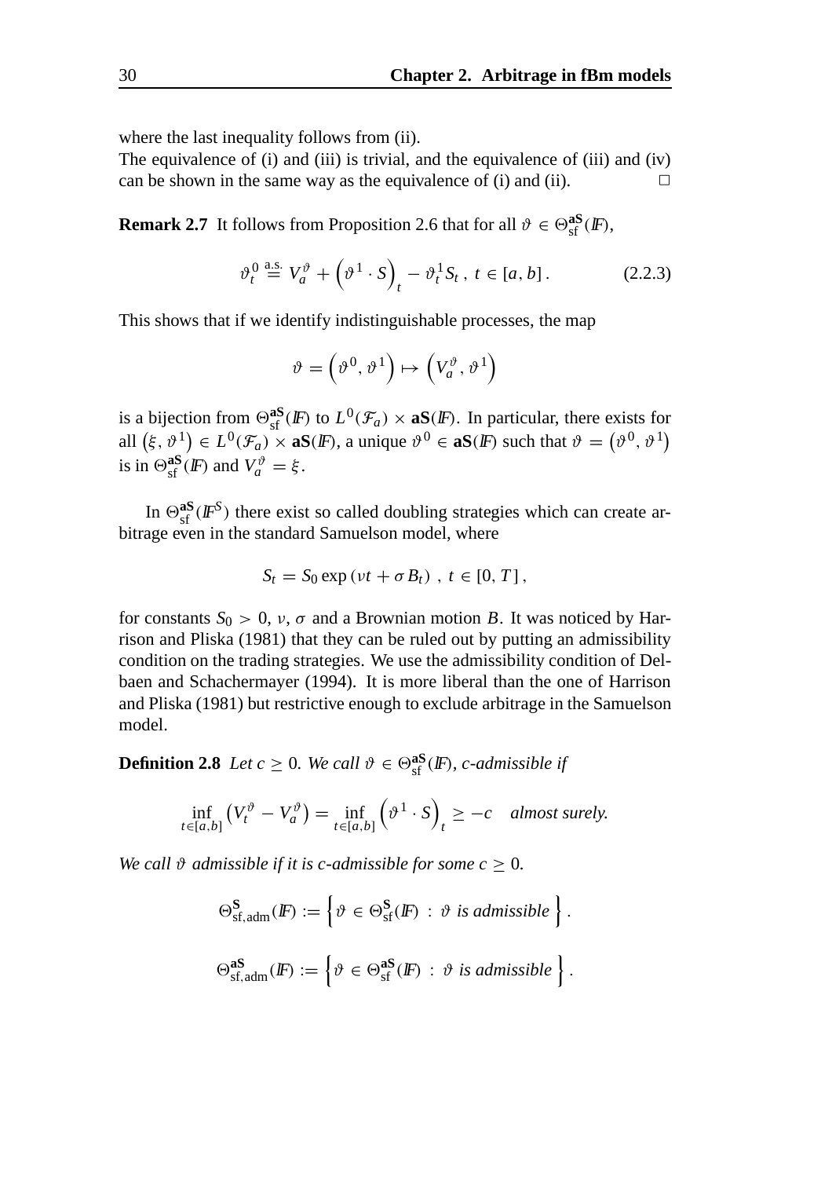where the last inequality follows from (ii).
The equivalence of (i) and (iii) is trivial, and the equivalence of (iii) and (iv) can be shown in the same way as the equivalence of (i) and (ii). $\square$

**Remark 2.7** It follows from Proposition 2.6 that for all $\vartheta \in \Theta_{\text{sf}}^{\mathbf{aS}}(\mathbb{F})$,

$$\vartheta_t^0 \overset{\text{a.s.}}{=} V_a^\vartheta + \left(\vartheta^1 \cdot S\right)_t - \vartheta_t^1 S_t \,,\ t \in [a,b]\,. \tag{2.2.3}$$

This shows that if we identify indistinguishable processes, the map

$$\vartheta = \left(\vartheta^0, \vartheta^1\right) \mapsto \left(V_a^\vartheta, \vartheta^1\right)$$

is a bijection from $\Theta_{\text{sf}}^{\mathbf{aS}}(\mathbb{F})$ to $L^0(\mathcal{F}_a) \times \mathbf{aS}(\mathbb{F})$. In particular, there exists for all $\left(\xi, \vartheta^1\right) \in L^0(\mathcal{F}_a) \times \mathbf{aS}(\mathbb{F})$, a unique $\vartheta^0 \in \mathbf{aS}(\mathbb{F})$ such that $\vartheta = \left(\vartheta^0, \vartheta^1\right)$ is in $\Theta_{\text{sf}}^{\mathbf{aS}}(\mathbb{F})$ and $V_a^\vartheta = \xi$.

In $\Theta_{\text{sf}}^{\mathbf{aS}}(\mathbb{F}^S)$ there exist so called doubling strategies which can create arbitrage even in the standard Samuelson model, where

$$S_t = S_0 \exp\left(\nu t + \sigma B_t\right)\,,\ t \in [0,T]\,,$$

for constants $S_0 > 0$, $\nu$, $\sigma$ and a Brownian motion $B$. It was noticed by Harrison and Pliska (1981) that they can be ruled out by putting an admissibility condition on the trading strategies. We use the admissibility condition of Delbaen and Schachermayer (1994). It is more liberal than the one of Harrison and Pliska (1981) but restrictive enough to exclude arbitrage in the Samuelson model.

**Definition 2.8** *Let $c \geq 0$. We call $\vartheta \in \Theta_{\text{sf}}^{\mathbf{aS}}(\mathbb{F})$, c-admissible if*

$$\inf_{t \in [a,b]} \left(V_t^\vartheta - V_a^\vartheta\right) = \inf_{t \in [a,b]} \left(\vartheta^1 \cdot S\right)_t \geq -c \quad \textit{almost surely.}$$

*We call $\vartheta$ admissible if it is c-admissible for some $c \geq 0$.*

$$\Theta_{\text{sf,adm}}^{\mathbf{S}}(\mathbb{F}) := \left\{\vartheta \in \Theta_{\text{sf}}^{\mathbf{S}}(\mathbb{F}) \;:\; \vartheta \textit{ is admissible}\right\}.$$

$$\Theta_{\text{sf,adm}}^{\mathbf{aS}}(\mathbb{F}) := \left\{\vartheta \in \Theta_{\text{sf}}^{\mathbf{aS}}(\mathbb{F}) \;:\; \vartheta \textit{ is admissible}\right\}.$$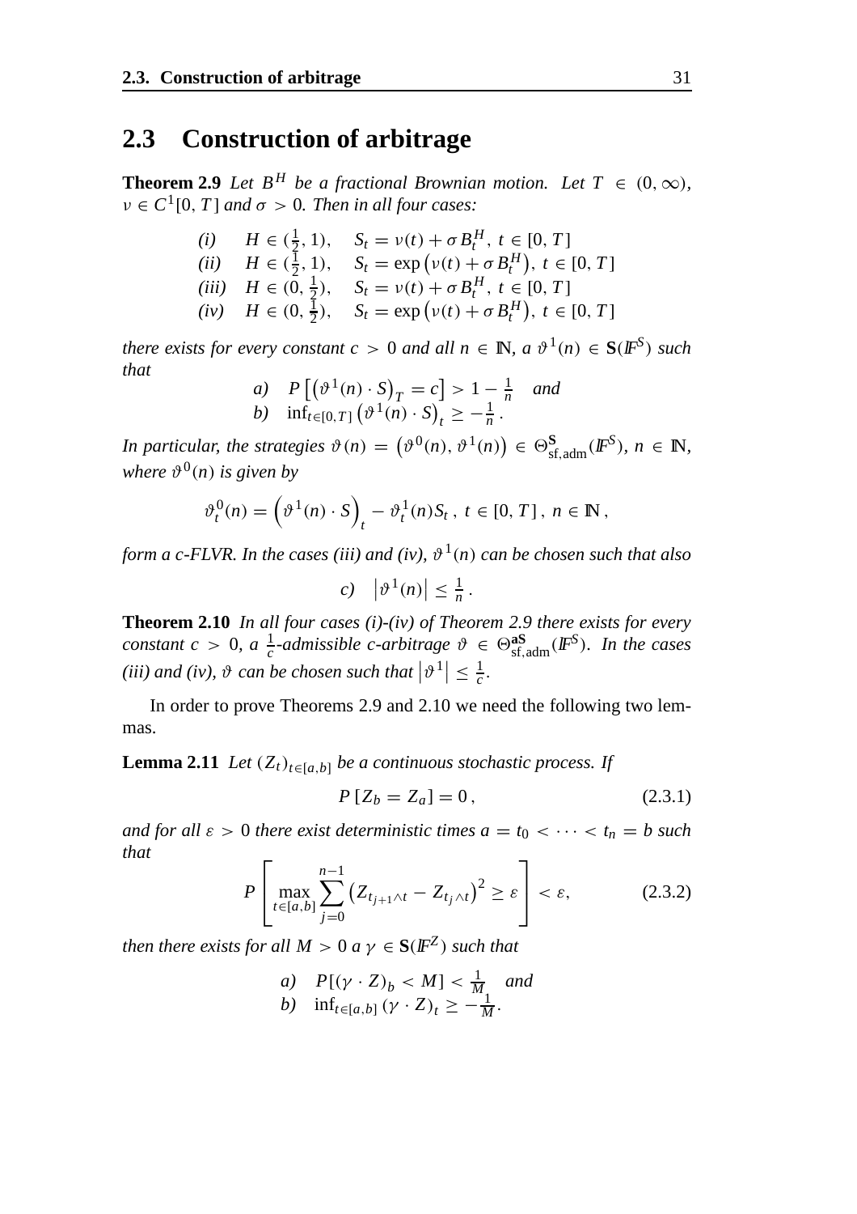## 2.3 Construction of arbitrage

**Theorem 2.9** *Let $B^H$ be a fractional Brownian motion. Let $T \in (0, \infty)$, $\nu \in C^1[0,T]$ and $\sigma > 0$. Then in all four cases:*

$$
\begin{array}{lll}
(i) & H \in (\frac{1}{2}, 1), & S_t = \nu(t) + \sigma B_t^H,\ t \in [0,T] \\
(ii) & H \in (\frac{1}{2}, 1), & S_t = \exp\left(\nu(t) + \sigma B_t^H\right),\ t \in [0,T] \\
(iii) & H \in (0, \frac{1}{2}), & S_t = \nu(t) + \sigma B_t^H,\ t \in [0,T] \\
(iv) & H \in (0, \frac{1}{2}), & S_t = \exp\left(\nu(t) + \sigma B_t^H\right),\ t \in [0,T]
\end{array}
$$

*there exists for every constant $c > 0$ and all $n \in \mathbb{N}$, a $\vartheta^1(n) \in \mathbf{S}(\mathbb{F}^S)$ such that*

$$
\begin{array}{ll}
a) & P\left[\left(\vartheta^1(n) \cdot S\right)_T = c\right] > 1 - \frac{1}{n} \quad \text{and} \\
b) & \inf_{t \in [0,T]} \left(\vartheta^1(n) \cdot S\right)_t \geq -\frac{1}{n}\,.
\end{array}
$$

*In particular, the strategies $\vartheta(n) = \left(\vartheta^0(n), \vartheta^1(n)\right) \in \Theta^{\mathbf{S}}_{\mathrm{sf,adm}}(\mathbb{F}^S)$, $n \in \mathbb{N}$, where $\vartheta^0(n)$ is given by*

$$
\vartheta^0_t(n) = \left(\vartheta^1(n) \cdot S\right)_t - \vartheta^1_t(n) S_t\,,\ t \in [0,T]\,,\ n \in \mathbb{N}\,,
$$

*form a c-FLVR. In the cases (iii) and (iv), $\vartheta^1(n)$ can be chosen such that also*

$$
c) \quad \left|\vartheta^1(n)\right| \leq \frac{1}{n}\,.
$$

**Theorem 2.10** *In all four cases (i)-(iv) of Theorem 2.9 there exists for every constant $c > 0$, a $\frac{1}{c}$-admissible c-arbitrage $\vartheta \in \Theta^{\mathbf{aS}}_{\mathrm{sf,adm}}(\mathbb{F}^S)$. In the cases (iii) and (iv), $\vartheta$ can be chosen such that $\left|\vartheta^1\right| \leq \frac{1}{c}$.*

In order to prove Theorems 2.9 and 2.10 we need the following two lemmas.

**Lemma 2.11** *Let $(Z_t)_{t \in [a,b]}$ be a continuous stochastic process. If*

$$
P\left[Z_b = Z_a\right] = 0\,, \tag{2.3.1}
$$

*and for all $\varepsilon > 0$ there exist deterministic times $a = t_0 < \cdots < t_n = b$ such that*

$$
P\left[\max_{t \in [a,b]} \sum_{j=0}^{n-1} \left(Z_{t_{j+1} \wedge t} - Z_{t_j \wedge t}\right)^2 \geq \varepsilon\right] < \varepsilon, \tag{2.3.2}
$$

*then there exists for all $M > 0$ a $\gamma \in \mathbf{S}(\mathbb{F}^Z)$ such that*

$$
\begin{array}{ll}
a) & P\left[(\gamma \cdot Z)_b < M\right] < \frac{1}{M} \quad \text{and} \\
b) & \inf_{t \in [a,b]} (\gamma \cdot Z)_t \geq -\frac{1}{M}.
\end{array}
$$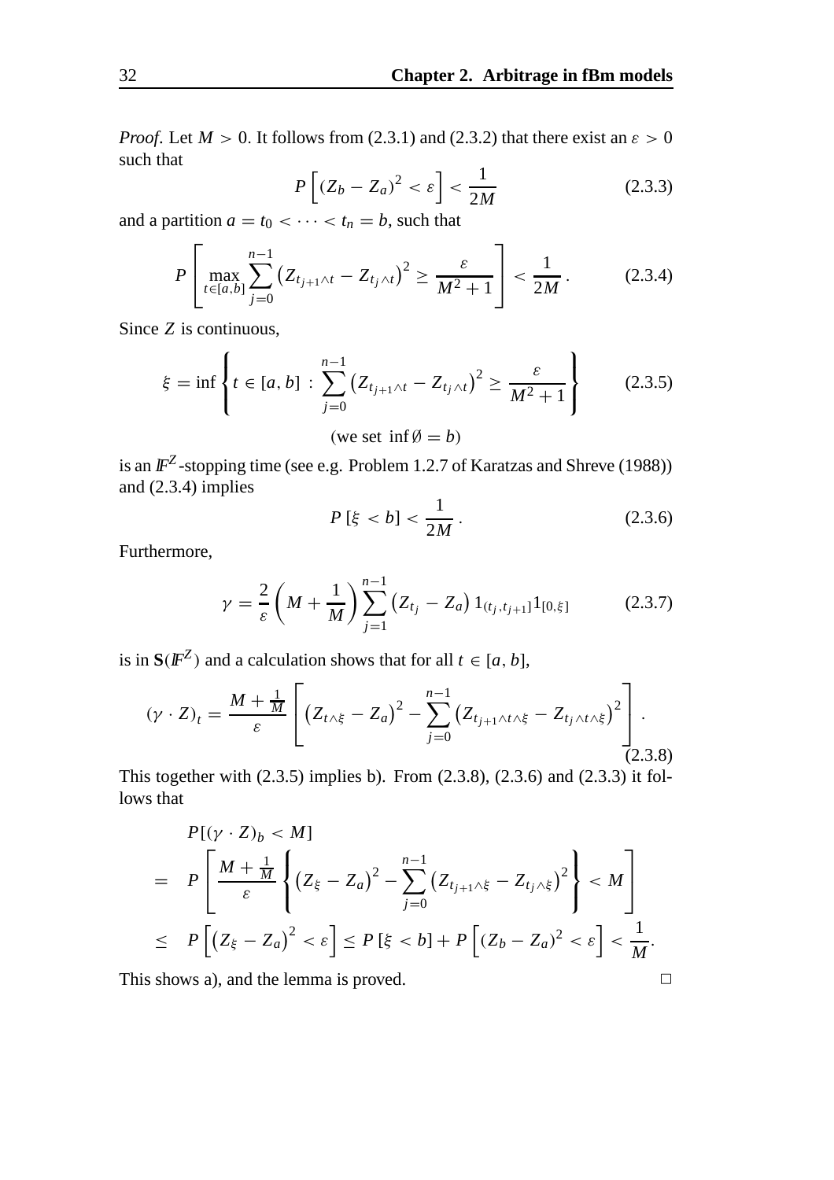*Proof*. Let $M > 0$. It follows from (2.3.1) and (2.3.2) that there exist an $\varepsilon > 0$ such that

$$P\left[(Z_b - Z_a)^2 < \varepsilon\right] < \frac{1}{2M} \tag{2.3.3}$$

and a partition $a = t_0 < \cdots < t_n = b$, such that

$$P\left[\max_{t \in [a,b]} \sum_{j=0}^{n-1} \left(Z_{t_{j+1} \wedge t} - Z_{t_j \wedge t}\right)^2 \geq \frac{\varepsilon}{M^2 + 1}\right] < \frac{1}{2M}\,. \tag{2.3.4}$$

Since $Z$ is continuous,

$$\xi = \inf\left\{t \in [a,b] \,:\, \sum_{j=0}^{n-1} \left(Z_{t_{j+1} \wedge t} - Z_{t_j \wedge t}\right)^2 \geq \frac{\varepsilon}{M^2 + 1}\right\} \tag{2.3.5}$$

$$(\text{we set } \inf \emptyset = b)$$

is an $\mathbb{F}^Z$-stopping time (see e.g. Problem 1.2.7 of Karatzas and Shreve (1988)) and (2.3.4) implies

$$P\left[\xi < b\right] < \frac{1}{2M}\,. \tag{2.3.6}$$

Furthermore,

$$\gamma = \frac{2}{\varepsilon}\left(M + \frac{1}{M}\right) \sum_{j=1}^{n-1} \left(Z_{t_j} - Z_a\right) 1_{(t_j, t_{j+1}]} 1_{[0,\xi]} \tag{2.3.7}$$

is in $\mathbf{S}(\mathbb{F}^Z)$ and a calculation shows that for all $t \in [a,b]$,

$$(\gamma \cdot Z)_t = \frac{M + \frac{1}{M}}{\varepsilon}\left[\left(Z_{t \wedge \xi} - Z_a\right)^2 - \sum_{j=0}^{n-1} \left(Z_{t_{j+1} \wedge t \wedge \xi} - Z_{t_j \wedge t \wedge \xi}\right)^2\right]. \tag{2.3.8}$$

This together with (2.3.5) implies b). From (2.3.8), (2.3.6) and (2.3.3) it follows that

$$\begin{aligned}
& P[(\gamma \cdot Z)_b < M] \\
= \;\; & P\left[\frac{M + \frac{1}{M}}{\varepsilon}\left\{\left(Z_\xi - Z_a\right)^2 - \sum_{j=0}^{n-1} \left(Z_{t_{j+1} \wedge \xi} - Z_{t_j \wedge \xi}\right)^2\right\} < M\right] \\
\leq \;\; & P\left[\left(Z_\xi - Z_a\right)^2 < \varepsilon\right] \leq P\left[\xi < b\right] + P\left[(Z_b - Z_a)^2 < \varepsilon\right] < \frac{1}{M}.
\end{aligned}$$

This shows a), and the lemma is proved. □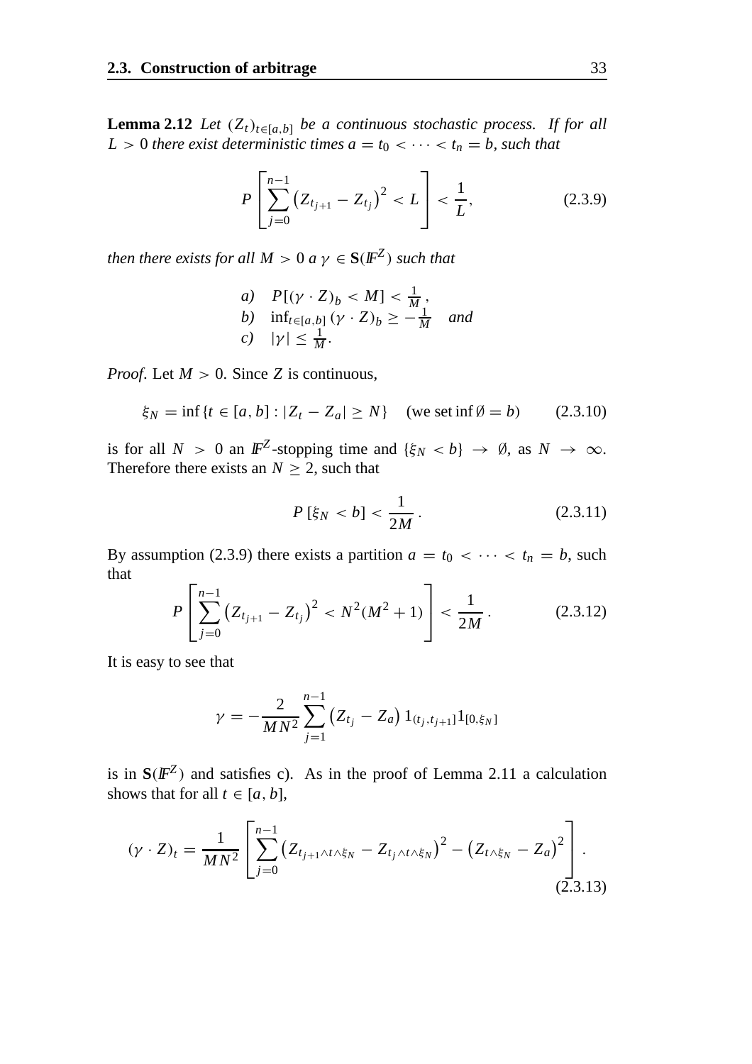**Lemma 2.12** *Let $(Z_t)_{t\in[a,b]}$ be a continuous stochastic process. If for all $L > 0$ there exist deterministic times $a = t_0 < \cdots < t_n = b$, such that*

$$P\left[\sum_{j=0}^{n-1}\left(Z_{t_{j+1}} - Z_{t_j}\right)^2 < L\right] < \frac{1}{L}, \tag{2.3.9}$$

*then there exists for all $M > 0$ a $\gamma \in \mathbf{S}(\mathbb{F}^Z)$ such that*

*a)* $P[(\gamma \cdot Z)_b < M] < \frac{1}{M}$,
*b)* $\inf_{t\in[a,b]}(\gamma \cdot Z)_b \geq -\frac{1}{M}$ *and*
*c)* $|\gamma| \leq \frac{1}{M}$.

*Proof*. Let $M > 0$. Since $Z$ is continuous,

$$\xi_N = \inf\{t \in [a,b] : |Z_t - Z_a| \geq N\} \quad (\text{we set} \inf\emptyset = b) \tag{2.3.10}$$

is for all $N > 0$ an $\mathbb{F}^Z$-stopping time and $\{\xi_N < b\} \to \emptyset$, as $N \to \infty$. Therefore there exists an $N \geq 2$, such that

$$P\left[\xi_N < b\right] < \frac{1}{2M}\,. \tag{2.3.11}$$

By assumption (2.3.9) there exists a partition $a = t_0 < \cdots < t_n = b$, such that

$$P\left[\sum_{j=0}^{n-1}\left(Z_{t_{j+1}} - Z_{t_j}\right)^2 < N^2(M^2+1)\right] < \frac{1}{2M}\,. \tag{2.3.12}$$

It is easy to see that

$$\gamma = -\frac{2}{MN^2}\sum_{j=1}^{n-1}\left(Z_{t_j} - Z_a\right)1_{(t_j,t_{j+1}]}1_{[0,\xi_N]}$$

is in $\mathbf{S}(\mathbb{F}^Z)$ and satisfies c). As in the proof of Lemma 2.11 a calculation shows that for all $t \in [a,b]$,

$$(\gamma \cdot Z)_t = \frac{1}{MN^2}\left[\sum_{j=0}^{n-1}\left(Z_{t_{j+1}\wedge t\wedge\xi_N} - Z_{t_j\wedge t\wedge\xi_N}\right)^2 - \left(Z_{t\wedge\xi_N} - Z_a\right)^2\right]. \tag{2.3.13}$$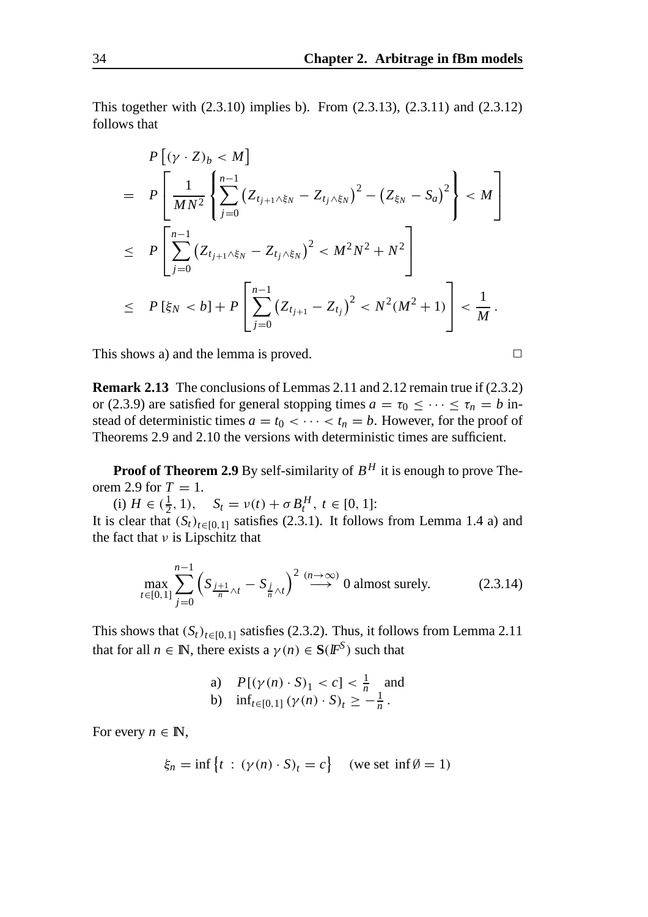This together with (2.3.10) implies b). From (2.3.13), (2.3.11) and (2.3.12) follows that

$$
\begin{aligned}
& P\left[(\gamma \cdot Z)_b < M\right] \\
= \;& P\left[\frac{1}{MN^2}\left\{\sum_{j=0}^{n-1}\left(Z_{t_{j+1}\wedge\xi_N} - Z_{t_j\wedge\xi_N}\right)^2 - \left(Z_{\xi_N} - S_a\right)^2\right\} < M\right] \\
\leq \;& P\left[\sum_{j=0}^{n-1}\left(Z_{t_{j+1}\wedge\xi_N} - Z_{t_j\wedge\xi_N}\right)^2 < M^2N^2 + N^2\right] \\
\leq \;& P\left[\xi_N < b\right] + P\left[\sum_{j=0}^{n-1}\left(Z_{t_{j+1}} - Z_{t_j}\right)^2 < N^2(M^2+1)\right] < \frac{1}{M}\,.
\end{aligned}
$$

This shows a) and the lemma is proved. □

**Remark 2.13** The conclusions of Lemmas 2.11 and 2.12 remain true if (2.3.2) or (2.3.9) are satisfied for general stopping times $a = \tau_0 \leq \cdots \leq \tau_n = b$ instead of deterministic times $a = t_0 < \cdots < t_n = b$. However, for the proof of Theorems 2.9 and 2.10 the versions with deterministic times are sufficient.

**Proof of Theorem 2.9** By self-similarity of $B^H$ it is enough to prove Theorem 2.9 for $T = 1$.

(i) $H \in (\frac{1}{2}, 1)$, $\quad S_t = \nu(t) + \sigma B_t^H,\; t \in [0,1]$:

It is clear that $(S_t)_{t\in[0,1]}$ satisfies (2.3.1). It follows from Lemma 1.4 a) and the fact that $\nu$ is Lipschitz that

$$
\max_{t\in[0,1]} \sum_{j=0}^{n-1}\left(S_{\frac{j+1}{n}\wedge t} - S_{\frac{j}{n}\wedge t}\right)^2 \overset{(n\to\infty)}{\longrightarrow} 0 \text{ almost surely.} \tag{2.3.14}
$$

This shows that $(S_t)_{t\in[0,1]}$ satisfies (2.3.2). Thus, it follows from Lemma 2.11 that for all $n \in \mathbb{N}$, there exists a $\gamma(n) \in \mathbf{S}(\mathbb{F}^S)$ such that

$$
\begin{aligned}
&\text{a)} \quad P[(\gamma(n)\cdot S)_1 < c] < \tfrac{1}{n} \quad \text{and} \\
&\text{b)} \quad \inf_{t\in[0,1]} (\gamma(n)\cdot S)_t \geq -\tfrac{1}{n}\,.
\end{aligned}
$$

For every $n \in \mathbb{N}$,

$$
\xi_n = \inf\left\{t \,:\, (\gamma(n)\cdot S)_t = c\right\} \quad (\text{we set } \inf\emptyset = 1)
$$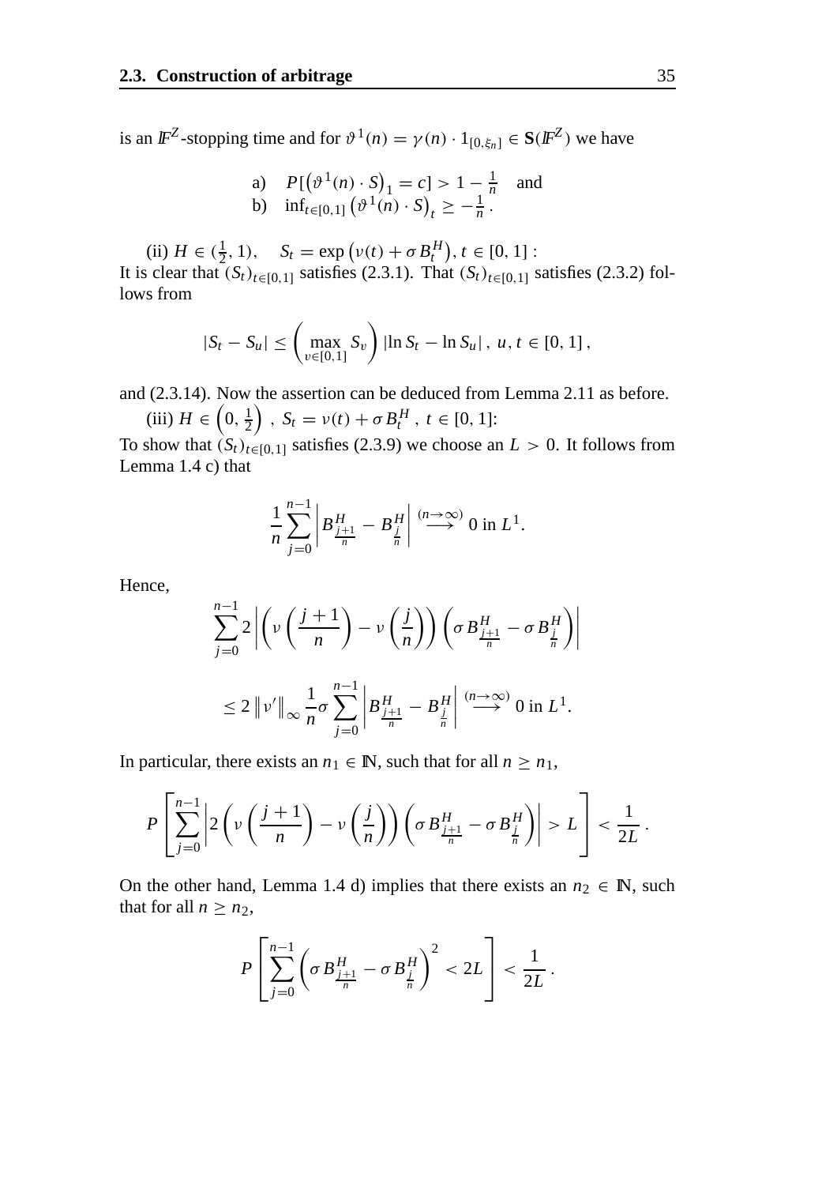is an $\mathbb{F}^Z$-stopping time and for $\vartheta^1(n) = \gamma(n) \cdot 1_{[0,\xi_n]} \in \mathbf{S}(\mathbb{F}^Z)$ we have

$$
\begin{aligned}
&\text{a)} \quad P[\left(\vartheta^1(n) \cdot S\right)_1 = c] > 1 - \tfrac{1}{n} \quad \text{and} \\
&\text{b)} \quad \inf_{t \in [0,1]} \left(\vartheta^1(n) \cdot S\right)_t \geq -\tfrac{1}{n} \, .
\end{aligned}
$$

(ii) $H \in (\frac{1}{2}, 1), \quad S_t = \exp\left(\nu(t) + \sigma B_t^H\right), t \in [0,1]$ :
It is clear that $(S_t)_{t \in [0,1]}$ satisfies (2.3.1). That $(S_t)_{t \in [0,1]}$ satisfies (2.3.2) follows from

$$
|S_t - S_u| \leq \left( \max_{v \in [0,1]} S_v \right) |\ln S_t - \ln S_u| \, , \; u, t \in [0,1] \, ,
$$

and (2.3.14). Now the assertion can be deduced from Lemma 2.11 as before.

(iii) $H \in \left(0, \frac{1}{2}\right)$ , $S_t = \nu(t) + \sigma B_t^H$ , $t \in [0,1]$:
To show that $(S_t)_{t \in [0,1]}$ satisfies (2.3.9) we choose an $L > 0$. It follows from Lemma 1.4 c) that

$$
\frac{1}{n} \sum_{j=0}^{n-1} \left| B^H_{\frac{j+1}{n}} - B^H_{\frac{j}{n}} \right| \stackrel{(n \to \infty)}{\longrightarrow} 0 \text{ in } L^1.
$$

Hence,

$$
\begin{aligned}
&\sum_{j=0}^{n-1} 2 \left| \left( \nu\left(\frac{j+1}{n}\right) - \nu\left(\frac{j}{n}\right) \right) \left( \sigma B^H_{\frac{j+1}{n}} - \sigma B^H_{\frac{j}{n}} \right) \right| \\
&\leq 2 \left\| \nu' \right\|_\infty \frac{1}{n} \sigma \sum_{j=0}^{n-1} \left| B^H_{\frac{j+1}{n}} - B^H_{\frac{j}{n}} \right| \stackrel{(n \to \infty)}{\longrightarrow} 0 \text{ in } L^1.
\end{aligned}
$$

In particular, there exists an $n_1 \in \mathbb{N}$, such that for all $n \geq n_1$,

$$
P\left[ \sum_{j=0}^{n-1} \left| 2 \left( \nu\left(\frac{j+1}{n}\right) - \nu\left(\frac{j}{n}\right) \right) \left( \sigma B^H_{\frac{j+1}{n}} - \sigma B^H_{\frac{j}{n}} \right) \right| > L \right] < \frac{1}{2L} \, .
$$

On the other hand, Lemma 1.4 d) implies that there exists an $n_2 \in \mathbb{N}$, such that for all $n \geq n_2$,

$$
P\left[ \sum_{j=0}^{n-1} \left( \sigma B^H_{\frac{j+1}{n}} - \sigma B^H_{\frac{j}{n}} \right)^2 < 2L \right] < \frac{1}{2L} \, .
$$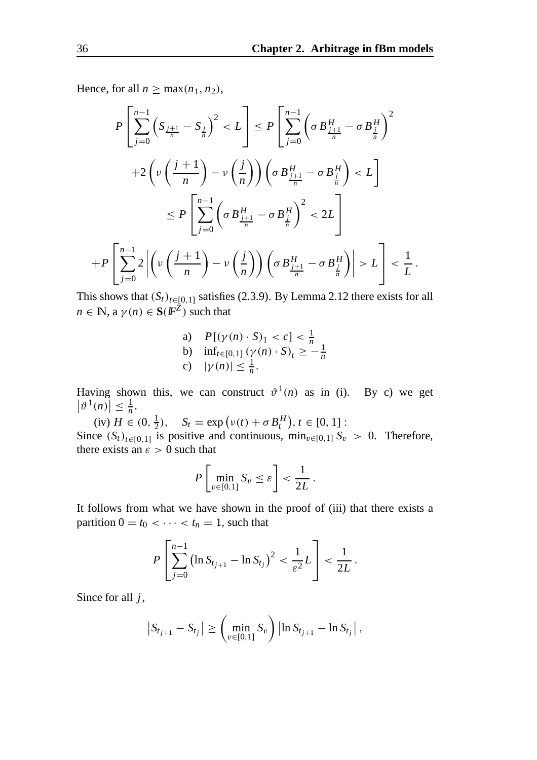Hence, for all $n \geq \max(n_1, n_2)$,

$$P\left[\sum_{j=0}^{n-1}\left(S_{\frac{j+1}{n}} - S_{\frac{j}{n}}\right)^2 < L\right] \leq P\left[\sum_{j=0}^{n-1}\left(\sigma B^H_{\frac{j+1}{n}} - \sigma B^H_{\frac{j}{n}}\right)^2\right.$$

$$\left. +2\left(\nu\left(\frac{j+1}{n}\right) - \nu\left(\frac{j}{n}\right)\right)\left(\sigma B^H_{\frac{j+1}{n}} - \sigma B^H_{\frac{j}{n}}\right) < L\right]$$

$$\leq P\left[\sum_{j=0}^{n-1}\left(\sigma B^H_{\frac{j+1}{n}} - \sigma B^H_{\frac{j}{n}}\right)^2 < 2L\right]$$

$$+P\left[\sum_{j=0}^{n-1} 2\left|\left(\nu\left(\frac{j+1}{n}\right) - \nu\left(\frac{j}{n}\right)\right)\left(\sigma B^H_{\frac{j+1}{n}} - \sigma B^H_{\frac{j}{n}}\right)\right| > L\right] < \frac{1}{L}\,.$$

This shows that $(S_t)_{t\in[0,1]}$ satisfies (2.3.9). By Lemma 2.12 there exists for all $n \in \mathbb{N}$, a $\gamma(n) \in \mathbf{S}(\mathbb{F}^Z)$ such that

a) $P[(\gamma(n) \cdot S)_1 < c] < \frac{1}{n}$
b) $\inf_{t\in[0,1]}(\gamma(n) \cdot S)_t \geq -\frac{1}{n}$
c) $|\gamma(n)| \leq \frac{1}{n}$.

Having shown this, we can construct $\vartheta^1(n)$ as in (i). By c) we get $\left|\vartheta^1(n)\right| \leq \frac{1}{n}$.

(iv) $H \in (0, \frac{1}{2})$, $\quad S_t = \exp\left(\nu(t) + \sigma B^H_t\right), t \in [0,1]$ :
Since $(S_t)_{t\in[0,1]}$ is positive and continuous, $\min_{v\in[0,1]} S_v > 0$. Therefore, there exists an $\varepsilon > 0$ such that

$$P\left[\min_{v\in[0,1]} S_v \leq \varepsilon\right] < \frac{1}{2L}\,.$$

It follows from what we have shown in the proof of (iii) that there exists a partition $0 = t_0 < \cdots < t_n = 1$, such that

$$P\left[\sum_{j=0}^{n-1}\left(\ln S_{t_{j+1}} - \ln S_{t_j}\right)^2 < \frac{1}{\varepsilon^2}L\right] < \frac{1}{2L}\,.$$

Since for all $j$,

$$\left|S_{t_{j+1}} - S_{t_j}\right| \geq \left(\min_{v\in[0,1]} S_v\right)\left|\ln S_{t_{j+1}} - \ln S_{t_j}\right|,$$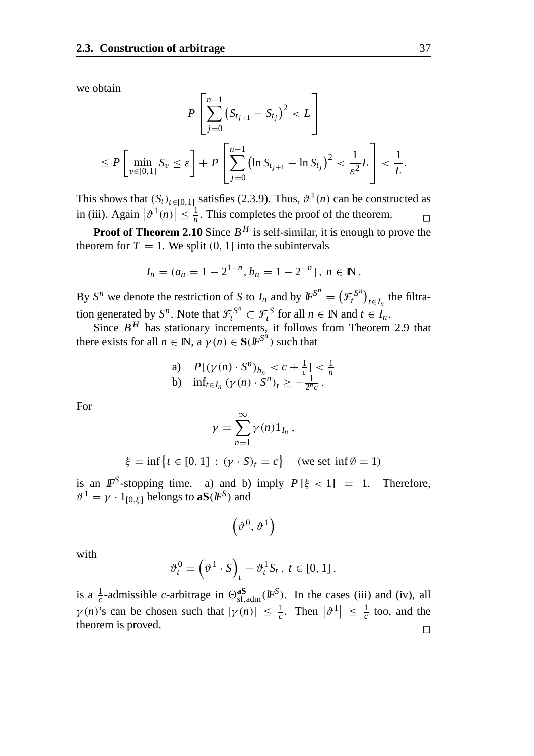we obtain

$$
P\left[\sum_{j=0}^{n-1}\left(S_{t_{j+1}}-S_{t_j}\right)^2 < L\right]
$$

$$
\le P\left[\min_{v\in[0,1]} S_v \le \varepsilon\right] + P\left[\sum_{j=0}^{n-1}\left(\ln S_{t_{j+1}}-\ln S_{t_j}\right)^2 < \frac{1}{\varepsilon^2}L\right] < \frac{1}{L}.
$$

This shows that $(S_t)_{t\in[0,1]}$ satisfies (2.3.9). Thus, $\vartheta^1(n)$ can be constructed as in (iii). Again $\left|\vartheta^1(n)\right| \le \frac{1}{n}$. This completes the proof of the theorem. $\square$

**Proof of Theorem 2.10** Since $B^H$ is self-similar, it is enough to prove the theorem for $T=1$. We split $(0,1]$ into the subintervals

$$
I_n = (a_n = 1-2^{1-n}, b_n = 1-2^{-n}]\,,\; n\in\mathbb{N}\,.
$$

By $S^n$ we denote the restriction of $S$ to $I_n$ and by $\mathbb{F}^{S^n} = \left(\mathcal{F}_t^{S^n}\right)_{t\in I_n}$ the filtration generated by $S^n$. Note that $\mathcal{F}_t^{S^n} \subset \mathcal{F}_t^{S}$ for all $n\in\mathbb{N}$ and $t\in I_n$.

Since $B^H$ has stationary increments, it follows from Theorem 2.9 that there exists for all $n\in\mathbb{N}$, a $\gamma(n)\in\mathbf{S}(\mathbb{F}^{S^n})$ such that

$$
\begin{array}{ll}
\text{a)} & P[(\gamma(n)\cdot S^n)_{b_n} < c+\frac{1}{c}] < \frac{1}{n}\\
\text{b)} & \inf_{t\in I_n}(\gamma(n)\cdot S^n)_t \ge -\frac{1}{2^n c}\,.
\end{array}
$$

For

$$
\gamma = \sum_{n=1}^{\infty}\gamma(n)1_{I_n}\,,
$$

$$
\xi = \inf\left\{t\in[0,1] \,:\, (\gamma\cdot S)_t = c\right\} \quad (\text{we set } \inf\emptyset = 1)
$$

is an $\mathbb{F}^S$-stopping time. a) and b) imply $P[\xi<1]=1$. Therefore, $\vartheta^1 = \gamma\cdot 1_{[0,\xi]}$ belongs to $\mathbf{aS}(\mathbb{F}^S)$ and

$$
\left(\vartheta^0,\vartheta^1\right)
$$

with

$$
\vartheta_t^0 = \left(\vartheta^1\cdot S\right)_t - \vartheta_t^1 S_t\,,\; t\in[0,1]\,,
$$

is a $\frac{1}{c}$-admissible $c$-arbitrage in $\Theta_{\text{sf,adm}}^{\mathbf{aS}}(\mathbb{F}^S)$. In the cases (iii) and (iv), all $\gamma(n)$'s can be chosen such that $|\gamma(n)| \le \frac{1}{c}$. Then $\left|\vartheta^1\right| \le \frac{1}{c}$ too, and the theorem is proved. $\square$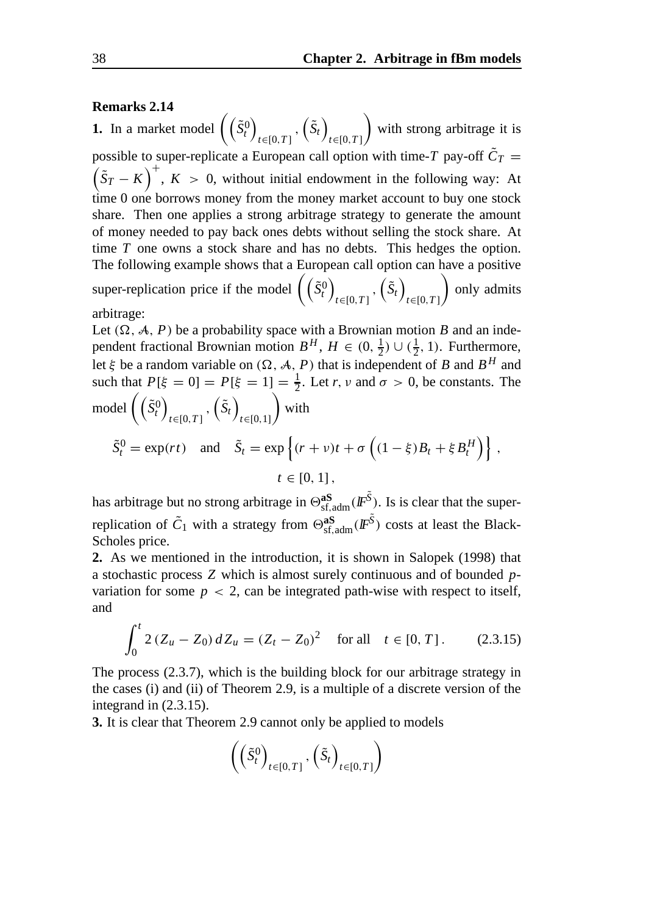**Remarks 2.14**

**1.** In a market model $\left(\left(\tilde{S}_t^0\right)_{t\in[0,T]}, \left(\tilde{S}_t\right)_{t\in[0,T]}\right)$ with strong arbitrage it is possible to super-replicate a European call option with time-$T$ pay-off $\tilde{C}_T = \left(\tilde{S}_T - K\right)^+$, $K > 0$, without initial endowment in the following way: At time 0 one borrows money from the money market account to buy one stock share. Then one applies a strong arbitrage strategy to generate the amount of money needed to pay back ones debts without selling the stock share. At time $T$ one owns a stock share and has no debts. This hedges the option. The following example shows that a European call option can have a positive super-replication price if the model $\left(\left(\tilde{S}_t^0\right)_{t\in[0,T]}, \left(\tilde{S}_t\right)_{t\in[0,T]}\right)$ only admits arbitrage:

Let $(\Omega, \mathcal{A}, P)$ be a probability space with a Brownian motion $B$ and an independent fractional Brownian motion $B^H$, $H \in (0, \frac{1}{2}) \cup (\frac{1}{2}, 1)$. Furthermore, let $\xi$ be a random variable on $(\Omega, \mathcal{A}, P)$ that is independent of $B$ and $B^H$ and such that $P[\xi = 0] = P[\xi = 1] = \frac{1}{2}$. Let $r$, $\nu$ and $\sigma > 0$, be constants. The model $\left(\left(\tilde{S}_t^0\right)_{t\in[0,T]}, \left(\tilde{S}_t\right)_{t\in[0,1]}\right)$ with

$$\tilde{S}_t^0 = \exp(rt) \quad \text{and} \quad \tilde{S}_t = \exp\left\{(r+\nu)t + \sigma\left((1-\xi)B_t + \xi B_t^H\right)\right\}, \qquad t \in [0,1],$$

has arbitrage but no strong arbitrage in $\Theta^{\mathbf{aS}}_{\text{sf,adm}}(\mathbb{F}^{\tilde{S}})$. Is is clear that the super-replication of $\tilde{C}_1$ with a strategy from $\Theta^{\mathbf{aS}}_{\text{sf,adm}}(\mathbb{F}^{\tilde{S}})$ costs at least the Black-Scholes price.

**2.** As we mentioned in the introduction, it is shown in Salopek (1998) that a stochastic process $Z$ which is almost surely continuous and of bounded $p$-variation for some $p < 2$, can be integrated path-wise with respect to itself, and

$$\int_0^t 2\,(Z_u - Z_0)\,dZ_u = (Z_t - Z_0)^2 \quad \text{for all} \quad t \in [0,T]. \tag{2.3.15}$$

The process (2.3.7), which is the building block for our arbitrage strategy in the cases (i) and (ii) of Theorem 2.9, is a multiple of a discrete version of the integrand in (2.3.15).

**3.** It is clear that Theorem 2.9 cannot only be applied to models

$$\left(\left(\tilde{S}_t^0\right)_{t\in[0,T]}, \left(\tilde{S}_t\right)_{t\in[0,T]}\right)$$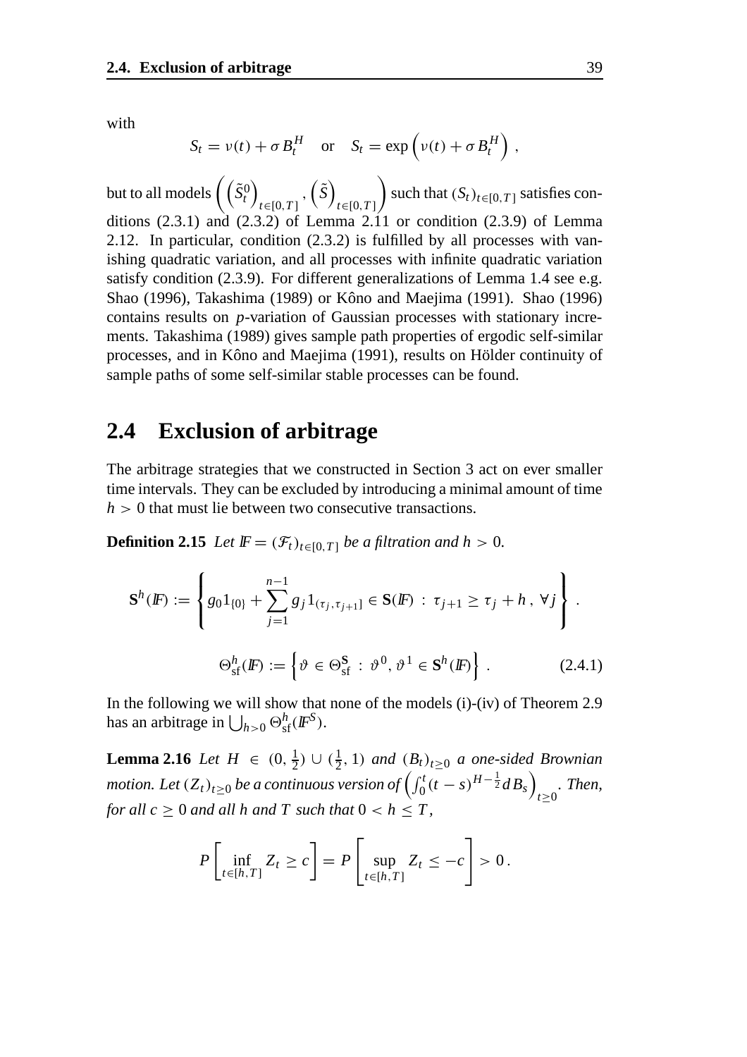with

$$S_t = \nu(t) + \sigma B_t^H \quad \text{or} \quad S_t = \exp\left(\nu(t) + \sigma B_t^H\right) ,$$

but to all models $\left(\left(\tilde{S}_t^0\right)_{t\in[0,T]}, \left(\tilde{S}\right)_{t\in[0,T]}\right)$ such that $(S_t)_{t\in[0,T]}$ satisfies conditions (2.3.1) and (2.3.2) of Lemma 2.11 or condition (2.3.9) of Lemma 2.12. In particular, condition (2.3.2) is fulfilled by all processes with vanishing quadratic variation, and all processes with infinite quadratic variation satisfy condition (2.3.9). For different generalizations of Lemma 1.4 see e.g. Shao (1996), Takashima (1989) or Kôno and Maejima (1991). Shao (1996) contains results on $p$-variation of Gaussian processes with stationary increments. Takashima (1989) gives sample path properties of ergodic self-similar processes, and in Kôno and Maejima (1991), results on Hölder continuity of sample paths of some self-similar stable processes can be found.

## 2.4 Exclusion of arbitrage

The arbitrage strategies that we constructed in Section 3 act on ever smaller time intervals. They can be excluded by introducing a minimal amount of time $h > 0$ that must lie between two consecutive transactions.

**Definition 2.15** *Let $\mathbb{F} = (\mathcal{F}_t)_{t\in[0,T]}$ be a filtration and $h > 0$.*

$$\mathbf{S}^h(\mathbb{F}) := \left\{ g_0 1_{\{0\}} + \sum_{j=1}^{n-1} g_j 1_{(\tau_j,\tau_{j+1}]} \in \mathbf{S}(\mathbb{F}) \; : \; \tau_{j+1} \geq \tau_j + h \, , \; \forall j \right\} .$$

$$\Theta_{\text{sf}}^h(\mathbb{F}) := \left\{ \vartheta \in \Theta_{\text{sf}}^{\mathbf{S}} \; : \; \vartheta^0, \vartheta^1 \in \mathbf{S}^h(\mathbb{F}) \right\} . \tag{2.4.1}$$

In the following we will show that none of the models (i)-(iv) of Theorem 2.9 has an arbitrage in $\bigcup_{h>0} \Theta_{\text{sf}}^h(\mathbb{F}^S)$.

**Lemma 2.16** *Let $H \in (0, \frac{1}{2}) \cup (\frac{1}{2}, 1)$ and $(B_t)_{t\geq 0}$ a one-sided Brownian motion. Let $(Z_t)_{t\geq 0}$ be a continuous version of $\left(\int_0^t (t-s)^{H-\frac{1}{2}} dB_s\right)_{t\geq 0}$. Then, for all $c \geq 0$ and all $h$ and $T$ such that $0 < h \leq T$,*

$$P\left[\inf_{t\in[h,T]} Z_t \geq c\right] = P\left[\sup_{t\in[h,T]} Z_t \leq -c\right] > 0 \, .$$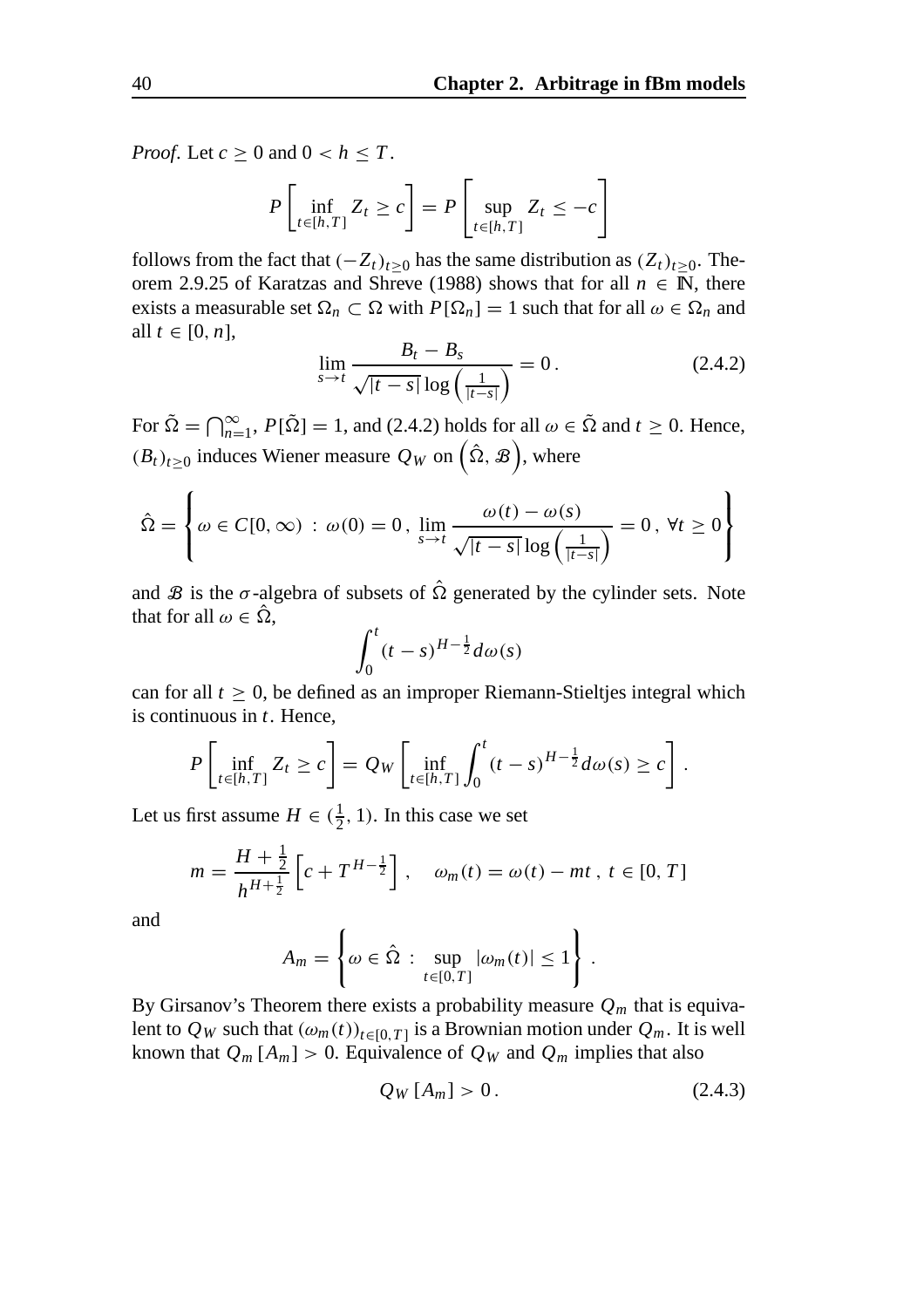*Proof*. Let $c \geq 0$ and $0 < h \leq T$.

$$P\left[\inf_{t \in [h,T]} Z_t \geq c\right] = P\left[\sup_{t \in [h,T]} Z_t \leq -c\right]$$

follows from the fact that $(-Z_t)_{t \geq 0}$ has the same distribution as $(Z_t)_{t \geq 0}$. Theorem 2.9.25 of Karatzas and Shreve (1988) shows that for all $n \in \mathbb{N}$, there exists a measurable set $\Omega_n \subset \Omega$ with $P[\Omega_n] = 1$ such that for all $\omega \in \Omega_n$ and all $t \in [0, n]$,

$$\lim_{s \to t} \frac{B_t - B_s}{\sqrt{|t-s|} \log\left(\frac{1}{|t-s|}\right)} = 0\,. \tag{2.4.2}$$

For $\tilde{\Omega} = \bigcap_{n=1}^{\infty}$, $P[\tilde{\Omega}] = 1$, and (2.4.2) holds for all $\omega \in \tilde{\Omega}$ and $t \geq 0$. Hence, $(B_t)_{t \geq 0}$ induces Wiener measure $Q_W$ on $\left(\hat{\Omega}, \mathcal{B}\right)$, where

$$\hat{\Omega} = \left\{ \omega \in C[0,\infty) \, : \, \omega(0) = 0 \, , \, \lim_{s \to t} \frac{\omega(t) - \omega(s)}{\sqrt{|t-s|} \log\left(\frac{1}{|t-s|}\right)} = 0 \, , \, \forall t \geq 0 \right\}$$

and $\mathcal{B}$ is the $\sigma$-algebra of subsets of $\hat{\Omega}$ generated by the cylinder sets. Note that for all $\omega \in \hat{\Omega}$,

$$\int_0^t (t-s)^{H-\frac{1}{2}} d\omega(s)$$

can for all $t \geq 0$, be defined as an improper Riemann-Stieltjes integral which is continuous in $t$. Hence,

$$P\left[\inf_{t \in [h,T]} Z_t \geq c\right] = Q_W\left[\inf_{t \in [h,T]} \int_0^t (t-s)^{H-\frac{1}{2}} d\omega(s) \geq c\right].$$

Let us first assume $H \in (\frac{1}{2}, 1)$. In this case we set

$$m = \frac{H + \frac{1}{2}}{h^{H+\frac{1}{2}}}\left[c + T^{H-\frac{1}{2}}\right], \quad \omega_m(t) = \omega(t) - mt \, , \, t \in [0,T]$$

and

$$A_m = \left\{ \omega \in \hat{\Omega} \, : \, \sup_{t \in [0,T]} |\omega_m(t)| \leq 1 \right\}.$$

By Girsanov's Theorem there exists a probability measure $Q_m$ that is equivalent to $Q_W$ such that $(\omega_m(t))_{t \in [0,T]}$ is a Brownian motion under $Q_m$. It is well known that $Q_m[A_m] > 0$. Equivalence of $Q_W$ and $Q_m$ implies that also

$$Q_W[A_m] > 0\,. \tag{2.4.3}$$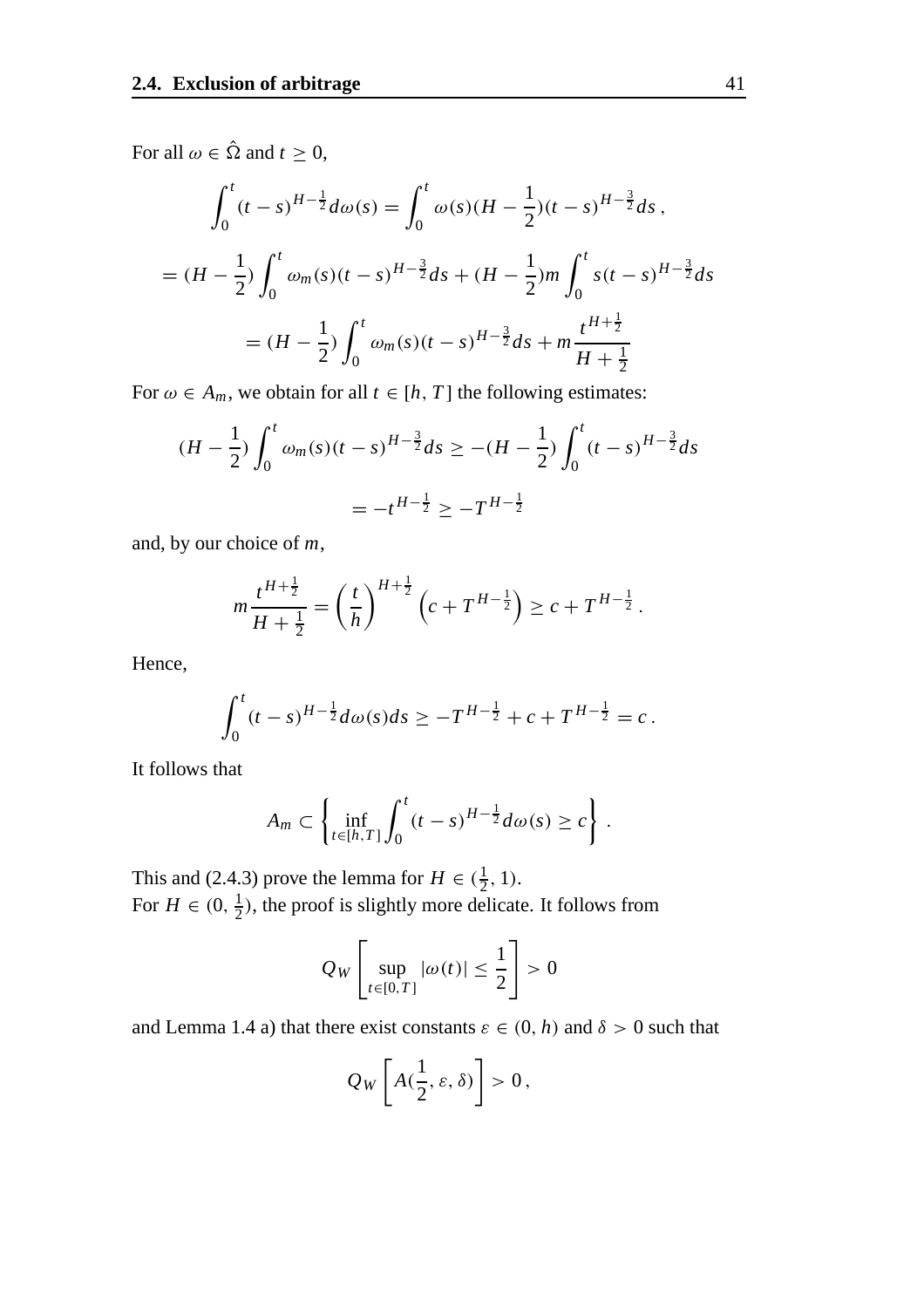For all $\omega \in \hat{\Omega}$ and $t \geq 0$,

$$\int_0^t (t-s)^{H-\frac{1}{2}} d\omega(s) = \int_0^t \omega(s)(H-\frac{1}{2})(t-s)^{H-\frac{3}{2}} ds\,,$$

$$= (H-\frac{1}{2})\int_0^t \omega_m(s)(t-s)^{H-\frac{3}{2}} ds + (H-\frac{1}{2})m\int_0^t s(t-s)^{H-\frac{3}{2}} ds$$

$$= (H-\frac{1}{2})\int_0^t \omega_m(s)(t-s)^{H-\frac{3}{2}} ds + m\frac{t^{H+\frac{1}{2}}}{H+\frac{1}{2}}$$

For $\omega \in A_m$, we obtain for all $t \in [h, T]$ the following estimates:

$$(H-\frac{1}{2})\int_0^t \omega_m(s)(t-s)^{H-\frac{3}{2}} ds \geq -(H-\frac{1}{2})\int_0^t (t-s)^{H-\frac{3}{2}} ds$$

$$= -t^{H-\frac{1}{2}} \geq -T^{H-\frac{1}{2}}$$

and, by our choice of $m$,

$$m\frac{t^{H+\frac{1}{2}}}{H+\frac{1}{2}} = \left(\frac{t}{h}\right)^{H+\frac{1}{2}}\left(c+T^{H-\frac{1}{2}}\right) \geq c + T^{H-\frac{1}{2}}\,.$$

Hence,

$$\int_0^t (t-s)^{H-\frac{1}{2}} d\omega(s) ds \geq -T^{H-\frac{1}{2}} + c + T^{H-\frac{1}{2}} = c\,.$$

It follows that

$$A_m \subset \left\{ \inf_{t\in[h,T]} \int_0^t (t-s)^{H-\frac{1}{2}} d\omega(s) \geq c \right\}\,.$$

This and (2.4.3) prove the lemma for $H \in (\frac{1}{2}, 1)$.
For $H \in (0, \frac{1}{2})$, the proof is slightly more delicate. It follows from

$$Q_W\left[\sup_{t\in[0,T]} |\omega(t)| \leq \frac{1}{2}\right] > 0$$

and Lemma 1.4 a) that there exist constants $\varepsilon \in (0, h)$ and $\delta > 0$ such that

$$Q_W\left[A(\frac{1}{2}, \varepsilon, \delta)\right] > 0\,,$$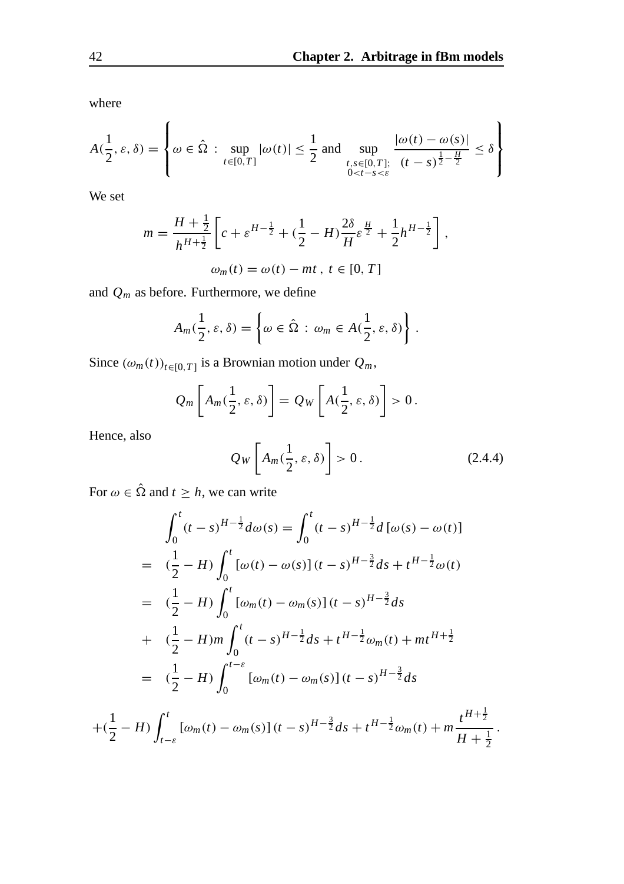where

$$
A(\frac{1}{2},\varepsilon,\delta) = \left\{ \omega \in \hat{\Omega} \,:\, \sup_{t\in[0,T]} |\omega(t)| \leq \frac{1}{2} \text{ and } \sup_{\substack{t,s\in[0,T];\\ 0<t-s<\varepsilon}} \frac{|\omega(t)-\omega(s)|}{(t-s)^{\frac{1}{2}-\frac{H}{2}}} \leq \delta \right\}
$$

We set

$$
m = \frac{H+\frac{1}{2}}{h^{H+\frac{1}{2}}} \left[ c + \varepsilon^{H-\frac{1}{2}} + (\frac{1}{2}-H)\frac{2\delta}{H}\varepsilon^{\frac{H}{2}} + \frac{1}{2}h^{H-\frac{1}{2}} \right],
$$

$$
\omega_m(t) = \omega(t) - mt \,,\ t \in [0,T]
$$

and $Q_m$ as before. Furthermore, we define

$$
A_m(\frac{1}{2},\varepsilon,\delta) = \left\{ \omega \in \hat{\Omega} \,:\, \omega_m \in A(\frac{1}{2},\varepsilon,\delta) \right\}.
$$

Since $(\omega_m(t))_{t\in[0,T]}$ is a Brownian motion under $Q_m$,

$$
Q_m\left[A_m(\frac{1}{2},\varepsilon,\delta)\right] = Q_W\left[A(\frac{1}{2},\varepsilon,\delta)\right] > 0\,.
$$

Hence, also

$$
Q_W\left[A_m(\frac{1}{2},\varepsilon,\delta)\right] > 0\,. \tag{2.4.4}
$$

For $\omega \in \hat{\Omega}$ and $t \geq h$, we can write

$$
\begin{aligned}
& \int_0^t (t-s)^{H-\frac{1}{2}} d\omega(s) = \int_0^t (t-s)^{H-\frac{1}{2}} d\left[\omega(s)-\omega(t)\right] \\
= \ & (\frac{1}{2}-H)\int_0^t \left[\omega(t)-\omega(s)\right](t-s)^{H-\frac{3}{2}} ds + t^{H-\frac{1}{2}}\omega(t) \\
= \ & (\frac{1}{2}-H)\int_0^t \left[\omega_m(t)-\omega_m(s)\right](t-s)^{H-\frac{3}{2}} ds \\
+ \ & (\frac{1}{2}-H)m\int_0^t (t-s)^{H-\frac{1}{2}} ds + t^{H-\frac{1}{2}}\omega_m(t) + mt^{H+\frac{1}{2}} \\
= \ & (\frac{1}{2}-H)\int_0^{t-\varepsilon} \left[\omega_m(t)-\omega_m(s)\right](t-s)^{H-\frac{3}{2}} ds
\end{aligned}
$$

$$
+(\frac{1}{2}-H)\int_{t-\varepsilon}^t \left[\omega_m(t)-\omega_m(s)\right](t-s)^{H-\frac{3}{2}} ds + t^{H-\frac{1}{2}}\omega_m(t) + m\frac{t^{H+\frac{1}{2}}}{H+\frac{1}{2}}\,.
$$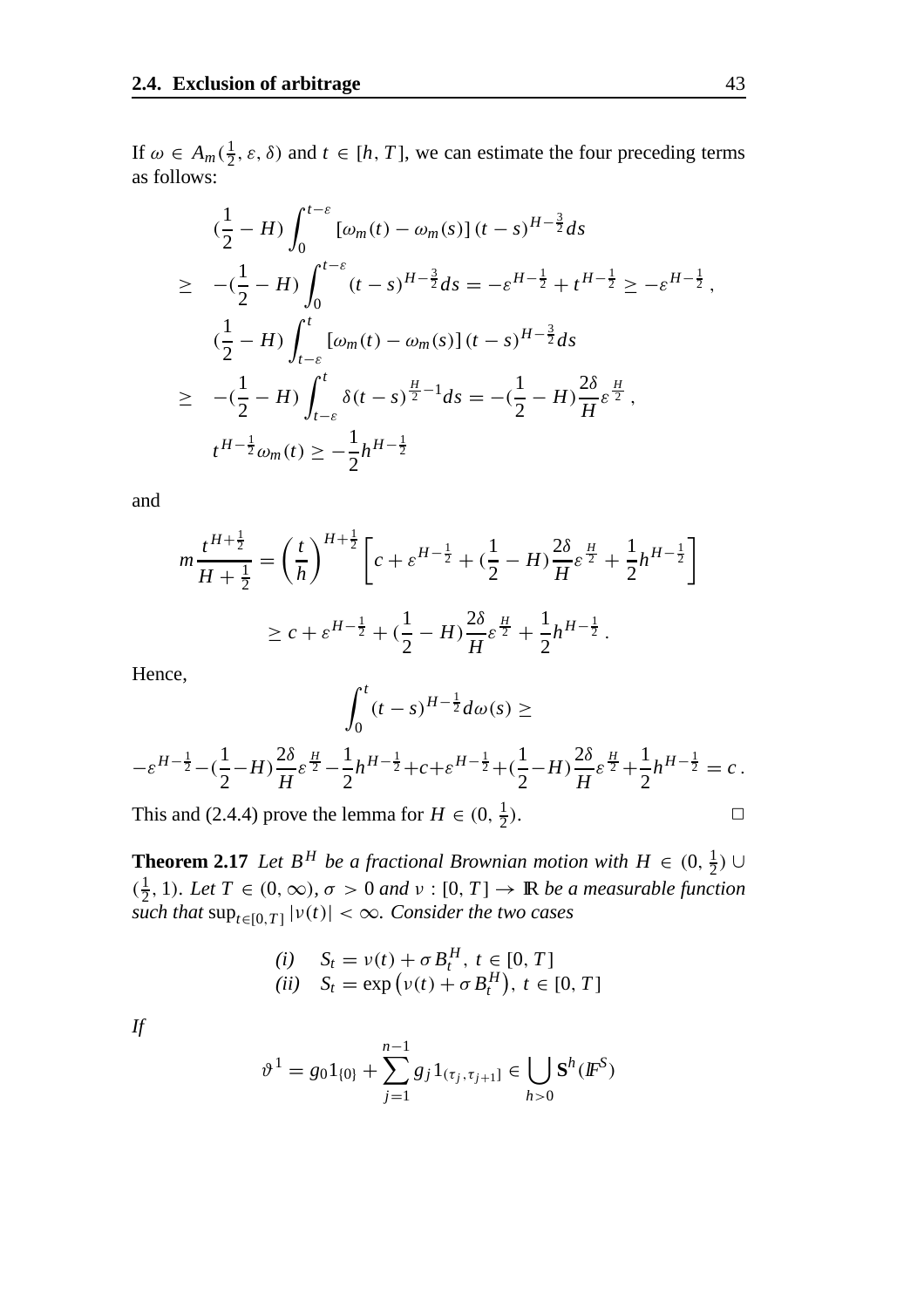If $\omega \in A_m(\frac{1}{2}, \varepsilon, \delta)$ and $t \in [h, T]$, we can estimate the four preceding terms as follows:

$$
\begin{aligned}
& (\frac{1}{2} - H) \int_0^{t-\varepsilon} [\omega_m(t) - \omega_m(s)] \, (t-s)^{H-\frac{3}{2}} ds \\
\geq \;\; & -(\frac{1}{2} - H) \int_0^{t-\varepsilon} (t-s)^{H-\frac{3}{2}} ds = -\varepsilon^{H-\frac{1}{2}} + t^{H-\frac{1}{2}} \geq -\varepsilon^{H-\frac{1}{2}} \,, \\
& (\frac{1}{2} - H) \int_{t-\varepsilon}^{t} [\omega_m(t) - \omega_m(s)] \, (t-s)^{H-\frac{3}{2}} ds \\
\geq \;\; & -(\frac{1}{2} - H) \int_{t-\varepsilon}^{t} \delta (t-s)^{\frac{H}{2}-1} ds = -(\frac{1}{2} - H) \frac{2\delta}{H} \varepsilon^{\frac{H}{2}} \,, \\
& t^{H-\frac{1}{2}} \omega_m(t) \geq -\frac{1}{2} h^{H-\frac{1}{2}}
\end{aligned}
$$

and

$$
\begin{aligned}
m \frac{t^{H+\frac{1}{2}}}{H + \frac{1}{2}} &= \left( \frac{t}{h} \right)^{H+\frac{1}{2}} \left[ c + \varepsilon^{H-\frac{1}{2}} + (\frac{1}{2} - H) \frac{2\delta}{H} \varepsilon^{\frac{H}{2}} + \frac{1}{2} h^{H-\frac{1}{2}} \right] \\
&\geq c + \varepsilon^{H-\frac{1}{2}} + (\frac{1}{2} - H) \frac{2\delta}{H} \varepsilon^{\frac{H}{2}} + \frac{1}{2} h^{H-\frac{1}{2}} \,.
\end{aligned}
$$

Hence,

$$
\int_0^t (t-s)^{H-\frac{1}{2}} d\omega(s) \geq
$$

$$
-\varepsilon^{H-\frac{1}{2}} - (\frac{1}{2} - H) \frac{2\delta}{H} \varepsilon^{\frac{H}{2}} - \frac{1}{2} h^{H-\frac{1}{2}} + c + \varepsilon^{H-\frac{1}{2}} + (\frac{1}{2} - H) \frac{2\delta}{H} \varepsilon^{\frac{H}{2}} + \frac{1}{2} h^{H-\frac{1}{2}} = c \,.
$$

This and (2.4.4) prove the lemma for $H \in (0, \frac{1}{2})$. □

**Theorem 2.17** *Let $B^H$ be a fractional Brownian motion with $H \in (0, \frac{1}{2}) \cup (\frac{1}{2}, 1)$. Let $T \in (0, \infty)$, $\sigma > 0$ and $\nu : [0, T] \to \mathbb{R}$ be a measurable function such that $\sup_{t \in [0,T]} |\nu(t)| < \infty$. Consider the two cases*

$$
\begin{array}{ll}
(i) & S_t = \nu(t) + \sigma B_t^H, \; t \in [0, T] \\
(ii) & S_t = \exp\left(\nu(t) + \sigma B_t^H\right), \; t \in [0, T]
\end{array}
$$

*If*

$$
\vartheta^1 = g_0 1_{\{0\}} + \sum_{j=1}^{n-1} g_j 1_{(\tau_j, \tau_{j+1}]} \in \bigcup_{h > 0} \mathbf{S}^h(\mathbb{F}^S)
$$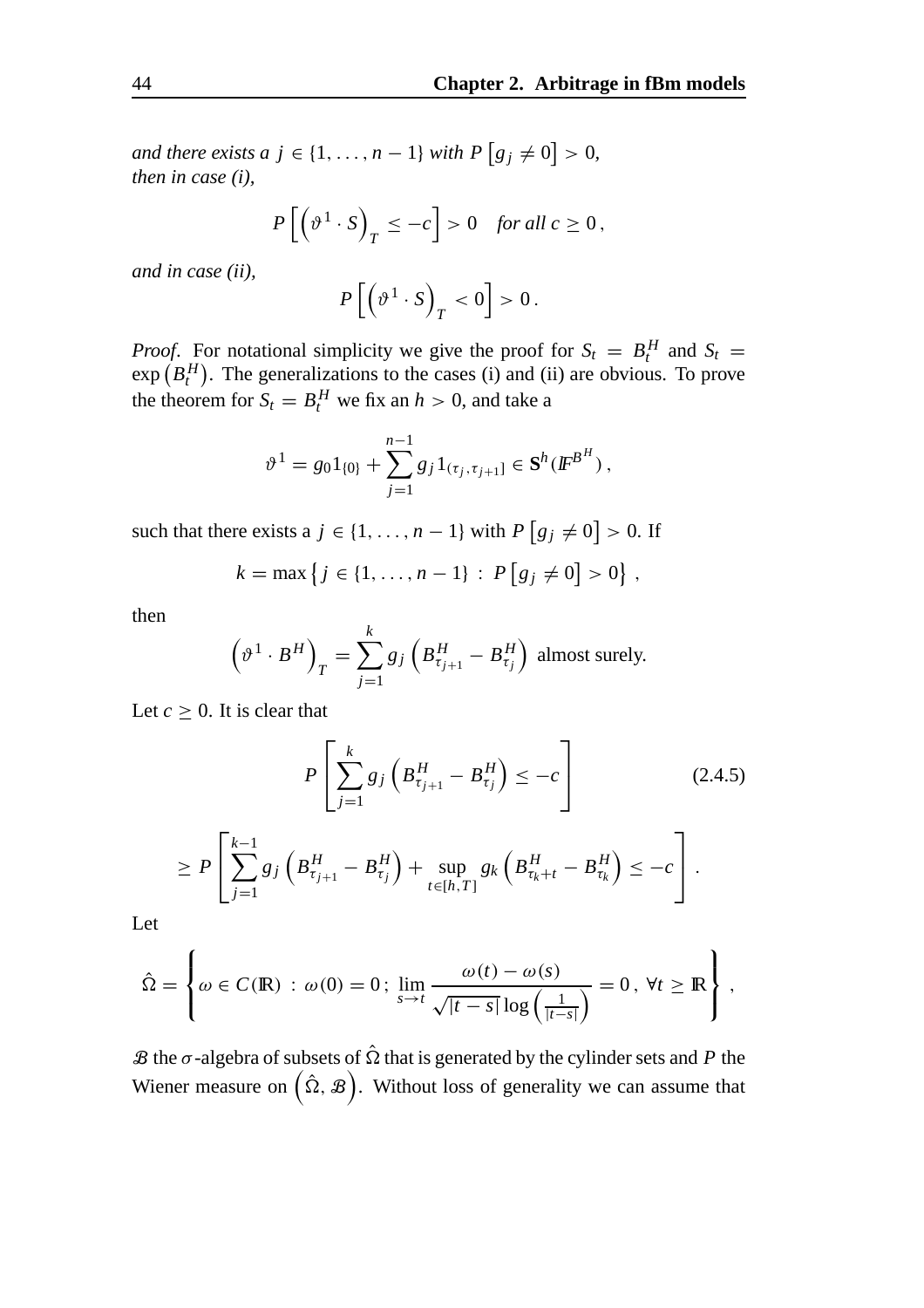*and there exists a* $j \in \{1, \ldots, n-1\}$ *with* $P\left[g_j \neq 0\right] > 0$, *then in case (i),*

$$P\left[\left(\vartheta^1 \cdot S\right)_T \leq -c\right] > 0 \quad \textit{for all } c \geq 0\,,$$

*and in case (ii),*

$$P\left[\left(\vartheta^1 \cdot S\right)_T < 0\right] > 0\,.$$

*Proof.* For notational simplicity we give the proof for $S_t = B^H_t$ and $S_t = \exp\left(B^H_t\right)$. The generalizations to the cases (i) and (ii) are obvious. To prove the theorem for $S_t = B^H_t$ we fix an $h > 0$, and take a

$$\vartheta^1 = g_0 1_{\{0\}} + \sum_{j=1}^{n-1} g_j 1_{(\tau_j, \tau_{j+1}]} \in \mathbf{S}^h(\mathbb{F}^{B^H})\,,$$

such that there exists a $j \in \{1, \ldots, n-1\}$ with $P\left[g_j \neq 0\right] > 0$. If

$$k = \max\left\{j \in \{1, \ldots, n-1\} \,:\, P\left[g_j \neq 0\right] > 0\right\}\,,$$

then

$$\left(\vartheta^1 \cdot B^H\right)_T = \sum_{j=1}^{k} g_j \left(B^H_{\tau_{j+1}} - B^H_{\tau_j}\right) \text{ almost surely.}$$

Let $c \geq 0$. It is clear that

$$P\left[\sum_{j=1}^{k} g_j \left(B^H_{\tau_{j+1}} - B^H_{\tau_j}\right) \leq -c\right] \tag{2.4.5}$$

$$\geq P\left[\sum_{j=1}^{k-1} g_j \left(B^H_{\tau_{j+1}} - B^H_{\tau_j}\right) + \sup_{t \in [h,T]} g_k \left(B^H_{\tau_k + t} - B^H_{\tau_k}\right) \leq -c\right].$$

Let

$$\hat{\Omega} = \left\{\omega \in C(\mathbb{R}) \,:\, \omega(0) = 0\,;\, \lim_{s \to t} \frac{\omega(t) - \omega(s)}{\sqrt{|t-s|}\log\left(\frac{1}{|t-s|}\right)} = 0\,,\ \forall t \geq \mathbb{R}\right\}\,,$$

$\mathcal{B}$ the $\sigma$-algebra of subsets of $\hat{\Omega}$ that is generated by the cylinder sets and $P$ the Wiener measure on $\left(\hat{\Omega}, \mathcal{B}\right)$. Without loss of generality we can assume that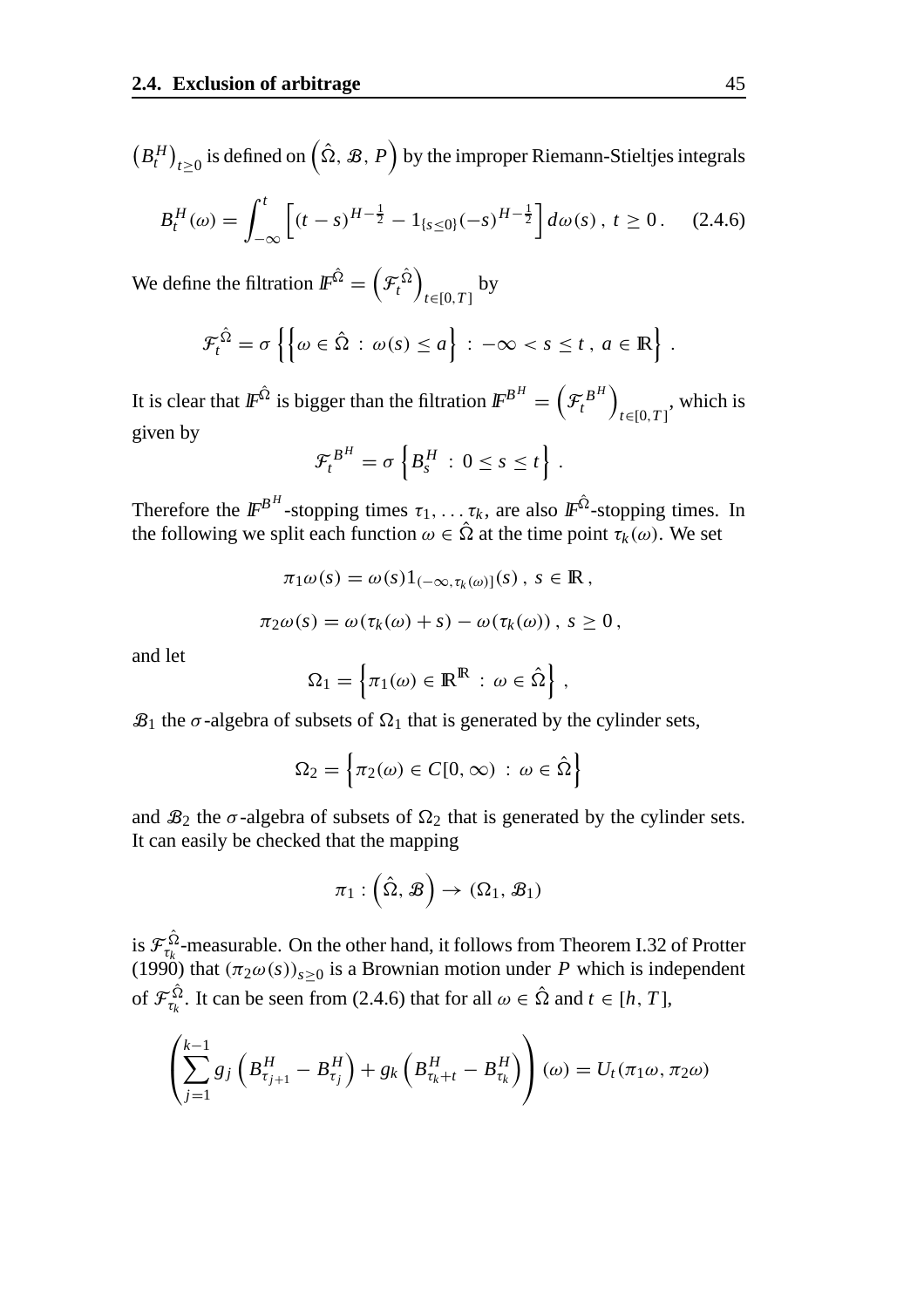$\left(B_t^H\right)_{t \geq 0}$ is defined on $\left(\hat{\Omega}, \mathcal{B}, P\right)$ by the improper Riemann-Stieltjes integrals

$$B_t^H(\omega) = \int_{-\infty}^{t} \left[ (t-s)^{H-\frac{1}{2}} - 1_{\{s \leq 0\}}(-s)^{H-\frac{1}{2}} \right] d\omega(s) \,,\; t \geq 0 \,. \qquad (2.4.6)$$

We define the filtration $\mathbb{F}^{\hat{\Omega}} = \left(\mathcal{F}_t^{\hat{\Omega}}\right)_{t \in [0,T]}$ by

$$\mathcal{F}_t^{\hat{\Omega}} = \sigma \left\{ \left\{ \omega \in \hat{\Omega} \,:\, \omega(s) \leq a \right\} \,:\, -\infty < s \leq t \,,\; a \in \mathbb{R} \right\} \,.$$

It is clear that $\mathbb{F}^{\hat{\Omega}}$ is bigger than the filtration $\mathbb{F}^{B^H} = \left(\mathcal{F}_t^{B^H}\right)_{t \in [0,T]}$, which is given by

$$\mathcal{F}_t^{B^H} = \sigma \left\{ B_s^H \,:\, 0 \leq s \leq t \right\} \,.$$

Therefore the $\mathbb{F}^{B^H}$-stopping times $\tau_1, \ldots \tau_k$, are also $\mathbb{F}^{\hat{\Omega}}$-stopping times. In the following we split each function $\omega \in \hat{\Omega}$ at the time point $\tau_k(\omega)$. We set

$$\pi_1 \omega(s) = \omega(s) 1_{(-\infty, \tau_k(\omega)]}(s) \,,\; s \in \mathbb{R} \,,$$

$$\pi_2 \omega(s) = \omega(\tau_k(\omega) + s) - \omega(\tau_k(\omega)) \,,\; s \geq 0 \,,$$

and let

$$\Omega_1 = \left\{ \pi_1(\omega) \in \mathbb{R}^{\mathbb{R}} \,:\, \omega \in \hat{\Omega} \right\} \,,$$

$\mathcal{B}_1$ the $\sigma$-algebra of subsets of $\Omega_1$ that is generated by the cylinder sets,

$$\Omega_2 = \left\{ \pi_2(\omega) \in C[0, \infty) \,:\, \omega \in \hat{\Omega} \right\}$$

and $\mathcal{B}_2$ the $\sigma$-algebra of subsets of $\Omega_2$ that is generated by the cylinder sets. It can easily be checked that the mapping

$$\pi_1 : \left(\hat{\Omega}, \mathcal{B}\right) \to \left(\Omega_1, \mathcal{B}_1\right)$$

is $\mathcal{F}_{\tau_k}^{\hat{\Omega}}$-measurable. On the other hand, it follows from Theorem I.32 of Protter (1990) that $(\pi_2 \omega(s))_{s \geq 0}$ is a Brownian motion under $P$ which is independent of $\mathcal{F}_{\tau_k}^{\hat{\Omega}}$. It can be seen from (2.4.6) that for all $\omega \in \hat{\Omega}$ and $t \in [h, T]$,

$$\left( \sum_{j=1}^{k-1} g_j \left( B_{\tau_{j+1}}^H - B_{\tau_j}^H \right) + g_k \left( B_{\tau_k + t}^H - B_{\tau_k}^H \right) \right)(\omega) = U_t(\pi_1 \omega, \pi_2 \omega)$$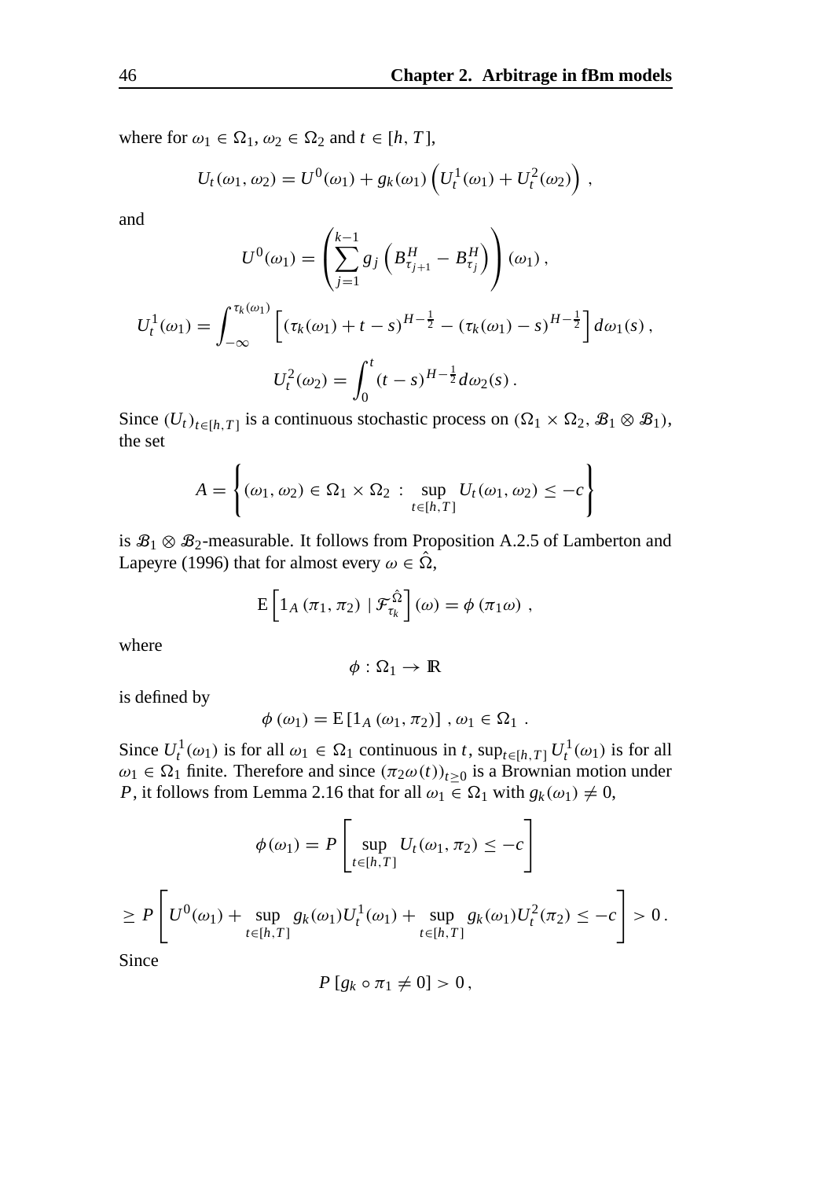where for $\omega_1 \in \Omega_1$, $\omega_2 \in \Omega_2$ and $t \in [h, T]$,

$$U_t(\omega_1, \omega_2) = U^0(\omega_1) + g_k(\omega_1)\left(U_t^1(\omega_1) + U_t^2(\omega_2)\right) ,$$

and

$$U^0(\omega_1) = \left(\sum_{j=1}^{k-1} g_j \left(B^H_{\tau_{j+1}} - B^H_{\tau_j}\right)\right)(\omega_1) ,$$

$$U_t^1(\omega_1) = \int_{-\infty}^{\tau_k(\omega_1)} \left[(\tau_k(\omega_1) + t - s)^{H-\frac{1}{2}} - (\tau_k(\omega_1) - s)^{H-\frac{1}{2}}\right] d\omega_1(s) ,$$

$$U_t^2(\omega_2) = \int_0^t (t-s)^{H-\frac{1}{2}} d\omega_2(s) .$$

Since $(U_t)_{t\in[h,T]}$ is a continuous stochastic process on $(\Omega_1 \times \Omega_2, \mathcal{B}_1 \otimes \mathcal{B}_1)$, the set

$$A = \left\{(\omega_1, \omega_2) \in \Omega_1 \times \Omega_2 \, : \, \sup_{t\in[h,T]} U_t(\omega_1, \omega_2) \leq -c\right\}$$

is $\mathcal{B}_1 \otimes \mathcal{B}_2$-measurable. It follows from Proposition A.2.5 of Lamberton and Lapeyre (1996) that for almost every $\omega \in \hat{\Omega}$,

$$\mathrm{E}\left[1_A(\pi_1, \pi_2) \mid \mathcal{F}^{\hat{\Omega}}_{\tau_k}\right](\omega) = \phi(\pi_1 \omega) ,$$

where

$$\phi : \Omega_1 \to \mathbb{R}$$

is defined by

$$\phi(\omega_1) = \mathrm{E}\left[1_A(\omega_1, \pi_2)\right] , \omega_1 \in \Omega_1 .$$

Since $U_t^1(\omega_1)$ is for all $\omega_1 \in \Omega_1$ continuous in $t$, $\sup_{t\in[h,T]} U_t^1(\omega_1)$ is for all $\omega_1 \in \Omega_1$ finite. Therefore and since $(\pi_2\omega(t))_{t\geq 0}$ is a Brownian motion under $P$, it follows from Lemma 2.16 that for all $\omega_1 \in \Omega_1$ with $g_k(\omega_1) \neq 0$,

$$\phi(\omega_1) = P\left[\sup_{t\in[h,T]} U_t(\omega_1, \pi_2) \leq -c\right]$$

$$\geq P\left[U^0(\omega_1) + \sup_{t\in[h,T]} g_k(\omega_1)U_t^1(\omega_1) + \sup_{t\in[h,T]} g_k(\omega_1)U_t^2(\pi_2) \leq -c\right] > 0 .$$

Since

$$P\left[g_k \circ \pi_1 \neq 0\right] > 0 ,$$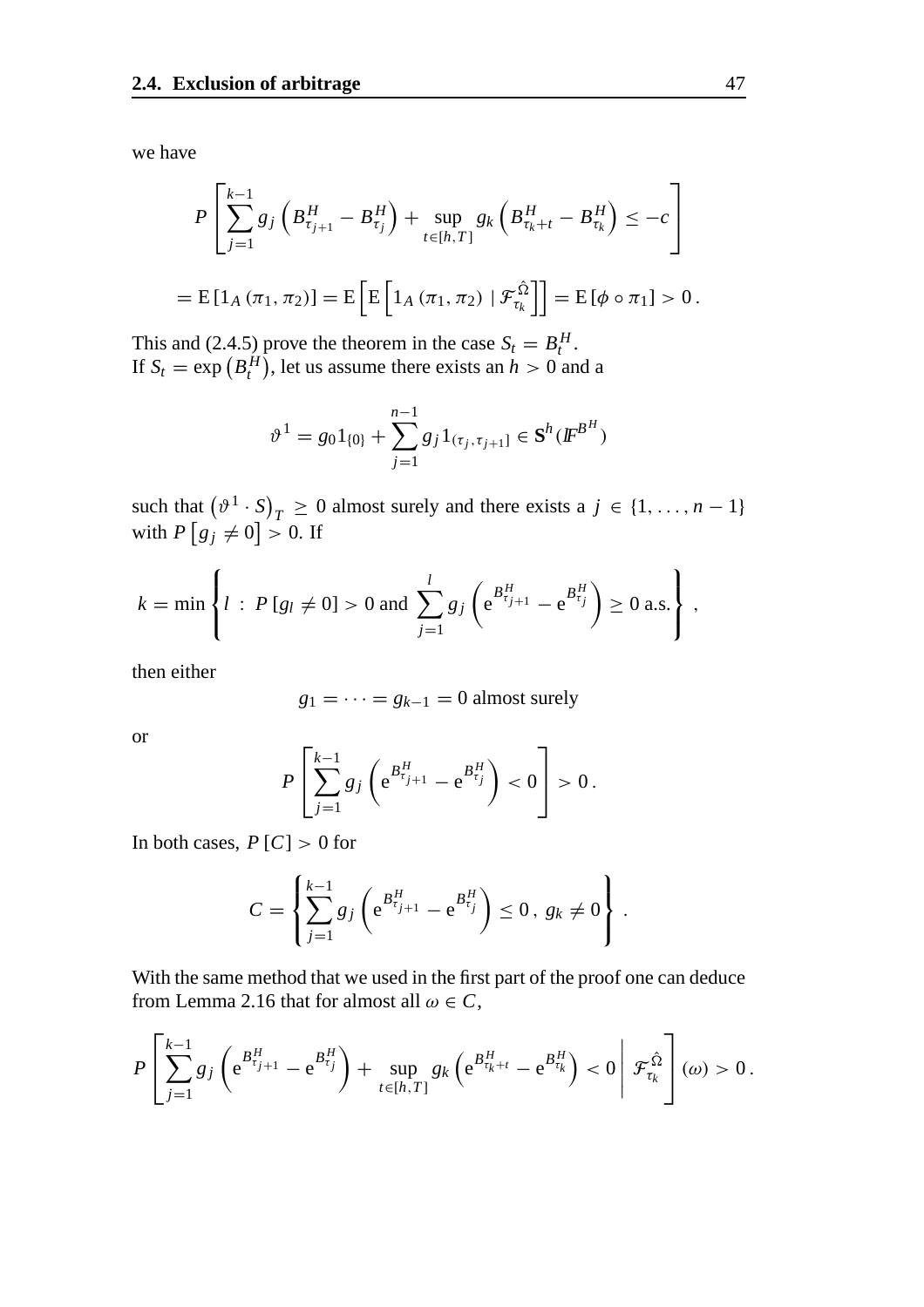we have

$$
P\left[\sum_{j=1}^{k-1} g_j\left(B^H_{\tau_{j+1}} - B^H_{\tau_j}\right) + \sup_{t\in[h,T]} g_k\left(B^H_{\tau_k+t} - B^H_{\tau_k}\right) \le -c\right]
$$

$$
= \mathrm{E}\left[1_A(\pi_1,\pi_2)\right] = \mathrm{E}\left[\mathrm{E}\left[1_A(\pi_1,\pi_2) \mid \mathcal{F}^{\hat{\Omega}}_{\tau_k}\right]\right] = \mathrm{E}\left[\phi\circ\pi_1\right] > 0\,.
$$

This and (2.4.5) prove the theorem in the case $S_t = B^H_t$.
If $S_t = \exp\left(B^H_t\right)$, let us assume there exists an $h > 0$ and a

$$
\vartheta^1 = g_0 1_{\{0\}} + \sum_{j=1}^{n-1} g_j 1_{(\tau_j,\tau_{j+1}]} \in \mathbf{S}^h(\mathbb{F}^{B^H})
$$

such that $\left(\vartheta^1\cdot S\right)_T \ge 0$ almost surely and there exists a $j \in \{1,\dots,n-1\}$ with $P\left[g_j \neq 0\right] > 0$. If

$$
k = \min\left\{ l \,:\, P\left[g_l \neq 0\right] > 0 \text{ and } \sum_{j=1}^{l} g_j\left(\mathrm{e}^{B^H_{\tau_{j+1}}} - \mathrm{e}^{B^H_{\tau_j}}\right) \ge 0 \text{ a.s.}\right\}\,,
$$

then either

$$
g_1 = \dots = g_{k-1} = 0 \text{ almost surely}
$$

or

$$
P\left[\sum_{j=1}^{k-1} g_j\left(\mathrm{e}^{B^H_{\tau_{j+1}}} - \mathrm{e}^{B^H_{\tau_j}}\right) < 0\right] > 0\,.
$$

In both cases, $P[C] > 0$ for

$$
C = \left\{\sum_{j=1}^{k-1} g_j\left(\mathrm{e}^{B^H_{\tau_{j+1}}} - \mathrm{e}^{B^H_{\tau_j}}\right) \le 0\,,\; g_k \neq 0\right\}\,.
$$

With the same method that we used in the first part of the proof one can deduce from Lemma 2.16 that for almost all $\omega \in C$,

$$
P\left[\sum_{j=1}^{k-1} g_j\left(\mathrm{e}^{B^H_{\tau_{j+1}}} - \mathrm{e}^{B^H_{\tau_j}}\right) + \sup_{t\in[h,T]} g_k\left(\mathrm{e}^{B^H_{\tau_k+t}} - \mathrm{e}^{B^H_{\tau_k}}\right) < 0 \,\middle|\, \mathcal{F}^{\hat{\Omega}}_{\tau_k}\right](\omega) > 0\,.
$$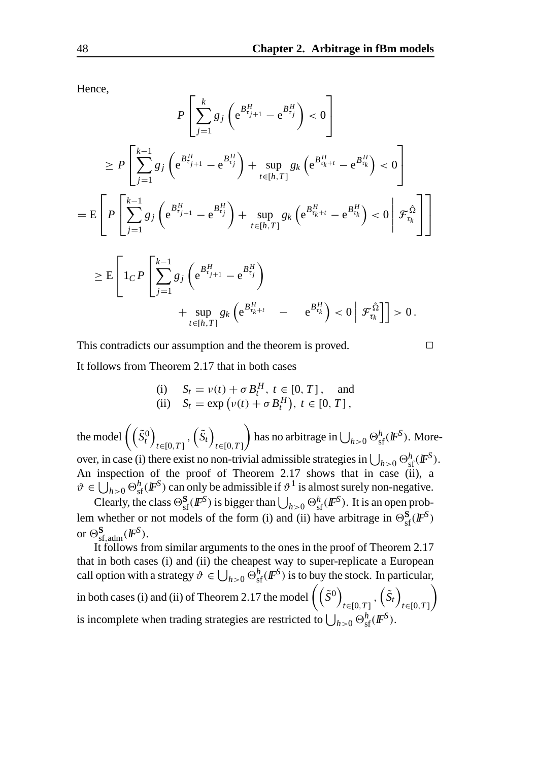Hence,

$$
\begin{aligned}
& P\left[\sum_{j=1}^{k} g_j \left(\mathrm{e}^{B^H_{\tau_{j+1}}} - \mathrm{e}^{B^H_{\tau_j}}\right) < 0\right] \\
&\geq P\left[\sum_{j=1}^{k-1} g_j \left(\mathrm{e}^{B^H_{\tau_{j+1}}} - \mathrm{e}^{B^H_{\tau_j}}\right) + \sup_{t\in[h,T]} g_k \left(\mathrm{e}^{B^H_{\tau_k+t}} - \mathrm{e}^{B^H_{\tau_k}}\right) < 0\right] \\
&= \mathrm{E}\left[P\left[\sum_{j=1}^{k-1} g_j \left(\mathrm{e}^{B^H_{\tau_{j+1}}} - \mathrm{e}^{B^H_{\tau_j}}\right) + \sup_{t\in[h,T]} g_k \left(\mathrm{e}^{B^H_{\tau_k+t}} - \mathrm{e}^{B^H_{\tau_k}}\right) < 0 \,\middle|\, \mathcal{F}^{\hat{\Omega}}_{\tau_k}\right]\right] \\
&\geq \mathrm{E}\left[1_C P\left[\sum_{j=1}^{k-1} g_j \left(\mathrm{e}^{B^H_{\tau_{j+1}}} - \mathrm{e}^{B^H_{\tau_j}}\right) \right.\right. \\
&\qquad\qquad \left.\left. + \sup_{t\in[h,T]} g_k \left(\mathrm{e}^{B^H_{\tau_k+t}} - \mathrm{e}^{B^H_{\tau_k}}\right) < 0 \,\middle|\, \mathcal{F}^{\hat{\Omega}}_{\tau_k}\right]\right] > 0 \,.
\end{aligned}
$$

This contradicts our assumption and the theorem is proved. □

It follows from Theorem 2.17 that in both cases

$$
\begin{aligned}
&\text{(i)} \quad S_t = \nu(t) + \sigma B^H_t,\ t \in [0,T]\,, \quad \text{and} \\
&\text{(ii)} \quad S_t = \exp\left(\nu(t) + \sigma B^H_t\right),\ t \in [0,T]\,,
\end{aligned}
$$

the model $\left(\left(\tilde{S}^0_t\right)_{t\in[0,T]}, \left(\tilde{S}_t\right)_{t\in[0,T]}\right)$ has no arbitrage in $\bigcup_{h>0} \Theta^h_{\mathrm{sf}}(\mathbb{F}^S)$. Moreover, in case (i) there exist no non-trivial admissible strategies in $\bigcup_{h>0} \Theta^h_{\mathrm{sf}}(\mathbb{F}^S)$. An inspection of the proof of Theorem 2.17 shows that in case (ii), a $\vartheta \in \bigcup_{h>0} \Theta^h_{\mathrm{sf}}(\mathbb{F}^S)$ can only be admissible if $\vartheta^1$ is almost surely non-negative.

Clearly, the class $\Theta^{\mathbf{S}}_{\mathrm{sf}}(\mathbb{F}^S)$ is bigger than $\bigcup_{h>0} \Theta^h_{\mathrm{sf}}(\mathbb{F}^S)$. It is an open problem whether or not models of the form (i) and (ii) have arbitrage in $\Theta^{\mathbf{S}}_{\mathrm{sf}}(\mathbb{F}^S)$ or $\Theta^{\mathbf{S}}_{\mathrm{sf,adm}}(\mathbb{F}^S)$.

It follows from similar arguments to the ones in the proof of Theorem 2.17 that in both cases (i) and (ii) the cheapest way to super-replicate a European call option with a strategy $\vartheta \in \bigcup_{h>0} \Theta^h_{\mathrm{sf}}(\mathbb{F}^S)$ is to buy the stock. In particular, in both cases (i) and (ii) of Theorem 2.17 the model $\left(\left(\tilde{S}^0\right)_{t\in[0,T]}, \left(\tilde{S}_t\right)_{t\in[0,T]}\right)$ is incomplete when trading strategies are restricted to $\bigcup_{h>0} \Theta^h_{\mathrm{sf}}(\mathbb{F}^S)$.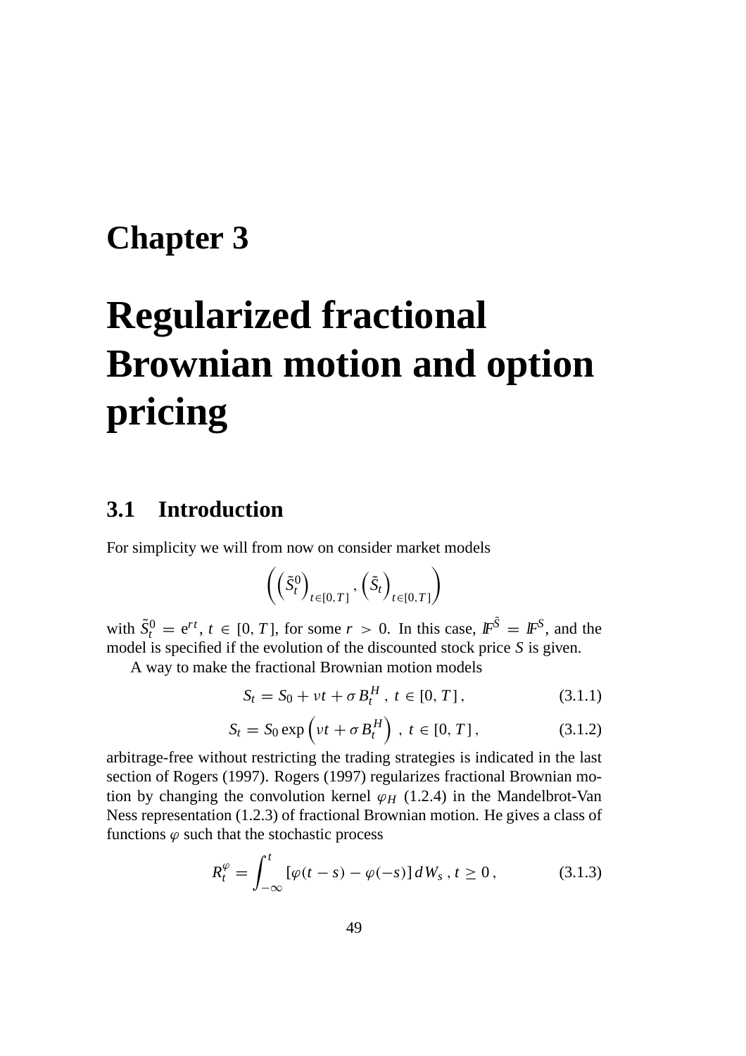# Chapter 3

# Regularized fractional Brownian motion and option pricing

## 3.1 Introduction

For simplicity we will from now on consider market models

$$\left(\left(\tilde{S}_t^0\right)_{t\in[0,T]}, \left(\tilde{S}_t\right)_{t\in[0,T]}\right)$$

with $\tilde{S}_t^0 = e^{rt}$, $t \in [0, T]$, for some $r > 0$. In this case, $\mathbb{F}^{\tilde{S}} = \mathbb{F}^S$, and the model is specified if the evolution of the discounted stock price $S$ is given.

A way to make the fractional Brownian motion models

$$S_t = S_0 + \nu t + \sigma B_t^H \, , \; t \in [0, T] \, , \tag{3.1.1}$$

$$S_t = S_0 \exp\left(\nu t + \sigma B_t^H\right) \, , \; t \in [0, T] \, , \tag{3.1.2}$$

arbitrage-free without restricting the trading strategies is indicated in the last section of Rogers (1997). Rogers (1997) regularizes fractional Brownian motion by changing the convolution kernel $\varphi_H$ (1.2.4) in the Mandelbrot-Van Ness representation (1.2.3) of fractional Brownian motion. He gives a class of functions $\varphi$ such that the stochastic process

$$R_t^\varphi = \int_{-\infty}^{t} [\varphi(t-s) - \varphi(-s)] \, dW_s \, , \, t \geq 0 \, , \tag{3.1.3}$$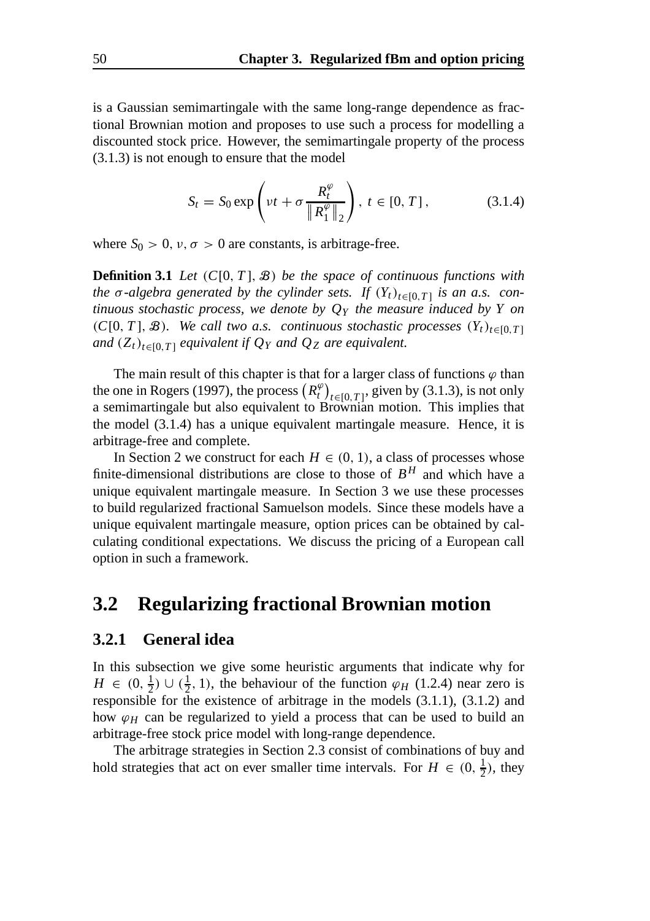is a Gaussian semimartingale with the same long-range dependence as fractional Brownian motion and proposes to use such a process for modelling a discounted stock price. However, the semimartingale property of the process (3.1.3) is not enough to ensure that the model

$$S_t = S_0 \exp\left(\nu t + \sigma \frac{R_t^{\varphi}}{\left\| R_1^{\varphi} \right\|_2}\right), \ t \in [0, T], \tag{3.1.4}$$

where $S_0 > 0$, $\nu, \sigma > 0$ are constants, is arbitrage-free.

**Definition 3.1** *Let $(C[0, T], \mathcal{B})$ be the space of continuous functions with the $\sigma$-algebra generated by the cylinder sets. If $(Y_t)_{t \in [0,T]}$ is an a.s. continuous stochastic process, we denote by $Q_Y$ the measure induced by $Y$ on $(C[0, T], \mathcal{B})$. We call two a.s. continuous stochastic processes $(Y_t)_{t \in [0,T]}$ and $(Z_t)_{t \in [0,T]}$ equivalent if $Q_Y$ and $Q_Z$ are equivalent.*

The main result of this chapter is that for a larger class of functions $\varphi$ than the one in Rogers (1997), the process $\left(R_t^{\varphi}\right)_{t \in [0,T]}$, given by (3.1.3), is not only a semimartingale but also equivalent to Brownian motion. This implies that the model (3.1.4) has a unique equivalent martingale measure. Hence, it is arbitrage-free and complete.

In Section 2 we construct for each $H \in (0, 1)$, a class of processes whose finite-dimensional distributions are close to those of $B^H$ and which have a unique equivalent martingale measure. In Section 3 we use these processes to build regularized fractional Samuelson models. Since these models have a unique equivalent martingale measure, option prices can be obtained by calculating conditional expectations. We discuss the pricing of a European call option in such a framework.

## 3.2 Regularizing fractional Brownian motion

### 3.2.1 General idea

In this subsection we give some heuristic arguments that indicate why for $H \in (0, \frac{1}{2}) \cup (\frac{1}{2}, 1)$, the behaviour of the function $\varphi_H$ (1.2.4) near zero is responsible for the existence of arbitrage in the models (3.1.1), (3.1.2) and how $\varphi_H$ can be regularized to yield a process that can be used to build an arbitrage-free stock price model with long-range dependence.

The arbitrage strategies in Section 2.3 consist of combinations of buy and hold strategies that act on ever smaller time intervals. For $H \in (0, \frac{1}{2})$, they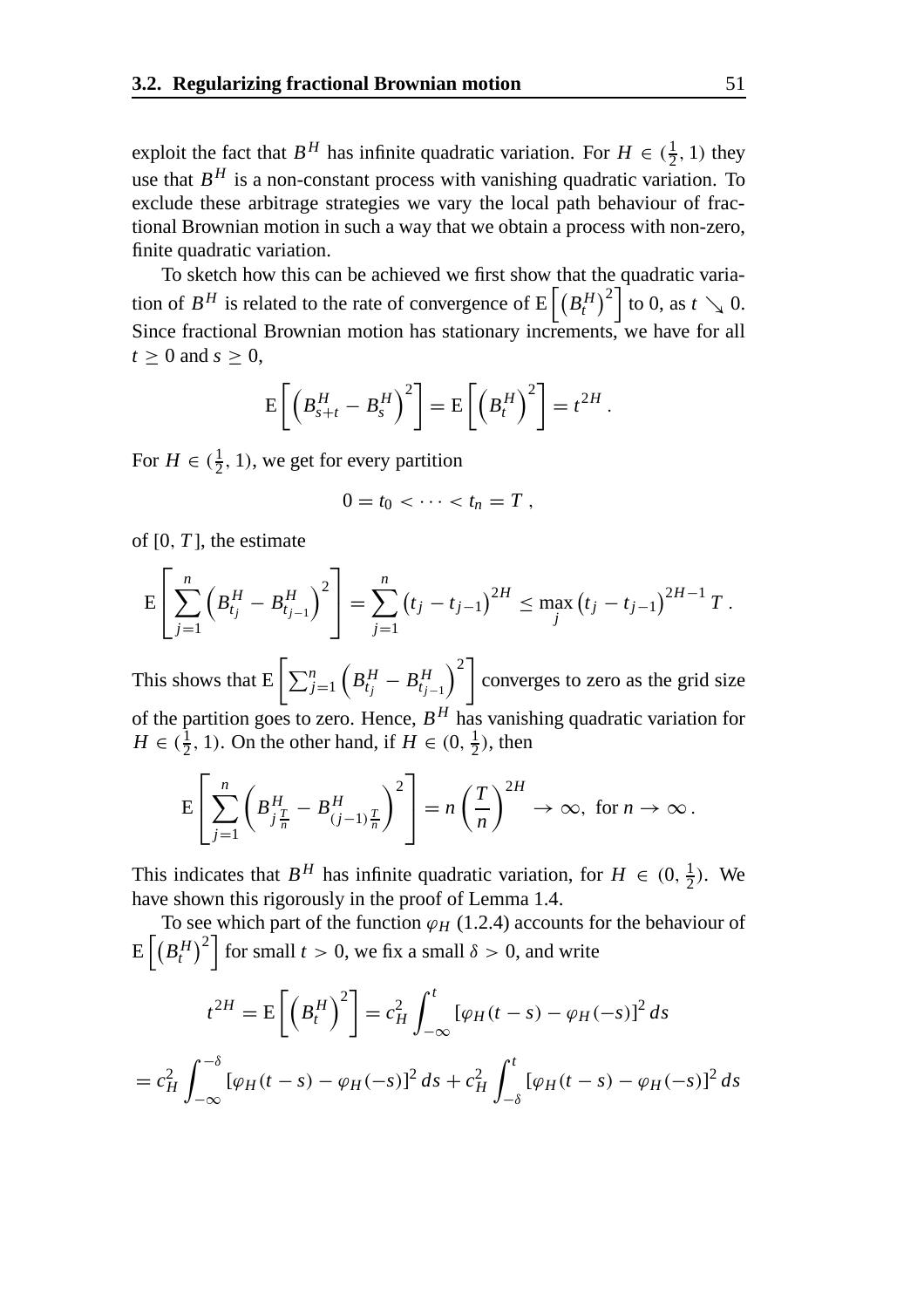exploit the fact that $B^H$ has infinite quadratic variation. For $H \in (\frac{1}{2}, 1)$ they use that $B^H$ is a non-constant process with vanishing quadratic variation. To exclude these arbitrage strategies we vary the local path behaviour of fractional Brownian motion in such a way that we obtain a process with non-zero, finite quadratic variation.

To sketch how this can be achieved we first show that the quadratic variation of $B^H$ is related to the rate of convergence of $\mathrm{E}\left[\left(B_t^H\right)^2\right]$ to 0, as $t \searrow 0$. Since fractional Brownian motion has stationary increments, we have for all $t \geq 0$ and $s \geq 0$,

$$\mathrm{E}\left[\left(B_{s+t}^H - B_s^H\right)^2\right] = \mathrm{E}\left[\left(B_t^H\right)^2\right] = t^{2H} .$$

For $H \in (\frac{1}{2}, 1)$, we get for every partition

$$0 = t_0 < \cdots < t_n = T ,$$

of $[0, T]$, the estimate

$$\mathrm{E}\left[\sum_{j=1}^{n}\left(B_{t_j}^H - B_{t_{j-1}}^H\right)^2\right] = \sum_{j=1}^{n}\left(t_j - t_{j-1}\right)^{2H} \leq \max_j \left(t_j - t_{j-1}\right)^{2H-1} T .$$

This shows that $\mathrm{E}\left[\sum_{j=1}^{n}\left(B_{t_j}^H - B_{t_{j-1}}^H\right)^2\right]$ converges to zero as the grid size of the partition goes to zero. Hence, $B^H$ has vanishing quadratic variation for $H \in (\frac{1}{2}, 1)$. On the other hand, if $H \in (0, \frac{1}{2})$, then

$$\mathrm{E}\left[\sum_{j=1}^{n}\left(B_{j\frac{T}{n}}^H - B_{(j-1)\frac{T}{n}}^H\right)^2\right] = n\left(\frac{T}{n}\right)^{2H} \to \infty, \text{ for } n \to \infty .$$

This indicates that $B^H$ has infinite quadratic variation, for $H \in (0, \frac{1}{2})$. We have shown this rigorously in the proof of Lemma 1.4.

To see which part of the function $\varphi_H$ (1.2.4) accounts for the behaviour of $\mathrm{E}\left[\left(B_t^H\right)^2\right]$ for small $t > 0$, we fix a small $\delta > 0$, and write

$$t^{2H} = \mathrm{E}\left[\left(B_t^H\right)^2\right] = c_H^2 \int_{-\infty}^{t} [\varphi_H(t-s) - \varphi_H(-s)]^2 \, ds$$

$$= c_H^2 \int_{-\infty}^{-\delta} [\varphi_H(t-s) - \varphi_H(-s)]^2 \, ds + c_H^2 \int_{-\delta}^{t} [\varphi_H(t-s) - \varphi_H(-s)]^2 \, ds$$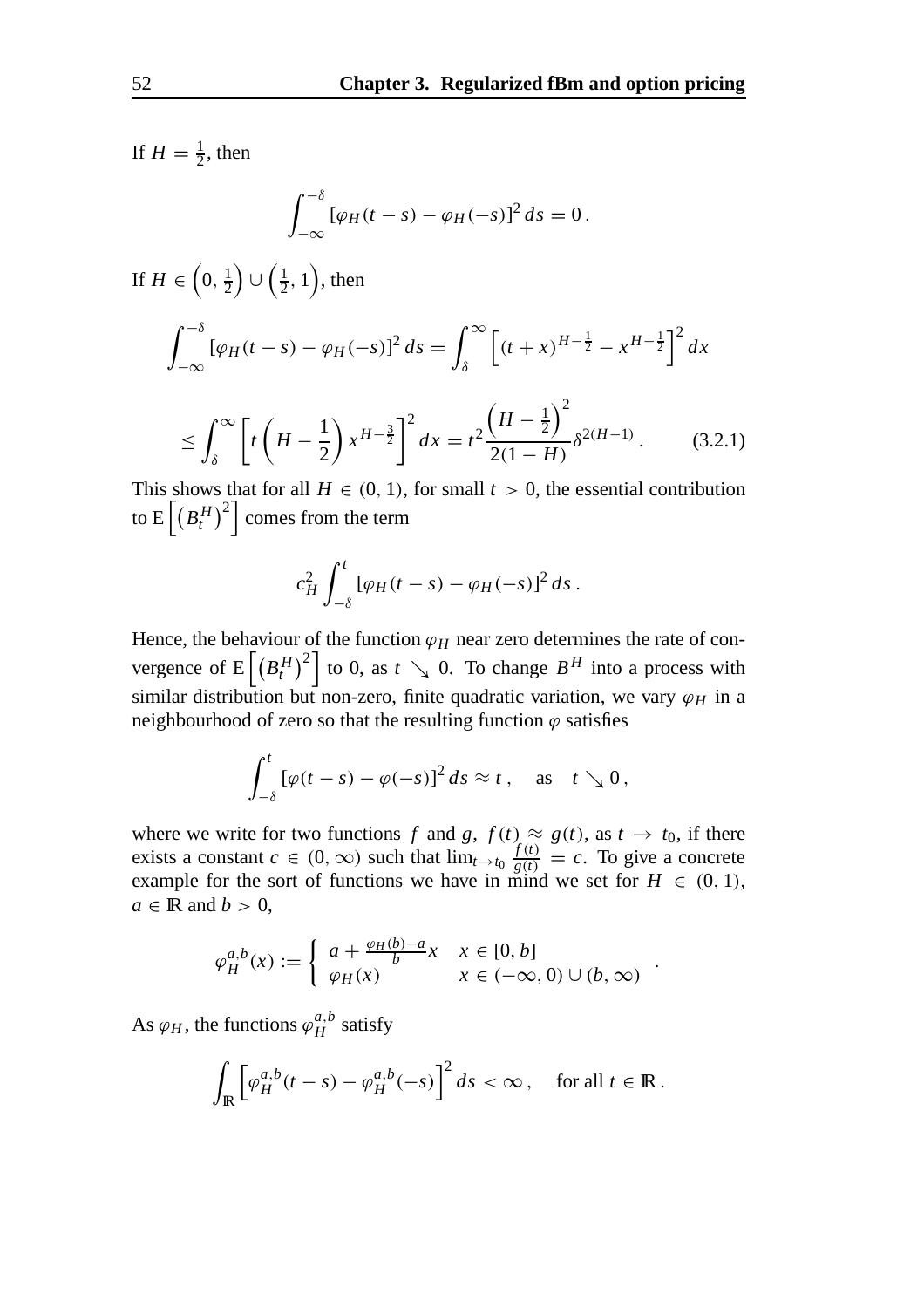If $H = \frac{1}{2}$, then

$$\int_{-\infty}^{-\delta} [\varphi_H(t-s) - \varphi_H(-s)]^2 \, ds = 0 \, .$$

If $H \in \left(0, \frac{1}{2}\right) \cup \left(\frac{1}{2}, 1\right)$, then

$$\int_{-\infty}^{-\delta} [\varphi_H(t-s) - \varphi_H(-s)]^2 \, ds = \int_{\delta}^{\infty} \left[ (t+x)^{H-\frac{1}{2}} - x^{H-\frac{1}{2}} \right]^2 dx$$

$$\leq \int_{\delta}^{\infty} \left[ t \left( H - \frac{1}{2} \right) x^{H-\frac{3}{2}} \right]^2 dx = t^2 \frac{\left( H - \frac{1}{2} \right)^2}{2(1-H)} \delta^{2(H-1)} \, . \tag{3.2.1}$$

This shows that for all $H \in (0,1)$, for small $t > 0$, the essential contribution to $\mathrm{E}\left[ \left( B_t^H \right)^2 \right]$ comes from the term

$$c_H^2 \int_{-\delta}^{t} [\varphi_H(t-s) - \varphi_H(-s)]^2 \, ds \, .$$

Hence, the behaviour of the function $\varphi_H$ near zero determines the rate of convergence of $\mathrm{E}\left[ \left( B_t^H \right)^2 \right]$ to 0, as $t \searrow 0$. To change $B^H$ into a process with similar distribution but non-zero, finite quadratic variation, we vary $\varphi_H$ in a neighbourhood of zero so that the resulting function $\varphi$ satisfies

$$\int_{-\delta}^{t} [\varphi(t-s) - \varphi(-s)]^2 \, ds \approx t \, , \quad \text{as} \quad t \searrow 0 \, ,$$

where we write for two functions $f$ and $g$, $f(t) \approx g(t)$, as $t \to t_0$, if there exists a constant $c \in (0, \infty)$ such that $\lim_{t \to t_0} \frac{f(t)}{g(t)} = c$. To give a concrete example for the sort of functions we have in mind we set for $H \in (0,1)$, $a \in \mathbb{R}$ and $b > 0$,

$$\varphi_H^{a,b}(x) := \begin{cases} a + \frac{\varphi_H(b) - a}{b} x & x \in [0,b] \\ \varphi_H(x) & x \in (-\infty, 0) \cup (b, \infty) \end{cases} .$$

As $\varphi_H$, the functions $\varphi_H^{a,b}$ satisfy

$$\int_{\mathbb{R}} \left[ \varphi_H^{a,b}(t-s) - \varphi_H^{a,b}(-s) \right]^2 ds < \infty \, , \quad \text{for all } t \in \mathbb{R} \, .$$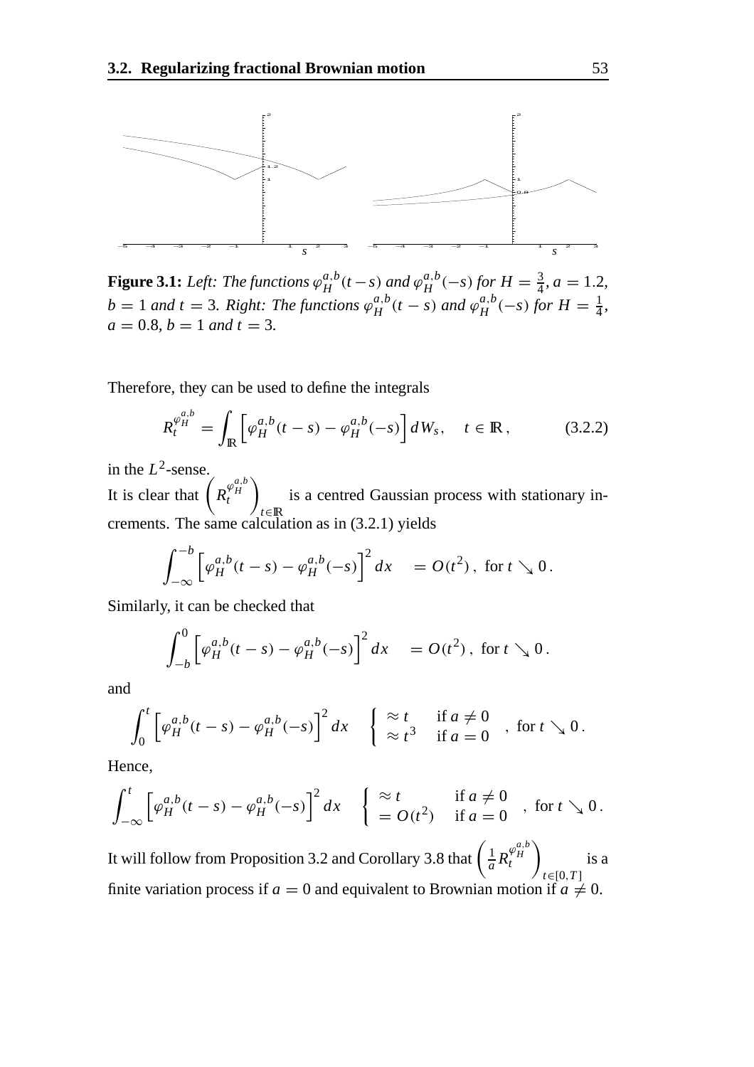**Figure 3.1:** *Left: The functions $\varphi_H^{a,b}(t-s)$ and $\varphi_H^{a,b}(-s)$ for $H=\frac{3}{4}$, $a=1.2$, $b=1$ and $t=3$. Right: The functions $\varphi_H^{a,b}(t-s)$ and $\varphi_H^{a,b}(-s)$ for $H=\frac{1}{4}$, $a=0.8$, $b=1$ and $t=3$.*

Therefore, they can be used to define the integrals

$$R_t^{\varphi_H^{a,b}} = \int_{\mathbb{R}} \left[ \varphi_H^{a,b}(t-s) - \varphi_H^{a,b}(-s) \right] dW_s\,, \quad t \in \mathbb{R}\,, \tag{3.2.2}$$

in the $L^2$-sense.

It is clear that $\left( R_t^{\varphi_H^{a,b}} \right)_{t \in \mathbb{R}}$ is a centred Gaussian process with stationary increments. The same calculation as in (3.2.1) yields

$$\int_{-\infty}^{-b} \left[ \varphi_H^{a,b}(t-s) - \varphi_H^{a,b}(-s) \right]^2 dx \quad = O(t^2)\,, \text{ for } t \searrow 0\,.$$

Similarly, it can be checked that

$$\int_{-b}^{0} \left[ \varphi_H^{a,b}(t-s) - \varphi_H^{a,b}(-s) \right]^2 dx \quad = O(t^2)\,, \text{ for } t \searrow 0\,.$$

and

$$\int_{0}^{t} \left[ \varphi_H^{a,b}(t-s) - \varphi_H^{a,b}(-s) \right]^2 dx \quad \begin{cases} \approx t & \text{if } a \neq 0 \\ \approx t^3 & \text{if } a = 0 \end{cases}\,, \text{ for } t \searrow 0\,.$$

Hence,

$$\int_{-\infty}^{t} \left[ \varphi_H^{a,b}(t-s) - \varphi_H^{a,b}(-s) \right]^2 dx \quad \begin{cases} \approx t & \text{if } a \neq 0 \\ = O(t^2) & \text{if } a = 0 \end{cases}\,, \text{ for } t \searrow 0\,.$$

It will follow from Proposition 3.2 and Corollary 3.8 that $\left( \frac{1}{a} R_t^{\varphi_H^{a,b}} \right)_{t \in [0,T]}$ is a finite variation process if $a = 0$ and equivalent to Brownian motion if $a \neq 0$.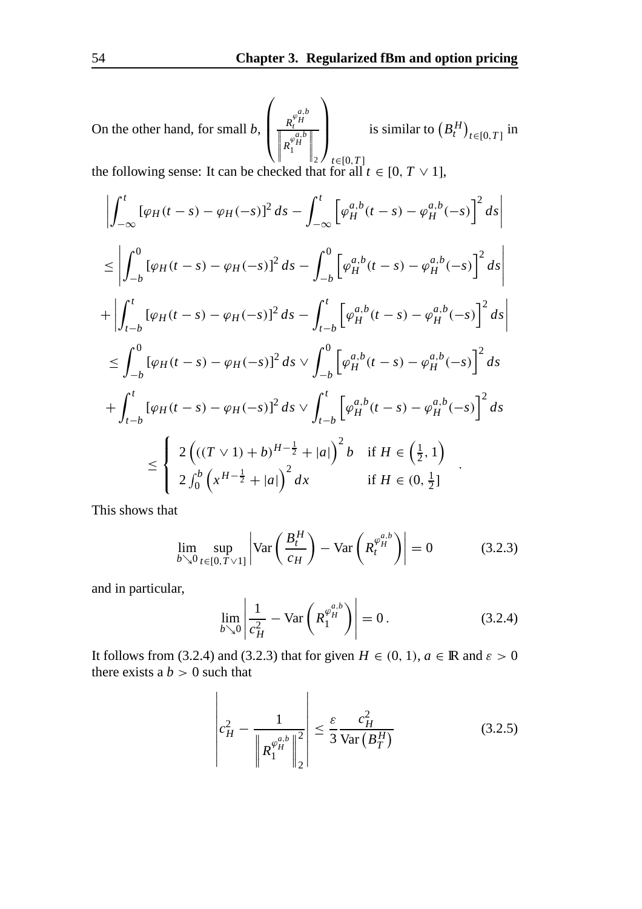On the other hand, for small $b$, $\left( \frac{R_t^{\varphi_H^{a,b}}}{\left\| R_1^{\varphi_H^{a,b}} \right\|_2} \right)_{t \in [0,T]}$ is similar to $\left(B_t^H\right)_{t \in [0,T]}$ in the following sense: It can be checked that for all $t \in [0, T \vee 1]$,

$$
\begin{aligned}
&\left| \int_{-\infty}^{t} [\varphi_H(t-s) - \varphi_H(-s)]^2 \, ds - \int_{-\infty}^{t} \left[ \varphi_H^{a,b}(t-s) - \varphi_H^{a,b}(-s) \right]^2 ds \right| \\
&\leq \left| \int_{-b}^{0} [\varphi_H(t-s) - \varphi_H(-s)]^2 \, ds - \int_{-b}^{0} \left[ \varphi_H^{a,b}(t-s) - \varphi_H^{a,b}(-s) \right]^2 ds \right| \\
&+ \left| \int_{t-b}^{t} [\varphi_H(t-s) - \varphi_H(-s)]^2 \, ds - \int_{t-b}^{t} \left[ \varphi_H^{a,b}(t-s) - \varphi_H^{a,b}(-s) \right]^2 ds \right| \\
&\leq \int_{-b}^{0} [\varphi_H(t-s) - \varphi_H(-s)]^2 \, ds \vee \int_{-b}^{0} \left[ \varphi_H^{a,b}(t-s) - \varphi_H^{a,b}(-s) \right]^2 ds \\
&+ \int_{t-b}^{t} [\varphi_H(t-s) - \varphi_H(-s)]^2 \, ds \vee \int_{t-b}^{t} \left[ \varphi_H^{a,b}(t-s) - \varphi_H^{a,b}(-s) \right]^2 ds \\
&\leq \left\{ \begin{array}{ll} 2\left( ((T \vee 1) + b)^{H-\frac{1}{2}} + |a| \right)^2 b & \text{if } H \in \left(\frac{1}{2}, 1\right) \\ 2\int_0^b \left( x^{H-\frac{1}{2}} + |a| \right)^2 dx & \text{if } H \in (0, \frac{1}{2}] \end{array} \right. .
\end{aligned}
$$

This shows that

$$
\lim_{b \searrow 0} \sup_{t \in [0, T \vee 1]} \left| \operatorname{Var}\left( \frac{B_t^H}{c_H} \right) - \operatorname{Var}\left( R_t^{\varphi_H^{a,b}} \right) \right| = 0 \tag{3.2.3}
$$

and in particular,

$$
\lim_{b \searrow 0} \left| \frac{1}{c_H^2} - \operatorname{Var}\left( R_1^{\varphi_H^{a,b}} \right) \right| = 0 \,. \tag{3.2.4}
$$

It follows from (3.2.4) and (3.2.3) that for given $H \in (0, 1)$, $a \in \mathbb{R}$ and $\varepsilon > 0$ there exists a $b > 0$ such that

$$
\left| c_H^2 - \frac{1}{\left\| R_1^{\varphi_H^{a,b}} \right\|_2^2} \right| \leq \frac{\varepsilon}{3} \frac{c_H^2}{\operatorname{Var}\left(B_T^H\right)} \tag{3.2.5}
$$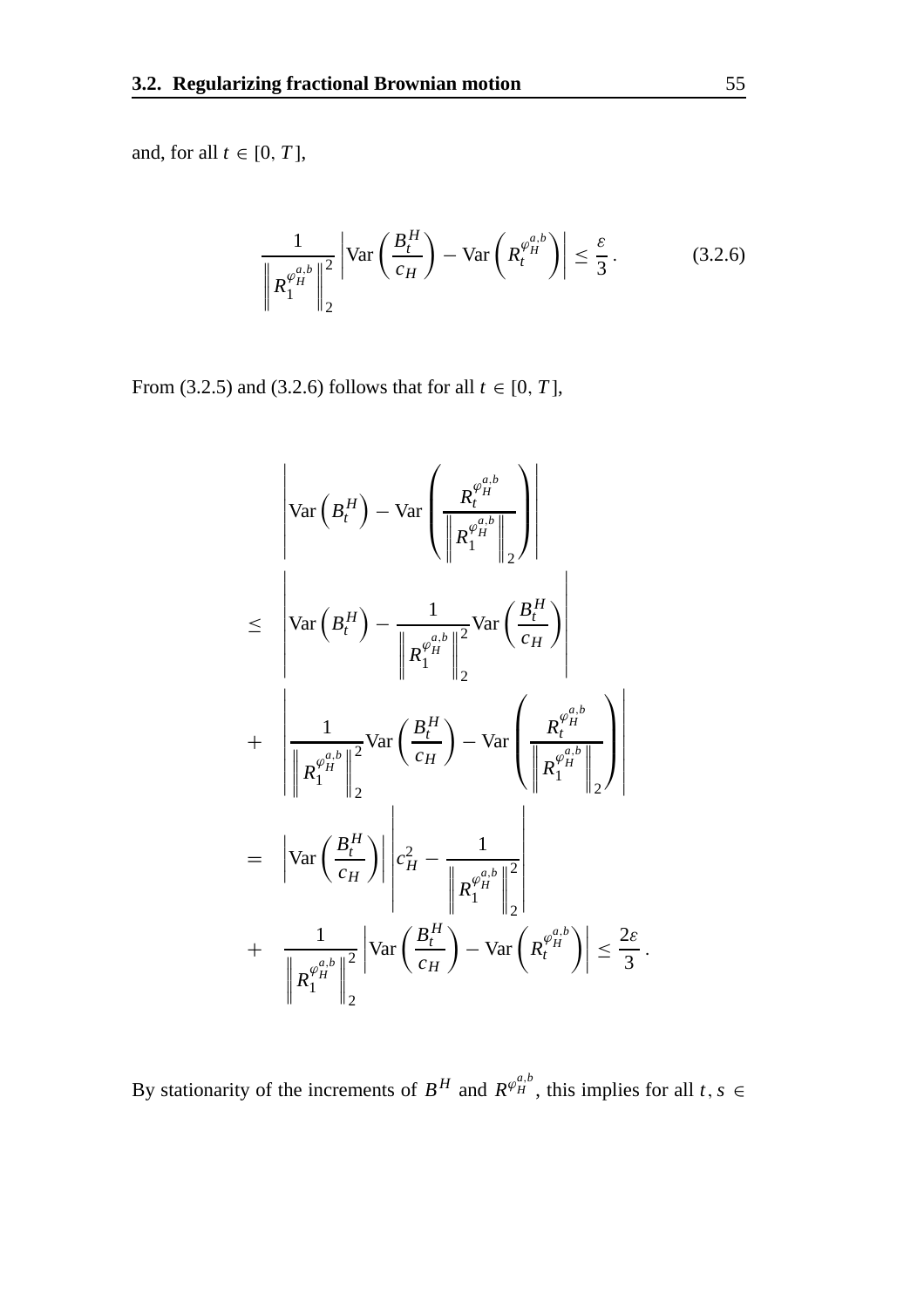and, for all $t \in [0, T]$,

$$\frac{1}{\left\| R_1^{\varphi_H^{a,b}} \right\|_2^2} \left| \operatorname{Var}\left( \frac{B_t^H}{c_H} \right) - \operatorname{Var}\left( R_t^{\varphi_H^{a,b}} \right) \right| \leq \frac{\varepsilon}{3} . \tag{3.2.6}$$

From (3.2.5) and (3.2.6) follows that for all $t \in [0, T]$,

$$\begin{aligned}
& \left| \operatorname{Var}\left( B_t^H \right) - \operatorname{Var}\left( \frac{R_t^{\varphi_H^{a,b}}}{\left\| R_1^{\varphi_H^{a,b}} \right\|_2} \right) \right| \\
\leq & \left| \operatorname{Var}\left( B_t^H \right) - \frac{1}{\left\| R_1^{\varphi_H^{a,b}} \right\|_2^2} \operatorname{Var}\left( \frac{B_t^H}{c_H} \right) \right| \\
+ & \left| \frac{1}{\left\| R_1^{\varphi_H^{a,b}} \right\|_2^2} \operatorname{Var}\left( \frac{B_t^H}{c_H} \right) - \operatorname{Var}\left( \frac{R_t^{\varphi_H^{a,b}}}{\left\| R_1^{\varphi_H^{a,b}} \right\|_2} \right) \right| \\
= & \left| \operatorname{Var}\left( \frac{B_t^H}{c_H} \right) \right| \left| c_H^2 - \frac{1}{\left\| R_1^{\varphi_H^{a,b}} \right\|_2^2} \right| \\
+ & \frac{1}{\left\| R_1^{\varphi_H^{a,b}} \right\|_2^2} \left| \operatorname{Var}\left( \frac{B_t^H}{c_H} \right) - \operatorname{Var}\left( R_t^{\varphi_H^{a,b}} \right) \right| \leq \frac{2\varepsilon}{3} .
\end{aligned}$$

By stationarity of the increments of $B^H$ and $R^{\varphi_H^{a,b}}$, this implies for all $t, s \in$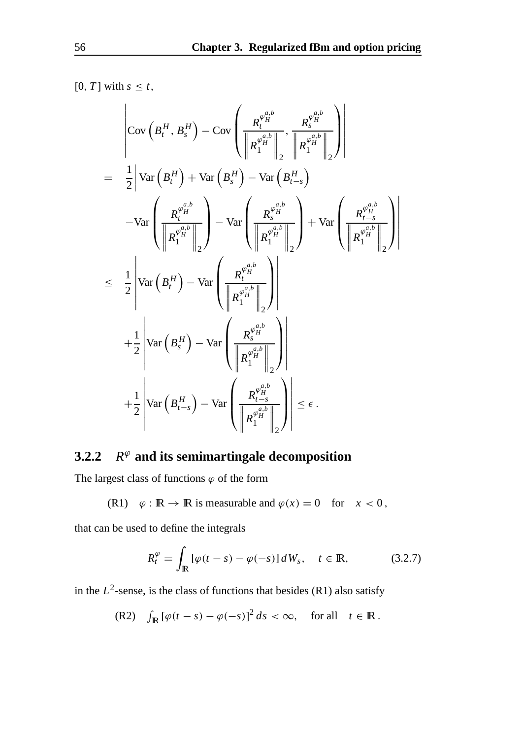$[0, T]$ with $s \leq t$,

$$
\begin{aligned}
&\left| \operatorname{Cov}\left(B_t^H, B_s^H\right) - \operatorname{Cov}\left( \frac{R_t^{\varphi_H^{a,b}}}{\left\| R_1^{\varphi_H^{a,b}} \right\|_2}, \frac{R_s^{\varphi_H^{a,b}}}{\left\| R_1^{\varphi_H^{a,b}} \right\|_2} \right) \right| \\
= \;& \frac{1}{2} \Bigg| \operatorname{Var}\left(B_t^H\right) + \operatorname{Var}\left(B_s^H\right) - \operatorname{Var}\left(B_{t-s}^H\right) \\
& -\operatorname{Var}\left( \frac{R_t^{\varphi_H^{a,b}}}{\left\| R_1^{\varphi_H^{a,b}} \right\|_2} \right) - \operatorname{Var}\left( \frac{R_s^{\varphi_H^{a,b}}}{\left\| R_1^{\varphi_H^{a,b}} \right\|_2} \right) + \operatorname{Var}\left( \frac{R_{t-s}^{\varphi_H^{a,b}}}{\left\| R_1^{\varphi_H^{a,b}} \right\|_2} \right) \Bigg| \\
\leq \;& \frac{1}{2} \left| \operatorname{Var}\left(B_t^H\right) - \operatorname{Var}\left( \frac{R_t^{\varphi_H^{a,b}}}{\left\| R_1^{\varphi_H^{a,b}} \right\|_2} \right) \right| \\
& + \frac{1}{2} \left| \operatorname{Var}\left(B_s^H\right) - \operatorname{Var}\left( \frac{R_s^{\varphi_H^{a,b}}}{\left\| R_1^{\varphi_H^{a,b}} \right\|_2} \right) \right| \\
& + \frac{1}{2} \left| \operatorname{Var}\left(B_{t-s}^H\right) - \operatorname{Var}\left( \frac{R_{t-s}^{\varphi_H^{a,b}}}{\left\| R_1^{\varphi_H^{a,b}} \right\|_2} \right) \right| \leq \epsilon \, .
\end{aligned}
$$

### 3.2.2 $R^\varphi$ and its semimartingale decomposition

The largest class of functions $\varphi$ of the form

(R1) $\quad \varphi : \mathbb{R} \to \mathbb{R}$ is measurable and $\varphi(x) = 0 \quad$ for $\quad x < 0$,

that can be used to define the integrals

$$
R_t^\varphi = \int_{\mathbb{R}} \left[\varphi(t-s) - \varphi(-s)\right] dW_s, \quad t \in \mathbb{R}, \tag{3.2.7}
$$

in the $L^2$-sense, is the class of functions that besides (R1) also satisfy

(R2) $\quad \int_{\mathbb{R}} \left[\varphi(t-s) - \varphi(-s)\right]^2 ds < \infty, \quad$ for all $\quad t \in \mathbb{R}$.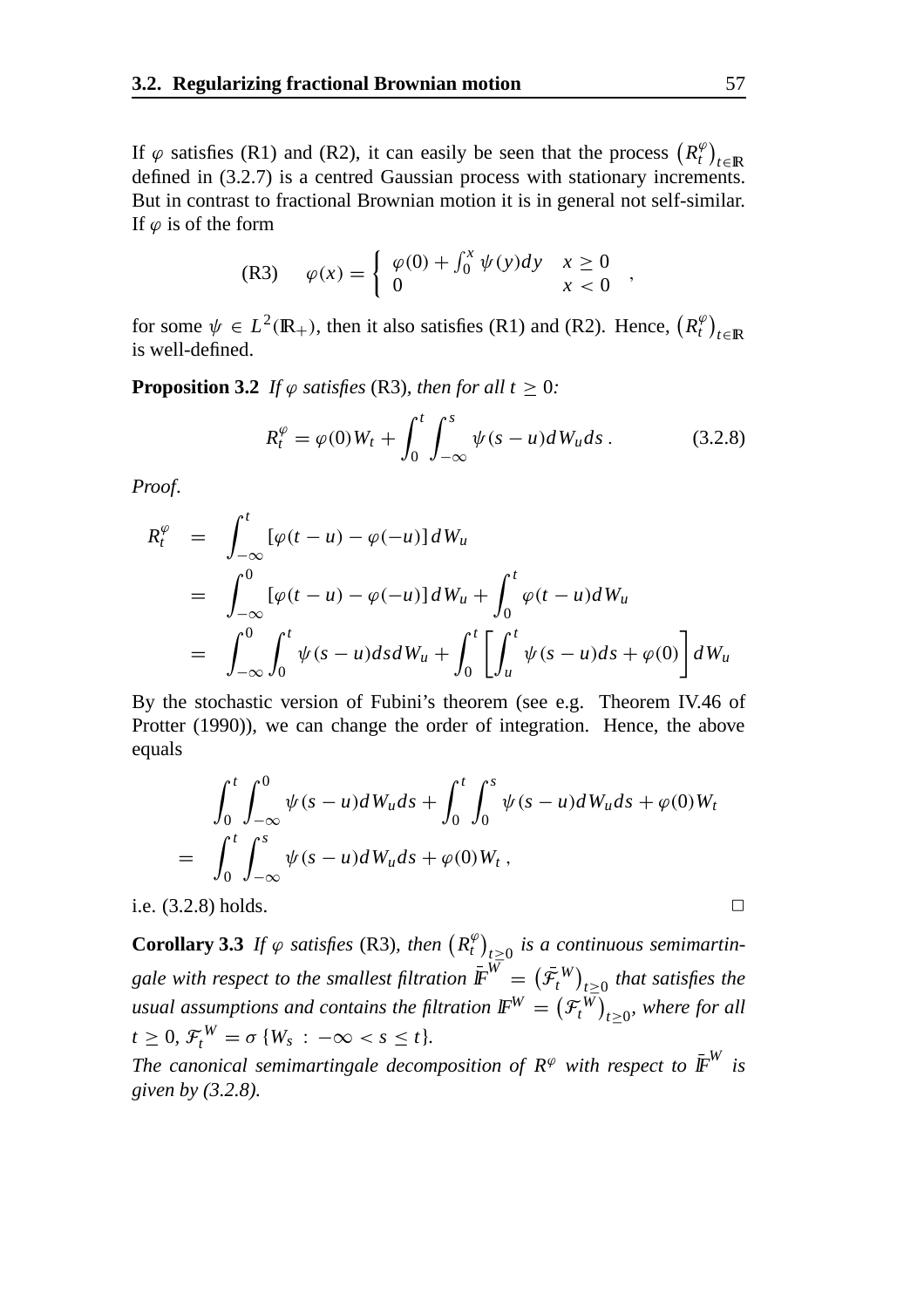If $\varphi$ satisfies (R1) and (R2), it can easily be seen that the process $\left(R_t^\varphi\right)_{t\in\mathbb{R}}$ defined in (3.2.7) is a centred Gaussian process with stationary increments. But in contrast to fractional Brownian motion it is in general not self-similar. If $\varphi$ is of the form

$$
\text{(R3)} \qquad \varphi(x) = \begin{cases} \varphi(0) + \int_0^x \psi(y)dy & x \geq 0 \\ 0 & x < 0 \end{cases} ,
$$

for some $\psi \in L^2(\mathbb{R}_+)$, then it also satisfies (R1) and (R2). Hence, $\left(R_t^\varphi\right)_{t\in\mathbb{R}}$ is well-defined.

**Proposition 3.2** *If $\varphi$ satisfies* (R3)*, then for all $t \geq 0$:*

$$
R_t^\varphi = \varphi(0)W_t + \int_0^t \int_{-\infty}^s \psi(s-u)dW_u ds \,. \tag{3.2.8}
$$

*Proof.*

$$
\begin{aligned}
R_t^\varphi &= \int_{-\infty}^t [\varphi(t-u) - \varphi(-u)]\, dW_u \\
&= \int_{-\infty}^0 [\varphi(t-u) - \varphi(-u)]\, dW_u + \int_0^t \varphi(t-u)dW_u \\
&= \int_{-\infty}^0 \int_0^t \psi(s-u)ds dW_u + \int_0^t \left[\int_u^t \psi(s-u)ds + \varphi(0)\right] dW_u
\end{aligned}
$$

By the stochastic version of Fubini's theorem (see e.g. Theorem IV.46 of Protter (1990)), we can change the order of integration. Hence, the above equals

$$
\begin{aligned}
& \int_0^t \int_{-\infty}^0 \psi(s-u)dW_u ds + \int_0^t \int_0^s \psi(s-u)dW_u ds + \varphi(0)W_t \\
= & \int_0^t \int_{-\infty}^s \psi(s-u)dW_u ds + \varphi(0)W_t \,,
\end{aligned}
$$

i.e. (3.2.8) holds. $\square$

**Corollary 3.3** *If $\varphi$ satisfies* (R3)*, then $\left(R_t^\varphi\right)_{t\geq 0}$ is a continuous semimartingale with respect to the smallest filtration $\bar{\mathbb{F}}^W = \left(\bar{\mathcal{F}}_t^W\right)_{t\geq 0}$ that satisfies the usual assumptions and contains the filtration $\mathbb{F}^W = \left(\mathcal{F}_t^W\right)_{t\geq 0}$, where for all $t \geq 0$, $\mathcal{F}_t^W = \sigma\left\{W_s \,:\, -\infty < s \leq t\right\}$.*
*The canonical semimartingale decomposition of $R^\varphi$ with respect to $\bar{\mathbb{F}}^W$ is given by (3.2.8).*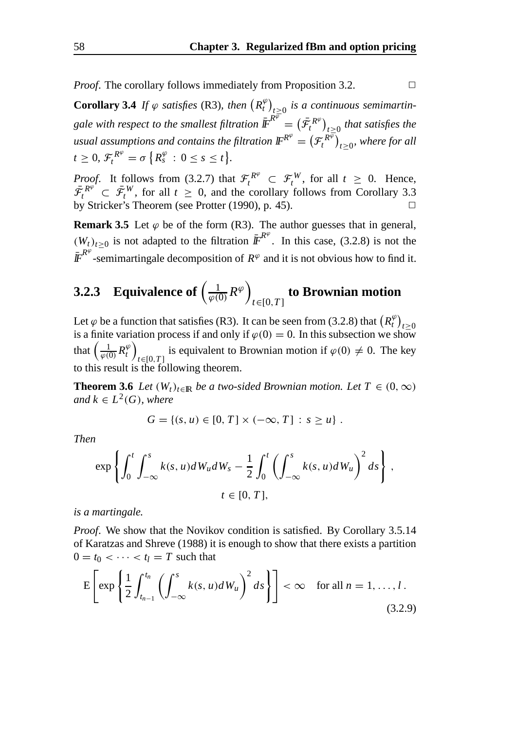*Proof*. The corollary follows immediately from Proposition 3.2. $\square$

**Corollary 3.4** *If $\varphi$ satisfies* (R3), *then $\left(R_t^{\varphi}\right)_{t\geq 0}$ is a continuous semimartingale with respect to the smallest filtration $\bar{\mathbb{F}}^{R^{\varphi}} = \left(\bar{\mathcal{F}}_t^{R^{\varphi}}\right)_{t\geq 0}$ that satisfies the usual assumptions and contains the filtration $\mathbb{F}^{R^{\varphi}} = \left(\mathcal{F}_t^{R^{\varphi}}\right)_{t\geq 0}$, where for all $t \geq 0$, $\mathcal{F}_t^{R^{\varphi}} = \sigma\left\{R_s^{\varphi} \,:\, 0 \leq s \leq t\right\}$.*

*Proof*. It follows from (3.2.7) that $\mathcal{F}_t^{R^{\varphi}} \subset \mathcal{F}_t^W$, for all $t \geq 0$. Hence, $\bar{\mathcal{F}}_t^{R^{\varphi}} \subset \bar{\mathcal{F}}_t^W$, for all $t \geq 0$, and the corollary follows from Corollary 3.3 by Stricker's Theorem (see Protter (1990), p. 45). $\square$

**Remark 3.5** Let $\varphi$ be of the form (R3). The author guesses that in general, $(W_t)_{t\geq 0}$ is not adapted to the filtration $\bar{\mathbb{F}}^{R^{\varphi}}$. In this case, (3.2.8) is not the $\bar{\mathbb{F}}^{R^{\varphi}}$-semimartingale decomposition of $R^{\varphi}$ and it is not obvious how to find it.

### 3.2.3 Equivalence of $\left(\frac{1}{\varphi(0)} R^{\varphi}\right)_{t\in[0,T]}$ to Brownian motion

Let $\varphi$ be a function that satisfies (R3). It can be seen from (3.2.8) that $\left(R_t^{\varphi}\right)_{t\geq 0}$ is a finite variation process if and only if $\varphi(0) = 0$. In this subsection we show that $\left(\frac{1}{\varphi(0)} R_t^{\varphi}\right)_{t\in[0,T]}$ is equivalent to Brownian motion if $\varphi(0) \neq 0$. The key to this result is the following theorem.

**Theorem 3.6** *Let $(W_t)_{t\in\mathbb{R}}$ be a two-sided Brownian motion. Let $T \in (0, \infty)$ and $k \in L^2(G)$, where*

$$G = \{(s,u) \in [0,T] \times (-\infty, T] \,:\, s \geq u\}\,.$$

*Then*

$$\exp\left\{\int_0^t \int_{-\infty}^s k(s,u)dW_u dW_s - \frac{1}{2}\int_0^t \left(\int_{-\infty}^s k(s,u)dW_u\right)^2 ds\right\}\,,$$
$$t \in [0,T],$$

*is a martingale.*

*Proof*. We show that the Novikov condition is satisfied. By Corollary 3.5.14 of Karatzas and Shreve (1988) it is enough to show that there exists a partition $0 = t_0 < \cdots < t_l = T$ such that

$$\mathrm{E}\left[\exp\left\{\frac{1}{2}\int_{t_{n-1}}^{t_n}\left(\int_{-\infty}^s k(s,u)dW_u\right)^2 ds\right\}\right] < \infty \quad \text{for all } n = 1, \ldots, l\,. \tag{3.2.9}$$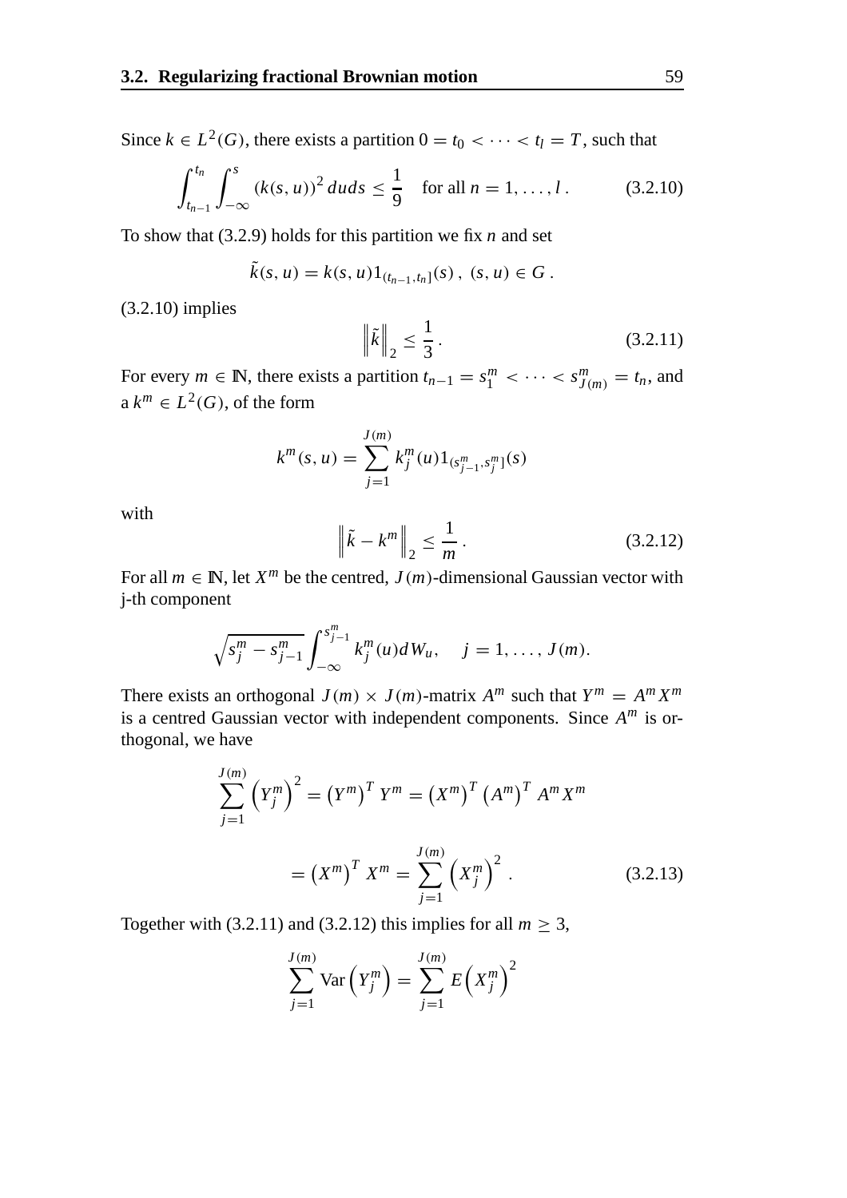Since $k \in L^2(G)$, there exists a partition $0 = t_0 < \cdots < t_l = T$, such that

$$\int_{t_{n-1}}^{t_n} \int_{-\infty}^{s} (k(s,u))^2 \, du ds \leq \frac{1}{9} \quad \text{for all } n = 1, \ldots, l \,. \tag{3.2.10}$$

To show that (3.2.9) holds for this partition we fix $n$ and set

$$\tilde{k}(s,u) = k(s,u) 1_{(t_{n-1}, t_n]}(s) \,, \; (s,u) \in G \,.$$

(3.2.10) implies

$$\left\| \tilde{k} \right\|_2 \leq \frac{1}{3} \,. \tag{3.2.11}$$

For every $m \in \mathbb{N}$, there exists a partition $t_{n-1} = s_1^m < \cdots < s_{J(m)}^m = t_n$, and a $k^m \in L^2(G)$, of the form

$$k^m(s,u) = \sum_{j=1}^{J(m)} k_j^m(u) 1_{(s_{j-1}^m, s_j^m]}(s)$$

with

$$\left\| \tilde{k} - k^m \right\|_2 \leq \frac{1}{m} \,. \tag{3.2.12}$$

For all $m \in \mathbb{N}$, let $X^m$ be the centred, $J(m)$-dimensional Gaussian vector with j-th component

$$\sqrt{s_j^m - s_{j-1}^m} \int_{-\infty}^{s_{j-1}^m} k_j^m(u) dW_u, \quad j = 1, \ldots, J(m).$$

There exists an orthogonal $J(m) \times J(m)$-matrix $A^m$ such that $Y^m = A^m X^m$ is a centred Gaussian vector with independent components. Since $A^m$ is orthogonal, we have

$$\begin{aligned}
\sum_{j=1}^{J(m)} \left( Y_j^m \right)^2 &= \left( Y^m \right)^T Y^m = \left( X^m \right)^T \left( A^m \right)^T A^m X^m \\
&= \left( X^m \right)^T X^m = \sum_{j=1}^{J(m)} \left( X_j^m \right)^2 \,.
\end{aligned} \tag{3.2.13}$$

Together with (3.2.11) and (3.2.12) this implies for all $m \geq 3$,

$$\sum_{j=1}^{J(m)} \operatorname{Var}\left( Y_j^m \right) = \sum_{j=1}^{J(m)} E\left( X_j^m \right)^2$$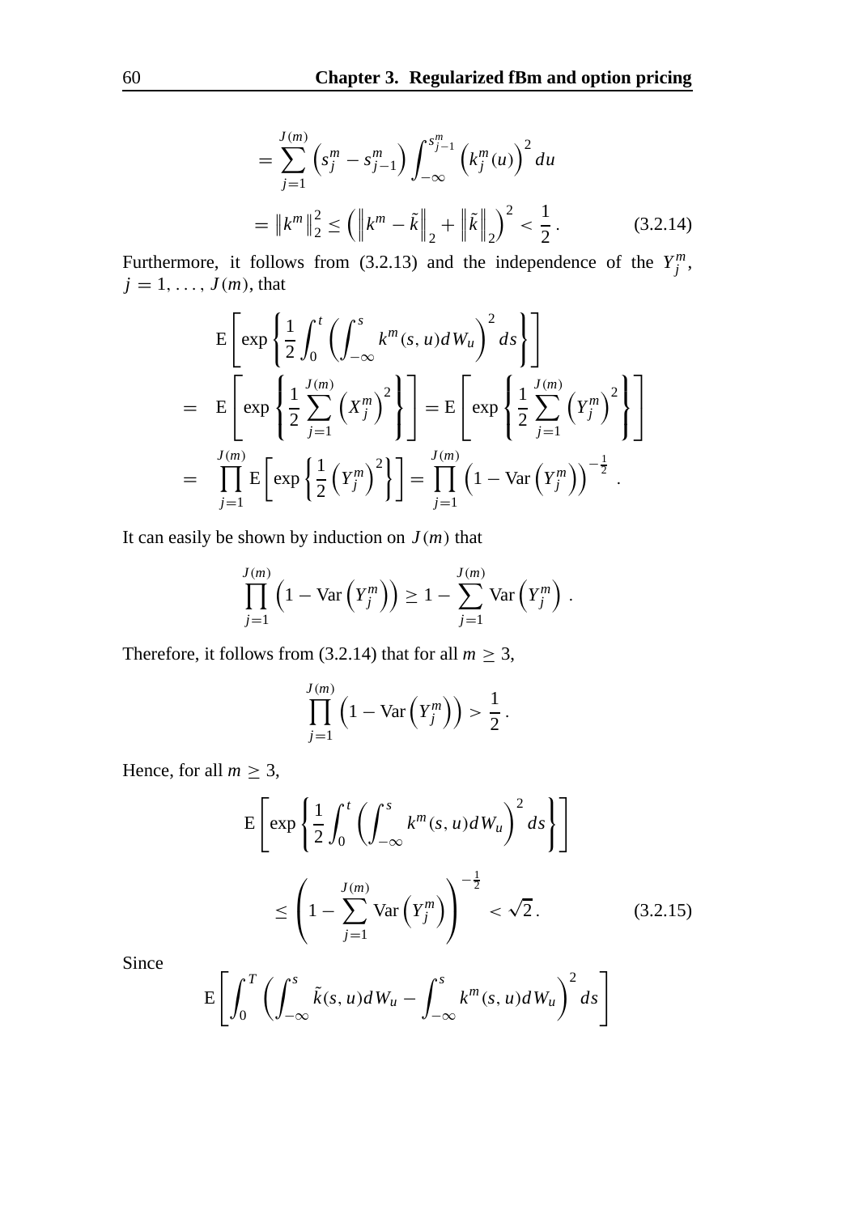$$
\begin{aligned}
&= \sum_{j=1}^{J(m)} \left(s_j^m - s_{j-1}^m\right) \int_{-\infty}^{s_{j-1}^m} \left(k_j^m(u)\right)^2 du \\
&= \left\|k^m\right\|_2^2 \leq \left(\left\|k^m - \tilde{k}\right\|_2 + \left\|\tilde{k}\right\|_2\right)^2 < \frac{1}{2}\,. \qquad (3.2.14)
\end{aligned}
$$

Furthermore, it follows from (3.2.13) and the independence of the $Y_j^m$, $j = 1, \ldots, J(m)$, that

$$
\begin{aligned}
& \mathrm{E}\left[\exp\left\{\frac{1}{2}\int_0^t \left(\int_{-\infty}^s k^m(s,u)dW_u\right)^2 ds\right\}\right] \\
= \;& \mathrm{E}\left[\exp\left\{\frac{1}{2}\sum_{j=1}^{J(m)} \left(X_j^m\right)^2\right\}\right] = \mathrm{E}\left[\exp\left\{\frac{1}{2}\sum_{j=1}^{J(m)} \left(Y_j^m\right)^2\right\}\right] \\
= \;& \prod_{j=1}^{J(m)} \mathrm{E}\left[\exp\left\{\frac{1}{2}\left(Y_j^m\right)^2\right\}\right] = \prod_{j=1}^{J(m)} \left(1 - \mathrm{Var}\left(Y_j^m\right)\right)^{-\frac{1}{2}}\,.
\end{aligned}
$$

It can easily be shown by induction on $J(m)$ that

$$
\prod_{j=1}^{J(m)} \left(1 - \mathrm{Var}\left(Y_j^m\right)\right) \geq 1 - \sum_{j=1}^{J(m)} \mathrm{Var}\left(Y_j^m\right)\,.
$$

Therefore, it follows from (3.2.14) that for all $m \geq 3$,

$$
\prod_{j=1}^{J(m)} \left(1 - \mathrm{Var}\left(Y_j^m\right)\right) > \frac{1}{2}\,.
$$

Hence, for all $m \geq 3$,

$$
\begin{aligned}
& \mathrm{E}\left[\exp\left\{\frac{1}{2}\int_0^t \left(\int_{-\infty}^s k^m(s,u)dW_u\right)^2 ds\right\}\right] \\
& \qquad \leq \left(1 - \sum_{j=1}^{J(m)} \mathrm{Var}\left(Y_j^m\right)\right)^{-\frac{1}{2}} < \sqrt{2}\,. \qquad (3.2.15)
\end{aligned}
$$

Since

$$
\mathrm{E}\left[\int_0^T \left(\int_{-\infty}^s \tilde{k}(s,u)dW_u - \int_{-\infty}^s k^m(s,u)dW_u\right)^2 ds\right]
$$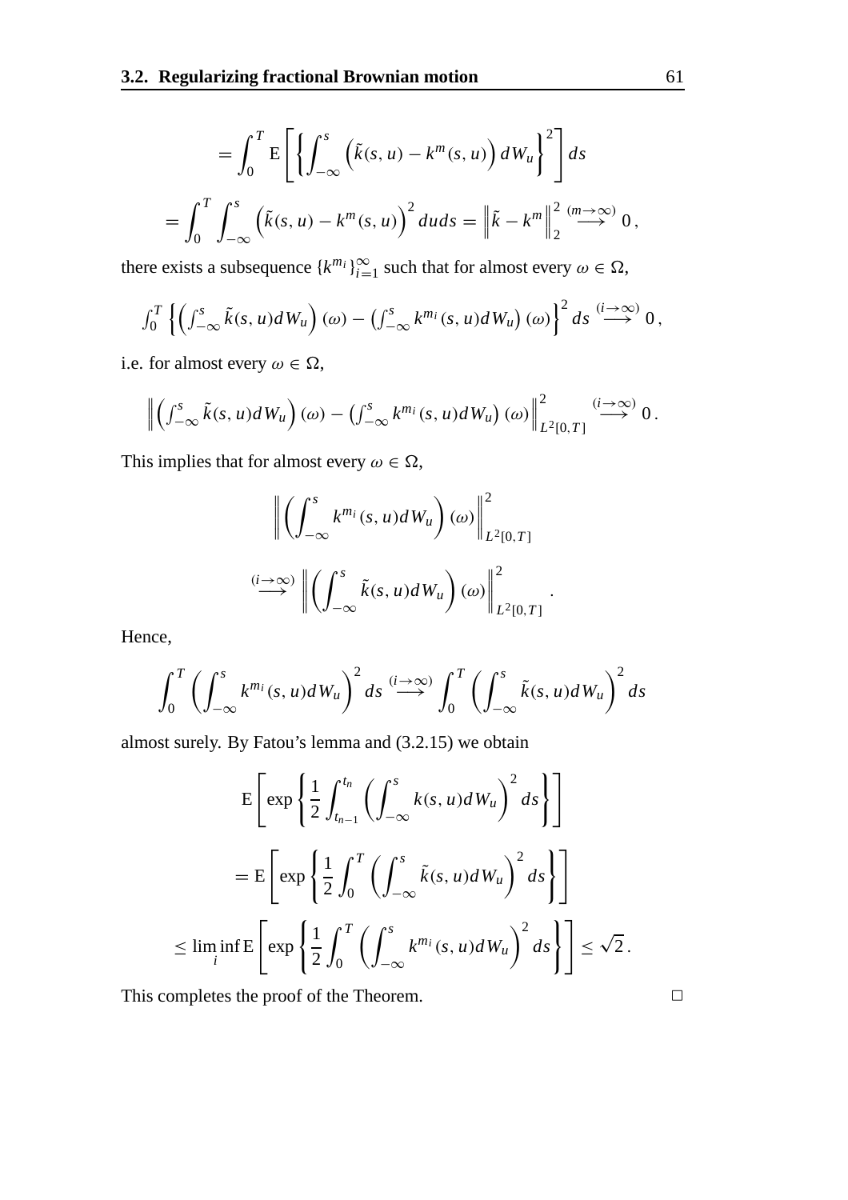$$= \int_0^T \mathrm{E}\left[\left\{\int_{-\infty}^s \left(\tilde{k}(s,u) - k^m(s,u)\right) dW_u\right\}^2\right] ds$$

$$= \int_0^T \int_{-\infty}^s \left(\tilde{k}(s,u) - k^m(s,u)\right)^2 du ds = \left\|\tilde{k} - k^m\right\|_2^2 \stackrel{(m\to\infty)}{\longrightarrow} 0\,,$$

there exists a subsequence $\{k^{m_i}\}_{i=1}^\infty$ such that for almost every $\omega \in \Omega$,

$$\int_0^T \left\{\left(\int_{-\infty}^s \tilde{k}(s,u)dW_u\right)(\omega) - \left(\int_{-\infty}^s k^{m_i}(s,u)dW_u\right)(\omega)\right\}^2 ds \stackrel{(i\to\infty)}{\longrightarrow} 0\,,$$

i.e. for almost every $\omega \in \Omega$,

$$\left\|\left(\int_{-\infty}^s \tilde{k}(s,u)dW_u\right)(\omega) - \left(\int_{-\infty}^s k^{m_i}(s,u)dW_u\right)(\omega)\right\|_{L^2[0,T]}^2 \stackrel{(i\to\infty)}{\longrightarrow} 0\,.$$

This implies that for almost every $\omega \in \Omega$,

$$\left\|\left(\int_{-\infty}^s k^{m_i}(s,u)dW_u\right)(\omega)\right\|_{L^2[0,T]}^2 \stackrel{(i\to\infty)}{\longrightarrow} \left\|\left(\int_{-\infty}^s \tilde{k}(s,u)dW_u\right)(\omega)\right\|_{L^2[0,T]}^2\,.$$

Hence,

$$\int_0^T \left(\int_{-\infty}^s k^{m_i}(s,u)dW_u\right)^2 ds \stackrel{(i\to\infty)}{\longrightarrow} \int_0^T \left(\int_{-\infty}^s \tilde{k}(s,u)dW_u\right)^2 ds$$

almost surely. By Fatou's lemma and (3.2.15) we obtain

$$\mathrm{E}\left[\exp\left\{\frac{1}{2}\int_{t_{n-1}}^{t_n} \left(\int_{-\infty}^s k(s,u)dW_u\right)^2 ds\right\}\right]$$

$$= \mathrm{E}\left[\exp\left\{\frac{1}{2}\int_0^T \left(\int_{-\infty}^s \tilde{k}(s,u)dW_u\right)^2 ds\right\}\right]$$

$$\leq \liminf_i \mathrm{E}\left[\exp\left\{\frac{1}{2}\int_0^T \left(\int_{-\infty}^s k^{m_i}(s,u)dW_u\right)^2 ds\right\}\right] \leq \sqrt{2}\,.$$

This completes the proof of the Theorem. □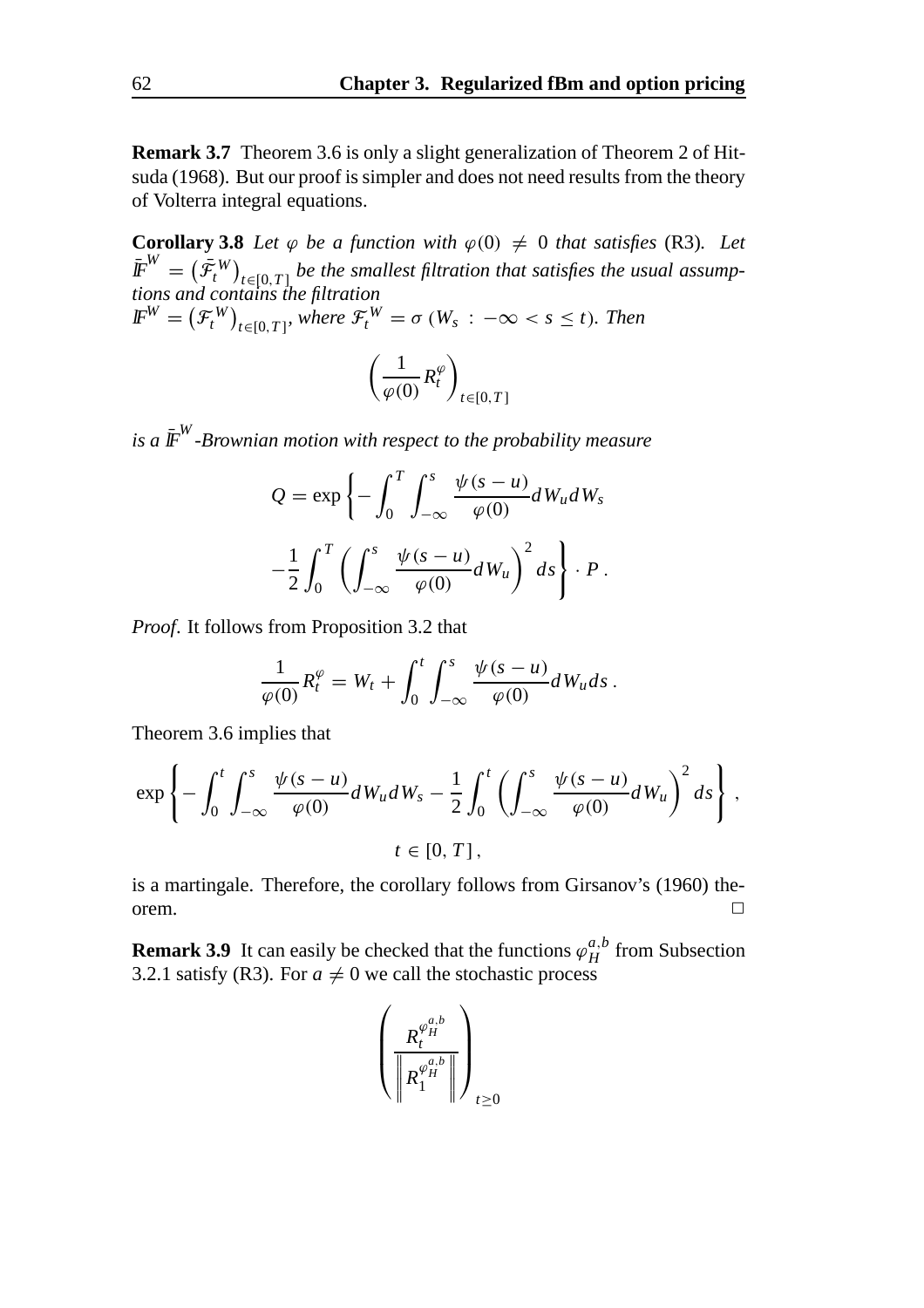**Remark 3.7** Theorem 3.6 is only a slight generalization of Theorem 2 of Hitsuda (1968). But our proof is simpler and does not need results from the theory of Volterra integral equations.

**Corollary 3.8** *Let $\varphi$ be a function with $\varphi(0) \neq 0$ that satisfies* (R3)*. Let $\bar{\mathbb{F}}^W = \left(\bar{\mathcal{F}}_t^W\right)_{t\in[0,T]}$ be the smallest filtration that satisfies the usual assumptions and contains the filtration $\mathbb{F}^W = \left(\mathcal{F}_t^W\right)_{t\in[0,T]}$, where $\mathcal{F}_t^W = \sigma\left(W_s : -\infty < s \leq t\right)$. Then*

$$\left(\frac{1}{\varphi(0)} R_t^{\varphi}\right)_{t\in[0,T]}$$

*is a $\bar{\mathbb{F}}^W$-Brownian motion with respect to the probability measure*

$$Q = \exp\left\{-\int_0^T \int_{-\infty}^s \frac{\psi(s-u)}{\varphi(0)} dW_u dW_s - \frac{1}{2}\int_0^T \left(\int_{-\infty}^s \frac{\psi(s-u)}{\varphi(0)} dW_u\right)^2 ds\right\} \cdot P\,.$$

*Proof*. It follows from Proposition 3.2 that

$$\frac{1}{\varphi(0)} R_t^{\varphi} = W_t + \int_0^t \int_{-\infty}^s \frac{\psi(s-u)}{\varphi(0)} dW_u ds\,.$$

Theorem 3.6 implies that

$$\exp\left\{-\int_0^t \int_{-\infty}^s \frac{\psi(s-u)}{\varphi(0)} dW_u dW_s - \frac{1}{2}\int_0^t \left(\int_{-\infty}^s \frac{\psi(s-u)}{\varphi(0)} dW_u\right)^2 ds\right\}\,,$$

$$t \in [0,T]\,,$$

is a martingale. Therefore, the corollary follows from Girsanov's (1960) theorem. □

**Remark 3.9** It can easily be checked that the functions $\varphi_H^{a,b}$ from Subsection 3.2.1 satisfy (R3). For $a \neq 0$ we call the stochastic process

$$\left(\frac{R_t^{\varphi_H^{a,b}}}{\left\| R_1^{\varphi_H^{a,b}} \right\|}\right)_{t\geq 0}$$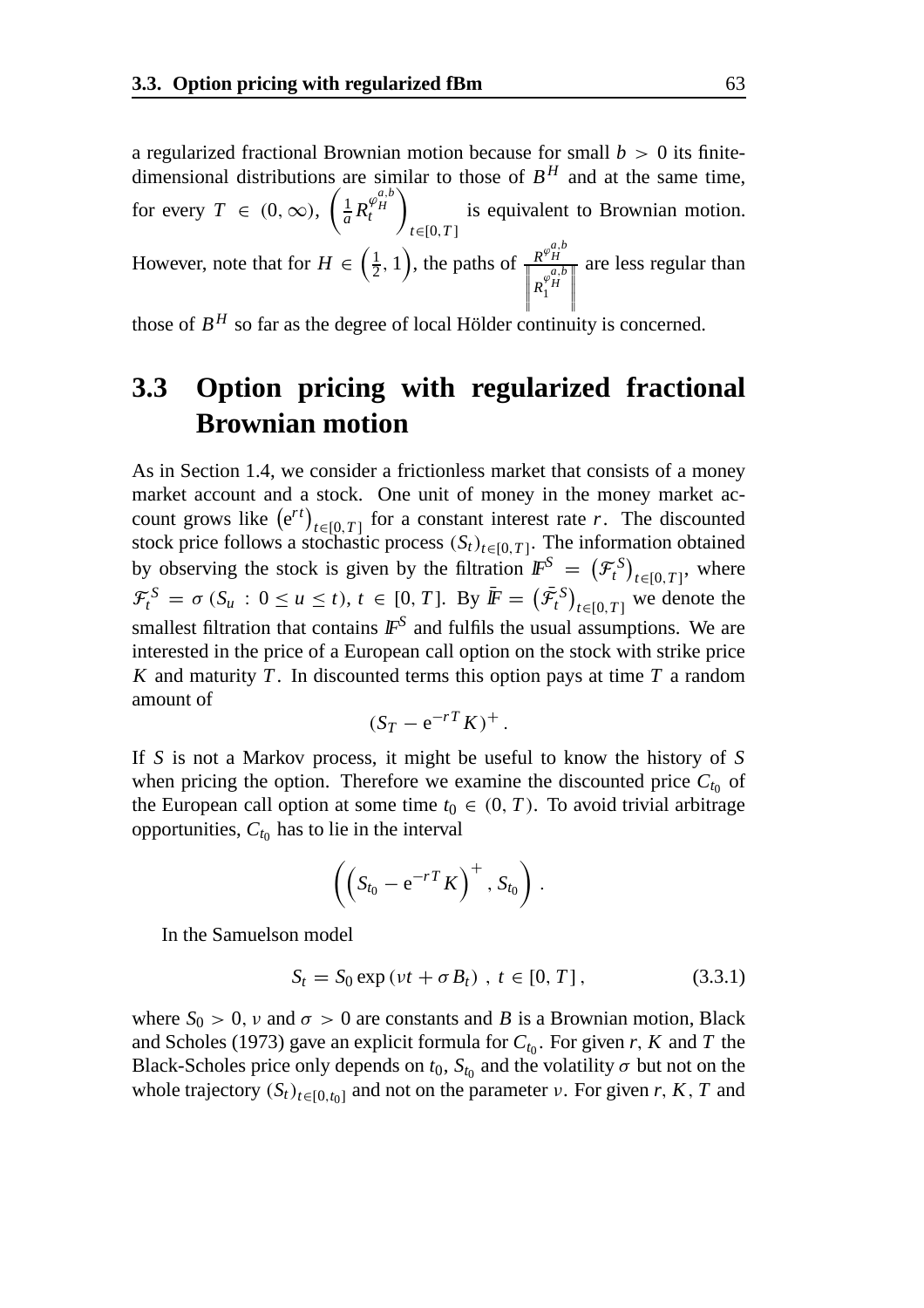a regularized fractional Brownian motion because for small $b > 0$ its finite-dimensional distributions are similar to those of $B^H$ and at the same time, for every $T \in (0, \infty)$, $\left(\frac{1}{a} R_t^{\varphi_H^{a,b}}\right)_{t \in [0,T]}$ is equivalent to Brownian motion. However, note that for $H \in \left(\frac{1}{2}, 1\right)$, the paths of $\frac{R^{\varphi_H^{a,b}}}{\left\| R_1^{\varphi_H^{a,b}} \right\|}$ are less regular than those of $B^H$ so far as the degree of local Hölder continuity is concerned.

## 3.3 Option pricing with regularized fractional Brownian motion

As in Section 1.4, we consider a frictionless market that consists of a money market account and a stock. One unit of money in the money market account grows like $\left(e^{rt}\right)_{t \in [0,T]}$ for a constant interest rate $r$. The discounted stock price follows a stochastic process $(S_t)_{t \in [0,T]}$. The information obtained by observing the stock is given by the filtration $\mathbb{F}^S = \left(\mathcal{F}_t^S\right)_{t \in [0,T]}$, where $\mathcal{F}_t^S = \sigma\left(S_u : 0 \le u \le t\right)$, $t \in [0, T]$. By $\bar{\mathbb{F}} = \left(\bar{\mathcal{F}}_t^S\right)_{t \in [0,T]}$ we denote the smallest filtration that contains $\mathbb{F}^S$ and fulfils the usual assumptions. We are interested in the price of a European call option on the stock with strike price $K$ and maturity $T$. In discounted terms this option pays at time $T$ a random amount of

$$(S_T - e^{-rT} K)^+ .$$

If $S$ is not a Markov process, it might be useful to know the history of $S$ when pricing the option. Therefore we examine the discounted price $C_{t_0}$ of the European call option at some time $t_0 \in (0, T)$. To avoid trivial arbitrage opportunities, $C_{t_0}$ has to lie in the interval

$$\left(\left(S_{t_0} - e^{-rT} K\right)^+, S_{t_0}\right) .$$

In the Samuelson model

$$S_t = S_0 \exp\left(\nu t + \sigma B_t\right), \; t \in [0, T], \tag{3.3.1}$$

where $S_0 > 0$, $\nu$ and $\sigma > 0$ are constants and $B$ is a Brownian motion, Black and Scholes (1973) gave an explicit formula for $C_{t_0}$. For given $r$, $K$ and $T$ the Black-Scholes price only depends on $t_0$, $S_{t_0}$ and the volatility $\sigma$ but not on the whole trajectory $(S_t)_{t \in [0,t_0]}$ and not on the parameter $\nu$. For given $r$, $K$, $T$ and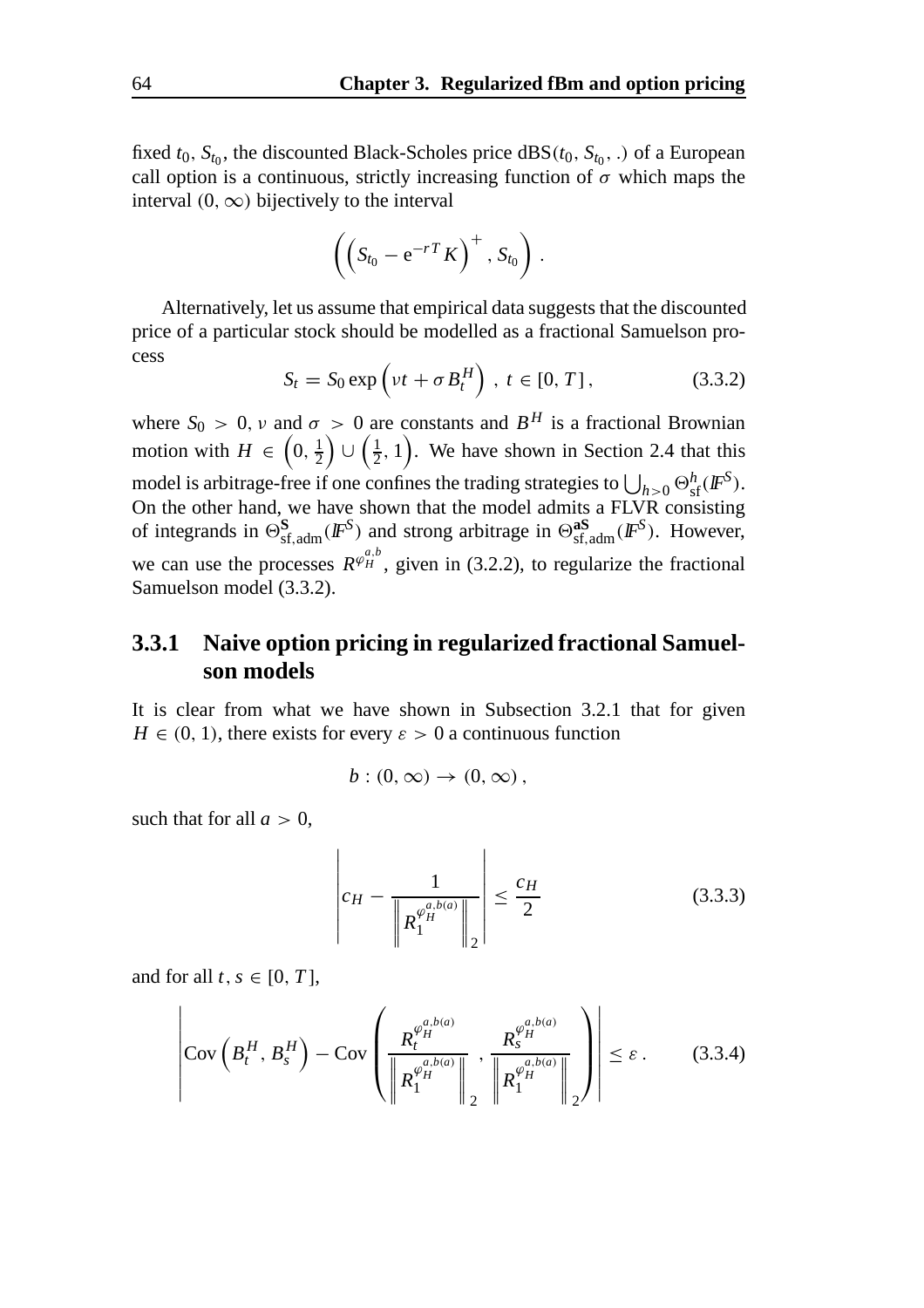fixed $t_0$, $S_{t_0}$, the discounted Black-Scholes price $\mathrm{dBS}(t_0, S_{t_0}, .)$ of a European call option is a continuous, strictly increasing function of $\sigma$ which maps the interval $(0, \infty)$ bijectively to the interval

$$\left( \left( S_{t_0} - \mathrm{e}^{-rT} K \right)^+ , S_{t_0} \right) .$$

Alternatively, let us assume that empirical data suggests that the discounted price of a particular stock should be modelled as a fractional Samuelson process

$$S_t = S_0 \exp\left( \nu t + \sigma B_t^H \right) \, , \; t \in [0, T] \, , \tag{3.3.2}$$

where $S_0 > 0$, $\nu$ and $\sigma > 0$ are constants and $B^H$ is a fractional Brownian motion with $H \in \left(0, \frac{1}{2}\right) \cup \left(\frac{1}{2}, 1\right)$. We have shown in Section 2.4 that this model is arbitrage-free if one confines the trading strategies to $\bigcup_{h>0} \Theta^h_{\mathrm{sf}}(\mathbb{F}^S)$. On the other hand, we have shown that the model admits a FLVR consisting of integrands in $\Theta^{\mathbf{S}}_{\mathrm{sf,adm}}(\mathbb{F}^S)$ and strong arbitrage in $\Theta^{\mathbf{aS}}_{\mathrm{sf,adm}}(\mathbb{F}^S)$. However, we can use the processes $R^{\varphi_H^{a,b}}$, given in (3.2.2), to regularize the fractional Samuelson model (3.3.2).

### 3.3.1 Naive option pricing in regularized fractional Samuelson models

It is clear from what we have shown in Subsection 3.2.1 that for given $H \in (0, 1)$, there exists for every $\varepsilon > 0$ a continuous function

$$b : (0, \infty) \to (0, \infty) \, ,$$

such that for all $a > 0$,

$$\left| c_H - \frac{1}{\left\| R_1^{\varphi_H^{a,b(a)}} \right\|_2} \right| \leq \frac{c_H}{2} \tag{3.3.3}$$

and for all $t, s \in [0, T]$,

$$\left| \mathrm{Cov}\left( B_t^H, B_s^H \right) - \mathrm{Cov}\left( \frac{R_t^{\varphi_H^{a,b(a)}}}{\left\| R_1^{\varphi_H^{a,b(a)}} \right\|_2} , \frac{R_s^{\varphi_H^{a,b(a)}}}{\left\| R_1^{\varphi_H^{a,b(a)}} \right\|_2} \right) \right| \leq \varepsilon \, . \tag{3.3.4}$$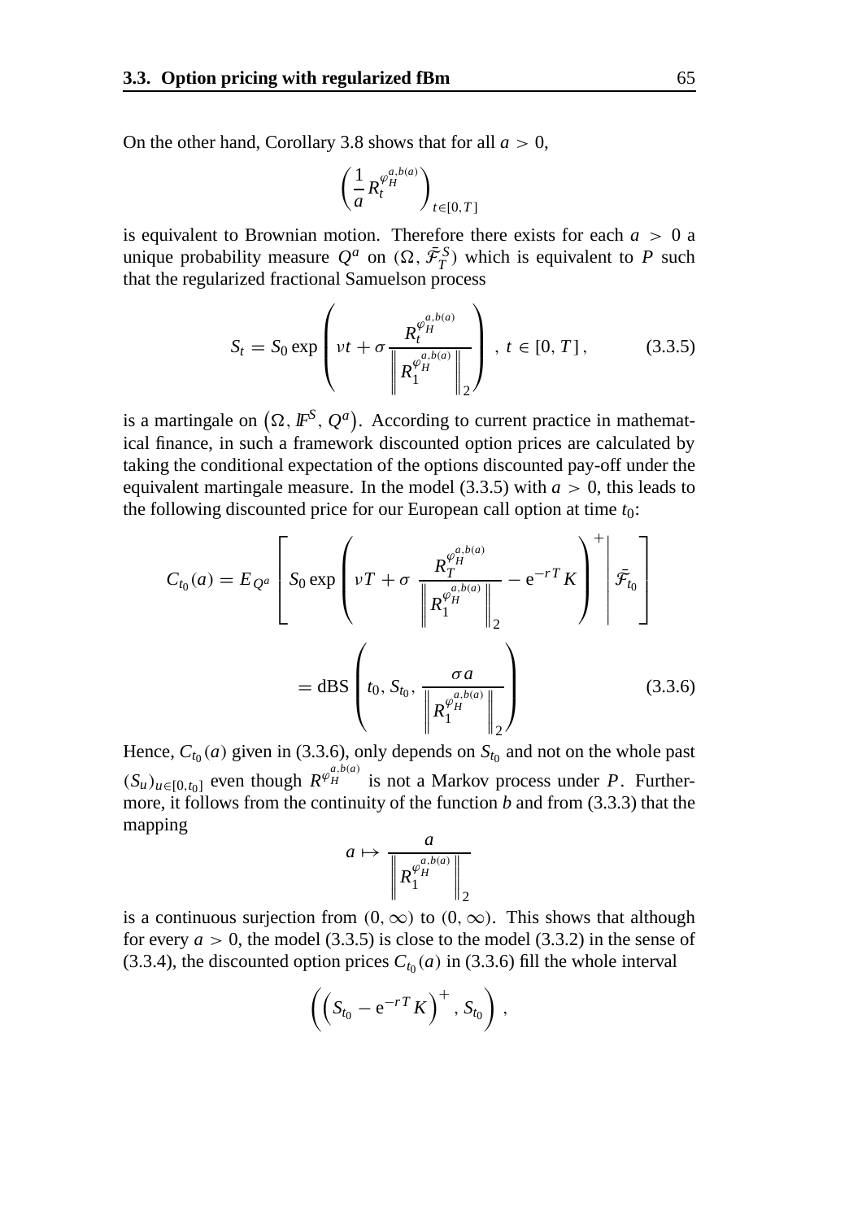On the other hand, Corollary 3.8 shows that for all $a > 0$,

$$\left( \frac{1}{a} R_t^{\varphi_H^{a,b(a)}} \right)_{t \in [0,T]}$$

is equivalent to Brownian motion. Therefore there exists for each $a > 0$ a unique probability measure $Q^a$ on $(\Omega, \bar{\mathcal{F}}_T^S)$ which is equivalent to $P$ such that the regularized fractional Samuelson process

$$S_t = S_0 \exp\left( \nu t + \sigma \frac{R_t^{\varphi_H^{a,b(a)}}}{\left\| R_1^{\varphi_H^{a,b(a)}} \right\|_2} \right) \,,\; t \in [0,T]\,, \tag{3.3.5}$$

is a martingale on $\left(\Omega, \mathbb{F}^S, Q^a\right)$. According to current practice in mathematical finance, in such a framework discounted option prices are calculated by taking the conditional expectation of the options discounted pay-off under the equivalent martingale measure. In the model (3.3.5) with $a > 0$, this leads to the following discounted price for our European call option at time $t_0$:

$$\begin{aligned} C_{t_0}(a) &= E_{Q^a}\left[ S_0 \exp\left( \nu T + \sigma \, \frac{R_T^{\varphi_H^{a,b(a)}}}{\left\| R_1^{\varphi_H^{a,b(a)}} \right\|_2} - \mathrm{e}^{-rT} K \right)^+ \middle| \bar{\mathcal{F}}_{t_0} \right] \\ &= \mathrm{dBS}\left( t_0, S_{t_0}, \frac{\sigma a}{\left\| R_1^{\varphi_H^{a,b(a)}} \right\|_2} \right) \end{aligned} \tag{3.3.6}$$

Hence, $C_{t_0}(a)$ given in (3.3.6), only depends on $S_{t_0}$ and not on the whole past $(S_u)_{u \in [0,t_0]}$ even though $R^{\varphi_H^{a,b(a)}}$ is not a Markov process under $P$. Furthermore, it follows from the continuity of the function $b$ and from (3.3.3) that the mapping

$$a \mapsto \frac{a}{\left\| R_1^{\varphi_H^{a,b(a)}} \right\|_2}$$

is a continuous surjection from $(0, \infty)$ to $(0, \infty)$. This shows that although for every $a > 0$, the model (3.3.5) is close to the model (3.3.2) in the sense of (3.3.4), the discounted option prices $C_{t_0}(a)$ in (3.3.6) fill the whole interval

$$\left( \left( S_{t_0} - \mathrm{e}^{-rT} K \right)^+ , S_{t_0} \right) ,$$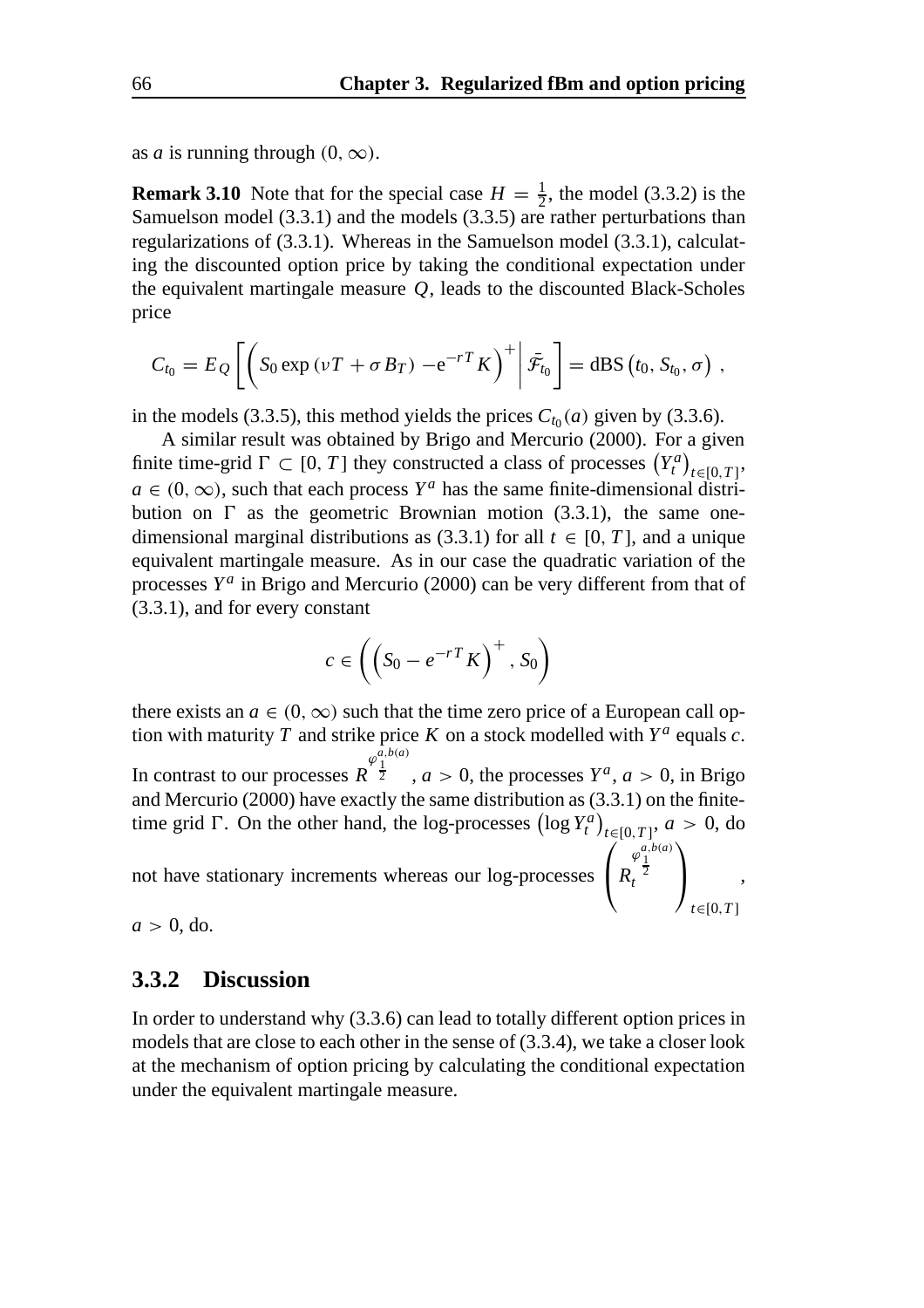as $a$ is running through $(0, \infty)$.

**Remark 3.10** Note that for the special case $H = \frac{1}{2}$, the model (3.3.2) is the Samuelson model (3.3.1) and the models (3.3.5) are rather perturbations than regularizations of (3.3.1). Whereas in the Samuelson model (3.3.1), calculating the discounted option price by taking the conditional expectation under the equivalent martingale measure $Q$, leads to the discounted Black-Scholes price

$$C_{t_0} = E_Q \left[ \left( S_0 \exp\left(\nu T + \sigma B_T\right) - \mathrm{e}^{-rT} K \right)^+ \middle| \bar{\mathcal{F}}_{t_0} \right] = \mathrm{dBS}\left(t_0, S_{t_0}, \sigma\right) ,$$

in the models (3.3.5), this method yields the prices $C_{t_0}(a)$ given by (3.3.6).

A similar result was obtained by Brigo and Mercurio (2000). For a given finite time-grid $\Gamma \subset [0, T]$ they constructed a class of processes $\left(Y_t^a\right)_{t \in [0,T]}$, $a \in (0, \infty)$, such that each process $Y^a$ has the same finite-dimensional distribution on $\Gamma$ as the geometric Brownian motion (3.3.1), the same one-dimensional marginal distributions as (3.3.1) for all $t \in [0, T]$, and a unique equivalent martingale measure. As in our case the quadratic variation of the processes $Y^a$ in Brigo and Mercurio (2000) can be very different from that of (3.3.1), and for every constant

$$c \in \left( \left( S_0 - e^{-rT} K \right)^+, S_0 \right)$$

there exists an $a \in (0, \infty)$ such that the time zero price of a European call option with maturity $T$ and strike price $K$ on a stock modelled with $Y^a$ equals $c$. In contrast to our processes $R^{\varphi_{\frac{1}{2}}^{a,b(a)}}$, $a > 0$, the processes $Y^a$, $a > 0$, in Brigo and Mercurio (2000) have exactly the same distribution as (3.3.1) on the finite-time grid $\Gamma$. On the other hand, the log-processes $\left(\log Y_t^a\right)_{t \in [0,T]}$, $a > 0$, do not have stationary increments whereas our log-processes $\left(R_t^{\varphi_{\frac{1}{2}}^{a,b(a)}}\right)_{t \in [0,T]}$, $a > 0$, do.

### 3.3.2 Discussion

In order to understand why (3.3.6) can lead to totally different option prices in models that are close to each other in the sense of (3.3.4), we take a closer look at the mechanism of option pricing by calculating the conditional expectation under the equivalent martingale measure.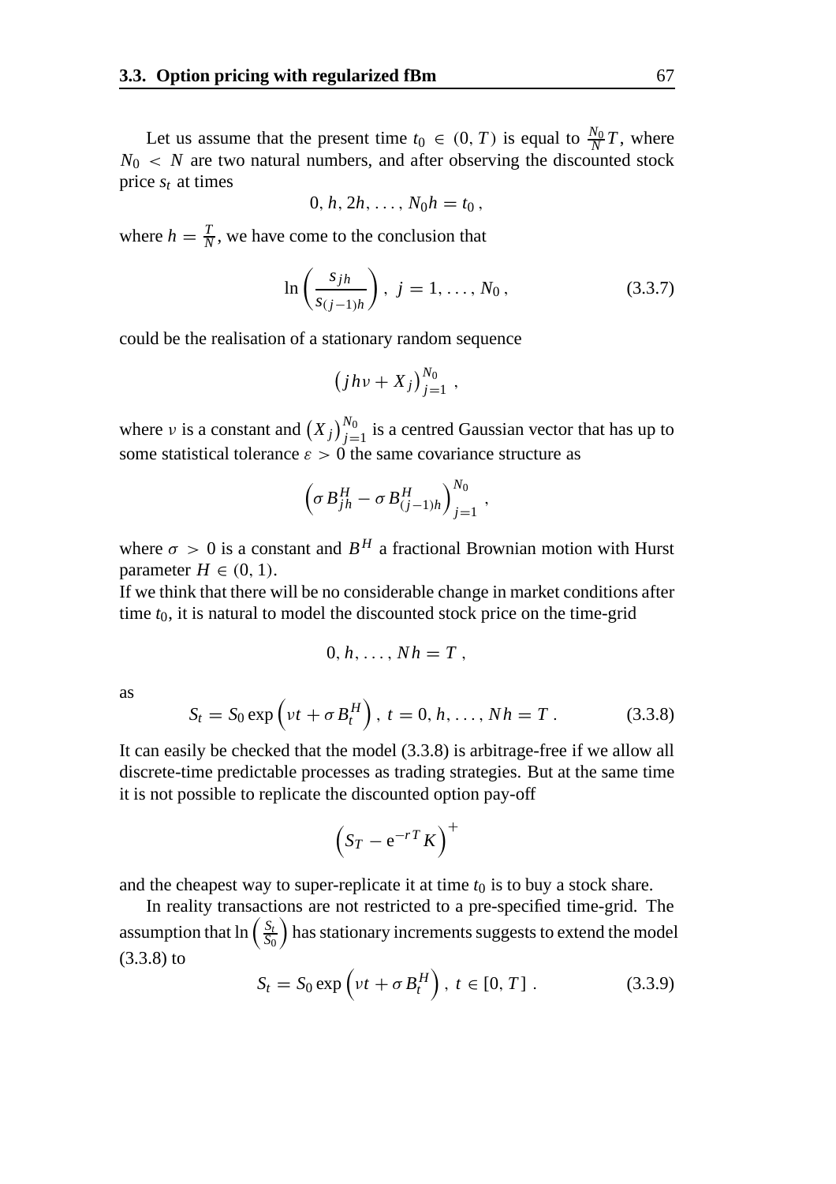Let us assume that the present time $t_0 \in (0, T)$ is equal to $\frac{N_0}{N} T$, where $N_0 < N$ are two natural numbers, and after observing the discounted stock price $s_t$ at times

$$0, h, 2h, \ldots, N_0 h = t_0 ,$$

where $h = \frac{T}{N}$, we have come to the conclusion that

$$\ln\left(\frac{s_{jh}}{s_{(j-1)h}}\right), \; j = 1, \ldots, N_0 , \tag{3.3.7}$$

could be the realisation of a stationary random sequence

$$\left(jh\nu + X_j\right)_{j=1}^{N_0} ,$$

where $\nu$ is a constant and $\left(X_j\right)_{j=1}^{N_0}$ is a centred Gaussian vector that has up to some statistical tolerance $\varepsilon > 0$ the same covariance structure as

$$\left(\sigma B_{jh}^H - \sigma B_{(j-1)h}^H\right)_{j=1}^{N_0} ,$$

where $\sigma > 0$ is a constant and $B^H$ a fractional Brownian motion with Hurst parameter $H \in (0, 1)$.
If we think that there will be no considerable change in market conditions after time $t_0$, it is natural to model the discounted stock price on the time-grid

$$0, h, \ldots, Nh = T ,$$

as

$$S_t = S_0 \exp\left(\nu t + \sigma B_t^H\right), \; t = 0, h, \ldots, Nh = T . \tag{3.3.8}$$

It can easily be checked that the model (3.3.8) is arbitrage-free if we allow all discrete-time predictable processes as trading strategies. But at the same time it is not possible to replicate the discounted option pay-off

$$\left(S_T - \mathrm{e}^{-rT} K\right)^+$$

and the cheapest way to super-replicate it at time $t_0$ is to buy a stock share.

In reality transactions are not restricted to a pre-specified time-grid. The assumption that $\ln\left(\frac{S_t}{S_0}\right)$ has stationary increments suggests to extend the model (3.3.8) to

$$S_t = S_0 \exp\left(\nu t + \sigma B_t^H\right), \; t \in [0, T] . \tag{3.3.9}$$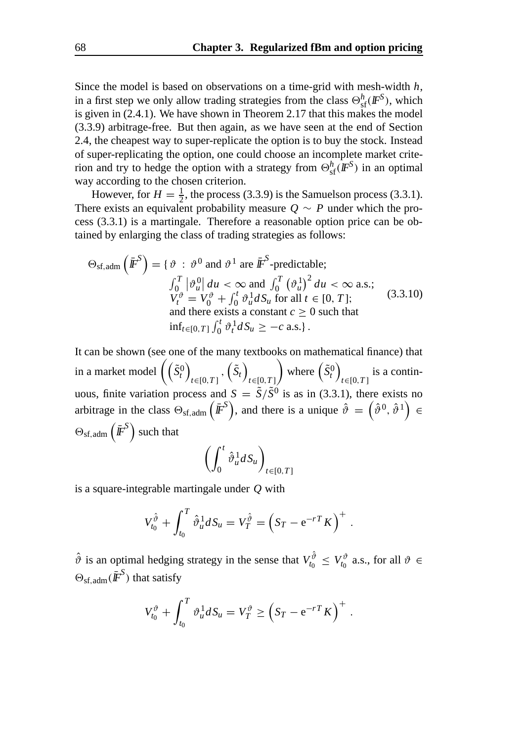Since the model is based on observations on a time-grid with mesh-width $h$, in a first step we only allow trading strategies from the class $\Theta_{\mathrm{sf}}^{h}(I\!\!F^{S})$, which is given in (2.4.1). We have shown in Theorem 2.17 that this makes the model (3.3.9) arbitrage-free. But then again, as we have seen at the end of Section 2.4, the cheapest way to super-replicate the option is to buy the stock. Instead of super-replicating the option, one could choose an incomplete market criterion and try to hedge the option with a strategy from $\Theta_{\mathrm{sf}}^{h}(I\!\!F^{S})$ in an optimal way according to the chosen criterion.

However, for $H = \frac{1}{2}$, the process (3.3.9) is the Samuelson process (3.3.1). There exists an equivalent probability measure $Q \sim P$ under which the process (3.3.1) is a martingale. Therefore a reasonable option price can be obtained by enlarging the class of trading strategies as follows:

$$
\Theta_{\mathrm{sf,adm}}\left(\bar{I\!\!F}^{S}\right) = \{ \vartheta \;:\; \vartheta^{0} \text{ and } \vartheta^{1} \text{ are } \bar{I\!\!F}^{S}\text{-predictable;} \quad \begin{array}{l} \int_0^T \left|\vartheta_u^0\right| du < \infty \text{ and } \int_0^T \left(\vartheta_u^1\right)^2 du < \infty \text{ a.s.;} \\ V_t^{\vartheta} = V_0^{\vartheta} + \int_0^t \vartheta_u^1 dS_u \text{ for all } t \in [0, T]; \\ \text{and there exists a constant } c \geq 0 \text{ such that} \\ \inf_{t\in[0,T]} \int_0^t \vartheta_t^1 dS_u \geq -c \text{ a.s.} \} . \end{array} \tag{3.3.10}
$$

It can be shown (see one of the many textbooks on mathematical finance) that in a market model $\left(\left(\tilde{S}_t^0\right)_{t\in[0,T]}, \left(\tilde{S}_t\right)_{t\in[0,T]}\right)$ where $\left(\tilde{S}_t^0\right)_{t\in[0,T]}$ is a continuous, finite variation process and $S = \tilde{S}/\tilde{S}^0$ is as in (3.3.1), there exists no arbitrage in the class $\Theta_{\mathrm{sf,adm}}\left(\bar{I\!\!F}^{S}\right)$, and there is a unique $\hat{\vartheta} = \left(\hat{\vartheta}^0, \hat{\vartheta}^1\right) \in \Theta_{\mathrm{sf,adm}}\left(\bar{I\!\!F}^{S}\right)$ such that

$$
\left(\int_0^t \hat{\vartheta}_u^1 dS_u\right)_{t\in[0,T]}
$$

is a square-integrable martingale under $Q$ with

$$
V_{t_0}^{\hat{\vartheta}} + \int_{t_0}^T \hat{\vartheta}_u^1 dS_u = V_T^{\hat{\vartheta}} = \left(S_T - \mathrm{e}^{-rT}K\right)^+ .
$$

$\hat{\vartheta}$ is an optimal hedging strategy in the sense that $V_{t_0}^{\hat{\vartheta}} \leq V_{t_0}^{\vartheta}$ a.s., for all $\vartheta \in \Theta_{\mathrm{sf,adm}}(\bar{I\!\!F}^{S})$ that satisfy

$$
V_{t_0}^{\vartheta} + \int_{t_0}^T \vartheta_u^1 dS_u = V_T^{\vartheta} \geq \left(S_T - \mathrm{e}^{-rT}K\right)^+ .
$$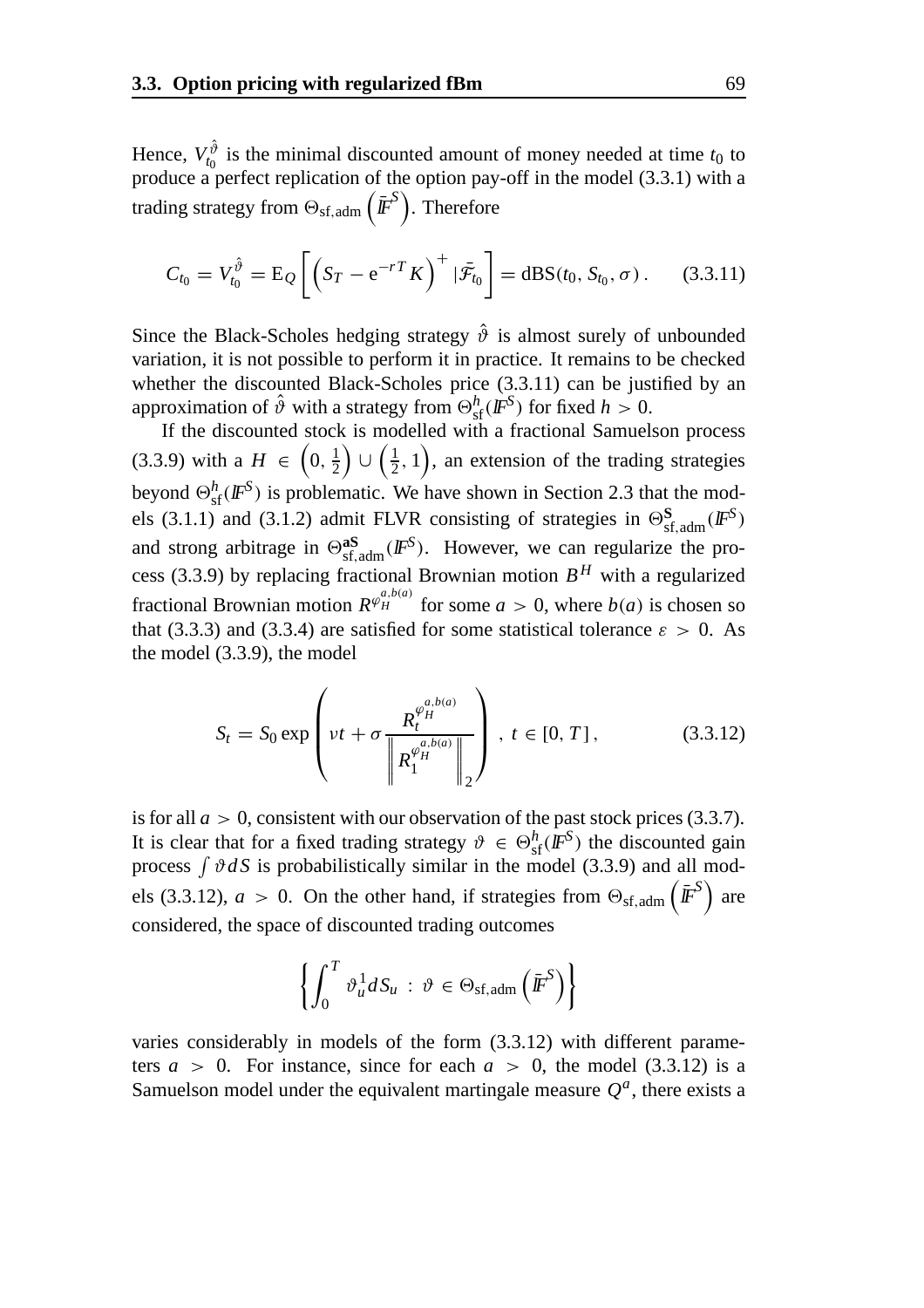Hence, $V_{t_0}^{\hat{\vartheta}}$ is the minimal discounted amount of money needed at time $t_0$ to produce a perfect replication of the option pay-off in the model (3.3.1) with a trading strategy from $\Theta_{\text{sf,adm}}\left(\bar{\mathbb{F}}^S\right)$. Therefore

$$C_{t_0} = V_{t_0}^{\hat{\vartheta}} = \mathrm{E}_Q\left[\left(S_T - \mathrm{e}^{-rT}K\right)^+ | \bar{\mathcal{F}}_{t_0}\right] = \mathrm{dBS}(t_0, S_{t_0}, \sigma)\,. \tag{3.3.11}$$

Since the Black-Scholes hedging strategy $\hat{\vartheta}$ is almost surely of unbounded variation, it is not possible to perform it in practice. It remains to be checked whether the discounted Black-Scholes price (3.3.11) can be justified by an approximation of $\hat{\vartheta}$ with a strategy from $\Theta_{\text{sf}}^h(\mathbb{F}^S)$ for fixed $h > 0$.

If the discounted stock is modelled with a fractional Samuelson process (3.3.9) with a $H \in \left(0, \frac{1}{2}\right) \cup \left(\frac{1}{2}, 1\right)$, an extension of the trading strategies beyond $\Theta_{\text{sf}}^h(\mathbb{F}^S)$ is problematic. We have shown in Section 2.3 that the models (3.1.1) and (3.1.2) admit FLVR consisting of strategies in $\Theta_{\text{sf,adm}}^{\mathbf{S}}(\mathbb{F}^S)$ and strong arbitrage in $\Theta_{\text{sf,adm}}^{\mathbf{aS}}(\mathbb{F}^S)$. However, we can regularize the process (3.3.9) by replacing fractional Brownian motion $B^H$ with a regularized fractional Brownian motion $R^{\varphi_H^{a,b(a)}}$ for some $a > 0$, where $b(a)$ is chosen so that (3.3.3) and (3.3.4) are satisfied for some statistical tolerance $\varepsilon > 0$. As the model (3.3.9), the model

$$S_t = S_0 \exp\left(\nu t + \sigma \frac{R_t^{\varphi_H^{a,b(a)}}}{\left\| R_1^{\varphi_H^{a,b(a)}} \right\|_2}\right)\,,\; t \in [0, T]\,, \tag{3.3.12}$$

is for all $a > 0$, consistent with our observation of the past stock prices (3.3.7). It is clear that for a fixed trading strategy $\vartheta \in \Theta_{\text{sf}}^h(\mathbb{F}^S)$ the discounted gain process $\int \vartheta\, dS$ is probabilistically similar in the model (3.3.9) and all models (3.3.12), $a > 0$. On the other hand, if strategies from $\Theta_{\text{sf,adm}}\left(\bar{\mathbb{F}}^S\right)$ are considered, the space of discounted trading outcomes

$$\left\{ \int_0^T \vartheta_u^1 dS_u \;:\; \vartheta \in \Theta_{\text{sf,adm}}\left(\bar{\mathbb{F}}^S\right) \right\}$$

varies considerably in models of the form (3.3.12) with different parameters $a > 0$. For instance, since for each $a > 0$, the model (3.3.12) is a Samuelson model under the equivalent martingale measure $Q^a$, there exists a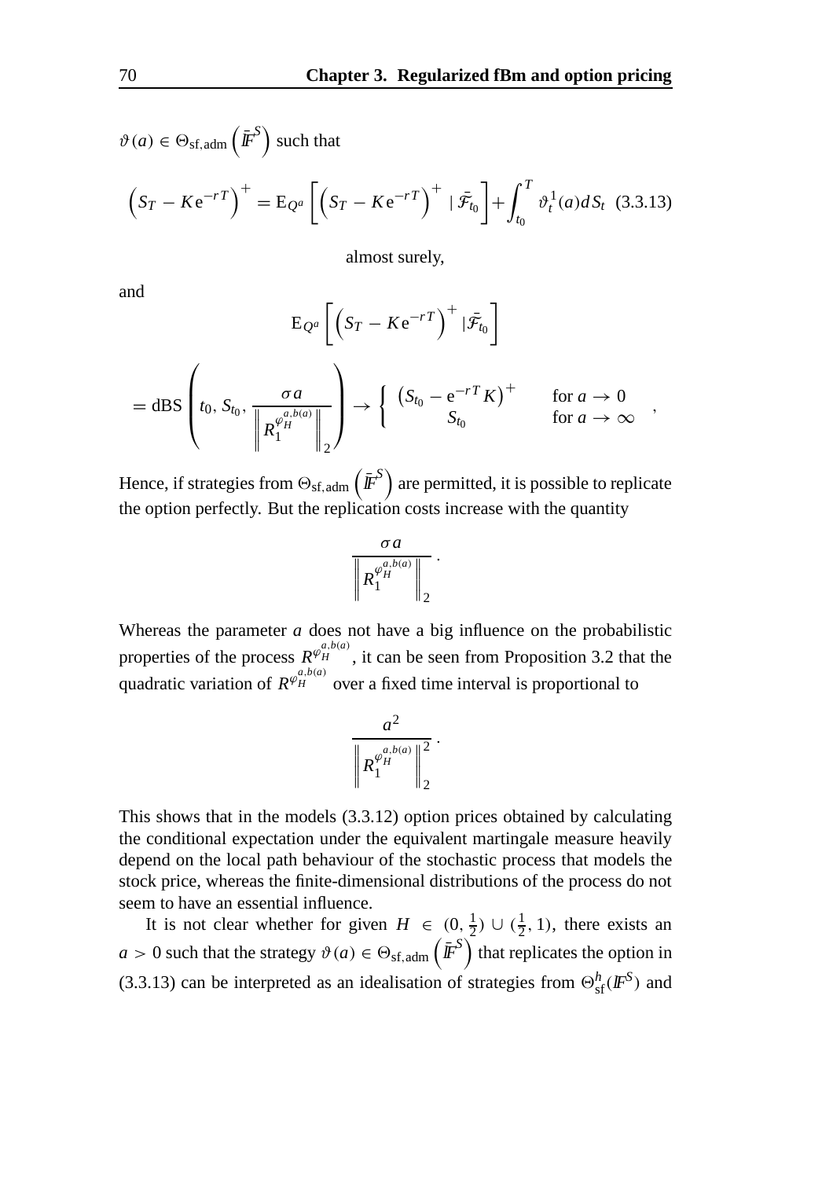$\vartheta(a) \in \Theta_{\mathrm{sf,adm}}\left(\bar{\mathbb{F}}^S\right)$ such that

$$\left(S_T - K\mathrm{e}^{-rT}\right)^+ = \mathrm{E}_{Q^a}\left[\left(S_T - K\mathrm{e}^{-rT}\right)^+ \mid \bar{\mathcal{F}}_{t_0}\right] + \int_{t_0}^{T} \vartheta_t^1(a)dS_t \quad (3.3.13)$$

almost surely,

and

$$\mathrm{E}_{Q^a}\left[\left(S_T - K\mathrm{e}^{-rT}\right)^+ \mid \bar{\mathcal{F}}_{t_0}\right]$$

$$= \mathrm{dBS}\left(t_0, S_{t_0}, \frac{\sigma a}{\left\| R_1^{\varphi_H^{a,b(a)}} \right\|_2}\right) \to \begin{cases} \left(S_{t_0} - \mathrm{e}^{-rT}K\right)^+ & \text{for } a \to 0 \\ S_{t_0} & \text{for } a \to \infty \end{cases},$$

Hence, if strategies from $\Theta_{\mathrm{sf,adm}}\left(\bar{\mathbb{F}}^S\right)$ are permitted, it is possible to replicate the option perfectly. But the replication costs increase with the quantity

$$\frac{\sigma a}{\left\| R_1^{\varphi_H^{a,b(a)}} \right\|_2}.$$

Whereas the parameter $a$ does not have a big influence on the probabilistic properties of the process $R^{\varphi_H^{a,b(a)}}$, it can be seen from Proposition 3.2 that the quadratic variation of $R^{\varphi_H^{a,b(a)}}$ over a fixed time interval is proportional to

$$\frac{a^2}{\left\| R_1^{\varphi_H^{a,b(a)}} \right\|_2^2}.$$

This shows that in the models (3.3.12) option prices obtained by calculating the conditional expectation under the equivalent martingale measure heavily depend on the local path behaviour of the stochastic process that models the stock price, whereas the finite-dimensional distributions of the process do not seem to have an essential influence.

It is not clear whether for given $H \in (0, \frac{1}{2}) \cup (\frac{1}{2}, 1)$, there exists an $a > 0$ such that the strategy $\vartheta(a) \in \Theta_{\mathrm{sf,adm}}\left(\bar{\mathbb{F}}^S\right)$ that replicates the option in (3.3.13) can be interpreted as an idealisation of strategies from $\Theta_{\mathrm{sf}}^h(\mathbb{F}^S)$ and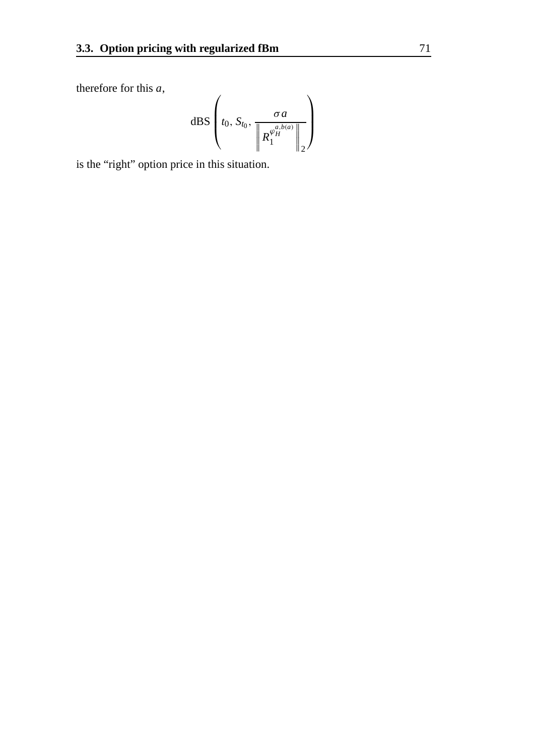therefore for this $a$,

$$\mathrm{dBS}\left(t_0, S_{t_0}, \frac{\sigma a}{\left\| R_1^{\varphi_H^{a,b(a)}} \right\|_2}\right)$$

is the “right” option price in this situation.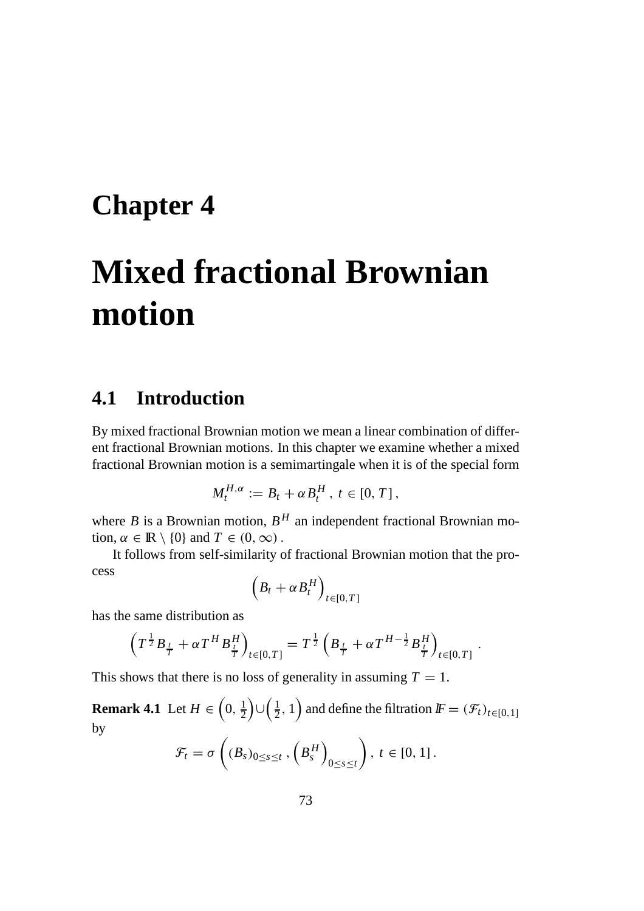# Chapter 4

# Mixed fractional Brownian motion

## 4.1 Introduction

By mixed fractional Brownian motion we mean a linear combination of different fractional Brownian motions. In this chapter we examine whether a mixed fractional Brownian motion is a semimartingale when it is of the special form

$$M_t^{H,\alpha} := B_t + \alpha B_t^H \, , \; t \in [0, T] \, ,$$

where $B$ is a Brownian motion, $B^H$ an independent fractional Brownian motion, $\alpha \in \mathbb{R} \setminus \{0\}$ and $T \in (0, \infty)$ .

It follows from self-similarity of fractional Brownian motion that the process

$$\left( B_t + \alpha B_t^H \right)_{t \in [0,T]}$$

has the same distribution as

$$\left( T^{\frac{1}{2}} B_{\frac{t}{T}} + \alpha T^H B_{\frac{t}{T}}^H \right)_{t \in [0,T]} = T^{\frac{1}{2}} \left( B_{\frac{t}{T}} + \alpha T^{H - \frac{1}{2}} B_{\frac{t}{T}}^H \right)_{t \in [0,T]} .$$

This shows that there is no loss of generality in assuming $T = 1$.

**Remark 4.1** Let $H \in \left(0, \frac{1}{2}\right) \cup \left(\frac{1}{2}, 1\right)$ and define the filtration $\mathbb{F} = (\mathcal{F}_t)_{t \in [0,1]}$ by

$$\mathcal{F}_t = \sigma \left( (B_s)_{0 \le s \le t} \, , \left( B_s^H \right)_{0 \le s \le t} \right) , \; t \in [0, 1] \, .$$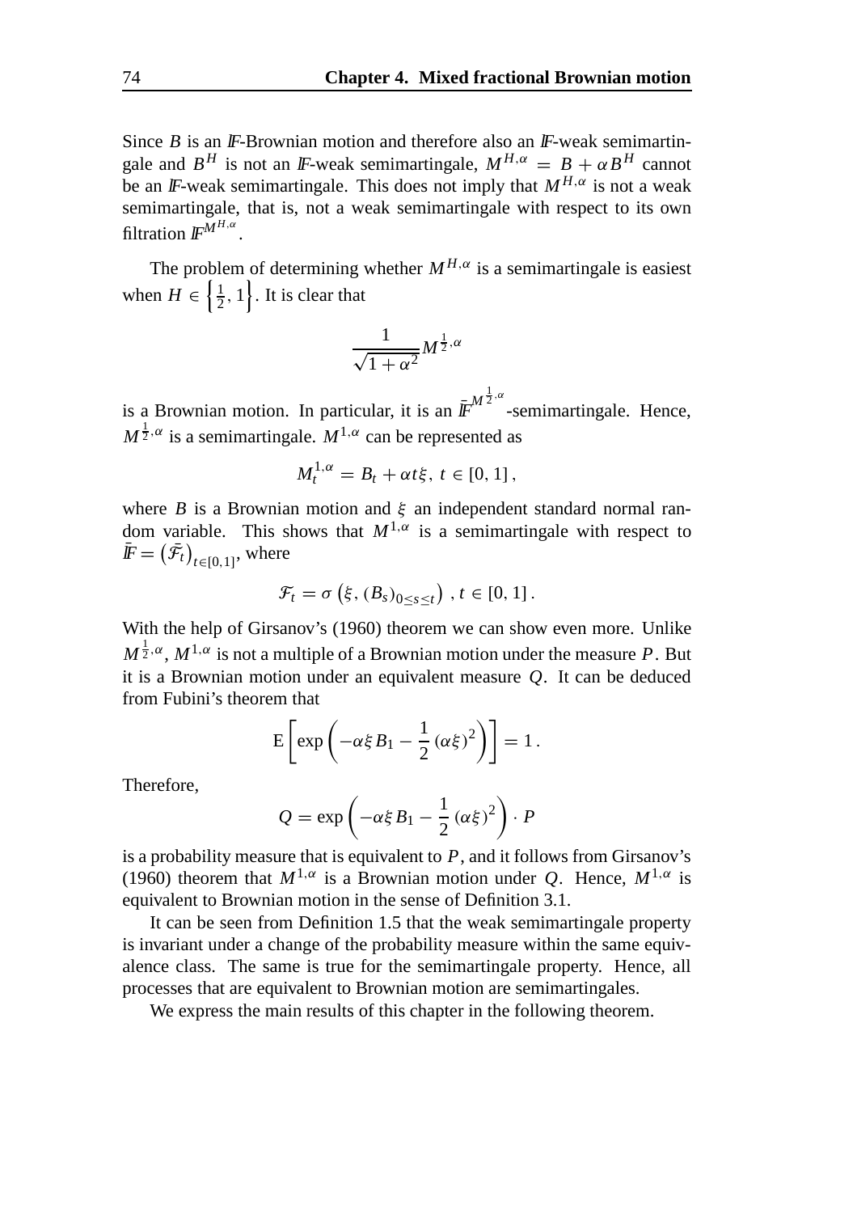Since $B$ is an $\mathbb{F}$-Brownian motion and therefore also an $\mathbb{F}$-weak semimartingale and $B^H$ is not an $\mathbb{F}$-weak semimartingale, $M^{H,\alpha} = B + \alpha B^H$ cannot be an $\mathbb{F}$-weak semimartingale. This does not imply that $M^{H,\alpha}$ is not a weak semimartingale, that is, not a weak semimartingale with respect to its own filtration $\mathbb{F}^{M^{H,\alpha}}$.

The problem of determining whether $M^{H,\alpha}$ is a semimartingale is easiest when $H \in \left\{\frac{1}{2}, 1\right\}$. It is clear that

$$\frac{1}{\sqrt{1+\alpha^2}} M^{\frac{1}{2},\alpha}$$

is a Brownian motion. In particular, it is an $\bar{\mathbb{F}}^{M^{\frac{1}{2},\alpha}}$-semimartingale. Hence, $M^{\frac{1}{2},\alpha}$ is a semimartingale. $M^{1,\alpha}$ can be represented as

$$M_t^{1,\alpha} = B_t + \alpha t \xi,\ t \in [0,1],$$

where $B$ is a Brownian motion and $\xi$ an independent standard normal random variable. This shows that $M^{1,\alpha}$ is a semimartingale with respect to $\bar{\mathbb{F}} = \left(\bar{\mathcal{F}}_t\right)_{t\in[0,1]}$, where

$$\mathcal{F}_t = \sigma\left(\xi, (B_s)_{0\leq s\leq t}\right),\ t \in [0,1].$$

With the help of Girsanov's (1960) theorem we can show even more. Unlike $M^{\frac{1}{2},\alpha}$, $M^{1,\alpha}$ is not a multiple of a Brownian motion under the measure $P$. But it is a Brownian motion under an equivalent measure $Q$. It can be deduced from Fubini's theorem that

$$\mathrm{E}\left[\exp\left(-\alpha\xi B_1 - \frac{1}{2}(\alpha\xi)^2\right)\right] = 1.$$

Therefore,

$$Q = \exp\left(-\alpha\xi B_1 - \frac{1}{2}(\alpha\xi)^2\right)\cdot P$$

is a probability measure that is equivalent to $P$, and it follows from Girsanov's (1960) theorem that $M^{1,\alpha}$ is a Brownian motion under $Q$. Hence, $M^{1,\alpha}$ is equivalent to Brownian motion in the sense of Definition 3.1.

It can be seen from Definition 1.5 that the weak semimartingale property is invariant under a change of the probability measure within the same equivalence class. The same is true for the semimartingale property. Hence, all processes that are equivalent to Brownian motion are semimartingales.

We express the main results of this chapter in the following theorem.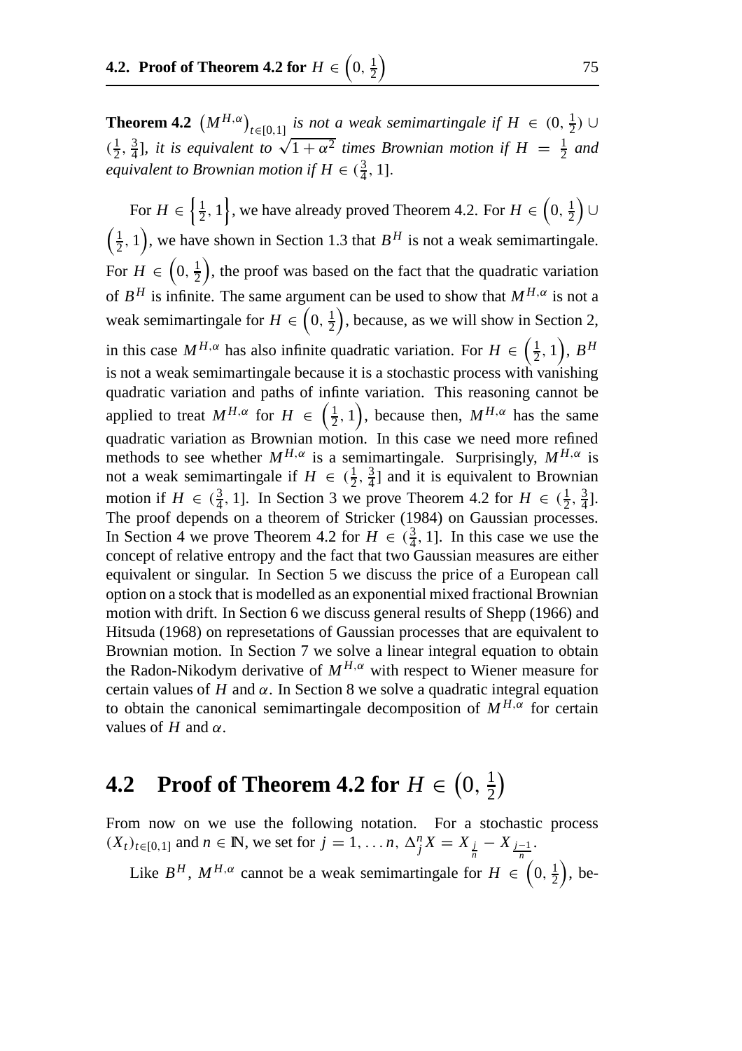**Theorem 4.2** $\left(M^{H,\alpha}\right)_{t\in[0,1]}$ *is not a weak semimartingale if* $H \in (0, \frac{1}{2}) \cup (\frac{1}{2}, \frac{3}{4}]$, *it is equivalent to* $\sqrt{1+\alpha^2}$ *times Brownian motion if* $H = \frac{1}{2}$ *and equivalent to Brownian motion if* $H \in (\frac{3}{4}, 1]$.

For $H \in \left\{\frac{1}{2}, 1\right\}$, we have already proved Theorem 4.2. For $H \in \left(0, \frac{1}{2}\right) \cup \left(\frac{1}{2}, 1\right)$, we have shown in Section 1.3 that $B^H$ is not a weak semimartingale. For $H \in \left(0, \frac{1}{2}\right)$, the proof was based on the fact that the quadratic variation of $B^H$ is infinite. The same argument can be used to show that $M^{H,\alpha}$ is not a weak semimartingale for $H \in \left(0, \frac{1}{2}\right)$, because, as we will show in Section 2, in this case $M^{H,\alpha}$ has also infinite quadratic variation. For $H \in \left(\frac{1}{2}, 1\right)$, $B^H$ is not a weak semimartingale because it is a stochastic process with vanishing quadratic variation and paths of infinte variation. This reasoning cannot be applied to treat $M^{H,\alpha}$ for $H \in \left(\frac{1}{2}, 1\right)$, because then, $M^{H,\alpha}$ has the same quadratic variation as Brownian motion. In this case we need more refined methods to see whether $M^{H,\alpha}$ is a semimartingale. Surprisingly, $M^{H,\alpha}$ is not a weak semimartingale if $H \in (\frac{1}{2}, \frac{3}{4}]$ and it is equivalent to Brownian motion if $H \in (\frac{3}{4}, 1]$. In Section 3 we prove Theorem 4.2 for $H \in (\frac{1}{2}, \frac{3}{4}]$. The proof depends on a theorem of Stricker (1984) on Gaussian processes. In Section 4 we prove Theorem 4.2 for $H \in (\frac{3}{4}, 1]$. In this case we use the concept of relative entropy and the fact that two Gaussian measures are either equivalent or singular. In Section 5 we discuss the price of a European call option on a stock that is modelled as an exponential mixed fractional Brownian motion with drift. In Section 6 we discuss general results of Shepp (1966) and Hitsuda (1968) on represetations of Gaussian processes that are equivalent to Brownian motion. In Section 7 we solve a linear integral equation to obtain the Radon-Nikodym derivative of $M^{H,\alpha}$ with respect to Wiener measure for certain values of $H$ and $\alpha$. In Section 8 we solve a quadratic integral equation to obtain the canonical semimartingale decomposition of $M^{H,\alpha}$ for certain values of $H$ and $\alpha$.

## 4.2 Proof of Theorem 4.2 for $H \in \left(0, \frac{1}{2}\right)$

From now on we use the following notation. For a stochastic process $(X_t)_{t\in[0,1]}$ and $n \in \mathbb{N}$, we set for $j = 1, \ldots n$, $\Delta_j^n X = X_{\frac{j}{n}} - X_{\frac{j-1}{n}}$.

Like $B^H$, $M^{H,\alpha}$ cannot be a weak semimartingale for $H \in \left(0, \frac{1}{2}\right)$, be-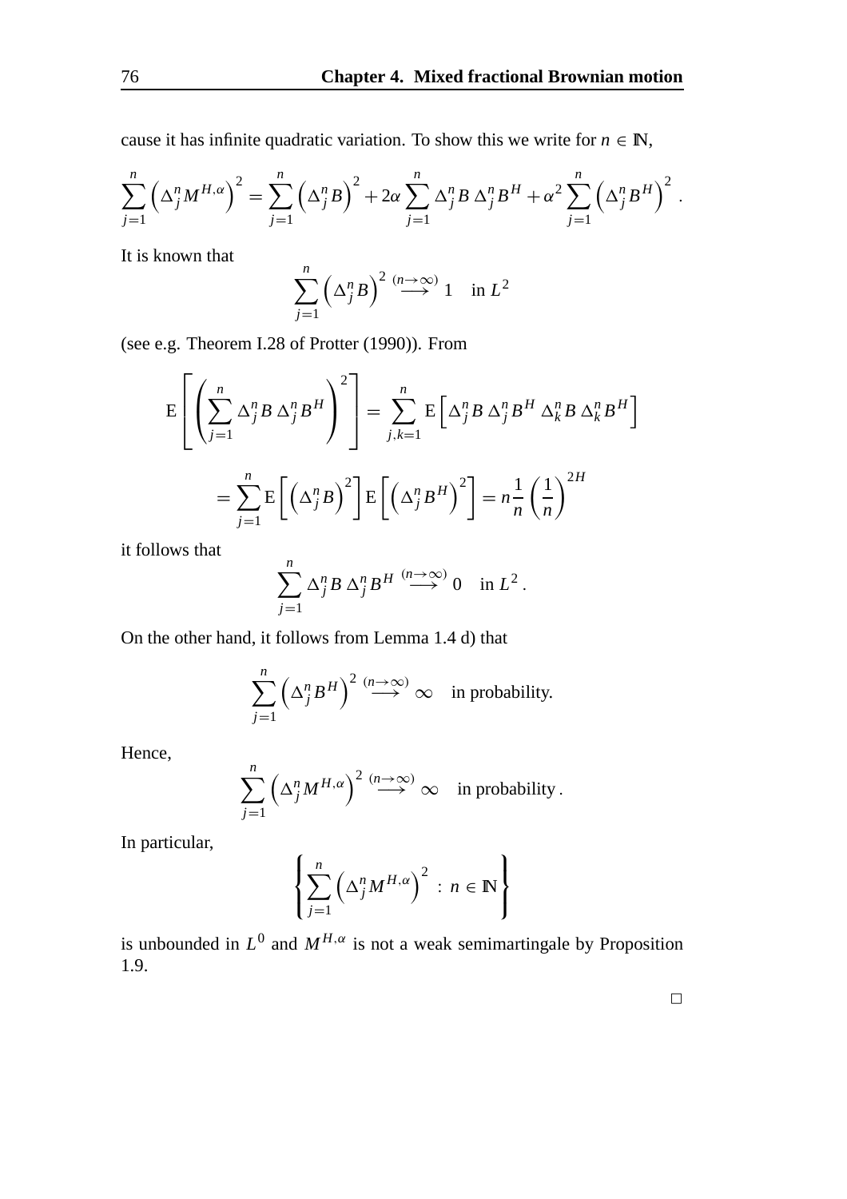cause it has infinite quadratic variation. To show this we write for $n \in \mathbb{N}$,

$$\sum_{j=1}^{n} \left(\Delta_j^n M^{H,\alpha}\right)^2 = \sum_{j=1}^{n} \left(\Delta_j^n B\right)^2 + 2\alpha \sum_{j=1}^{n} \Delta_j^n B \, \Delta_j^n B^H + \alpha^2 \sum_{j=1}^{n} \left(\Delta_j^n B^H\right)^2 .$$

It is known that

$$\sum_{j=1}^{n} \left(\Delta_j^n B\right)^2 \stackrel{(n\to\infty)}{\longrightarrow} 1 \quad \text{in } L^2$$

(see e.g. Theorem I.28 of Protter (1990)). From

$$\mathrm{E}\left[\left(\sum_{j=1}^{n} \Delta_j^n B \, \Delta_j^n B^H\right)^2\right] = \sum_{j,k=1}^{n} \mathrm{E}\left[\Delta_j^n B \, \Delta_j^n B^H \, \Delta_k^n B \, \Delta_k^n B^H\right]$$

$$= \sum_{j=1}^{n} \mathrm{E}\left[\left(\Delta_j^n B\right)^2\right] \mathrm{E}\left[\left(\Delta_j^n B^H\right)^2\right] = n\frac{1}{n}\left(\frac{1}{n}\right)^{2H}$$

it follows that

$$\sum_{j=1}^{n} \Delta_j^n B \, \Delta_j^n B^H \stackrel{(n\to\infty)}{\longrightarrow} 0 \quad \text{in } L^2 .$$

On the other hand, it follows from Lemma 1.4 d) that

$$\sum_{j=1}^{n} \left(\Delta_j^n B^H\right)^2 \stackrel{(n\to\infty)}{\longrightarrow} \infty \quad \text{in probability.}$$

Hence,

$$\sum_{j=1}^{n} \left(\Delta_j^n M^{H,\alpha}\right)^2 \stackrel{(n\to\infty)}{\longrightarrow} \infty \quad \text{in probability} .$$

In particular,

$$\left\{\sum_{j=1}^{n} \left(\Delta_j^n M^{H,\alpha}\right)^2 \, : \, n \in \mathbb{N}\right\}$$

is unbounded in $L^0$ and $M^{H,\alpha}$ is not a weak semimartingale by Proposition 1.9.

□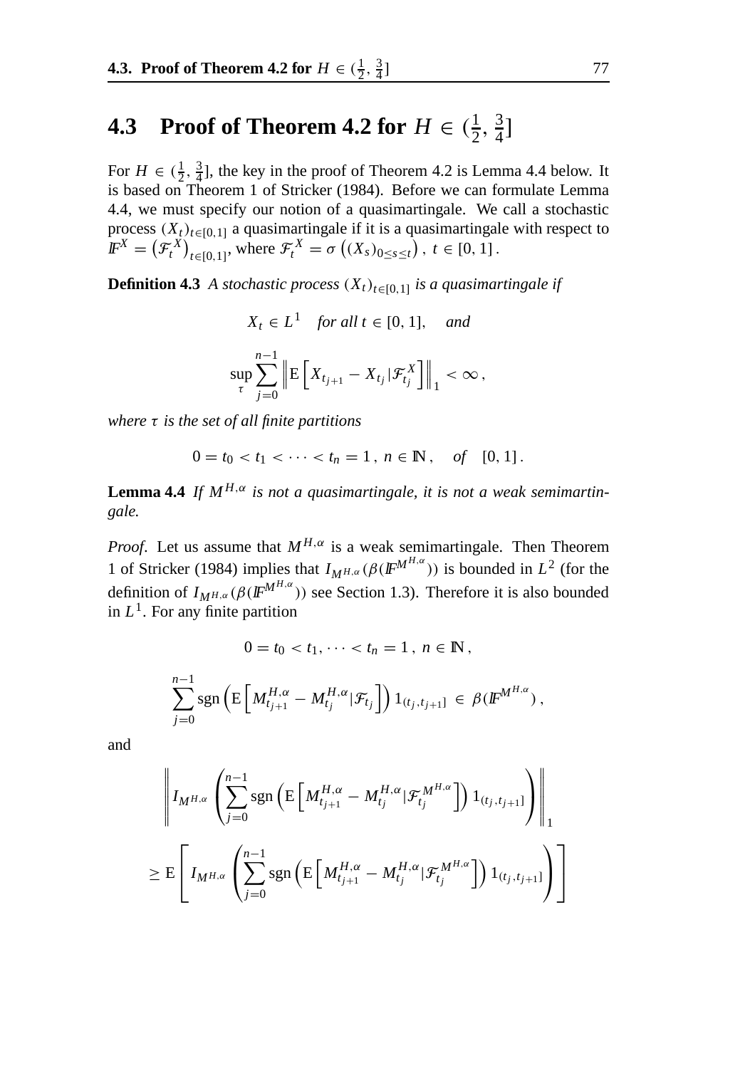## 4.3 Proof of Theorem 4.2 for $H \in (\frac{1}{2}, \frac{3}{4}]$

For $H \in (\frac{1}{2}, \frac{3}{4}]$, the key in the proof of Theorem 4.2 is Lemma 4.4 below. It is based on Theorem 1 of Stricker (1984). Before we can formulate Lemma 4.4, we must specify our notion of a quasimartingale. We call a stochastic process $(X_t)_{t\in[0,1]}$ a quasimartingale if it is a quasimartingale with respect to $\mathbb{F}^X = \left(\mathcal{F}_t^X\right)_{t\in[0,1]}$, where $\mathcal{F}_t^X = \sigma\left((X_s)_{0\le s\le t}\right),\ t \in [0,1]$.

**Definition 4.3** *A stochastic process $(X_t)_{t\in[0,1]}$ is a quasimartingale if*

$$
X_t \in L^1 \quad \textit{for all } t \in [0,1], \quad \textit{and}
$$

$$
\sup_\tau \sum_{j=0}^{n-1} \left\| \mathrm{E}\left[ X_{t_{j+1}} - X_{t_j} | \mathcal{F}_{t_j}^X \right] \right\|_1 < \infty ,
$$

*where $\tau$ is the set of all finite partitions*

$$
0 = t_0 < t_1 < \cdots < t_n = 1\,,\ n \in \mathbb{N}, \quad \textit{of} \quad [0,1]\,.
$$

**Lemma 4.4** *If $M^{H,\alpha}$ is not a quasimartingale, it is not a weak semimartingale.*

*Proof*. Let us assume that $M^{H,\alpha}$ is a weak semimartingale. Then Theorem 1 of Stricker (1984) implies that $I_{M^{H,\alpha}}(\beta(\mathbb{F}^{M^{H,\alpha}}))$ is bounded in $L^2$ (for the definition of $I_{M^{H,\alpha}}(\beta(\mathbb{F}^{M^{H,\alpha}}))$ see Section 1.3). Therefore it is also bounded in $L^1$. For any finite partition

$$
0 = t_0 < t_1, \cdots < t_n = 1\,,\ n \in \mathbb{N}\,,
$$

$$
\sum_{j=0}^{n-1} \operatorname{sgn}\left( \mathrm{E}\left[ M_{t_{j+1}}^{H,\alpha} - M_{t_j}^{H,\alpha} | \mathcal{F}_{t_j} \right] \right) 1_{(t_j, t_{j+1}]} \in \beta(\mathbb{F}^{M^{H,\alpha}})\,,
$$

and

$$
\left\| I_{M^{H,\alpha}} \left( \sum_{j=0}^{n-1} \operatorname{sgn}\left( \mathrm{E}\left[ M_{t_{j+1}}^{H,\alpha} - M_{t_j}^{H,\alpha} | \mathcal{F}_{t_j}^{M^{H,\alpha}} \right] \right) 1_{(t_j, t_{j+1}]} \right) \right\|_1
$$

$$
\geq \mathrm{E}\left[ I_{M^{H,\alpha}} \left( \sum_{j=0}^{n-1} \operatorname{sgn}\left( \mathrm{E}\left[ M_{t_{j+1}}^{H,\alpha} - M_{t_j}^{H,\alpha} | \mathcal{F}_{t_j}^{M^{H,\alpha}} \right] \right) 1_{(t_j, t_{j+1}]} \right) \right]
$$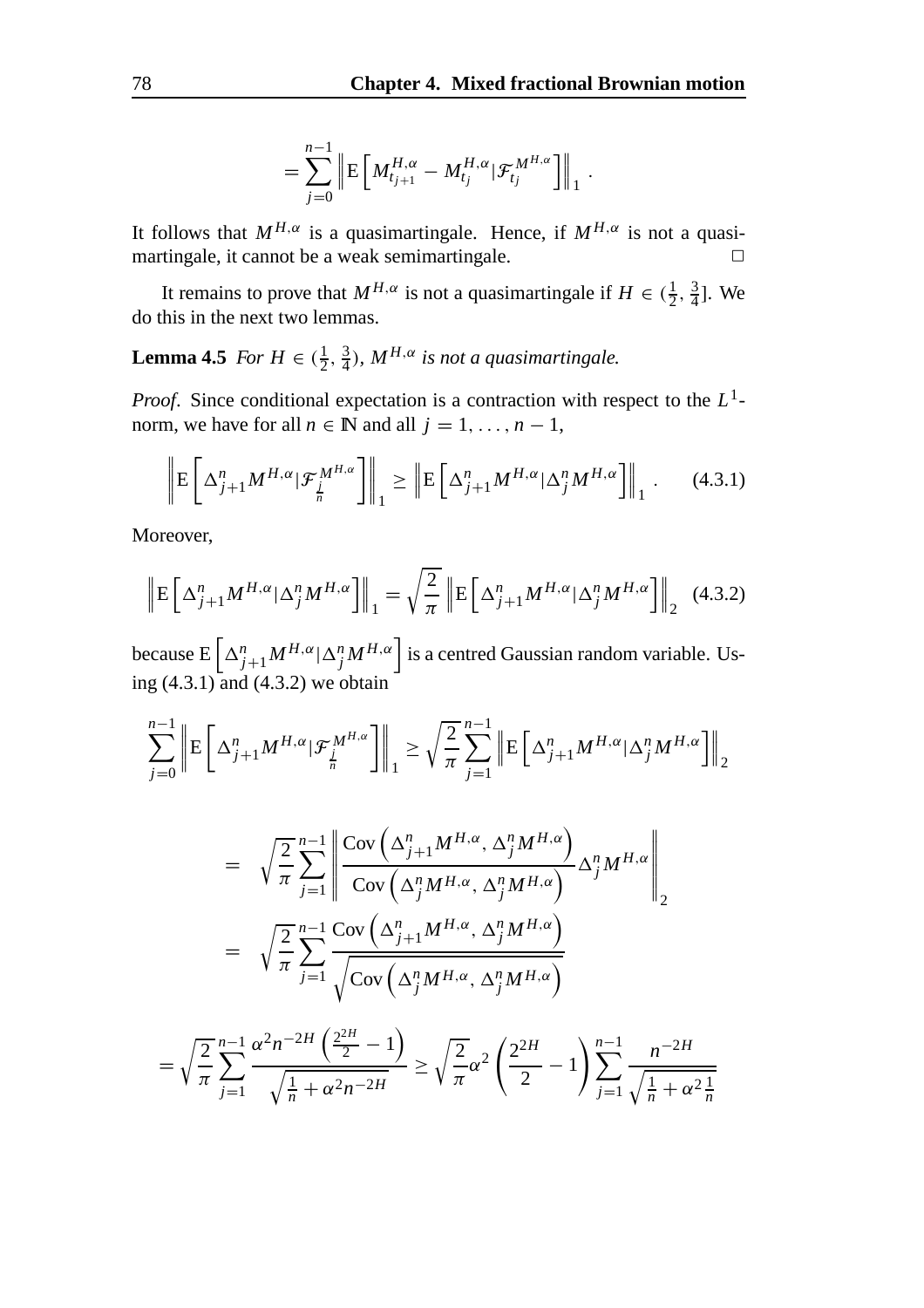$$= \sum_{j=0}^{n-1} \left\| \mathrm{E}\left[ M^{H,\alpha}_{t_{j+1}} - M^{H,\alpha}_{t_j} | \mathcal{F}^{M^{H,\alpha}}_{t_j} \right] \right\|_1 .$$

It follows that $M^{H,\alpha}$ is a quasimartingale. Hence, if $M^{H,\alpha}$ is not a quasimartingale, it cannot be a weak semimartingale. □

It remains to prove that $M^{H,\alpha}$ is not a quasimartingale if $H \in (\frac{1}{2}, \frac{3}{4}]$. We do this in the next two lemmas.

**Lemma 4.5** *For $H \in (\frac{1}{2}, \frac{3}{4})$, $M^{H,\alpha}$ is not a quasimartingale.*

*Proof*. Since conditional expectation is a contraction with respect to the $L^1$-norm, we have for all $n \in \mathbb{N}$ and all $j = 1, \ldots, n-1$,

$$\left\| \mathrm{E}\left[ \Delta^n_{j+1} M^{H,\alpha} | \mathcal{F}^{M^{H,\alpha}}_{\frac{j}{n}} \right] \right\|_1 \geq \left\| \mathrm{E}\left[ \Delta^n_{j+1} M^{H,\alpha} | \Delta^n_j M^{H,\alpha} \right] \right\|_1 . \tag{4.3.1}$$

Moreover,

$$\left\| \mathrm{E}\left[ \Delta^n_{j+1} M^{H,\alpha} | \Delta^n_j M^{H,\alpha} \right] \right\|_1 = \sqrt{\frac{2}{\pi}} \left\| \mathrm{E}\left[ \Delta^n_{j+1} M^{H,\alpha} | \Delta^n_j M^{H,\alpha} \right] \right\|_2 \tag{4.3.2}$$

because $\mathrm{E}\left[ \Delta^n_{j+1} M^{H,\alpha} | \Delta^n_j M^{H,\alpha} \right]$ is a centred Gaussian random variable. Using (4.3.1) and (4.3.2) we obtain

$$\sum_{j=0}^{n-1} \left\| \mathrm{E}\left[ \Delta^n_{j+1} M^{H,\alpha} | \mathcal{F}^{M^{H,\alpha}}_{\frac{j}{n}} \right] \right\|_1 \geq \sqrt{\frac{2}{\pi}} \sum_{j=1}^{n-1} \left\| \mathrm{E}\left[ \Delta^n_{j+1} M^{H,\alpha} | \Delta^n_j M^{H,\alpha} \right] \right\|_2$$

$$= \sqrt{\frac{2}{\pi}} \sum_{j=1}^{n-1} \left\| \frac{\mathrm{Cov}\left( \Delta^n_{j+1} M^{H,\alpha}, \Delta^n_j M^{H,\alpha} \right)}{\mathrm{Cov}\left( \Delta^n_j M^{H,\alpha}, \Delta^n_j M^{H,\alpha} \right)} \Delta^n_j M^{H,\alpha} \right\|_2$$

$$= \sqrt{\frac{2}{\pi}} \sum_{j=1}^{n-1} \frac{\mathrm{Cov}\left( \Delta^n_{j+1} M^{H,\alpha}, \Delta^n_j M^{H,\alpha} \right)}{\sqrt{\mathrm{Cov}\left( \Delta^n_j M^{H,\alpha}, \Delta^n_j M^{H,\alpha} \right)}}$$

$$= \sqrt{\frac{2}{\pi}} \sum_{j=1}^{n-1} \frac{\alpha^2 n^{-2H} \left( \frac{2^{2H}}{2} - 1 \right)}{\sqrt{\frac{1}{n} + \alpha^2 n^{-2H}}} \geq \sqrt{\frac{2}{\pi}} \alpha^2 \left( \frac{2^{2H}}{2} - 1 \right) \sum_{j=1}^{n-1} \frac{n^{-2H}}{\sqrt{\frac{1}{n} + \alpha^2 \frac{1}{n}}}$$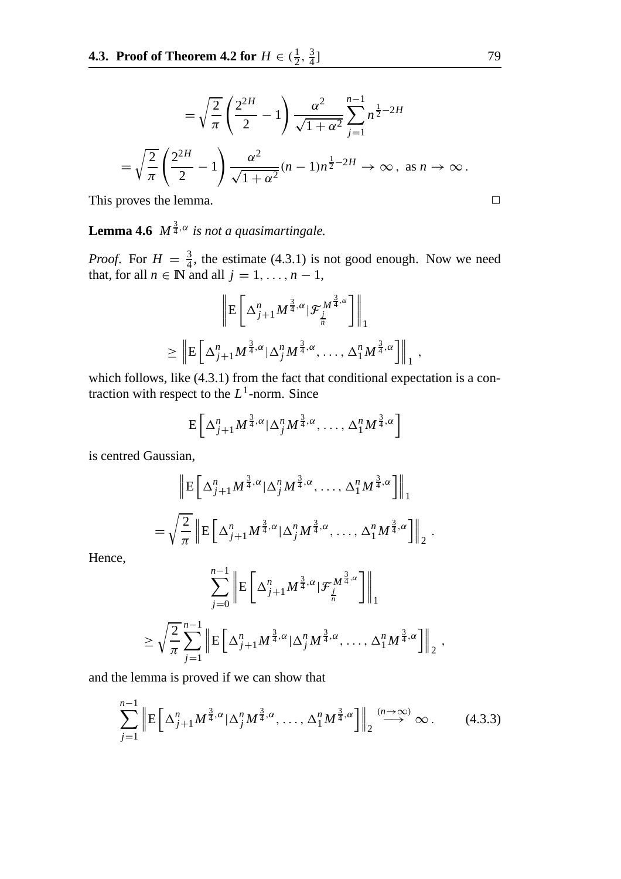$$= \sqrt{\frac{2}{\pi}} \left( \frac{2^{2H}}{2} - 1 \right) \frac{\alpha^2}{\sqrt{1+\alpha^2}} \sum_{j=1}^{n-1} n^{\frac{1}{2}-2H}$$

$$= \sqrt{\frac{2}{\pi}} \left( \frac{2^{2H}}{2} - 1 \right) \frac{\alpha^2}{\sqrt{1+\alpha^2}} (n-1) n^{\frac{1}{2}-2H} \to \infty \,, \text{ as } n \to \infty \,.$$

This proves the lemma. □

**Lemma 4.6** *$M^{\frac{3}{4},\alpha}$ is not a quasimartingale.*

*Proof*. For $H = \frac{3}{4}$, the estimate (4.3.1) is not good enough. Now we need that, for all $n \in \mathbb{N}$ and all $j = 1, \ldots, n-1$,

$$\left\| \mathrm{E}\left[ \Delta_{j+1}^n M^{\frac{3}{4},\alpha} | \mathcal{F}_{\frac{j}{n}}^{M^{\frac{3}{4},\alpha}} \right] \right\|_1$$

$$\geq \left\| \mathrm{E}\left[ \Delta_{j+1}^n M^{\frac{3}{4},\alpha} | \Delta_j^n M^{\frac{3}{4},\alpha}, \ldots, \Delta_1^n M^{\frac{3}{4},\alpha} \right] \right\|_1 \,,$$

which follows, like (4.3.1) from the fact that conditional expectation is a contraction with respect to the $L^1$-norm. Since

$$\mathrm{E}\left[ \Delta_{j+1}^n M^{\frac{3}{4},\alpha} | \Delta_j^n M^{\frac{3}{4},\alpha}, \ldots, \Delta_1^n M^{\frac{3}{4},\alpha} \right]$$

is centred Gaussian,

$$\left\| \mathrm{E}\left[ \Delta_{j+1}^n M^{\frac{3}{4},\alpha} | \Delta_j^n M^{\frac{3}{4},\alpha}, \ldots, \Delta_1^n M^{\frac{3}{4},\alpha} \right] \right\|_1$$

$$= \sqrt{\frac{2}{\pi}} \left\| \mathrm{E}\left[ \Delta_{j+1}^n M^{\frac{3}{4},\alpha} | \Delta_j^n M^{\frac{3}{4},\alpha}, \ldots, \Delta_1^n M^{\frac{3}{4},\alpha} \right] \right\|_2 \,.$$

Hence,

$$\sum_{j=0}^{n-1} \left\| \mathrm{E}\left[ \Delta_{j+1}^n M^{\frac{3}{4},\alpha} | \mathcal{F}_{\frac{j}{n}}^{M^{\frac{3}{4},\alpha}} \right] \right\|_1$$

$$\geq \sqrt{\frac{2}{\pi}} \sum_{j=1}^{n-1} \left\| \mathrm{E}\left[ \Delta_{j+1}^n M^{\frac{3}{4},\alpha} | \Delta_j^n M^{\frac{3}{4},\alpha}, \ldots, \Delta_1^n M^{\frac{3}{4},\alpha} \right] \right\|_2 \,,$$

and the lemma is proved if we can show that

$$\sum_{j=1}^{n-1} \left\| \mathrm{E}\left[ \Delta_{j+1}^n M^{\frac{3}{4},\alpha} | \Delta_j^n M^{\frac{3}{4},\alpha}, \ldots, \Delta_1^n M^{\frac{3}{4},\alpha} \right] \right\|_2 \stackrel{(n\to\infty)}{\longrightarrow} \infty \,. \tag{4.3.3}$$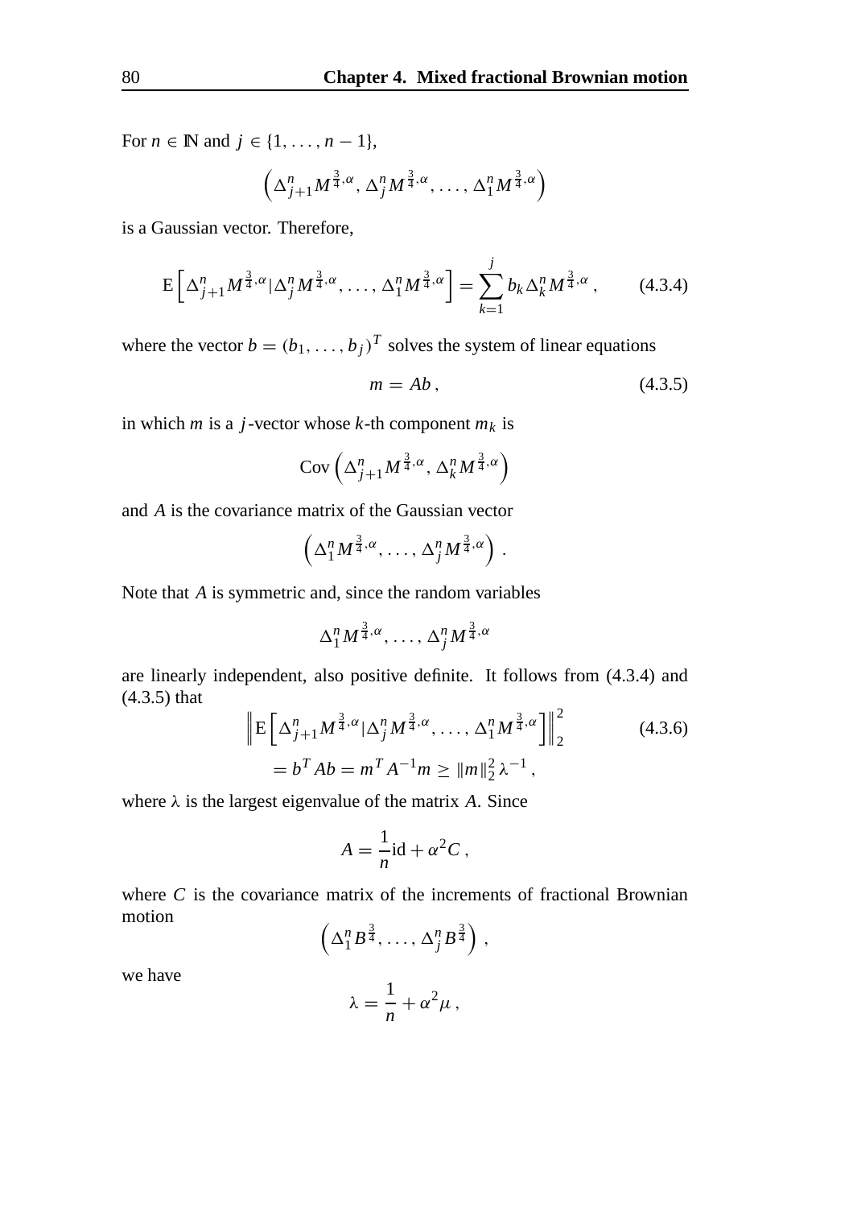For $n \in \mathbb{N}$ and $j \in \{1, \ldots, n-1\}$,

$$\left( \Delta_{j+1}^n M^{\frac{3}{4},\alpha}, \Delta_j^n M^{\frac{3}{4},\alpha}, \ldots, \Delta_1^n M^{\frac{3}{4},\alpha} \right)$$

is a Gaussian vector. Therefore,

$$\mathrm{E}\left[ \Delta_{j+1}^n M^{\frac{3}{4},\alpha} | \Delta_j^n M^{\frac{3}{4},\alpha}, \ldots, \Delta_1^n M^{\frac{3}{4},\alpha} \right] = \sum_{k=1}^{j} b_k \Delta_k^n M^{\frac{3}{4},\alpha}, \tag{4.3.4}$$

where the vector $b = (b_1, \ldots, b_j)^T$ solves the system of linear equations

$$m = Ab, \tag{4.3.5}$$

in which $m$ is a $j$-vector whose $k$-th component $m_k$ is

$$\mathrm{Cov}\left( \Delta_{j+1}^n M^{\frac{3}{4},\alpha}, \Delta_k^n M^{\frac{3}{4},\alpha} \right)$$

and $A$ is the covariance matrix of the Gaussian vector

$$\left( \Delta_1^n M^{\frac{3}{4},\alpha}, \ldots, \Delta_j^n M^{\frac{3}{4},\alpha} \right).$$

Note that $A$ is symmetric and, since the random variables

$$\Delta_1^n M^{\frac{3}{4},\alpha}, \ldots, \Delta_j^n M^{\frac{3}{4},\alpha}$$

are linearly independent, also positive definite. It follows from (4.3.4) and (4.3.5) that

$$\begin{aligned} &\left\| \mathrm{E}\left[ \Delta_{j+1}^n M^{\frac{3}{4},\alpha} | \Delta_j^n M^{\frac{3}{4},\alpha}, \ldots, \Delta_1^n M^{\frac{3}{4},\alpha} \right] \right\|_2^2 \\ &\quad = b^T A b = m^T A^{-1} m \geq \|m\|_2^2 \, \lambda^{-1}, \end{aligned} \tag{4.3.6}$$

where $\lambda$ is the largest eigenvalue of the matrix $A$. Since

$$A = \frac{1}{n} \mathrm{id} + \alpha^2 C,$$

where $C$ is the covariance matrix of the increments of fractional Brownian motion

$$\left( \Delta_1^n B^{\frac{3}{4}}, \ldots, \Delta_j^n B^{\frac{3}{4}} \right),$$

we have

$$\lambda = \frac{1}{n} + \alpha^2 \mu,$$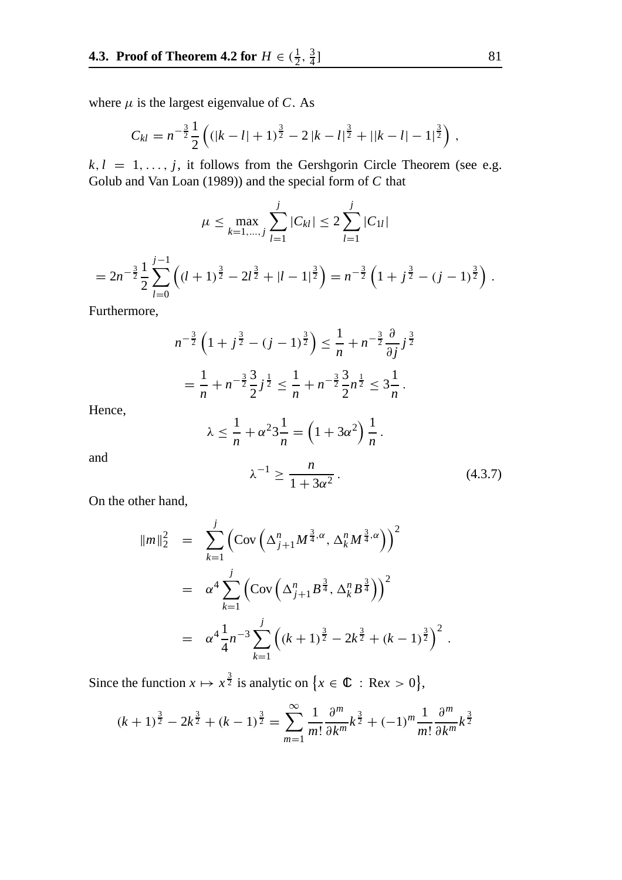where $\mu$ is the largest eigenvalue of $C$. As

$$C_{kl} = n^{-\frac{3}{2}} \frac{1}{2} \left( (|k-l|+1)^{\frac{3}{2}} - 2\,|k-l|^{\frac{3}{2}} + ||k-l|-1|^{\frac{3}{2}} \right),$$

$k, l = 1, \ldots, j$, it follows from the Gershgorin Circle Theorem (see e.g. Golub and Van Loan (1989)) and the special form of $C$ that

$$\mu \leq \max_{k=1,\ldots,j} \sum_{l=1}^{j} |C_{kl}| \leq 2 \sum_{l=1}^{j} |C_{1l}|$$

$$= 2n^{-\frac{3}{2}} \frac{1}{2} \sum_{l=0}^{j-1} \left( (l+1)^{\frac{3}{2}} - 2l^{\frac{3}{2}} + |l-1|^{\frac{3}{2}} \right) = n^{-\frac{3}{2}} \left( 1 + j^{\frac{3}{2}} - (j-1)^{\frac{3}{2}} \right).$$

Furthermore,

$$n^{-\frac{3}{2}} \left( 1 + j^{\frac{3}{2}} - (j-1)^{\frac{3}{2}} \right) \leq \frac{1}{n} + n^{-\frac{3}{2}} \frac{\partial}{\partial j} j^{\frac{3}{2}}$$

$$= \frac{1}{n} + n^{-\frac{3}{2}} \frac{3}{2} j^{\frac{1}{2}} \leq \frac{1}{n} + n^{-\frac{3}{2}} \frac{3}{2} n^{\frac{1}{2}} \leq 3\frac{1}{n}.$$

Hence,

$$\lambda \leq \frac{1}{n} + \alpha^2 3 \frac{1}{n} = \left( 1 + 3\alpha^2 \right) \frac{1}{n}.$$

and

$$\lambda^{-1} \geq \frac{n}{1+3\alpha^2}. \tag{4.3.7}$$

On the other hand,

$$\begin{aligned}
\|m\|_2^2 &= \sum_{k=1}^{j} \left( \mathrm{Cov}\left( \Delta_{j+1}^n M^{\frac{3}{4},\alpha}, \Delta_k^n M^{\frac{3}{4},\alpha} \right) \right)^2 \\
&= \alpha^4 \sum_{k=1}^{j} \left( \mathrm{Cov}\left( \Delta_{j+1}^n B^{\frac{3}{4}}, \Delta_k^n B^{\frac{3}{4}} \right) \right)^2 \\
&= \alpha^4 \frac{1}{4} n^{-3} \sum_{k=1}^{j} \left( (k+1)^{\frac{3}{2}} - 2k^{\frac{3}{2}} + (k-1)^{\frac{3}{2}} \right)^2.
\end{aligned}$$

Since the function $x \mapsto x^{\frac{3}{2}}$ is analytic on $\left\{ x \in \mathbb{C} \,:\, \mathrm{Re} x > 0 \right\}$,

$$(k+1)^{\frac{3}{2}} - 2k^{\frac{3}{2}} + (k-1)^{\frac{3}{2}} = \sum_{m=1}^{\infty} \frac{1}{m!} \frac{\partial^m}{\partial k^m} k^{\frac{3}{2}} + (-1)^m \frac{1}{m!} \frac{\partial^m}{\partial k^m} k^{\frac{3}{2}}$$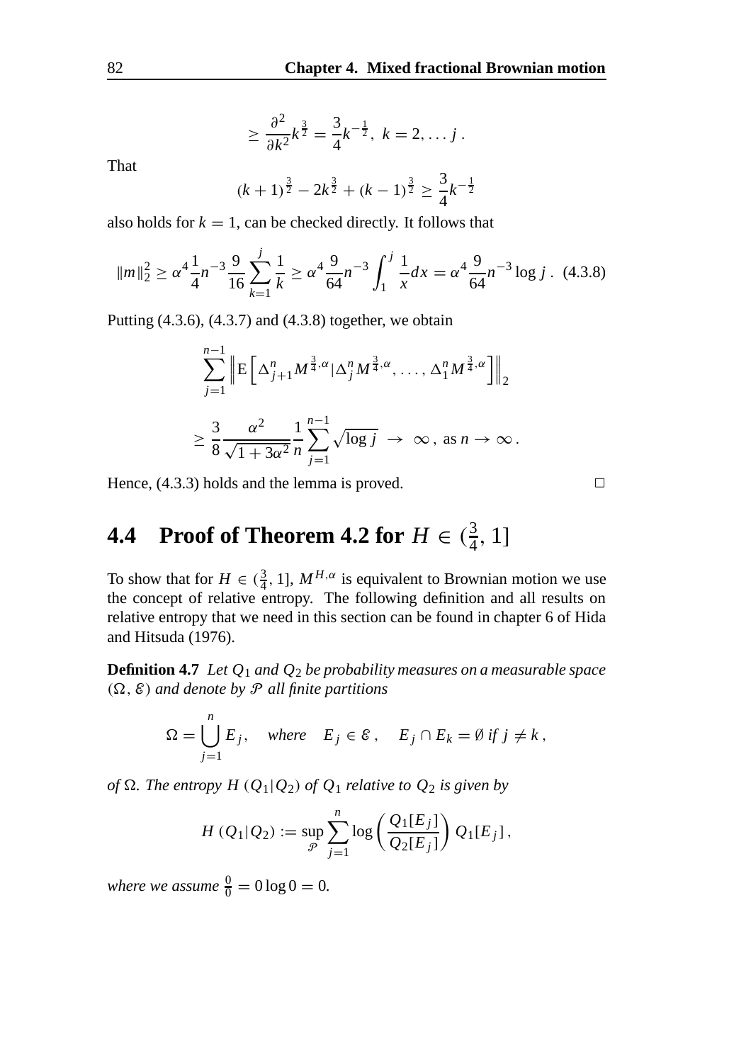$$\geq \frac{\partial^2}{\partial k^2} k^{\frac{3}{2}} = \frac{3}{4} k^{-\frac{1}{2}}, \; k = 2, \dots j \, .$$

That

$$(k+1)^{\frac{3}{2}} - 2k^{\frac{3}{2}} + (k-1)^{\frac{3}{2}} \geq \frac{3}{4} k^{-\frac{1}{2}}$$

also holds for $k = 1$, can be checked directly. It follows that

$$\|m\|_2^2 \geq \alpha^4 \frac{1}{4} n^{-3} \frac{9}{16} \sum_{k=1}^{j} \frac{1}{k} \geq \alpha^4 \frac{9}{64} n^{-3} \int_1^j \frac{1}{x} dx = \alpha^4 \frac{9}{64} n^{-3} \log j \, . \quad (4.3.8)$$

Putting (4.3.6), (4.3.7) and (4.3.8) together, we obtain

$$\sum_{j=1}^{n-1} \left\| \mathrm{E}\left[ \Delta_{j+1}^n M^{\frac{3}{4},\alpha} | \Delta_j^n M^{\frac{3}{4},\alpha}, \dots, \Delta_1^n M^{\frac{3}{4},\alpha} \right] \right\|_2$$

$$\geq \frac{3}{8} \frac{\alpha^2}{\sqrt{1+3\alpha^2}} \frac{1}{n} \sum_{j=1}^{n-1} \sqrt{\log j} \;\to\; \infty \, , \text{ as } n \to \infty \, .$$

Hence, (4.3.3) holds and the lemma is proved. □

## 4.4 Proof of Theorem 4.2 for $H \in (\frac{3}{4}, 1]$

To show that for $H \in (\frac{3}{4}, 1]$, $M^{H,\alpha}$ is equivalent to Brownian motion we use the concept of relative entropy. The following definition and all results on relative entropy that we need in this section can be found in chapter 6 of Hida and Hitsuda (1976).

**Definition 4.7** *Let $Q_1$ and $Q_2$ be probability measures on a measurable space $(\Omega, \mathcal{E})$ and denote by $\mathcal{P}$ all finite partitions*

$$\Omega = \bigcup_{j=1}^{n} E_j, \quad \textit{where} \quad E_j \in \mathcal{E} \, , \quad E_j \cap E_k = \emptyset \textit{ if } j \neq k \, ,$$

*of $\Omega$. The entropy $H\,(Q_1|Q_2)$ of $Q_1$ relative to $Q_2$ is given by*

$$H\,(Q_1|Q_2) := \sup_{\mathcal{P}} \sum_{j=1}^{n} \log\left( \frac{Q_1[E_j]}{Q_2[E_j]} \right) Q_1[E_j] \, ,$$

*where we assume $\frac{0}{0} = 0 \log 0 = 0$.*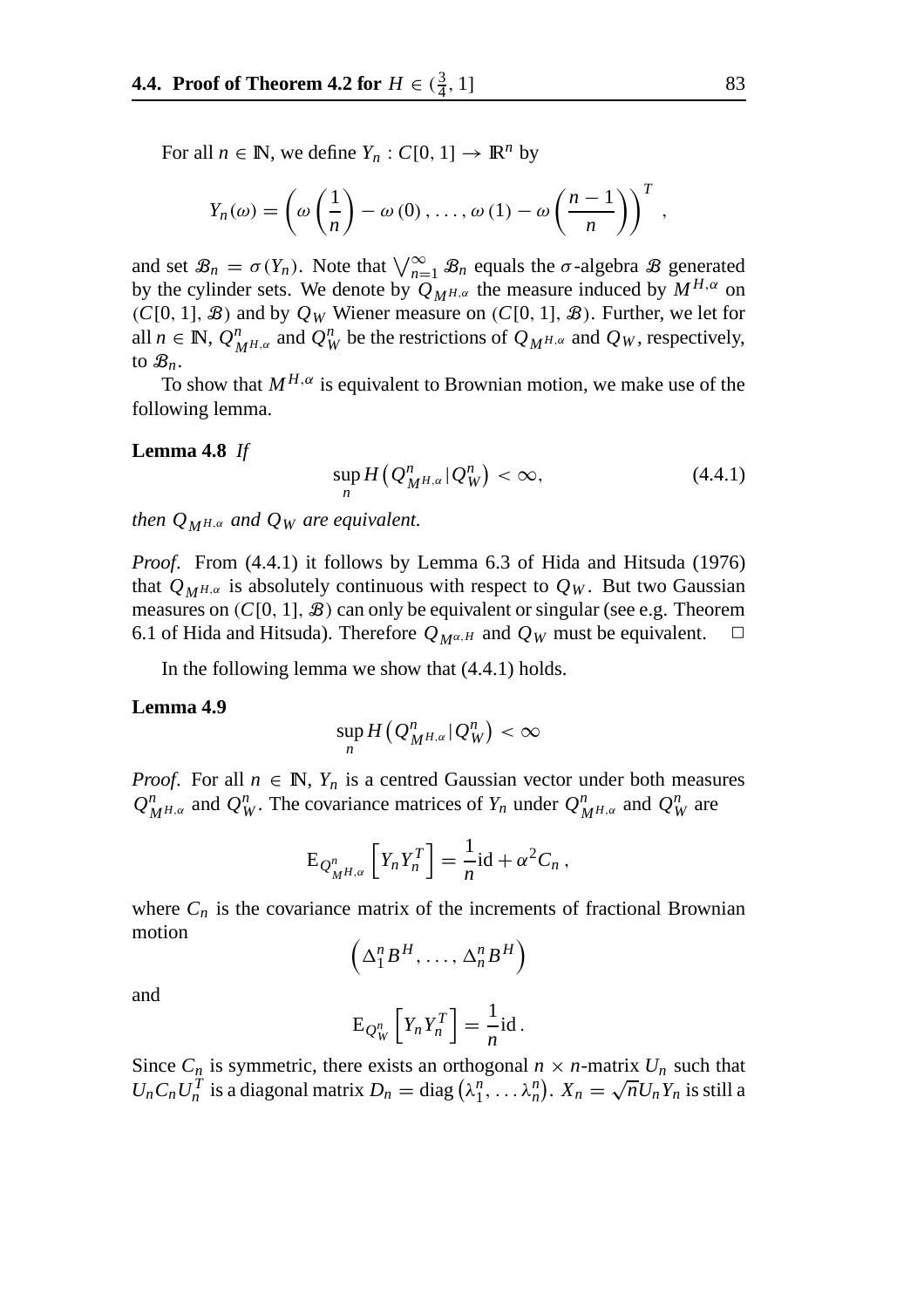For all $n \in \mathbb{N}$, we define $Y_n : C[0,1] \to \mathbb{R}^n$ by

$$Y_n(\omega) = \left( \omega\left(\frac{1}{n}\right) - \omega(0), \ldots, \omega(1) - \omega\left(\frac{n-1}{n}\right) \right)^T ,$$

and set $\mathcal{B}_n = \sigma(Y_n)$. Note that $\bigvee_{n=1}^{\infty} \mathcal{B}_n$ equals the $\sigma$-algebra $\mathcal{B}$ generated by the cylinder sets. We denote by $Q_{M^{H,\alpha}}$ the measure induced by $M^{H,\alpha}$ on $(C[0,1], \mathcal{B})$ and by $Q_W$ Wiener measure on $(C[0,1], \mathcal{B})$. Further, we let for all $n \in \mathbb{N}$, $Q^n_{M^{H,\alpha}}$ and $Q^n_W$ be the restrictions of $Q_{M^{H,\alpha}}$ and $Q_W$, respectively, to $\mathcal{B}_n$.

To show that $M^{H,\alpha}$ is equivalent to Brownian motion, we make use of the following lemma.

**Lemma 4.8** *If*

$$\sup_n H\left(Q^n_{M^{H,\alpha}} | Q^n_W\right) < \infty, \tag{4.4.1}$$

*then $Q_{M^{H,\alpha}}$ and $Q_W$ are equivalent.*

*Proof*. From (4.4.1) it follows by Lemma 6.3 of Hida and Hitsuda (1976) that $Q_{M^{H,\alpha}}$ is absolutely continuous with respect to $Q_W$. But two Gaussian measures on $(C[0,1], \mathcal{B})$ can only be equivalent or singular (see e.g. Theorem 6.1 of Hida and Hitsuda). Therefore $Q_{M^{\alpha,H}}$ and $Q_W$ must be equivalent. □

In the following lemma we show that (4.4.1) holds.

**Lemma 4.9**

$$\sup_n H\left(Q^n_{M^{H,\alpha}} | Q^n_W\right) < \infty$$

*Proof*. For all $n \in \mathbb{N}$, $Y_n$ is a centred Gaussian vector under both measures $Q^n_{M^{H,\alpha}}$ and $Q^n_W$. The covariance matrices of $Y_n$ under $Q^n_{M^{H,\alpha}}$ and $Q^n_W$ are

$$\mathrm{E}_{Q^n_{M^{H,\alpha}}}\left[Y_n Y_n^T\right] = \frac{1}{n}\mathrm{id} + \alpha^2 C_n \,,$$

where $C_n$ is the covariance matrix of the increments of fractional Brownian motion

$$\left(\Delta^n_1 B^H, \ldots, \Delta^n_n B^H\right)$$

and

$$\mathrm{E}_{Q^n_W}\left[Y_n Y_n^T\right] = \frac{1}{n}\mathrm{id} \,.$$

Since $C_n$ is symmetric, there exists an orthogonal $n \times n$-matrix $U_n$ such that $U_n C_n U_n^T$ is a diagonal matrix $D_n = \mathrm{diag}\left(\lambda^n_1, \ldots \lambda^n_n\right)$. $X_n = \sqrt{n} U_n Y_n$ is still a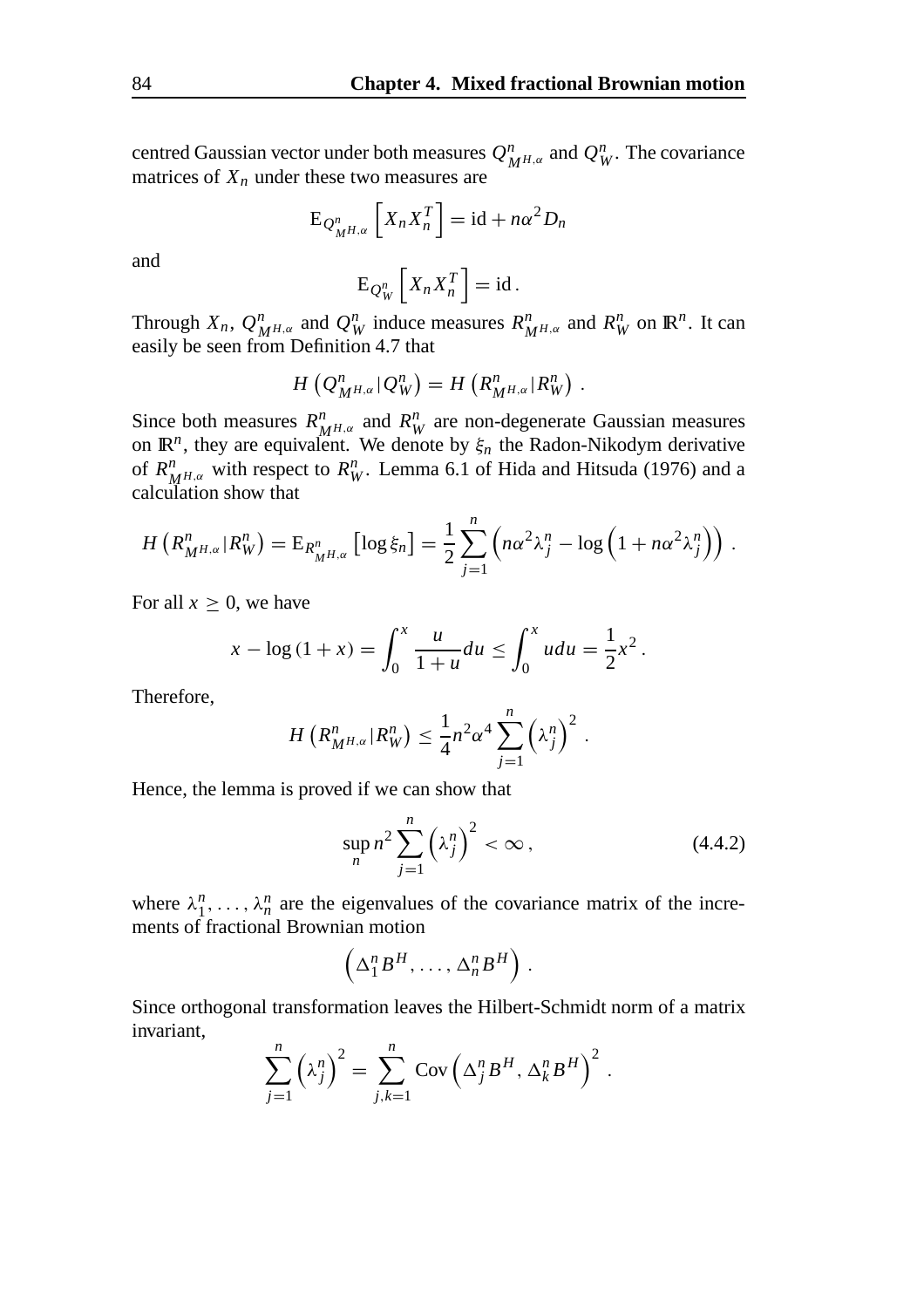centred Gaussian vector under both measures $Q^n_{M^{H,\alpha}}$ and $Q^n_W$. The covariance matrices of $X_n$ under these two measures are

$$\mathrm{E}_{Q^n_{M^{H,\alpha}}}\left[X_n X_n^T\right] = \mathrm{id} + n\alpha^2 D_n$$

and

$$\mathrm{E}_{Q^n_W}\left[X_n X_n^T\right] = \mathrm{id}\,.$$

Through $X_n$, $Q^n_{M^{H,\alpha}}$ and $Q^n_W$ induce measures $R^n_{M^{H,\alpha}}$ and $R^n_W$ on $\mathbb{R}^n$. It can easily be seen from Definition 4.7 that

$$H\left(Q^n_{M^{H,\alpha}}|Q^n_W\right) = H\left(R^n_{M^{H,\alpha}}|R^n_W\right)\,.$$

Since both measures $R^n_{M^{H,\alpha}}$ and $R^n_W$ are non-degenerate Gaussian measures on $\mathbb{R}^n$, they are equivalent. We denote by $\xi_n$ the Radon-Nikodym derivative of $R^n_{M^{H,\alpha}}$ with respect to $R^n_W$. Lemma 6.1 of Hida and Hitsuda (1976) and a calculation show that

$$H\left(R^n_{M^{H,\alpha}}|R^n_W\right) = \mathrm{E}_{R^n_{M^{H,\alpha}}}\left[\log \xi_n\right] = \frac{1}{2}\sum_{j=1}^{n}\left(n\alpha^2\lambda^n_j - \log\left(1+n\alpha^2\lambda^n_j\right)\right)\,.$$

For all $x \geq 0$, we have

$$x - \log(1+x) = \int_0^x \frac{u}{1+u}du \leq \int_0^x u\,du = \frac{1}{2}x^2\,.$$

Therefore,

$$H\left(R^n_{M^{H,\alpha}}|R^n_W\right) \leq \frac{1}{4}n^2\alpha^4\sum_{j=1}^{n}\left(\lambda^n_j\right)^2\,.$$

Hence, the lemma is proved if we can show that

$$\sup_n n^2\sum_{j=1}^{n}\left(\lambda^n_j\right)^2 < \infty\,, \tag{4.4.2}$$

where $\lambda^n_1, \ldots, \lambda^n_n$ are the eigenvalues of the covariance matrix of the increments of fractional Brownian motion

$$\left(\Delta^n_1 B^H, \ldots, \Delta^n_n B^H\right)\,.$$

Since orthogonal transformation leaves the Hilbert-Schmidt norm of a matrix invariant,

$$\sum_{j=1}^{n}\left(\lambda^n_j\right)^2 = \sum_{j,k=1}^{n}\mathrm{Cov}\left(\Delta^n_j B^H, \Delta^n_k B^H\right)^2\,.$$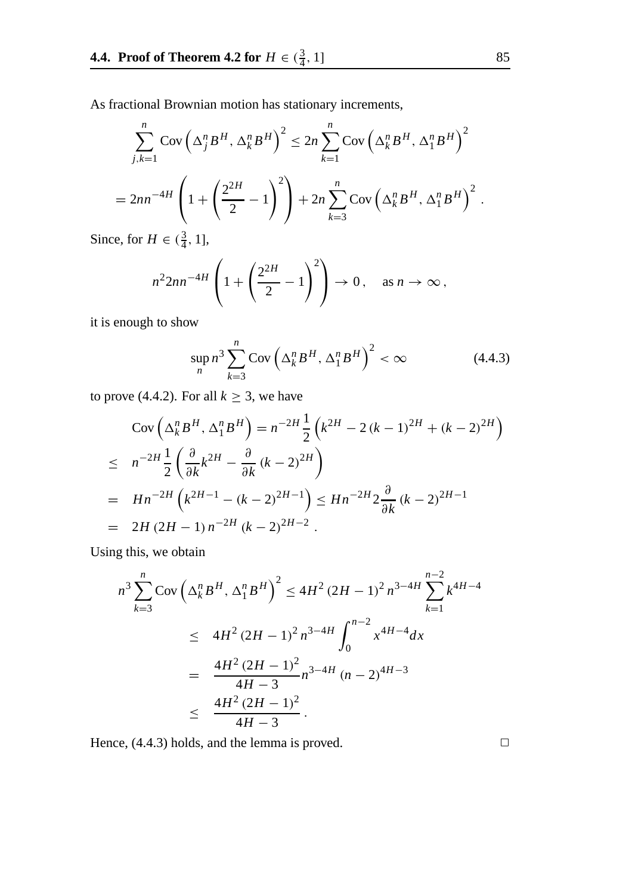As fractional Brownian motion has stationary increments,

$$
\sum_{j,k=1}^{n} \operatorname{Cov}\left(\Delta_j^n B^H, \Delta_k^n B^H\right)^2 \leq 2n \sum_{k=1}^{n} \operatorname{Cov}\left(\Delta_k^n B^H, \Delta_1^n B^H\right)^2
$$

$$
= 2nn^{-4H}\left(1+\left(\frac{2^{2H}}{2}-1\right)^2\right) + 2n\sum_{k=3}^{n} \operatorname{Cov}\left(\Delta_k^n B^H, \Delta_1^n B^H\right)^2 .
$$

Since, for $H \in (\frac{3}{4}, 1]$,

$$
n^2 2nn^{-4H}\left(1+\left(\frac{2^{2H}}{2}-1\right)^2\right) \to 0\,, \quad \text{as } n \to \infty\,,
$$

it is enough to show

$$
\sup_n n^3 \sum_{k=3}^{n} \operatorname{Cov}\left(\Delta_k^n B^H, \Delta_1^n B^H\right)^2 < \infty \tag{4.4.3}
$$

to prove (4.4.2). For all $k \geq 3$, we have

$$
\begin{aligned}
&\operatorname{Cov}\left(\Delta_k^n B^H, \Delta_1^n B^H\right) = n^{-2H}\frac{1}{2}\left(k^{2H} - 2(k-1)^{2H} + (k-2)^{2H}\right) \\
\leq\ & n^{-2H}\frac{1}{2}\left(\frac{\partial}{\partial k}k^{2H} - \frac{\partial}{\partial k}(k-2)^{2H}\right) \\
=\ & Hn^{-2H}\left(k^{2H-1} - (k-2)^{2H-1}\right) \leq Hn^{-2H}2\frac{\partial}{\partial k}(k-2)^{2H-1} \\
=\ & 2H(2H-1)\,n^{-2H}(k-2)^{2H-2}\,.
\end{aligned}
$$

Using this, we obtain

$$
\begin{aligned}
n^3 \sum_{k=3}^{n} \operatorname{Cov}\left(\Delta_k^n B^H, \Delta_1^n B^H\right)^2 &\leq 4H^2(2H-1)^2 n^{3-4H} \sum_{k=1}^{n-2} k^{4H-4} \\
&\leq 4H^2(2H-1)^2 n^{3-4H} \int_0^{n-2} x^{4H-4}dx \\
&= \frac{4H^2(2H-1)^2}{4H-3} n^{3-4H}(n-2)^{4H-3} \\
&\leq \frac{4H^2(2H-1)^2}{4H-3}\,.
\end{aligned}
$$

Hence, (4.4.3) holds, and the lemma is proved. □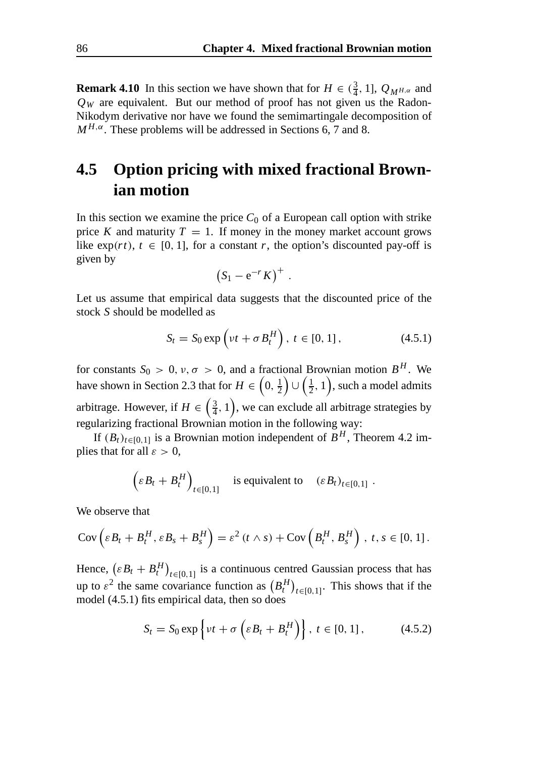**Remark 4.10** In this section we have shown that for $H \in (\frac{3}{4}, 1]$, $Q_{M^{H,\alpha}}$ and $Q_W$ are equivalent. But our method of proof has not given us the Radon-Nikodym derivative nor have we found the semimartingale decomposition of $M^{H,\alpha}$. These problems will be addressed in Sections 6, 7 and 8.

## 4.5 Option pricing with mixed fractional Brownian motion

In this section we examine the price $C_0$ of a European call option with strike price $K$ and maturity $T = 1$. If money in the money market account grows like $\exp(rt)$, $t \in [0, 1]$, for a constant $r$, the option's discounted pay-off is given by

$$\left(S_1 - \mathrm{e}^{-r} K\right)^+ .$$

Let us assume that empirical data suggests that the discounted price of the stock $S$ should be modelled as

$$S_t = S_0 \exp\left(\nu t + \sigma B_t^H\right), \; t \in [0, 1]\,, \tag{4.5.1}$$

for constants $S_0 > 0, \nu, \sigma > 0$, and a fractional Brownian motion $B^H$. We have shown in Section 2.3 that for $H \in \left(0, \frac{1}{2}\right) \cup \left(\frac{1}{2}, 1\right)$, such a model admits arbitrage. However, if $H \in \left(\frac{3}{4}, 1\right)$, we can exclude all arbitrage strategies by regularizing fractional Brownian motion in the following way:

If $(B_t)_{t\in[0,1]}$ is a Brownian motion independent of $B^H$, Theorem 4.2 implies that for all $\varepsilon > 0$,

$$\left(\varepsilon B_t + B_t^H\right)_{t\in[0,1]} \quad \text{is equivalent to} \quad (\varepsilon B_t)_{t\in[0,1]} \; .$$

We observe that

$$\operatorname{Cov}\left(\varepsilon B_t + B_t^H, \varepsilon B_s + B_s^H\right) = \varepsilon^2 \,(t \wedge s) + \operatorname{Cov}\left(B_t^H, B_s^H\right) \,,\; t, s \in [0, 1]\,.$$

Hence, $\left(\varepsilon B_t + B_t^H\right)_{t\in[0,1]}$ is a continuous centred Gaussian process that has up to $\varepsilon^2$ the same covariance function as $\left(B_t^H\right)_{t\in[0,1]}$. This shows that if the model (4.5.1) fits empirical data, then so does

$$S_t = S_0 \exp\left\{\nu t + \sigma\left(\varepsilon B_t + B_t^H\right)\right\}, \; t \in [0, 1]\,, \tag{4.5.2}$$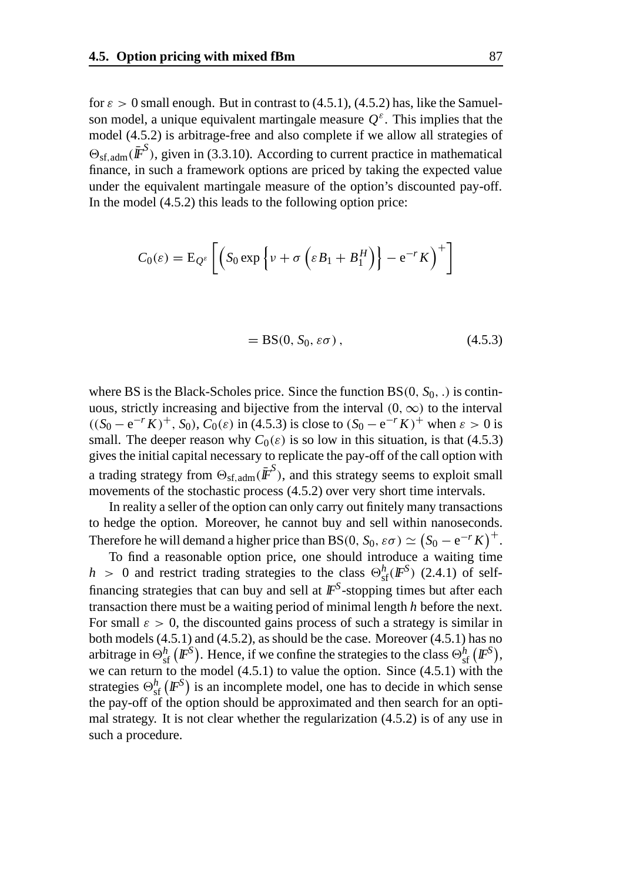for $\varepsilon > 0$ small enough. But in contrast to (4.5.1), (4.5.2) has, like the Samuelson model, a unique equivalent martingale measure $Q^{\varepsilon}$. This implies that the model (4.5.2) is arbitrage-free and also complete if we allow all strategies of $\Theta_{\text{sf,adm}}(\bar{\mathbb{F}}^S)$, given in (3.3.10). According to current practice in mathematical finance, in such a framework options are priced by taking the expected value under the equivalent martingale measure of the option's discounted pay-off. In the model (4.5.2) this leads to the following option price:

$$
\begin{aligned}
C_0(\varepsilon) &= \mathrm{E}_{Q^{\varepsilon}}\left[\left(S_0 \exp\left\{\nu + \sigma\left(\varepsilon B_1 + B_1^H\right)\right\} - \mathrm{e}^{-r} K\right)^+\right] \\
&= \mathrm{BS}(0, S_0, \varepsilon\sigma)\,, \qquad (4.5.3)
\end{aligned}
$$

where BS is the Black-Scholes price. Since the function $\mathrm{BS}(0, S_0, .)$ is continuous, strictly increasing and bijective from the interval $(0, \infty)$ to the interval $((S_0 - \mathrm{e}^{-r} K)^+, S_0)$, $C_0(\varepsilon)$ in (4.5.3) is close to $(S_0 - \mathrm{e}^{-r} K)^+$ when $\varepsilon > 0$ is small. The deeper reason why $C_0(\varepsilon)$ is so low in this situation, is that (4.5.3) gives the initial capital necessary to replicate the pay-off of the call option with a trading strategy from $\Theta_{\text{sf,adm}}(\bar{\mathbb{F}}^S)$, and this strategy seems to exploit small movements of the stochastic process (4.5.2) over very short time intervals.

In reality a seller of the option can only carry out finitely many transactions to hedge the option. Moreover, he cannot buy and sell within nanoseconds. Therefore he will demand a higher price than $\mathrm{BS}(0, S_0, \varepsilon\sigma) \simeq \left(S_0 - \mathrm{e}^{-r} K\right)^+$.

To find a reasonable option price, one should introduce a waiting time $h > 0$ and restrict trading strategies to the class $\Theta_{\text{sf}}^h(\mathbb{F}^S)$ (2.4.1) of self-financing strategies that can buy and sell at $\mathbb{F}^S$-stopping times but after each transaction there must be a waiting period of minimal length $h$ before the next. For small $\varepsilon > 0$, the discounted gains process of such a strategy is similar in both models (4.5.1) and (4.5.2), as should be the case. Moreover (4.5.1) has no arbitrage in $\Theta_{\text{sf}}^h\left(\mathbb{F}^S\right)$. Hence, if we confine the strategies to the class $\Theta_{\text{sf}}^h\left(\mathbb{F}^S\right)$, we can return to the model (4.5.1) to value the option. Since (4.5.1) with the strategies $\Theta_{\text{sf}}^h\left(\mathbb{F}^S\right)$ is an incomplete model, one has to decide in which sense the pay-off of the option should be approximated and then search for an optimal strategy. It is not clear whether the regularization (4.5.2) is of any use in such a procedure.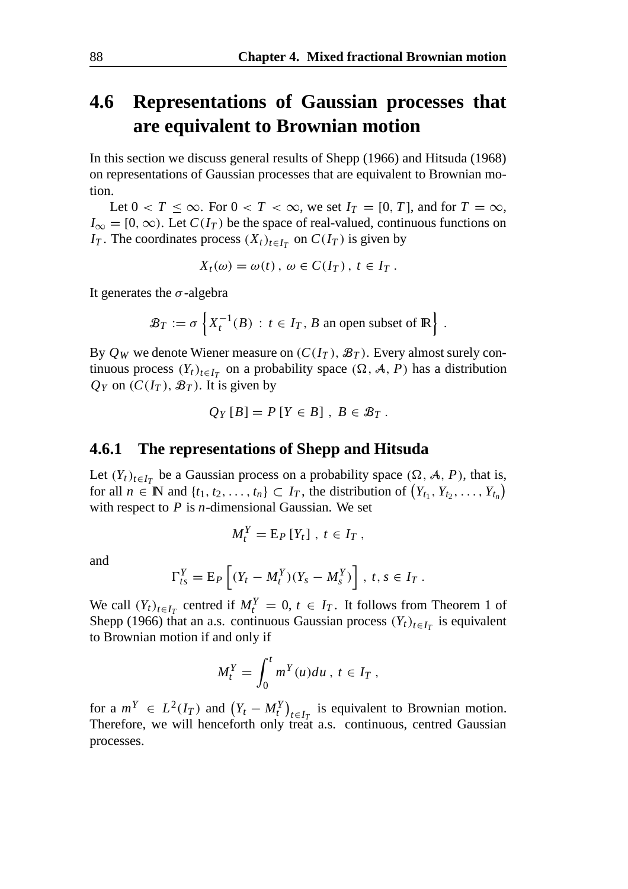## 4.6 Representations of Gaussian processes that are equivalent to Brownian motion

In this section we discuss general results of Shepp (1966) and Hitsuda (1968) on representations of Gaussian processes that are equivalent to Brownian motion.

Let $0 < T \leq \infty$. For $0 < T < \infty$, we set $I_T = [0, T]$, and for $T = \infty$, $I_\infty = [0, \infty)$. Let $C(I_T)$ be the space of real-valued, continuous functions on $I_T$. The coordinates process $(X_t)_{t \in I_T}$ on $C(I_T)$ is given by

$$X_t(\omega) = \omega(t)\,,\ \omega \in C(I_T)\,,\ t \in I_T\,.$$

It generates the $\sigma$-algebra

$$\mathcal{B}_T := \sigma\left\{X_t^{-1}(B)\ :\ t \in I_T,\ B \text{ an open subset of } \mathbb{R}\right\}\,.$$

By $Q_W$ we denote Wiener measure on $(C(I_T), \mathcal{B}_T)$. Every almost surely continuous process $(Y_t)_{t \in I_T}$ on a probability space $(\Omega, \mathcal{A}, P)$ has a distribution $Q_Y$ on $(C(I_T), \mathcal{B}_T)$. It is given by

$$Q_Y[B] = P[Y \in B]\,,\ B \in \mathcal{B}_T\,.$$

### 4.6.1 The representations of Shepp and Hitsuda

Let $(Y_t)_{t \in I_T}$ be a Gaussian process on a probability space $(\Omega, \mathcal{A}, P)$, that is, for all $n \in \mathbb{N}$ and $\{t_1, t_2, \ldots, t_n\} \subset I_T$, the distribution of $\left(Y_{t_1}, Y_{t_2}, \ldots, Y_{t_n}\right)$ with respect to $P$ is $n$-dimensional Gaussian. We set

$$M_t^Y = \mathrm{E}_P[Y_t]\,,\ t \in I_T\,,$$

and

$$\Gamma_{ts}^Y = \mathrm{E}_P\left[(Y_t - M_t^Y)(Y_s - M_s^Y)\right]\,,\ t, s \in I_T\,.$$

We call $(Y_t)_{t \in I_T}$ centred if $M_t^Y = 0$, $t \in I_T$. It follows from Theorem 1 of Shepp (1966) that an a.s. continuous Gaussian process $(Y_t)_{t \in I_T}$ is equivalent to Brownian motion if and only if

$$M_t^Y = \int_0^t m^Y(u)du\,,\ t \in I_T\,,$$

for a $m^Y \in L^2(I_T)$ and $\left(Y_t - M_t^Y\right)_{t \in I_T}$ is equivalent to Brownian motion. Therefore, we will henceforth only treat a.s. continuous, centred Gaussian processes.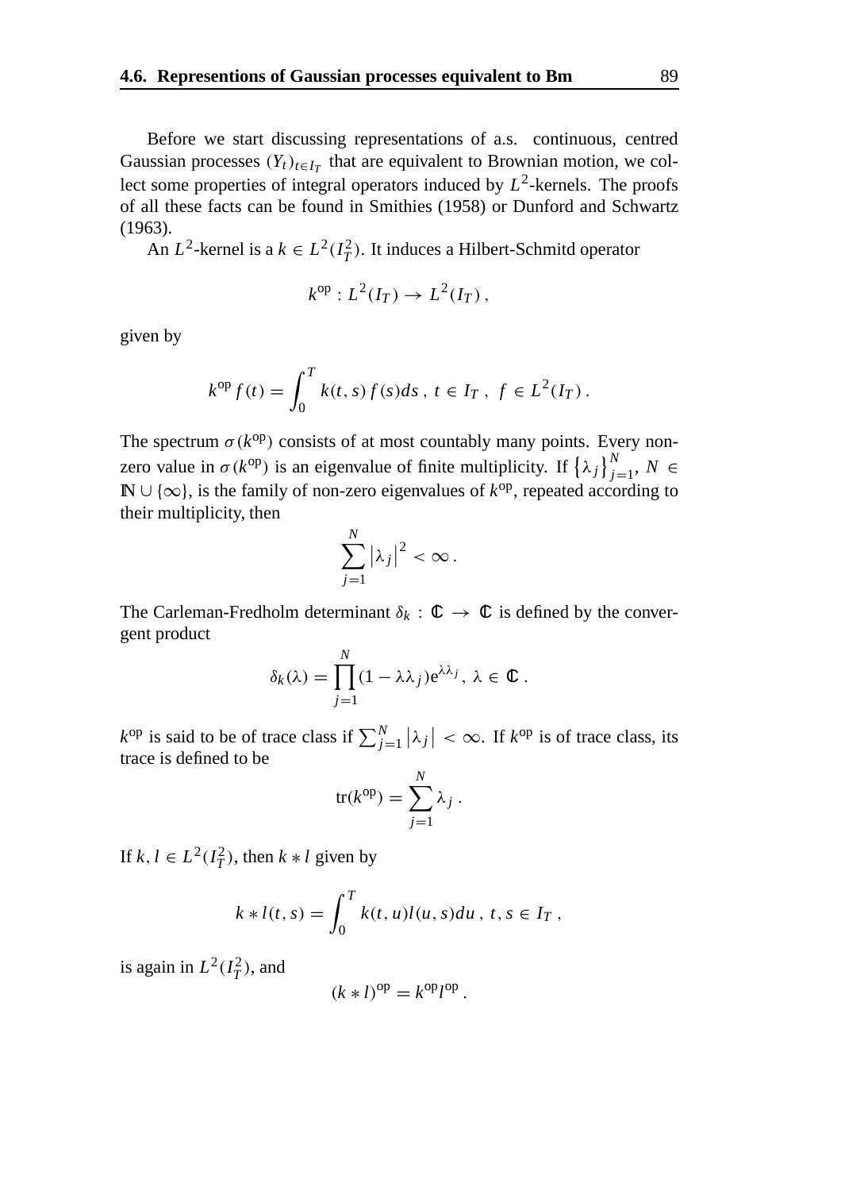Before we start discussing representations of a.s. continuous, centred Gaussian processes $(Y_t)_{t \in I_T}$ that are equivalent to Brownian motion, we collect some properties of integral operators induced by $L^2$-kernels. The proofs of all these facts can be found in Smithies (1958) or Dunford and Schwartz (1963).

An $L^2$-kernel is a $k \in L^2(I_T^2)$. It induces a Hilbert-Schmitd operator

$$k^{\mathrm{op}} : L^2(I_T) \to L^2(I_T) ,$$

given by

$$k^{\mathrm{op}} f(t) = \int_0^T k(t,s) f(s) ds \, , \; t \in I_T \, , \; f \in L^2(I_T) \, .$$

The spectrum $\sigma(k^{\mathrm{op}})$ consists of at most countably many points. Every non-zero value in $\sigma(k^{\mathrm{op}})$ is an eigenvalue of finite multiplicity. If $\{\lambda_j\}_{j=1}^N$, $N \in \mathbb{N} \cup \{\infty\}$, is the family of non-zero eigenvalues of $k^{\mathrm{op}}$, repeated according to their multiplicity, then

$$\sum_{j=1}^N \left|\lambda_j\right|^2 < \infty \, .$$

The Carleman-Fredholm determinant $\delta_k : \mathbb{C} \to \mathbb{C}$ is defined by the convergent product

$$\delta_k(\lambda) = \prod_{j=1}^N (1 - \lambda\lambda_j) \mathrm{e}^{\lambda\lambda_j} , \; \lambda \in \mathbb{C} \, .$$

$k^{\mathrm{op}}$ is said to be of trace class if $\sum_{j=1}^N \left|\lambda_j\right| < \infty$. If $k^{\mathrm{op}}$ is of trace class, its trace is defined to be

$$\mathrm{tr}(k^{\mathrm{op}}) = \sum_{j=1}^N \lambda_j \, .$$

If $k, l \in L^2(I_T^2)$, then $k * l$ given by

$$k * l(t,s) = \int_0^T k(t,u) l(u,s) du \, , \; t, s \in I_T \, ,$$

is again in $L^2(I_T^2)$, and

$$(k * l)^{\mathrm{op}} = k^{\mathrm{op}} l^{\mathrm{op}} \, .$$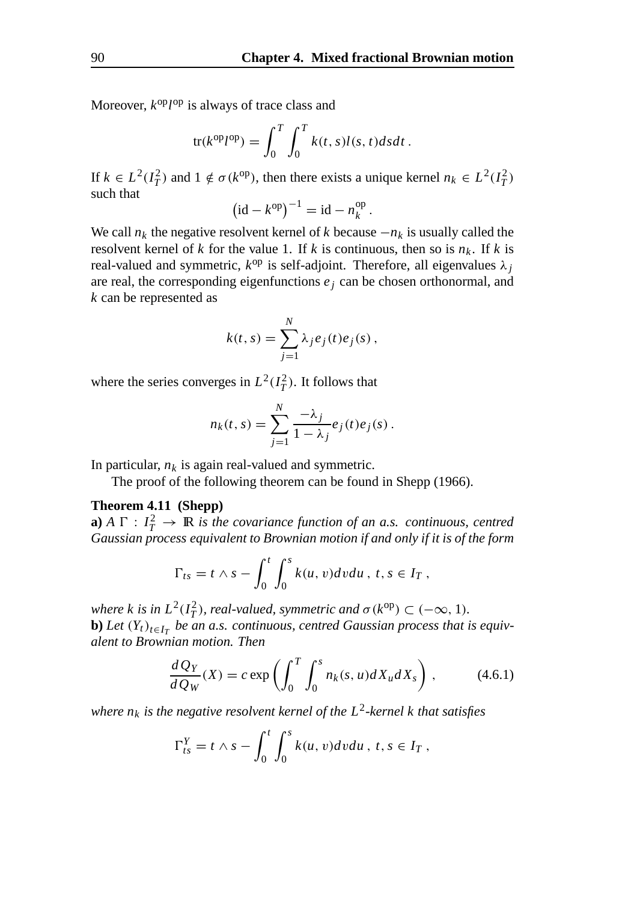Moreover, $k^{\text{op}} l^{\text{op}}$ is always of trace class and

$$\operatorname{tr}(k^{\text{op}} l^{\text{op}}) = \int_0^T \int_0^T k(t,s) l(s,t) ds dt .$$

If $k \in L^2(I_T^2)$ and $1 \notin \sigma(k^{\text{op}})$, then there exists a unique kernel $n_k \in L^2(I_T^2)$ such that

$$\left(\text{id} - k^{\text{op}}\right)^{-1} = \text{id} - n_k^{\text{op}} .$$

We call $n_k$ the negative resolvent kernel of $k$ because $-n_k$ is usually called the resolvent kernel of $k$ for the value 1. If $k$ is continuous, then so is $n_k$. If $k$ is real-valued and symmetric, $k^{\text{op}}$ is self-adjoint. Therefore, all eigenvalues $\lambda_j$ are real, the corresponding eigenfunctions $e_j$ can be chosen orthonormal, and $k$ can be represented as

$$k(t,s) = \sum_{j=1}^{N} \lambda_j e_j(t) e_j(s) ,$$

where the series converges in $L^2(I_T^2)$. It follows that

$$n_k(t,s) = \sum_{j=1}^{N} \frac{-\lambda_j}{1-\lambda_j} e_j(t) e_j(s) .$$

In particular, $n_k$ is again real-valued and symmetric.

The proof of the following theorem can be found in Shepp (1966).

**Theorem 4.11 (Shepp)**
**a)** *A* $\Gamma : I_T^2 \to \mathbb{R}$ *is the covariance function of an a.s. continuous, centred Gaussian process equivalent to Brownian motion if and only if it is of the form*

$$\Gamma_{ts} = t \wedge s - \int_0^t \int_0^s k(u,v) dv du , \; t,s \in I_T ,$$

*where* $k$ *is in* $L^2(I_T^2)$*, real-valued, symmetric and* $\sigma(k^{\text{op}}) \subset (-\infty, 1)$.
**b)** *Let* $(Y_t)_{t \in I_T}$ *be an a.s. continuous, centred Gaussian process that is equivalent to Brownian motion. Then*

$$\frac{dQ_Y}{dQ_W}(X) = c \exp\left( \int_0^T \int_0^s n_k(s,u) dX_u dX_s \right) , \qquad (4.6.1)$$

*where* $n_k$ *is the negative resolvent kernel of the* $L^2$*-kernel* $k$ *that satisfies*

$$\Gamma_{ts}^Y = t \wedge s - \int_0^t \int_0^s k(u,v) dv du , \; t,s \in I_T ,$$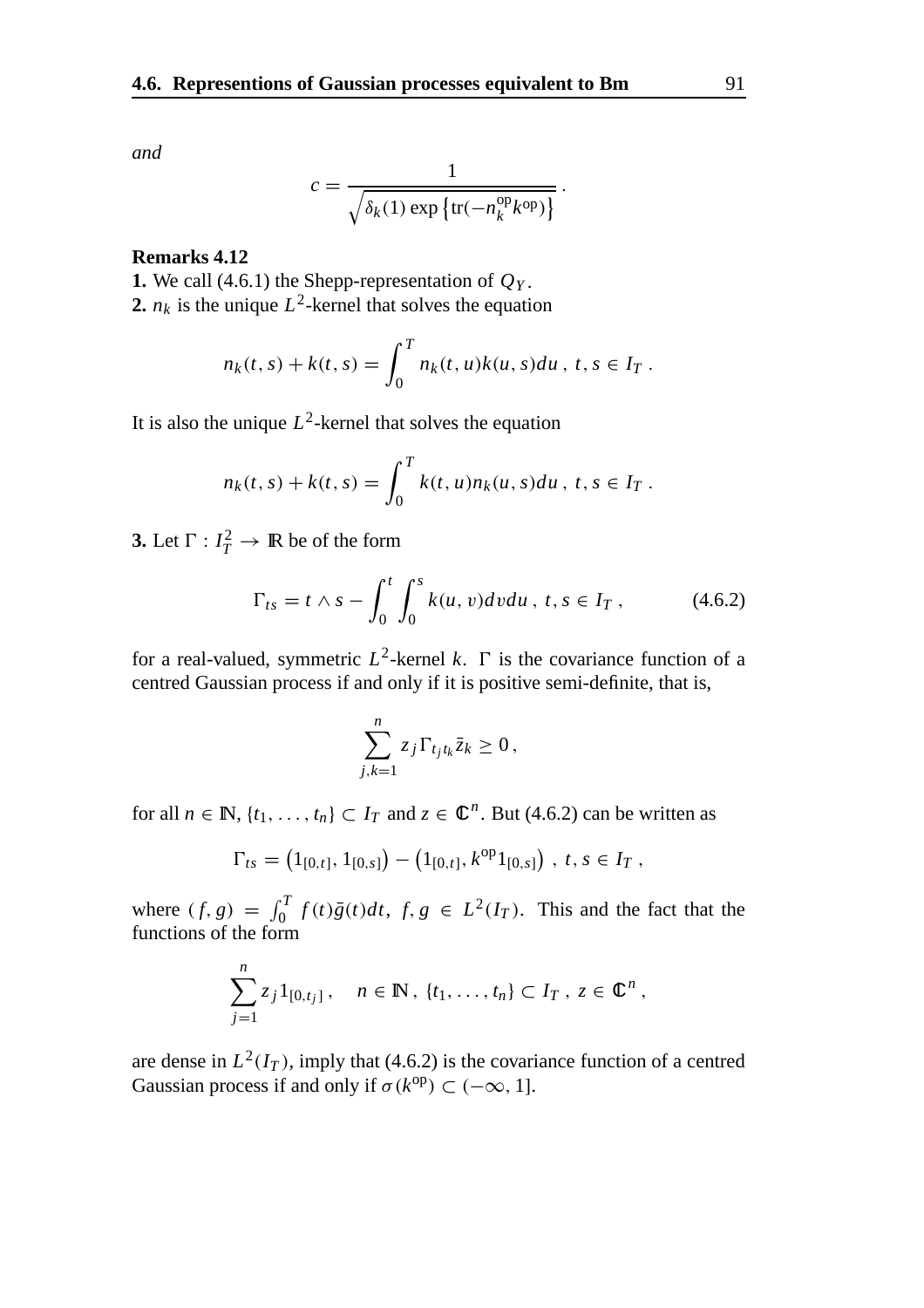*and*

$$c = \frac{1}{\sqrt{\delta_k(1)\exp\left\{\mathrm{tr}(-n_k^{\mathrm{op}}k^{\mathrm{op}})\right\}}}\,.$$

**Remarks 4.12**

**1.** We call (4.6.1) the Shepp-representation of $Q_Y$.

**2.** $n_k$ is the unique $L^2$-kernel that solves the equation

$$n_k(t,s) + k(t,s) = \int_0^T n_k(t,u)k(u,s)du\,,\; t,s \in I_T\,.$$

It is also the unique $L^2$-kernel that solves the equation

$$n_k(t,s) + k(t,s) = \int_0^T k(t,u)n_k(u,s)du\,,\; t,s \in I_T\,.$$

**3.** Let $\Gamma : I_T^2 \to \mathbb{R}$ be of the form

$$\Gamma_{ts} = t \wedge s - \int_0^t \int_0^s k(u,v)dvdu\,,\; t,s \in I_T\,, \tag{4.6.2}$$

for a real-valued, symmetric $L^2$-kernel $k$. $\Gamma$ is the covariance function of a centred Gaussian process if and only if it is positive semi-definite, that is,

$$\sum_{j,k=1}^n z_j \Gamma_{t_j t_k} \bar{z}_k \geq 0\,,$$

for all $n \in \mathbb{N}$, $\{t_1, \ldots, t_n\} \subset I_T$ and $z \in \mathbb{C}^n$. But (4.6.2) can be written as

$$\Gamma_{ts} = \left(1_{[0,t]}, 1_{[0,s]}\right) - \left(1_{[0,t]}, k^{\mathrm{op}} 1_{[0,s]}\right)\,,\; t,s \in I_T\,,$$

where $(f,g) = \int_0^T f(t)\bar{g}(t)dt$, $f,g \in L^2(I_T)$. This and the fact that the functions of the form

$$\sum_{j=1}^n z_j 1_{[0,t_j]}\,, \quad n \in \mathbb{N}\,,\; \{t_1, \ldots, t_n\} \subset I_T\,,\; z \in \mathbb{C}^n\,,$$

are dense in $L^2(I_T)$, imply that (4.6.2) is the covariance function of a centred Gaussian process if and only if $\sigma(k^{\mathrm{op}}) \subset (-\infty, 1]$.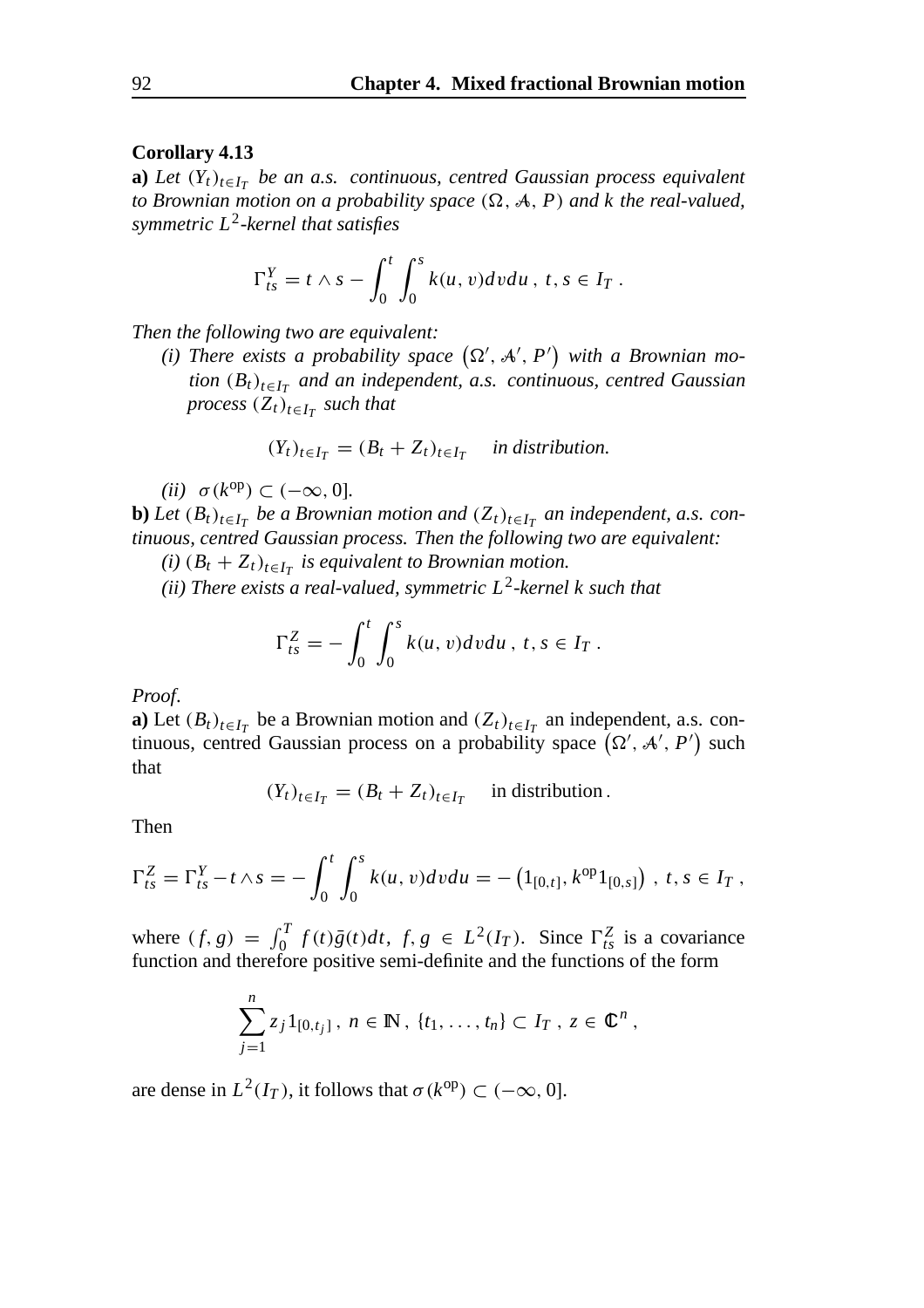**Corollary 4.13**

**a)** *Let $(Y_t)_{t\in I_T}$ be an a.s. continuous, centred Gaussian process equivalent to Brownian motion on a probability space $(\Omega, \mathcal{A}, P)$ and $k$ the real-valued, symmetric $L^2$-kernel that satisfies*

$$\Gamma^Y_{ts} = t \wedge s - \int_0^t \int_0^s k(u,v)dvdu \, , \; t, s \in I_T \, .$$

*Then the following two are equivalent:*

*(i) There exists a probability space $(\Omega', \mathcal{A}', P')$ with a Brownian motion $(B_t)_{t\in I_T}$ and an independent, a.s. continuous, centred Gaussian process $(Z_t)_{t\in I_T}$ such that*

$$(Y_t)_{t\in I_T} = (B_t + Z_t)_{t\in I_T} \quad \textit{in distribution.}$$

*(ii) $\sigma(k^{\text{op}}) \subset (-\infty, 0]$.*

**b)** *Let $(B_t)_{t\in I_T}$ be a Brownian motion and $(Z_t)_{t\in I_T}$ an independent, a.s. continuous, centred Gaussian process. Then the following two are equivalent:*

*(i) $(B_t + Z_t)_{t\in I_T}$ is equivalent to Brownian motion.*

*(ii) There exists a real-valued, symmetric $L^2$-kernel $k$ such that*

$$\Gamma^Z_{ts} = -\int_0^t \int_0^s k(u,v)dvdu \, , \; t, s \in I_T \, .$$

*Proof.*

**a)** Let $(B_t)_{t\in I_T}$ be a Brownian motion and $(Z_t)_{t\in I_T}$ an independent, a.s. continuous, centred Gaussian process on a probability space $(\Omega', \mathcal{A}', P')$ such that

$$(Y_t)_{t\in I_T} = (B_t + Z_t)_{t\in I_T} \quad \text{in distribution} \, .$$

Then

$$\Gamma^Z_{ts} = \Gamma^Y_{ts} - t \wedge s = -\int_0^t \int_0^s k(u,v)dvdu = -\left(1_{[0,t]}, k^{\text{op}} 1_{[0,s]}\right) \, , \; t, s \in I_T \, ,$$

where $(f,g) = \int_0^T f(t)\bar{g}(t)dt, \; f, g \in L^2(I_T)$. Since $\Gamma^Z_{ts}$ is a covariance function and therefore positive semi-definite and the functions of the form

$$\sum_{j=1}^n z_j 1_{[0,t_j]} \, , \; n \in \mathbb{N} \, , \; \{t_1, \ldots, t_n\} \subset I_T \, , \; z \in \mathbb{C}^n \, ,$$

are dense in $L^2(I_T)$, it follows that $\sigma(k^{\text{op}}) \subset (-\infty, 0]$.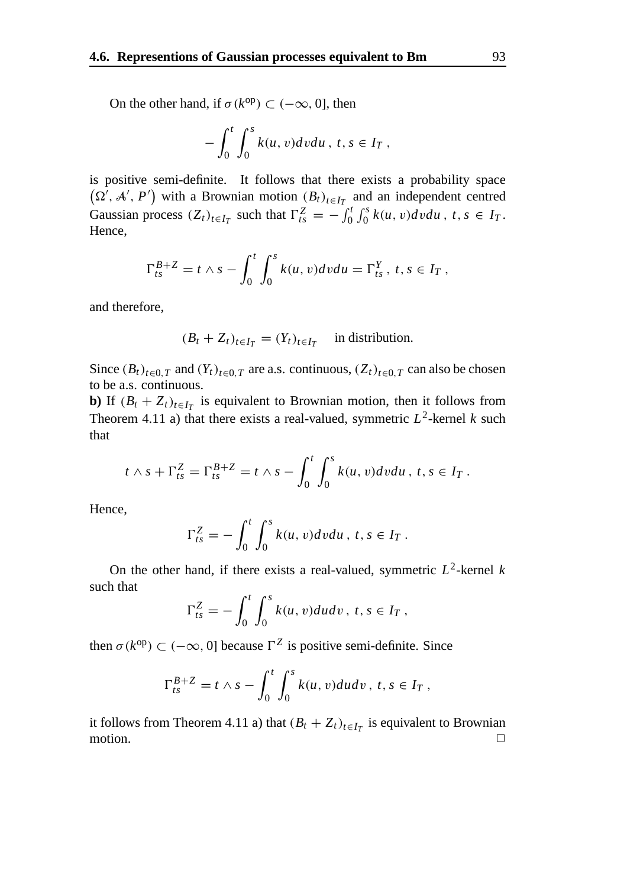On the other hand, if $\sigma(k^{\text{op}}) \subset (-\infty, 0]$, then

$$
-\int_0^t \int_0^s k(u, v) dv du \ , \ t, s \in I_T \ ,
$$

is positive semi-definite. It follows that there exists a probability space $(\Omega', \mathcal{A}', P')$ with a Brownian motion $(B_t)_{t \in I_T}$ and an independent centred Gaussian process $(Z_t)_{t \in I_T}$ such that $\Gamma^Z_{ts} = -\int_0^t \int_0^s k(u, v) dv du \ , \ t, s \in I_T$. Hence,

$$
\Gamma^{B+Z}_{ts} = t \wedge s - \int_0^t \int_0^s k(u, v) dv du = \Gamma^Y_{ts} \ , \ t, s \in I_T \ ,
$$

and therefore,

$$
(B_t + Z_t)_{t \in I_T} = (Y_t)_{t \in I_T} \quad \text{in distribution.}
$$

Since $(B_t)_{t \in 0,T}$ and $(Y_t)_{t \in 0,T}$ are a.s. continuous, $(Z_t)_{t \in 0,T}$ can also be chosen to be a.s. continuous.

**b)** If $(B_t + Z_t)_{t \in I_T}$ is equivalent to Brownian motion, then it follows from Theorem 4.11 a) that there exists a real-valued, symmetric $L^2$-kernel $k$ such that

$$
t \wedge s + \Gamma^Z_{ts} = \Gamma^{B+Z}_{ts} = t \wedge s - \int_0^t \int_0^s k(u, v) dv du \ , \ t, s \in I_T \ .
$$

Hence,

$$
\Gamma^Z_{ts} = -\int_0^t \int_0^s k(u, v) dv du \ , \ t, s \in I_T \ .
$$

On the other hand, if there exists a real-valued, symmetric $L^2$-kernel $k$ such that

$$
\Gamma^Z_{ts} = -\int_0^t \int_0^s k(u, v) du dv \ , \ t, s \in I_T \ ,
$$

then $\sigma(k^{\text{op}}) \subset (-\infty, 0]$ because $\Gamma^Z$ is positive semi-definite. Since

$$
\Gamma^{B+Z}_{ts} = t \wedge s - \int_0^t \int_0^s k(u, v) du dv \ , \ t, s \in I_T \ ,
$$

it follows from Theorem 4.11 a) that $(B_t + Z_t)_{t \in I_T}$ is equivalent to Brownian motion. □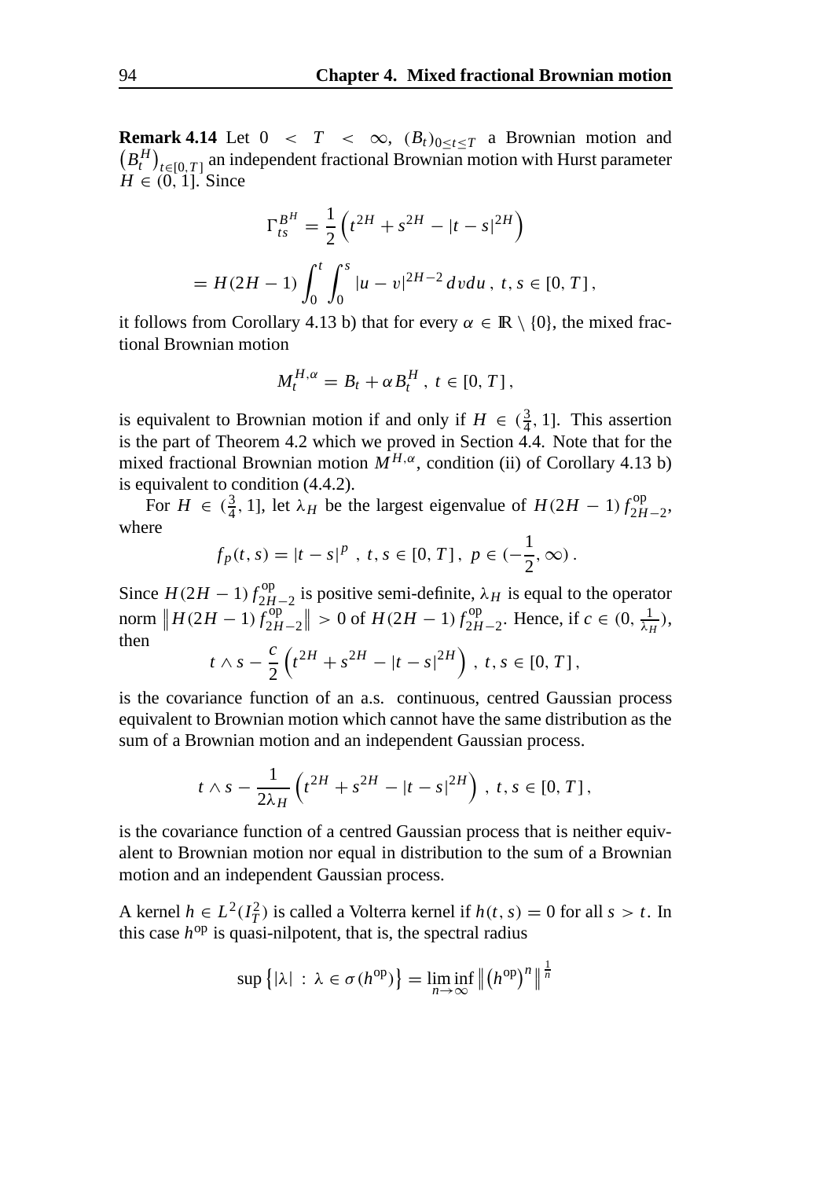**Remark 4.14** Let $0 < T < \infty$, $(B_t)_{0 \le t \le T}$ a Brownian motion and $\left(B_t^H\right)_{t \in [0,T]}$ an independent fractional Brownian motion with Hurst parameter $H \in (0, 1]$. Since

$$
\Gamma_{ts}^{B^H} = \frac{1}{2}\left(t^{2H} + s^{2H} - |t-s|^{2H}\right)
$$

$$
= H(2H-1) \int_0^t \int_0^s |u-v|^{2H-2}\, dv du\,,\; t, s \in [0, T]\,,
$$

it follows from Corollary 4.13 b) that for every $\alpha \in \mathbb{R} \setminus \{0\}$, the mixed fractional Brownian motion

$$
M_t^{H,\alpha} = B_t + \alpha B_t^H\,,\; t \in [0, T]\,,
$$

is equivalent to Brownian motion if and only if $H \in (\frac{3}{4}, 1]$. This assertion is the part of Theorem 4.2 which we proved in Section 4.4. Note that for the mixed fractional Brownian motion $M^{H,\alpha}$, condition (ii) of Corollary 4.13 b) is equivalent to condition (4.4.2).

For $H \in (\frac{3}{4}, 1]$, let $\lambda_H$ be the largest eigenvalue of $H(2H-1)\, f_{2H-2}^{\mathrm{op}}$, where

$$
f_p(t, s) = |t-s|^p\,,\; t, s \in [0, T]\,,\; p \in (-\frac{1}{2}, \infty)\,.
$$

Since $H(2H-1)\, f_{2H-2}^{\mathrm{op}}$ is positive semi-definite, $\lambda_H$ is equal to the operator norm $\left\| H(2H-1)\, f_{2H-2}^{\mathrm{op}} \right\| > 0$ of $H(2H-1)\, f_{2H-2}^{\mathrm{op}}$. Hence, if $c \in (0, \frac{1}{\lambda_H})$, then

$$
t \wedge s - \frac{c}{2}\left(t^{2H} + s^{2H} - |t-s|^{2H}\right)\,,\; t, s \in [0, T]\,,
$$

is the covariance function of an a.s. continuous, centred Gaussian process equivalent to Brownian motion which cannot have the same distribution as the sum of a Brownian motion and an independent Gaussian process.

$$
t \wedge s - \frac{1}{2\lambda_H}\left(t^{2H} + s^{2H} - |t-s|^{2H}\right)\,,\; t, s \in [0, T]\,,
$$

is the covariance function of a centred Gaussian process that is neither equivalent to Brownian motion nor equal in distribution to the sum of a Brownian motion and an independent Gaussian process.

A kernel $h \in L^2(I_T^2)$ is called a Volterra kernel if $h(t, s) = 0$ for all $s > t$. In this case $h^{\mathrm{op}}$ is quasi-nilpotent, that is, the spectral radius

$$
\sup\left\{|\lambda| \,:\, \lambda \in \sigma(h^{\mathrm{op}})\right\} = \liminf_{n \to \infty} \left\| \left(h^{\mathrm{op}}\right)^n \right\|^{\frac{1}{n}}
$$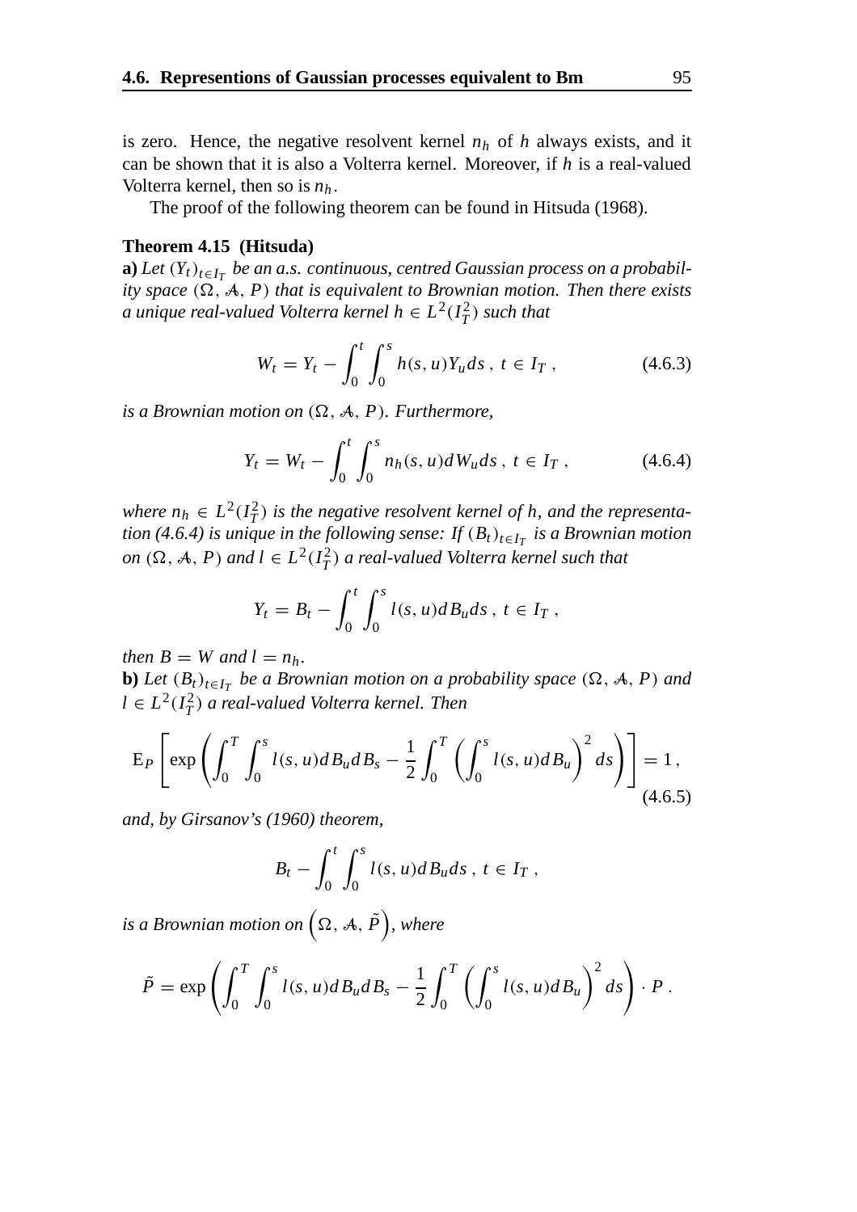is zero. Hence, the negative resolvent kernel $n_h$ of $h$ always exists, and it can be shown that it is also a Volterra kernel. Moreover, if $h$ is a real-valued Volterra kernel, then so is $n_h$.

The proof of the following theorem can be found in Hitsuda (1968).

**Theorem 4.15 (Hitsuda)**
**a)** *Let $(Y_t)_{t \in I_T}$ be an a.s. continuous, centred Gaussian process on a probability space $(\Omega, \mathcal{A}, P)$ that is equivalent to Brownian motion. Then there exists a unique real-valued Volterra kernel $h \in L^2(I_T^2)$ such that*

$$W_t = Y_t - \int_0^t \int_0^s h(s,u) Y_u ds \, , \; t \in I_T \, , \tag{4.6.3}$$

*is a Brownian motion on $(\Omega, \mathcal{A}, P)$. Furthermore,*

$$Y_t = W_t - \int_0^t \int_0^s n_h(s,u) dW_u ds \, , \; t \in I_T \, , \tag{4.6.4}$$

*where $n_h \in L^2(I_T^2)$ is the negative resolvent kernel of $h$, and the representation (4.6.4) is unique in the following sense: If $(B_t)_{t \in I_T}$ is a Brownian motion on $(\Omega, \mathcal{A}, P)$ and $l \in L^2(I_T^2)$ a real-valued Volterra kernel such that*

$$Y_t = B_t - \int_0^t \int_0^s l(s,u) dB_u ds \, , \; t \in I_T \, ,$$

*then $B = W$ and $l = n_h$.*
**b)** *Let $(B_t)_{t \in I_T}$ be a Brownian motion on a probability space $(\Omega, \mathcal{A}, P)$ and $l \in L^2(I_T^2)$ a real-valued Volterra kernel. Then*

$$\mathrm{E}_P \left[ \exp\left( \int_0^T \int_0^s l(s,u) dB_u dB_s - \frac{1}{2} \int_0^T \left( \int_0^s l(s,u) dB_u \right)^2 ds \right) \right] = 1 \, , \tag{4.6.5}$$

*and, by Girsanov's (1960) theorem,*

$$B_t - \int_0^t \int_0^s l(s,u) dB_u ds \, , \; t \in I_T \, ,$$

*is a Brownian motion on $\left(\Omega, \mathcal{A}, \tilde{P}\right)$, where*

$$\tilde{P} = \exp\left( \int_0^T \int_0^s l(s,u) dB_u dB_s - \frac{1}{2} \int_0^T \left( \int_0^s l(s,u) dB_u \right)^2 ds \right) \cdot P \, .$$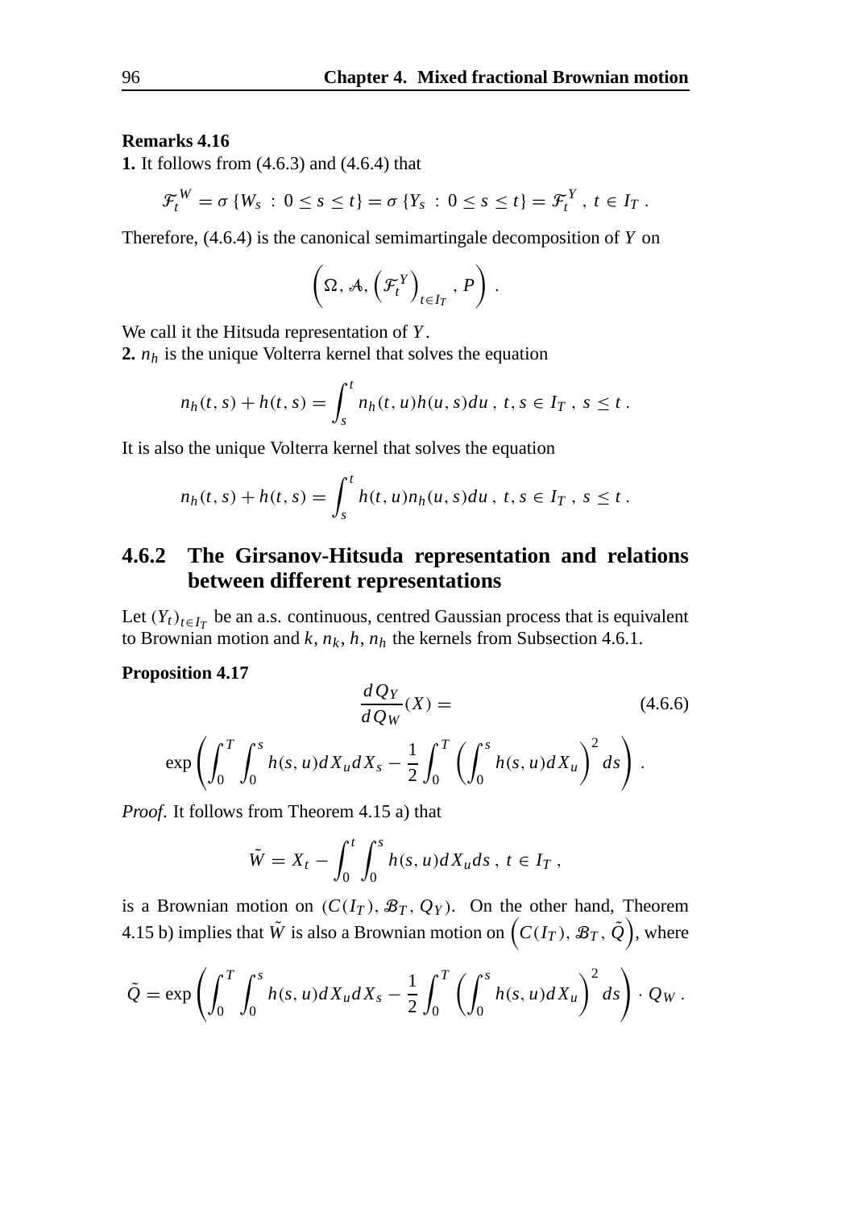**Remarks 4.16**

**1.** It follows from (4.6.3) and (4.6.4) that

$$\mathcal{F}_t^W = \sigma\{W_s \,:\, 0 \le s \le t\} = \sigma\{Y_s \,:\, 0 \le s \le t\} = \mathcal{F}_t^Y \,,\; t \in I_T \,.$$

Therefore, (4.6.4) is the canonical semimartingale decomposition of $Y$ on

$$\left(\Omega, \mathcal{A}, \left(\mathcal{F}_t^Y\right)_{t \in I_T}, P\right) .$$

We call it the Hitsuda representation of $Y$.

**2.** $n_h$ is the unique Volterra kernel that solves the equation

$$n_h(t,s) + h(t,s) = \int_s^t n_h(t,u) h(u,s) du \,,\; t, s \in I_T \,,\; s \le t \,.$$

It is also the unique Volterra kernel that solves the equation

$$n_h(t,s) + h(t,s) = \int_s^t h(t,u) n_h(u,s) du \,,\; t, s \in I_T \,,\; s \le t \,.$$

### 4.6.2 The Girsanov-Hitsuda representation and relations between different representations

Let $(Y_t)_{t \in I_T}$ be an a.s. continuous, centred Gaussian process that is equivalent to Brownian motion and $k$, $n_k$, $h$, $n_h$ the kernels from Subsection 4.6.1.

**Proposition 4.17**

$$\frac{dQ_Y}{dQ_W}(X) = \tag{4.6.6}$$

$$\exp\left(\int_0^T \int_0^s h(s,u) dX_u dX_s - \frac{1}{2}\int_0^T \left(\int_0^s h(s,u) dX_u\right)^2 ds\right) .$$

*Proof.* It follows from Theorem 4.15 a) that

$$\tilde{W} = X_t - \int_0^t \int_0^s h(s,u) dX_u ds \,,\; t \in I_T \,,$$

is a Brownian motion on $(C(I_T), \mathcal{B}_T, Q_Y)$. On the other hand, Theorem 4.15 b) implies that $\tilde{W}$ is also a Brownian motion on $\left(C(I_T), \mathcal{B}_T, \tilde{Q}\right)$, where

$$\tilde{Q} = \exp\left(\int_0^T \int_0^s h(s,u) dX_u dX_s - \frac{1}{2}\int_0^T \left(\int_0^s h(s,u) dX_u\right)^2 ds\right) \cdot Q_W \,.$$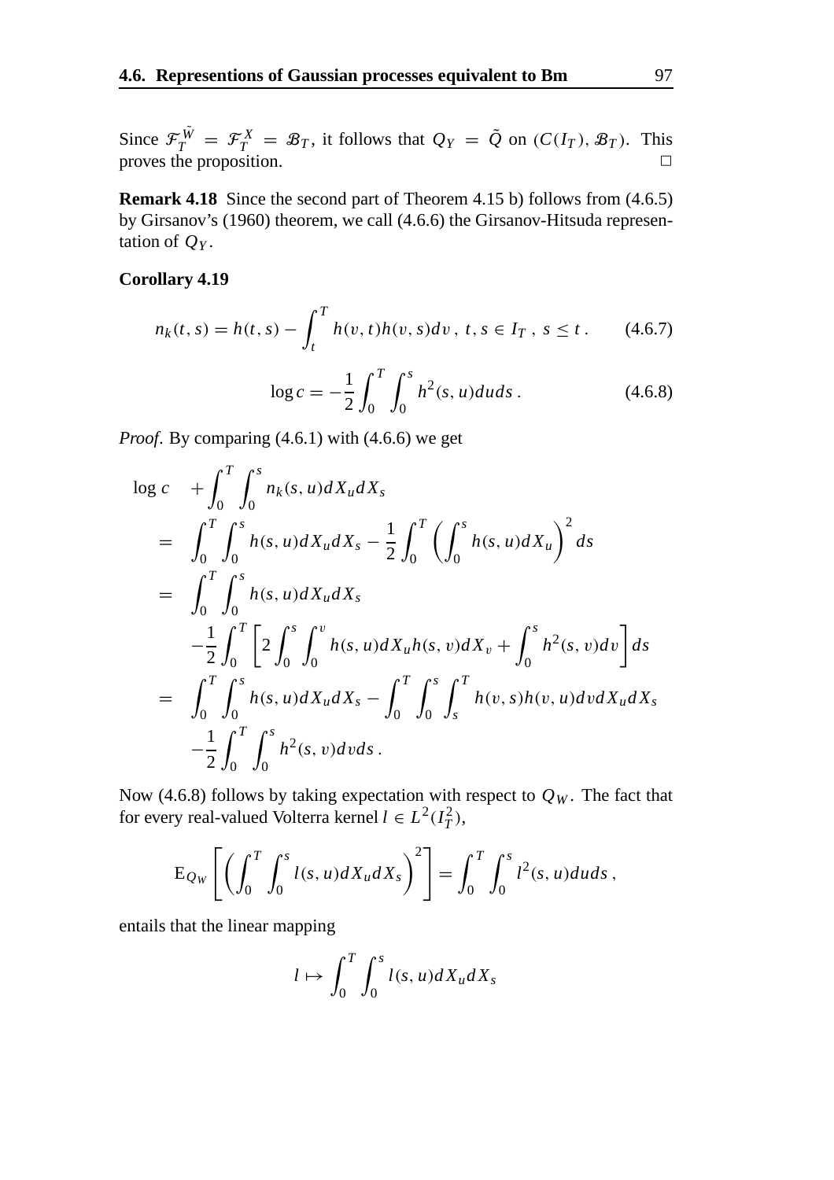Since $\mathcal{F}_T^{\tilde{W}} = \mathcal{F}_T^X = \mathcal{B}_T$, it follows that $Q_Y = \tilde{Q}$ on $(C(I_T), \mathcal{B}_T)$. This proves the proposition. □

**Remark 4.18** Since the second part of Theorem 4.15 b) follows from (4.6.5) by Girsanov's (1960) theorem, we call (4.6.6) the Girsanov-Hitsuda representation of $Q_Y$.

**Corollary 4.19**

$$n_k(t,s) = h(t,s) - \int_t^T h(v,t)h(v,s)dv\,,\ t,s \in I_T\,,\ s \le t\,. \tag{4.6.7}$$

$$\log c = -\frac{1}{2}\int_0^T \int_0^s h^2(s,u)duds\,. \tag{4.6.8}$$

*Proof.* By comparing (4.6.1) with (4.6.6) we get

$$\begin{aligned}
\log c \quad &+ \int_0^T \int_0^s n_k(s,u)dX_u dX_s \\
= \quad & \int_0^T \int_0^s h(s,u)dX_u dX_s - \frac{1}{2}\int_0^T \left(\int_0^s h(s,u)dX_u\right)^2 ds \\
= \quad & \int_0^T \int_0^s h(s,u)dX_u dX_s \\
& -\frac{1}{2}\int_0^T \left[2\int_0^s \int_0^v h(s,u)dX_u h(s,v)dX_v + \int_0^s h^2(s,v)dv\right] ds \\
= \quad & \int_0^T \int_0^s h(s,u)dX_u dX_s - \int_0^T \int_0^s \int_s^T h(v,s)h(v,u)dv dX_u dX_s \\
& -\frac{1}{2}\int_0^T \int_0^s h^2(s,v)dvds\,.
\end{aligned}$$

Now (4.6.8) follows by taking expectation with respect to $Q_W$. The fact that for every real-valued Volterra kernel $l \in L^2(I_T^2)$,

$$\mathrm{E}_{Q_W}\left[\left(\int_0^T \int_0^s l(s,u)dX_u dX_s\right)^2\right] = \int_0^T \int_0^s l^2(s,u)duds\,,$$

entails that the linear mapping

$$l \mapsto \int_0^T \int_0^s l(s,u)dX_u dX_s$$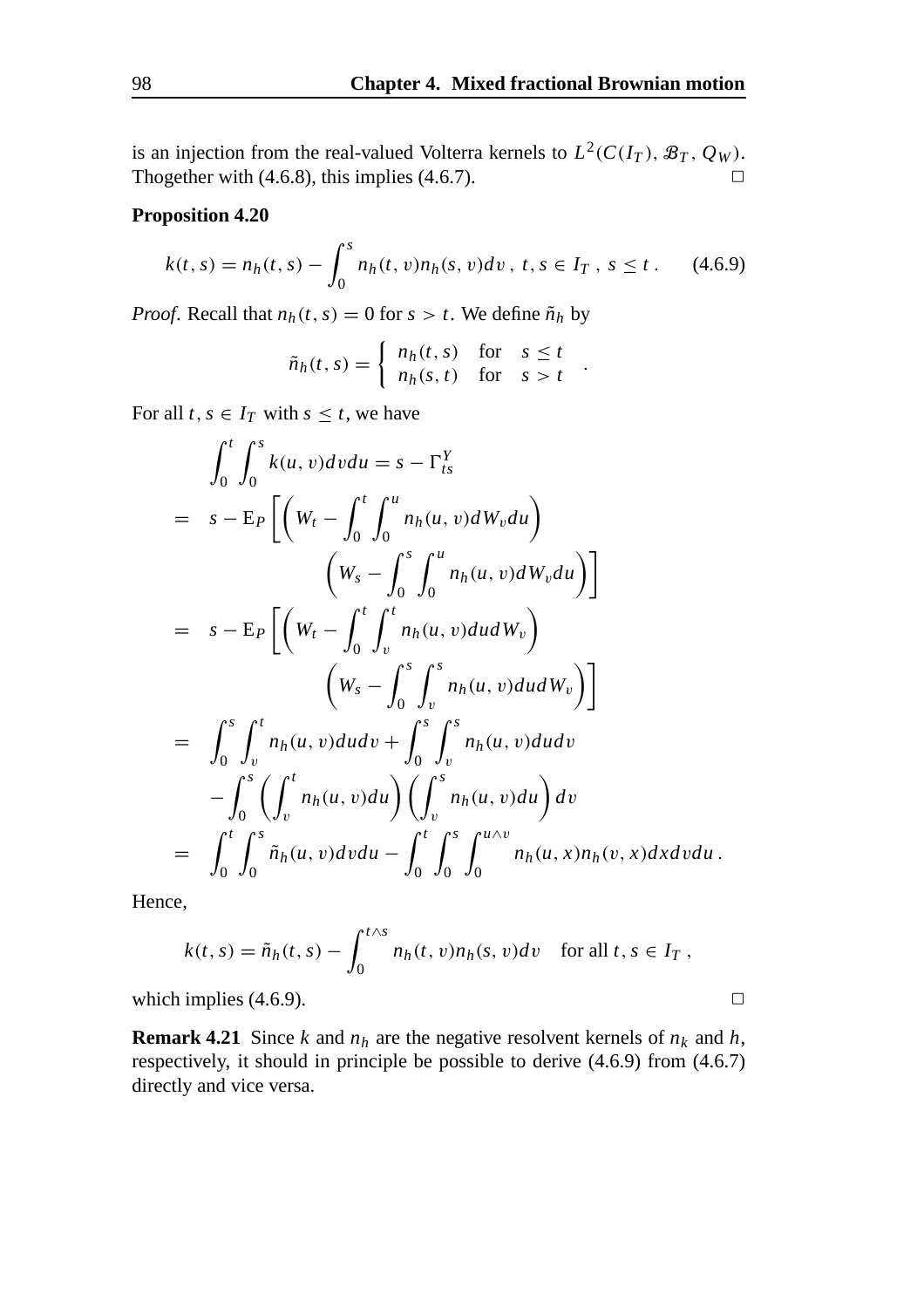is an injection from the real-valued Volterra kernels to $L^2(C(I_T), \mathcal{B}_T, Q_W)$. Thogether with (4.6.8), this implies (4.6.7). □

**Proposition 4.20**

$$k(t,s) = n_h(t,s) - \int_0^s n_h(t,v) n_h(s,v) dv\,,\; t,s \in I_T\,,\; s \le t\,. \qquad (4.6.9)$$

*Proof.* Recall that $n_h(t,s) = 0$ for $s > t$. We define $\tilde{n}_h$ by

$$\tilde{n}_h(t,s) = \begin{cases} n_h(t,s) & \text{for} \quad s \le t \\ n_h(s,t) & \text{for} \quad s > t \end{cases} .$$

For all $t, s \in I_T$ with $s \le t$, we have

$$\begin{aligned}
&\int_0^t \int_0^s k(u,v) dv du = s - \Gamma^Y_{ts} \\
=\;& s - \mathrm{E}_P \left[ \left( W_t - \int_0^t \int_0^u n_h(u,v) dW_v du \right) \right. \\
&\qquad\qquad \left. \left( W_s - \int_0^s \int_0^u n_h(u,v) dW_v du \right) \right] \\
=\;& s - \mathrm{E}_P \left[ \left( W_t - \int_0^t \int_v^t n_h(u,v) du dW_v \right) \right. \\
&\qquad\qquad \left. \left( W_s - \int_0^s \int_v^s n_h(u,v) du dW_v \right) \right] \\
=\;& \int_0^s \int_v^t n_h(u,v) du dv + \int_0^s \int_v^s n_h(u,v) du dv \\
&- \int_0^s \left( \int_v^t n_h(u,v) du \right) \left( \int_v^s n_h(u,v) du \right) dv \\
=\;& \int_0^t \int_0^s \tilde{n}_h(u,v) dv du - \int_0^t \int_0^s \int_0^{u \wedge v} n_h(u,x) n_h(v,x) dx dv du\,.
\end{aligned}$$

Hence,

$$k(t,s) = \tilde{n}_h(t,s) - \int_0^{t \wedge s} n_h(t,v) n_h(s,v) dv \quad \text{for all } t,s \in I_T\,,$$

which implies (4.6.9). □

**Remark 4.21** Since $k$ and $n_h$ are the negative resolvent kernels of $n_k$ and $h$, respectively, it should in principle be possible to derive (4.6.9) from (4.6.7) directly and vice versa.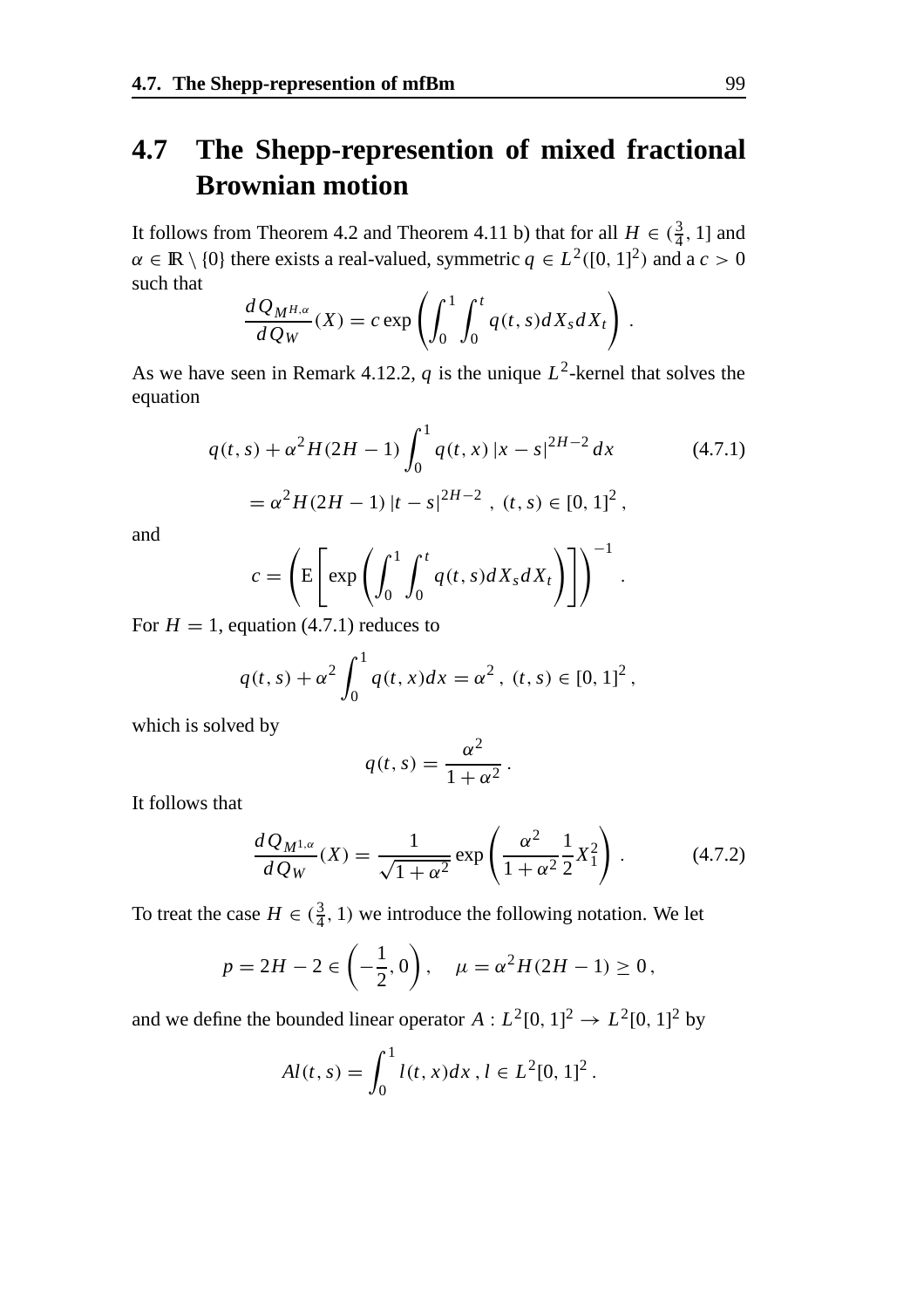## 4.7 The Shepp-represention of mixed fractional Brownian motion

It follows from Theorem 4.2 and Theorem 4.11 b) that for all $H \in (\frac{3}{4}, 1]$ and $\alpha \in \mathbb{R} \setminus \{0\}$ there exists a real-valued, symmetric $q \in L^2([0,1]^2)$ and a $c > 0$ such that

$$\frac{dQ_{M^{H,\alpha}}}{dQ_W}(X) = c \exp\left( \int_0^1 \int_0^t q(t,s) dX_s dX_t \right) .$$

As we have seen in Remark 4.12.2, $q$ is the unique $L^2$-kernel that solves the equation

$$q(t,s) + \alpha^2 H(2H-1) \int_0^1 q(t,x) \, |x-s|^{2H-2} \, dx \tag{4.7.1}$$

$$= \alpha^2 H(2H-1) \, |t-s|^{2H-2} \, , \; (t,s) \in [0,1]^2 \, ,$$

and

$$c = \left( \mathrm{E}\left[ \exp\left( \int_0^1 \int_0^t q(t,s) dX_s dX_t \right) \right] \right)^{-1} .$$

For $H = 1$, equation (4.7.1) reduces to

$$q(t,s) + \alpha^2 \int_0^1 q(t,x) dx = \alpha^2 \, , \; (t,s) \in [0,1]^2 \, ,$$

which is solved by

$$q(t,s) = \frac{\alpha^2}{1+\alpha^2} \, .$$

It follows that

$$\frac{dQ_{M^{1,\alpha}}}{dQ_W}(X) = \frac{1}{\sqrt{1+\alpha^2}} \exp\left( \frac{\alpha^2}{1+\alpha^2} \frac{1}{2} X_1^2 \right) . \tag{4.7.2}$$

To treat the case $H \in (\frac{3}{4}, 1)$ we introduce the following notation. We let

$$p = 2H - 2 \in \left( -\frac{1}{2}, 0 \right) , \quad \mu = \alpha^2 H(2H-1) \geq 0 \, ,$$

and we define the bounded linear operator $A : L^2[0,1]^2 \to L^2[0,1]^2$ by

$$Al(t,s) = \int_0^1 l(t,x) dx \, , \, l \in L^2[0,1]^2 \, .$$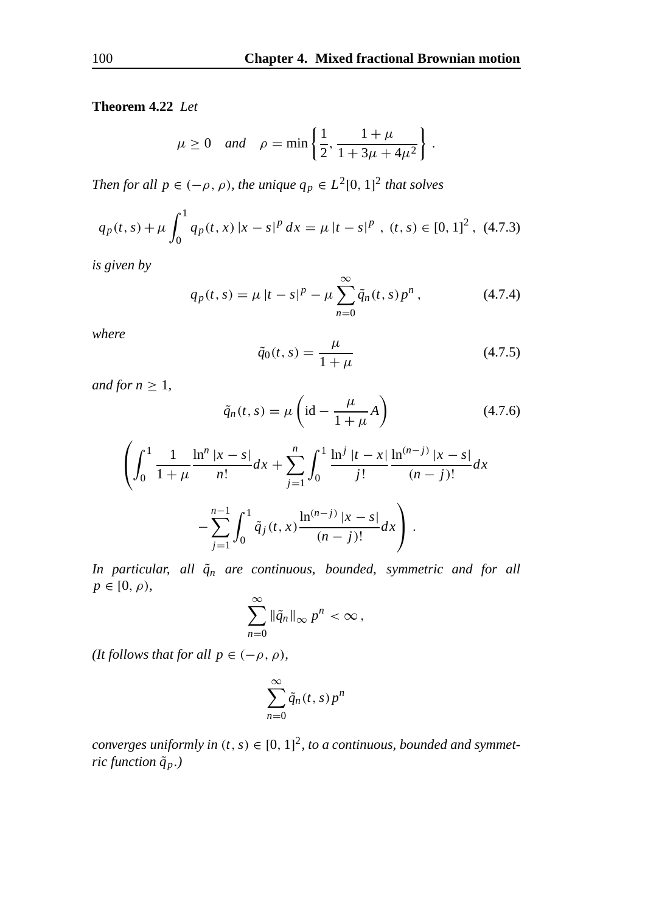**Theorem 4.22** *Let*

$$\mu \geq 0 \quad \textit{and} \quad \rho = \min\left\{\frac{1}{2}, \frac{1+\mu}{1+3\mu+4\mu^2}\right\}.$$

*Then for all* $p \in (-\rho, \rho)$*, the unique* $q_p \in L^2[0,1]^2$ *that solves*

$$q_p(t,s) + \mu \int_0^1 q_p(t,x)\,|x-s|^p\,dx = \mu\,|t-s|^p\ ,\ (t,s) \in [0,1]^2\ , \quad (4.7.3)$$

*is given by*

$$q_p(t,s) = \mu\,|t-s|^p - \mu \sum_{n=0}^{\infty} \tilde{q}_n(t,s)\,p^n\ , \quad (4.7.4)$$

*where*

$$\tilde{q}_0(t,s) = \frac{\mu}{1+\mu} \quad (4.7.5)$$

*and for* $n \geq 1$*,*

$$\tilde{q}_n(t,s) = \mu\left(\mathrm{id} - \frac{\mu}{1+\mu}A\right) \quad (4.7.6)$$

$$\left(\int_0^1 \frac{1}{1+\mu}\frac{\ln^n|x-s|}{n!}dx + \sum_{j=1}^{n}\int_0^1 \frac{\ln^j|t-x|}{j!}\frac{\ln^{(n-j)}|x-s|}{(n-j)!}dx \right.$$
$$\left. - \sum_{j=1}^{n-1}\int_0^1 \tilde{q}_j(t,x)\frac{\ln^{(n-j)}|x-s|}{(n-j)!}dx\right).$$

*In particular, all* $\tilde{q}_n$ *are continuous, bounded, symmetric and for all* $p \in [0,\rho)$*,*

$$\sum_{n=0}^{\infty} \|\tilde{q}_n\|_\infty\, p^n < \infty\,,$$

*(It follows that for all* $p \in (-\rho,\rho)$*,*

$$\sum_{n=0}^{\infty} \tilde{q}_n(t,s)\,p^n$$

*converges uniformly in* $(t,s) \in [0,1]^2$*, to a continuous, bounded and symmetric function* $\tilde{q}_p$*.)*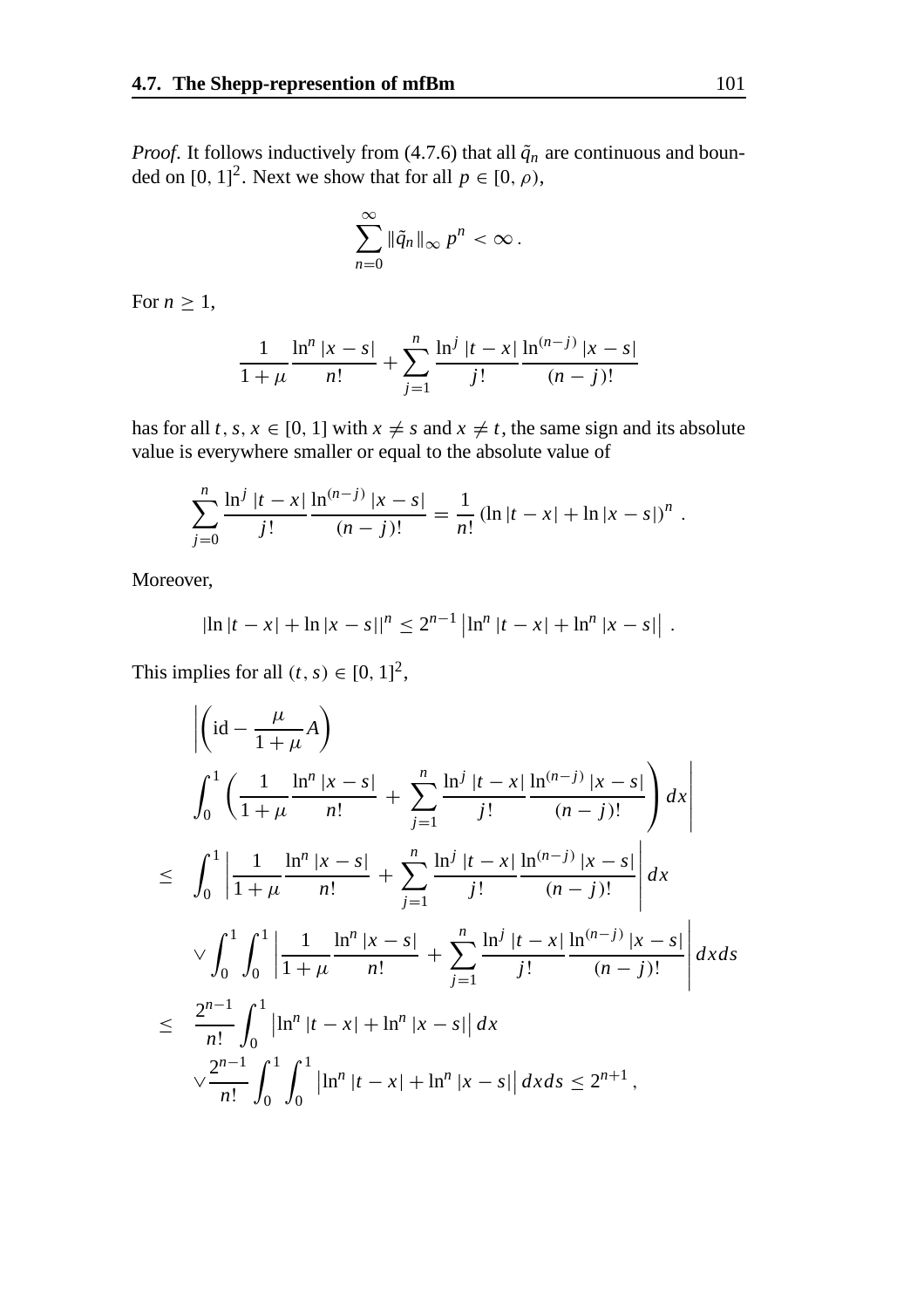*Proof*. It follows inductively from (4.7.6) that all $\tilde{q}_n$ are continuous and bounded on $[0,1]^2$. Next we show that for all $p \in [0, \rho)$,

$$\sum_{n=0}^{\infty} \|\tilde{q}_n\|_\infty \, p^n < \infty \, .$$

For $n \geq 1$,

$$\frac{1}{1+\mu} \frac{\ln^n |x-s|}{n!} + \sum_{j=1}^{n} \frac{\ln^j |t-x|}{j!} \frac{\ln^{(n-j)} |x-s|}{(n-j)!}$$

has for all $t, s, x \in [0,1]$ with $x \neq s$ and $x \neq t$, the same sign and its absolute value is everywhere smaller or equal to the absolute value of

$$\sum_{j=0}^{n} \frac{\ln^j |t-x|}{j!} \frac{\ln^{(n-j)} |x-s|}{(n-j)!} = \frac{1}{n!} \left( \ln |t-x| + \ln |x-s| \right)^n \, .$$

Moreover,

$$|\ln |t-x| + \ln |x-s||^n \leq 2^{n-1} \left| \ln^n |t-x| + \ln^n |x-s| \right| \, .$$

This implies for all $(t,s) \in [0,1]^2$,

$$\begin{aligned}
&\left| \left( \mathrm{id} - \frac{\mu}{1+\mu} A \right) \int_0^1 \left( \frac{1}{1+\mu} \frac{\ln^n |x-s|}{n!} + \sum_{j=1}^{n} \frac{\ln^j |t-x|}{j!} \frac{\ln^{(n-j)} |x-s|}{(n-j)!} \right) dx \right| \\
\leq \; & \int_0^1 \left| \frac{1}{1+\mu} \frac{\ln^n |x-s|}{n!} + \sum_{j=1}^{n} \frac{\ln^j |t-x|}{j!} \frac{\ln^{(n-j)} |x-s|}{(n-j)!} \right| dx \\
& \vee \int_0^1 \int_0^1 \left| \frac{1}{1+\mu} \frac{\ln^n |x-s|}{n!} + \sum_{j=1}^{n} \frac{\ln^j |t-x|}{j!} \frac{\ln^{(n-j)} |x-s|}{(n-j)!} \right| dx ds \\
\leq \; & \frac{2^{n-1}}{n!} \int_0^1 \left| \ln^n |t-x| + \ln^n |x-s| \right| dx \\
& \vee \frac{2^{n-1}}{n!} \int_0^1 \int_0^1 \left| \ln^n |t-x| + \ln^n |x-s| \right| dx ds \leq 2^{n+1} \, ,
\end{aligned}$$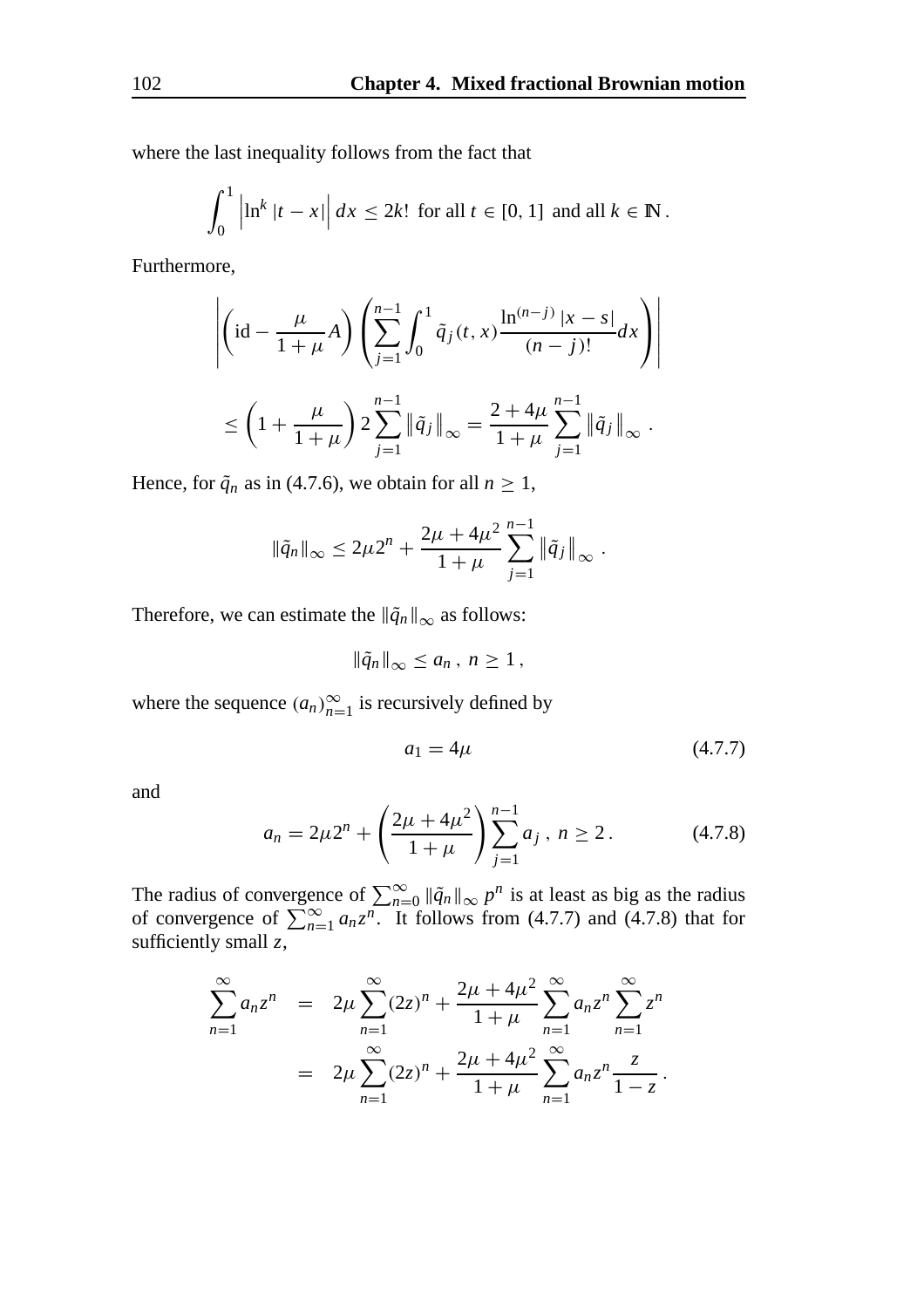where the last inequality follows from the fact that

$$\int_0^1 \left|\ln^k |t-x|\right| dx \le 2k! \text{ for all } t \in [0,1] \text{ and all } k \in \mathbb{N}.$$

Furthermore,

$$\left| \left( \mathrm{id} - \frac{\mu}{1+\mu} A \right) \left( \sum_{j=1}^{n-1} \int_0^1 \tilde{q}_j(t,x) \frac{\ln^{(n-j)} |x-s|}{(n-j)!} dx \right) \right|$$

$$\le \left(1 + \frac{\mu}{1+\mu}\right) 2 \sum_{j=1}^{n-1} \left\|\tilde{q}_j\right\|_\infty = \frac{2+4\mu}{1+\mu} \sum_{j=1}^{n-1} \left\|\tilde{q}_j\right\|_\infty .$$

Hence, for $\tilde{q}_n$ as in (4.7.6), we obtain for all $n \ge 1$,

$$\|\tilde{q}_n\|_\infty \le 2\mu 2^n + \frac{2\mu + 4\mu^2}{1+\mu} \sum_{j=1}^{n-1} \left\|\tilde{q}_j\right\|_\infty .$$

Therefore, we can estimate the $\|\tilde{q}_n\|_\infty$ as follows:

$$\|\tilde{q}_n\|_\infty \le a_n \, , \; n \ge 1 \, ,$$

where the sequence $(a_n)_{n=1}^\infty$ is recursively defined by

$$a_1 = 4\mu \tag{4.7.7}$$

and

$$a_n = 2\mu 2^n + \left(\frac{2\mu + 4\mu^2}{1+\mu}\right) \sum_{j=1}^{n-1} a_j \, , \; n \ge 2 \, . \tag{4.7.8}$$

The radius of convergence of $\sum_{n=0}^\infty \|\tilde{q}_n\|_\infty p^n$ is at least as big as the radius of convergence of $\sum_{n=1}^\infty a_n z^n$. It follows from (4.7.7) and (4.7.8) that for sufficiently small $z$,

$$\begin{aligned} \sum_{n=1}^\infty a_n z^n &= 2\mu \sum_{n=1}^\infty (2z)^n + \frac{2\mu + 4\mu^2}{1+\mu} \sum_{n=1}^\infty a_n z^n \sum_{n=1}^\infty z^n \\ &= 2\mu \sum_{n=1}^\infty (2z)^n + \frac{2\mu + 4\mu^2}{1+\mu} \sum_{n=1}^\infty a_n z^n \frac{z}{1-z} \, . \end{aligned}$$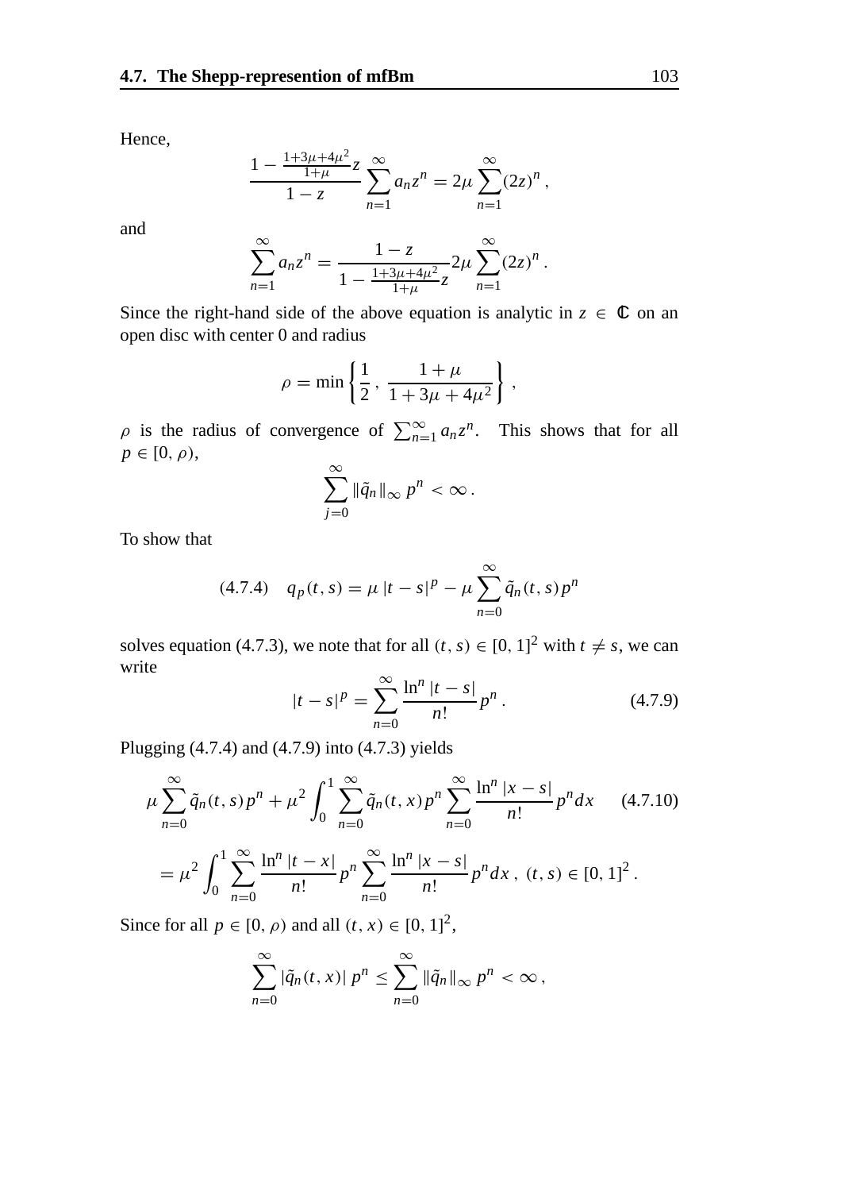Hence,

$$\frac{1-\frac{1+3\mu+4\mu^2}{1+\mu}z}{1-z}\sum_{n=1}^{\infty}a_n z^n = 2\mu\sum_{n=1}^{\infty}(2z)^n\,,$$

and

$$\sum_{n=1}^{\infty}a_n z^n = \frac{1-z}{1-\frac{1+3\mu+4\mu^2}{1+\mu}z}2\mu\sum_{n=1}^{\infty}(2z)^n\,.$$

Since the right-hand side of the above equation is analytic in $z \in \mathbb{C}$ on an open disc with center 0 and radius

$$\rho = \min\left\{\frac{1}{2}\,,\,\frac{1+\mu}{1+3\mu+4\mu^2}\right\}\,,$$

$\rho$ is the radius of convergence of $\sum_{n=1}^{\infty}a_n z^n$. This shows that for all $p \in [0,\rho)$,

$$\sum_{j=0}^{\infty}\|\tilde{q}_n\|_{\infty}\,p^n < \infty\,.$$

To show that

$$(4.7.4)\quad q_p(t,s) = \mu\,|t-s|^p - \mu\sum_{n=0}^{\infty}\tilde{q}_n(t,s)p^n$$

solves equation (4.7.3), we note that for all $(t,s) \in [0,1]^2$ with $t \neq s$, we can write

$$|t-s|^p = \sum_{n=0}^{\infty}\frac{\ln^n|t-s|}{n!}p^n\,. \tag{4.7.9}$$

Plugging (4.7.4) and (4.7.9) into (4.7.3) yields

$$\mu\sum_{n=0}^{\infty}\tilde{q}_n(t,s)p^n + \mu^2\int_0^1\sum_{n=0}^{\infty}\tilde{q}_n(t,x)p^n\sum_{n=0}^{\infty}\frac{\ln^n|x-s|}{n!}p^n dx \tag{4.7.10}$$

$$= \mu^2\int_0^1\sum_{n=0}^{\infty}\frac{\ln^n|t-x|}{n!}p^n\sum_{n=0}^{\infty}\frac{\ln^n|x-s|}{n!}p^n dx\,,\ (t,s) \in [0,1]^2\,.$$

Since for all $p \in [0,\rho)$ and all $(t,x) \in [0,1]^2$,

$$\sum_{n=0}^{\infty}|\tilde{q}_n(t,x)|\,p^n \leq \sum_{n=0}^{\infty}\|\tilde{q}_n\|_{\infty}\,p^n < \infty\,,$$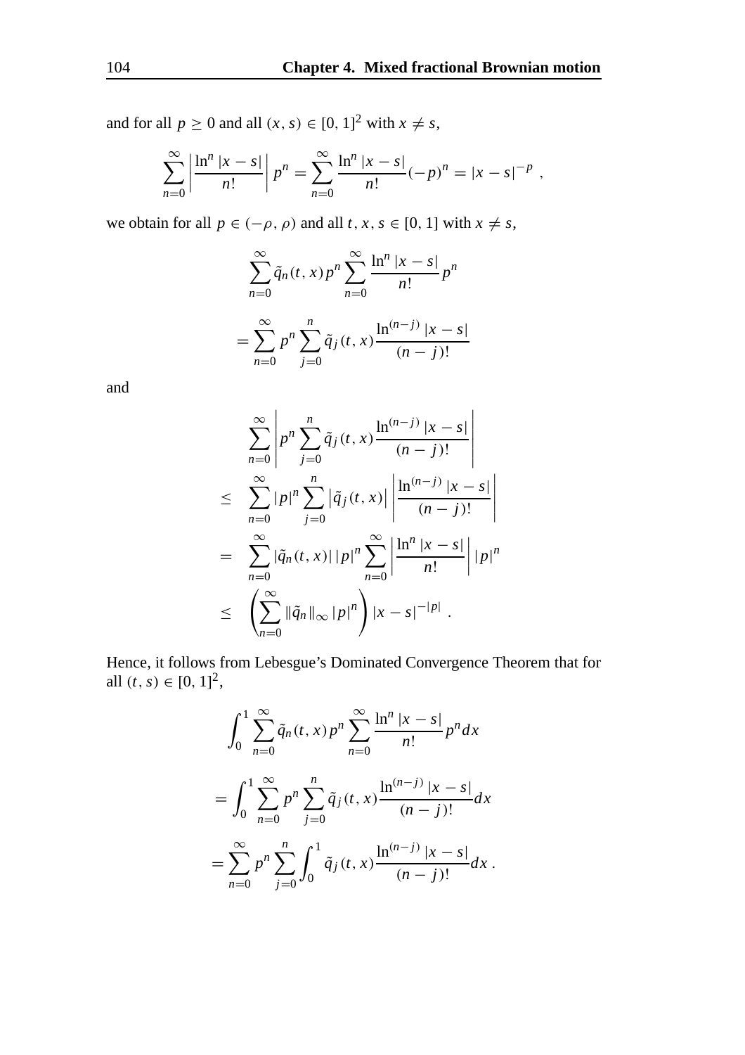and for all $p \geq 0$ and all $(x, s) \in [0, 1]^2$ with $x \neq s$,

$$\sum_{n=0}^{\infty} \left| \frac{\ln^n |x - s|}{n!} \right| p^n = \sum_{n=0}^{\infty} \frac{\ln^n |x - s|}{n!} (-p)^n = |x - s|^{-p} \ ,$$

we obtain for all $p \in (-\rho, \rho)$ and all $t, x, s \in [0, 1]$ with $x \neq s$,

$$\sum_{n=0}^{\infty} \tilde{q}_n(t, x) p^n \sum_{n=0}^{\infty} \frac{\ln^n |x - s|}{n!} p^n$$

$$= \sum_{n=0}^{\infty} p^n \sum_{j=0}^{n} \tilde{q}_j(t, x) \frac{\ln^{(n-j)} |x - s|}{(n - j)!}$$

and

$$\begin{aligned}
& \sum_{n=0}^{\infty} \left| p^n \sum_{j=0}^{n} \tilde{q}_j(t, x) \frac{\ln^{(n-j)} |x - s|}{(n - j)!} \right| \\
\leq \quad & \sum_{n=0}^{\infty} |p|^n \sum_{j=0}^{n} \left| \tilde{q}_j(t, x) \right| \left| \frac{\ln^{(n-j)} |x - s|}{(n - j)!} \right| \\
= \quad & \sum_{n=0}^{\infty} |\tilde{q}_n(t, x)| \, |p|^n \sum_{n=0}^{\infty} \left| \frac{\ln^n |x - s|}{n!} \right| |p|^n \\
\leq \quad & \left( \sum_{n=0}^{\infty} \|\tilde{q}_n\|_{\infty} |p|^n \right) |x - s|^{-|p|} \ .
\end{aligned}$$

Hence, it follows from Lebesgue's Dominated Convergence Theorem that for all $(t, s) \in [0, 1]^2$,

$$\int_0^1 \sum_{n=0}^{\infty} \tilde{q}_n(t, x) p^n \sum_{n=0}^{\infty} \frac{\ln^n |x - s|}{n!} p^n dx$$

$$= \int_0^1 \sum_{n=0}^{\infty} p^n \sum_{j=0}^{n} \tilde{q}_j(t, x) \frac{\ln^{(n-j)} |x - s|}{(n - j)!} dx$$

$$= \sum_{n=0}^{\infty} p^n \sum_{j=0}^{n} \int_0^1 \tilde{q}_j(t, x) \frac{\ln^{(n-j)} |x - s|}{(n - j)!} dx \ .$$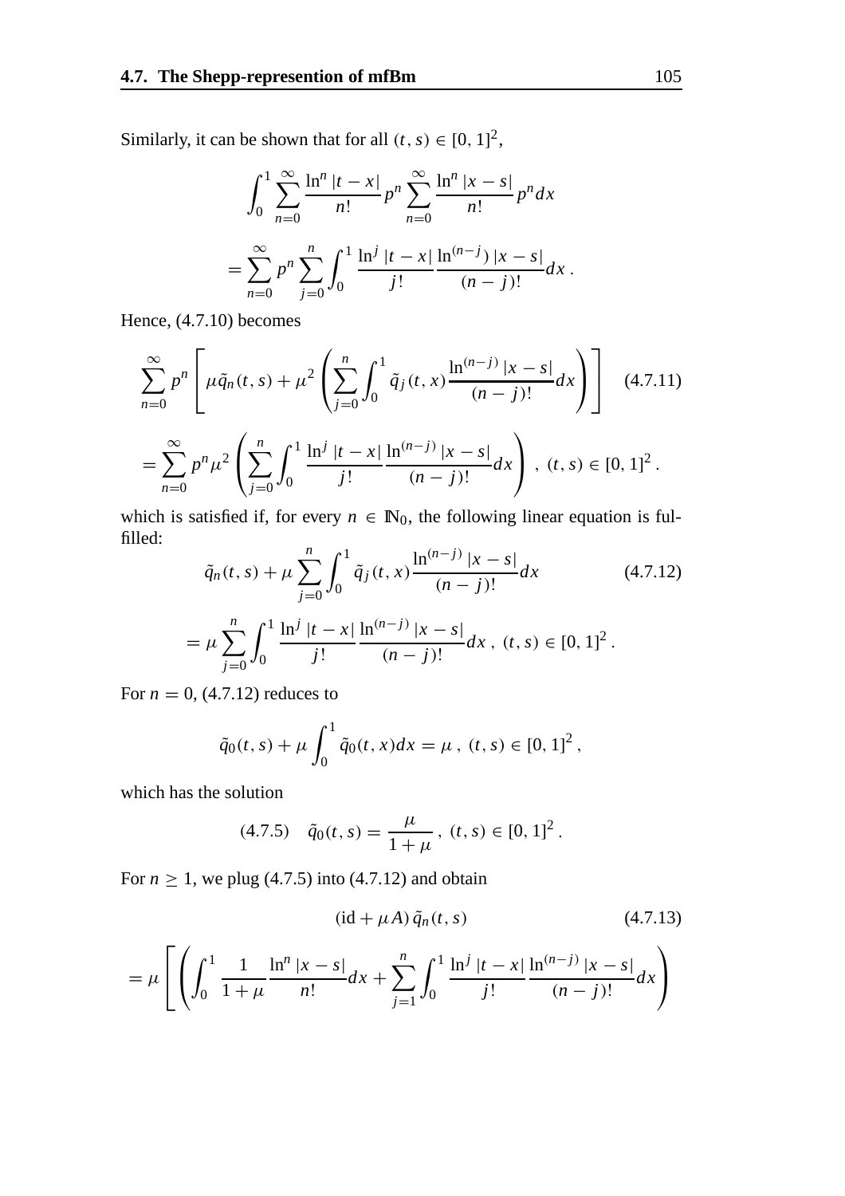Similarly, it can be shown that for all $(t, s) \in [0, 1]^2$,

$$\int_0^1 \sum_{n=0}^{\infty} \frac{\ln^n |t-x|}{n!} p^n \sum_{n=0}^{\infty} \frac{\ln^n |x-s|}{n!} p^n dx$$

$$= \sum_{n=0}^{\infty} p^n \sum_{j=0}^{n} \int_0^1 \frac{\ln^j |t-x|}{j!} \frac{\ln^{(n-j)} |x-s|}{(n-j)!} dx .$$

Hence, (4.7.10) becomes

$$\sum_{n=0}^{\infty} p^n \left[ \mu \tilde{q}_n(t, s) + \mu^2 \left( \sum_{j=0}^{n} \int_0^1 \tilde{q}_j(t, x) \frac{\ln^{(n-j)} |x-s|}{(n-j)!} dx \right) \right] \tag{4.7.11}$$

$$= \sum_{n=0}^{\infty} p^n \mu^2 \left( \sum_{j=0}^{n} \int_0^1 \frac{\ln^j |t-x|}{j!} \frac{\ln^{(n-j)} |x-s|}{(n-j)!} dx \right) , \ (t, s) \in [0, 1]^2 .$$

which is satisfied if, for every $n \in \mathbb{N}_0$, the following linear equation is fulfilled:

$$\tilde{q}_n(t, s) + \mu \sum_{j=0}^{n} \int_0^1 \tilde{q}_j(t, x) \frac{\ln^{(n-j)} |x-s|}{(n-j)!} dx \tag{4.7.12}$$

$$= \mu \sum_{j=0}^{n} \int_0^1 \frac{\ln^j |t-x|}{j!} \frac{\ln^{(n-j)} |x-s|}{(n-j)!} dx , \ (t, s) \in [0, 1]^2 .$$

For $n = 0$, (4.7.12) reduces to

$$\tilde{q}_0(t, s) + \mu \int_0^1 \tilde{q}_0(t, x) dx = \mu , \ (t, s) \in [0, 1]^2 ,$$

which has the solution

$$\tilde{q}_0(t, s) = \frac{\mu}{1+\mu} , \ (t, s) \in [0, 1]^2 . \tag{4.7.5}$$

For $n \geq 1$, we plug (4.7.5) into (4.7.12) and obtain

$$(\mathrm{id} + \mu A) \tilde{q}_n(t, s) \tag{4.7.13}$$

$$= \mu \left[ \left( \int_0^1 \frac{1}{1+\mu} \frac{\ln^n |x-s|}{n!} dx + \sum_{j=1}^{n} \int_0^1 \frac{\ln^j |t-x|}{j!} \frac{\ln^{(n-j)} |x-s|}{(n-j)!} dx \right) \right.$$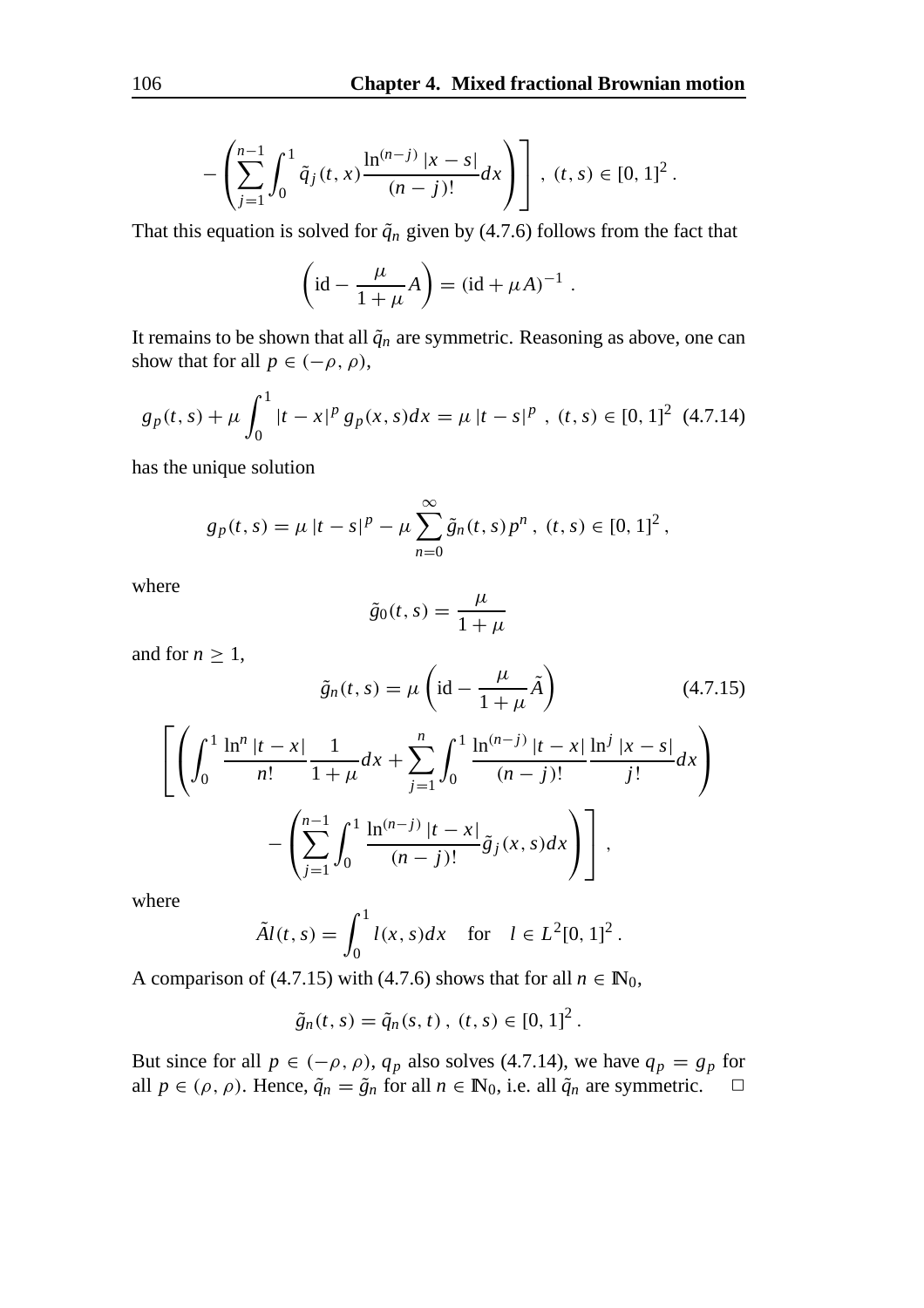$$- \left( \sum_{j=1}^{n-1} \int_0^1 \tilde{q}_j(t,x) \frac{\ln^{(n-j)} |x-s|}{(n-j)!} dx \right) \Bigg] \, , \; (t,s) \in [0,1]^2 \, .$$

That this equation is solved for $\tilde{q}_n$ given by (4.7.6) follows from the fact that

$$\left( \mathrm{id} - \frac{\mu}{1+\mu} A \right) = (\mathrm{id} + \mu A)^{-1} \, .$$

It remains to be shown that all $\tilde{q}_n$ are symmetric. Reasoning as above, one can show that for all $p \in (-\rho, \rho)$,

$$g_p(t,s) + \mu \int_0^1 |t-x|^p \, g_p(x,s) dx = \mu \, |t-s|^p \; , \; (t,s) \in [0,1]^2 \tag{4.7.14}$$

has the unique solution

$$g_p(t,s) = \mu \, |t-s|^p - \mu \sum_{n=0}^{\infty} \tilde{g}_n(t,s) p^n \, , \; (t,s) \in [0,1]^2 \, ,$$

where

$$\tilde{g}_0(t,s) = \frac{\mu}{1+\mu}$$

and for $n \geq 1$,

$$\tilde{g}_n(t,s) = \mu \left( \mathrm{id} - \frac{\mu}{1+\mu} \tilde{A} \right) \tag{4.7.15}$$

$$\left[ \left( \int_0^1 \frac{\ln^n |t-x|}{n!} \frac{1}{1+\mu} dx + \sum_{j=1}^{n} \int_0^1 \frac{\ln^{(n-j)} |t-x|}{(n-j)!} \frac{\ln^j |x-s|}{j!} dx \right) \right.$$

$$\left. - \left( \sum_{j=1}^{n-1} \int_0^1 \frac{\ln^{(n-j)} |t-x|}{(n-j)!} \tilde{g}_j(x,s) dx \right) \right] \, ,$$

where

$$\tilde{A} l(t,s) = \int_0^1 l(x,s) dx \quad \text{for} \quad l \in L^2[0,1]^2 \, .$$

A comparison of (4.7.15) with (4.7.6) shows that for all $n \in \mathbb{N}_0$,

$$\tilde{g}_n(t,s) = \tilde{q}_n(s,t) \, , \; (t,s) \in [0,1]^2 \, .$$

But since for all $p \in (-\rho, \rho)$, $q_p$ also solves (4.7.14), we have $q_p = g_p$ for all $p \in (\rho, \rho)$. Hence, $\tilde{q}_n = \tilde{g}_n$ for all $n \in \mathbb{N}_0$, i.e. all $\tilde{q}_n$ are symmetric. □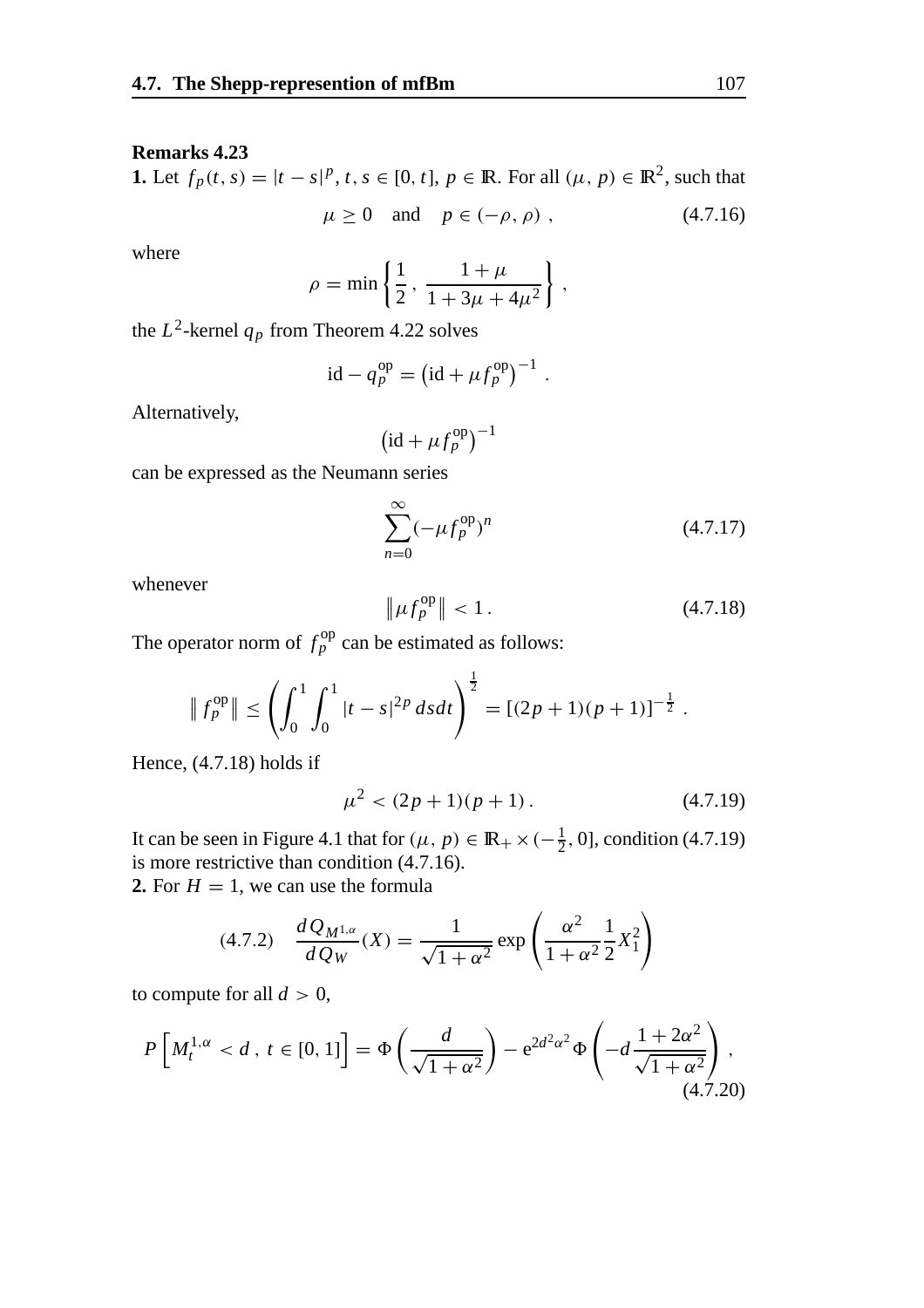**Remarks 4.23**

**1.** Let $f_p(t,s) = |t-s|^p$, $t, s \in [0,t]$, $p \in \mathbb{R}$. For all $(\mu, p) \in \mathbb{R}^2$, such that

$$\mu \geq 0 \quad \text{and} \quad p \in (-\rho, \rho) \,, \tag{4.7.16}$$

where

$$\rho = \min \left\{ \frac{1}{2} \,,\, \frac{1+\mu}{1+3\mu+4\mu^2} \right\} \,,$$

the $L^2$-kernel $q_p$ from Theorem 4.22 solves

$$\mathrm{id} - q_p^{\mathrm{op}} = \left( \mathrm{id} + \mu f_p^{\mathrm{op}} \right)^{-1} \,.$$

Alternatively,

$$\left( \mathrm{id} + \mu f_p^{\mathrm{op}} \right)^{-1}$$

can be expressed as the Neumann series

$$\sum_{n=0}^{\infty} (-\mu f_p^{\mathrm{op}})^n \tag{4.7.17}$$

whenever

$$\left\| \mu f_p^{\mathrm{op}} \right\| < 1 \,. \tag{4.7.18}$$

The operator norm of $f_p^{\mathrm{op}}$ can be estimated as follows:

$$\| f_p^{\mathrm{op}} \| \leq \left( \int_0^1 \int_0^1 |t-s|^{2p} \, dsdt \right)^{\frac{1}{2}} = [(2p+1)(p+1)]^{-\frac{1}{2}} \,.$$

Hence, (4.7.18) holds if

$$\mu^2 < (2p+1)(p+1) \,. \tag{4.7.19}$$

It can be seen in Figure 4.1 that for $(\mu, p) \in \mathbb{R}_+ \times (-\frac{1}{2}, 0]$, condition (4.7.19) is more restrictive than condition (4.7.16).

**2.** For $H = 1$, we can use the formula

$$(4.7.2) \quad \frac{dQ_{M^{1,\alpha}}}{dQ_W}(X) = \frac{1}{\sqrt{1+\alpha^2}} \exp\left( \frac{\alpha^2}{1+\alpha^2} \frac{1}{2} X_1^2 \right)$$

to compute for all $d > 0$,

$$P\left[ M_t^{1,\alpha} < d \,,\, t \in [0,1] \right] = \Phi\left( \frac{d}{\sqrt{1+\alpha^2}} \right) - \mathrm{e}^{2d^2\alpha^2} \Phi\left( -d \frac{1+2\alpha^2}{\sqrt{1+\alpha^2}} \right) \,, \tag{4.7.20}$$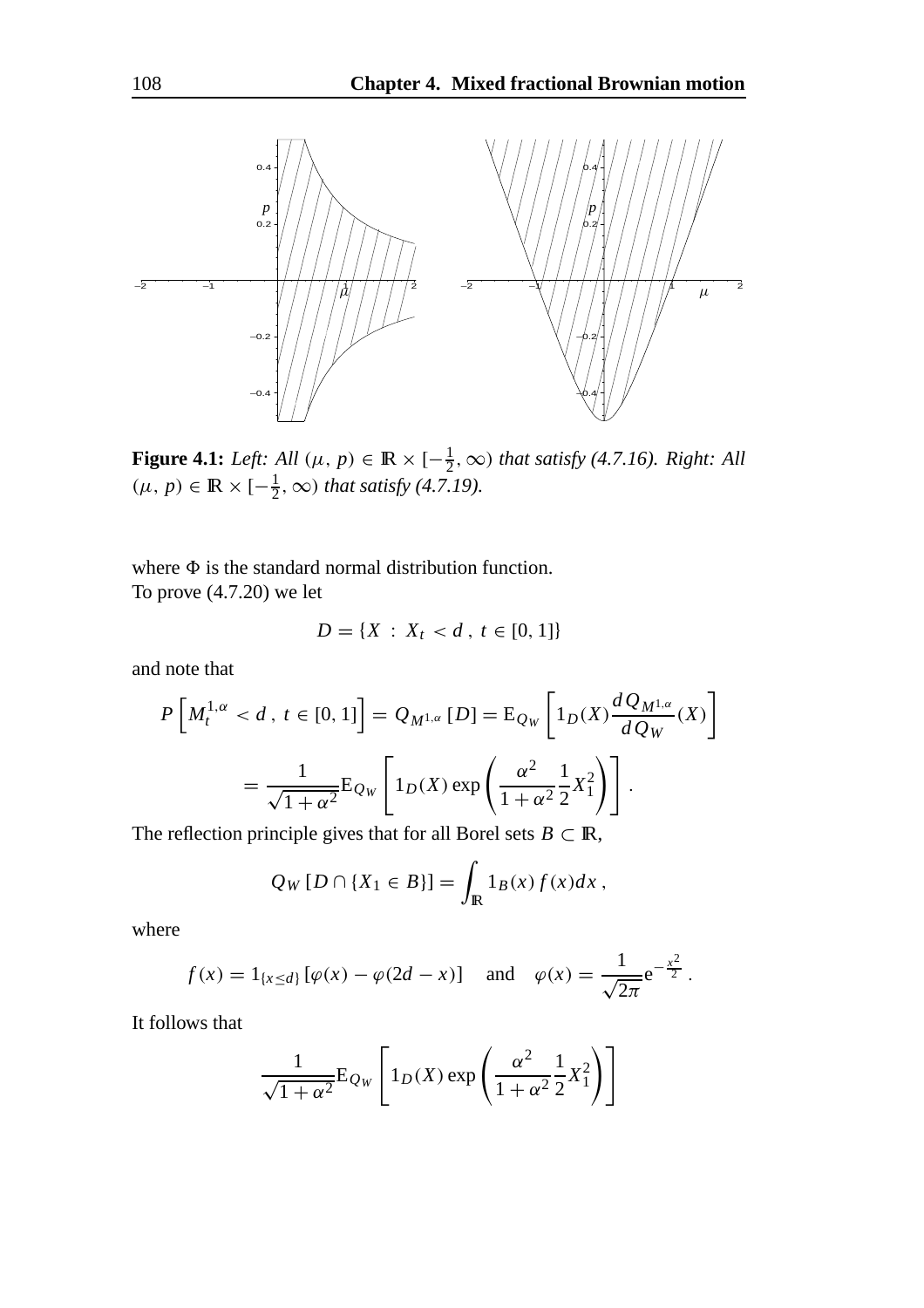**Figure 4.1:** *Left: All $(\mu, p) \in \mathbb{R} \times [-\frac{1}{2}, \infty)$ that satisfy (4.7.16). Right: All $(\mu, p) \in \mathbb{R} \times [-\frac{1}{2}, \infty)$ that satisfy (4.7.19).*

where $\Phi$ is the standard normal distribution function.
To prove (4.7.20) we let

$$D = \{X \,:\, X_t < d \,,\, t \in [0, 1]\}$$

and note that

$$P\left[M_t^{1,\alpha} < d \,,\, t \in [0, 1]\right] = Q_{M^{1,\alpha}}\left[D\right] = \mathrm{E}_{Q_W}\left[1_D(X)\frac{dQ_{M^{1,\alpha}}}{dQ_W}(X)\right]$$

$$= \frac{1}{\sqrt{1+\alpha^2}}\mathrm{E}_{Q_W}\left[1_D(X)\exp\left(\frac{\alpha^2}{1+\alpha^2}\frac{1}{2}X_1^2\right)\right].$$

The reflection principle gives that for all Borel sets $B \subset \mathbb{R}$,

$$Q_W\left[D \cap \{X_1 \in B\}\right] = \int_{\mathbb{R}} 1_B(x)\, f(x) dx \,,$$

where

$$f(x) = 1_{\{x \leq d\}}\left[\varphi(x) - \varphi(2d - x)\right] \quad \text{and} \quad \varphi(x) = \frac{1}{\sqrt{2\pi}}\mathrm{e}^{-\frac{x^2}{2}} \,.$$

It follows that

$$\frac{1}{\sqrt{1+\alpha^2}}\mathrm{E}_{Q_W}\left[1_D(X)\exp\left(\frac{\alpha^2}{1+\alpha^2}\frac{1}{2}X_1^2\right)\right]$$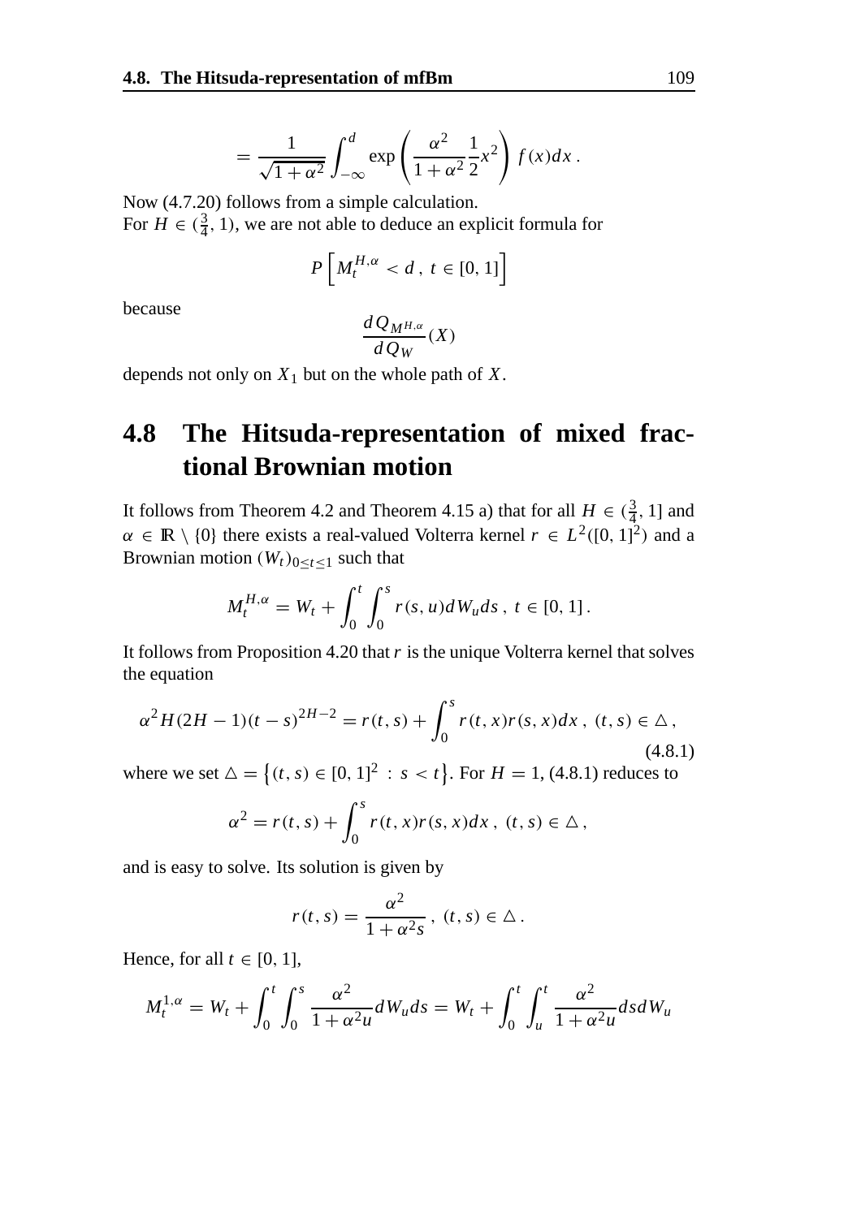$$= \frac{1}{\sqrt{1+\alpha^2}} \int_{-\infty}^{d} \exp\left( \frac{\alpha^2}{1+\alpha^2} \frac{1}{2} x^2 \right) f(x) dx \,.$$

Now (4.7.20) follows from a simple calculation.
For $H \in (\frac{3}{4}, 1)$, we are not able to deduce an explicit formula for

$$P\left[ M_t^{H,\alpha} < d \,,\; t \in [0,1] \right]$$

because

$$\frac{dQ_{M^{H,\alpha}}}{dQ_W}(X)$$

depends not only on $X_1$ but on the whole path of $X$.

## 4.8 The Hitsuda-representation of mixed fractional Brownian motion

It follows from Theorem 4.2 and Theorem 4.15 a) that for all $H \in (\frac{3}{4}, 1]$ and $\alpha \in \mathbb{R} \setminus \{0\}$ there exists a real-valued Volterra kernel $r \in L^2([0,1]^2)$ and a Brownian motion $(W_t)_{0 \le t \le 1}$ such that

$$M_t^{H,\alpha} = W_t + \int_0^t \int_0^s r(s,u) dW_u ds \,,\; t \in [0,1] \,.$$

It follows from Proposition 4.20 that $r$ is the unique Volterra kernel that solves the equation

$$\alpha^2 H(2H-1)(t-s)^{2H-2} = r(t,s) + \int_0^s r(t,x) r(s,x) dx \,,\; (t,s) \in \triangle \,, \tag{4.8.1}$$

where we set $\triangle = \left\{ (t,s) \in [0,1]^2 \,:\, s < t \right\}$. For $H = 1$, (4.8.1) reduces to

$$\alpha^2 = r(t,s) + \int_0^s r(t,x) r(s,x) dx \,,\; (t,s) \in \triangle \,,$$

and is easy to solve. Its solution is given by

$$r(t,s) = \frac{\alpha^2}{1 + \alpha^2 s} \,,\; (t,s) \in \triangle \,.$$

Hence, for all $t \in [0,1]$,

$$M_t^{1,\alpha} = W_t + \int_0^t \int_0^s \frac{\alpha^2}{1+\alpha^2 u} dW_u ds = W_t + \int_0^t \int_u^t \frac{\alpha^2}{1+\alpha^2 u} ds dW_u$$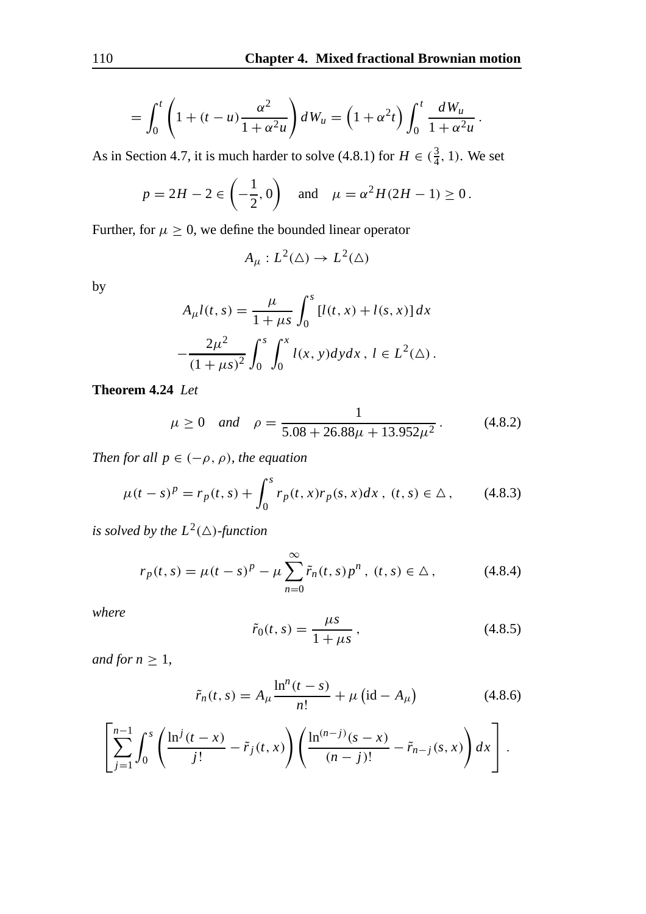$$= \int_0^t \left(1 + (t-u)\frac{\alpha^2}{1+\alpha^2 u}\right) dW_u = \left(1+\alpha^2 t\right) \int_0^t \frac{dW_u}{1+\alpha^2 u}\,.$$

As in Section 4.7, it is much harder to solve (4.8.1) for $H \in (\frac{3}{4}, 1)$. We set

$$p = 2H - 2 \in \left(-\frac{1}{2}, 0\right) \quad \text{and} \quad \mu = \alpha^2 H(2H-1) \geq 0\,.$$

Further, for $\mu \geq 0$, we define the bounded linear operator

$$A_\mu : L^2(\triangle) \to L^2(\triangle)$$

by

$$A_\mu l(t,s) = \frac{\mu}{1+\mu s} \int_0^s [l(t,x) + l(s,x)]\, dx$$
$$- \frac{2\mu^2}{(1+\mu s)^2} \int_0^s \int_0^x l(x,y) dy dx\,,\ l \in L^2(\triangle)\,.$$

**Theorem 4.24** *Let*

$$\mu \geq 0 \quad \text{and} \quad \rho = \frac{1}{5.08 + 26.88\mu + 13.952\mu^2}\,. \tag{4.8.2}$$

*Then for all $p \in (-\rho, \rho)$, the equation*

$$\mu(t-s)^p = r_p(t,s) + \int_0^s r_p(t,x) r_p(s,x) dx\,,\ (t,s) \in \triangle\,, \tag{4.8.3}$$

*is solved by the $L^2(\triangle)$-function*

$$r_p(t,s) = \mu(t-s)^p - \mu \sum_{n=0}^{\infty} \tilde{r}_n(t,s) p^n\,,\ (t,s) \in \triangle\,, \tag{4.8.4}$$

*where*

$$\tilde{r}_0(t,s) = \frac{\mu s}{1+\mu s}\,, \tag{4.8.5}$$

*and for $n \geq 1$,*

$$\tilde{r}_n(t,s) = A_\mu \frac{\ln^n(t-s)}{n!} + \mu\left(\mathrm{id} - A_\mu\right) \tag{4.8.6}$$

$$\left[\sum_{j=1}^{n-1} \int_0^s \left(\frac{\ln^j(t-x)}{j!} - \tilde{r}_j(t,x)\right)\left(\frac{\ln^{(n-j)}(s-x)}{(n-j)!} - \tilde{r}_{n-j}(s,x)\right) dx\right].$$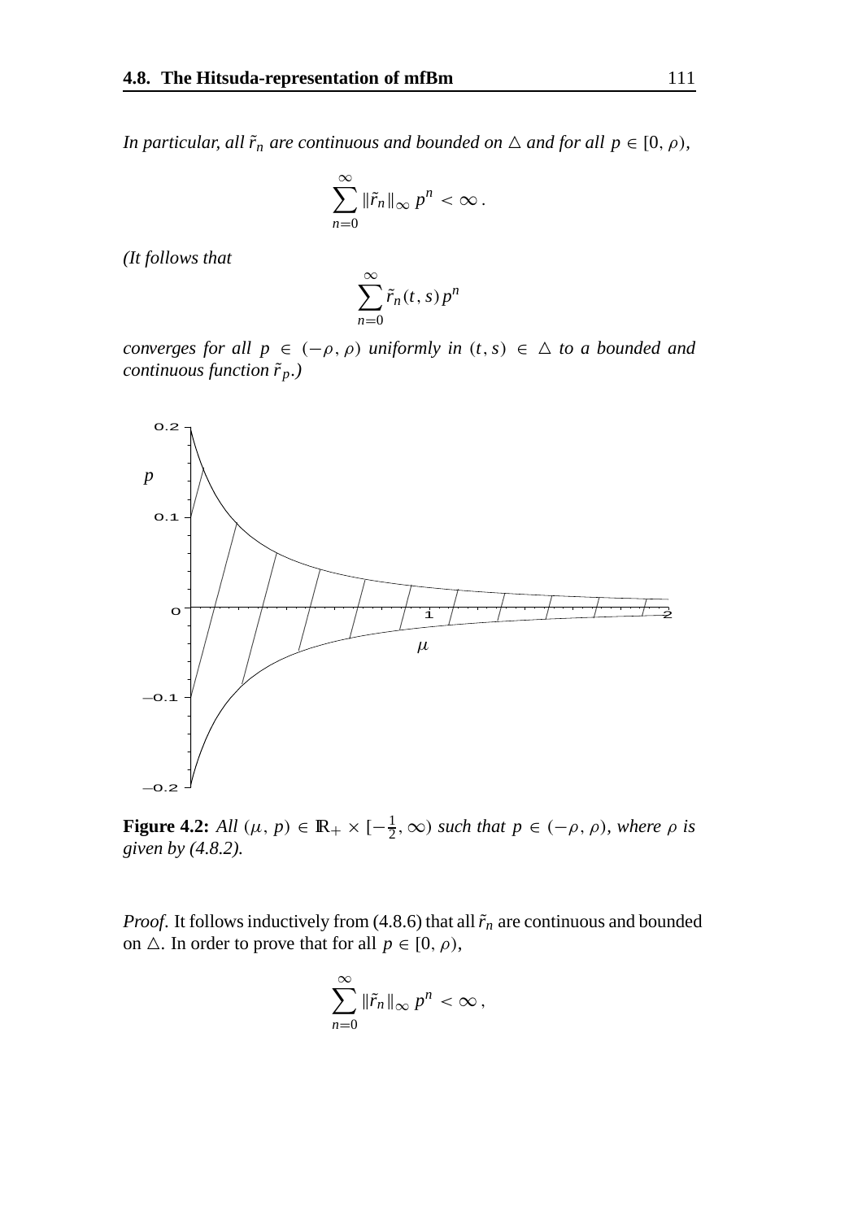*In particular, all $\tilde{r}_n$ are continuous and bounded on $\triangle$ and for all $p \in [0, \rho)$,*

$$\sum_{n=0}^{\infty} \|\tilde{r}_n\|_\infty \, p^n < \infty \, .$$

*(It follows that*

$$\sum_{n=0}^{\infty} \tilde{r}_n(t, s) \, p^n$$

*converges for all $p \in (-\rho, \rho)$ uniformly in $(t, s) \in \triangle$ to a bounded and continuous function $\tilde{r}_p$.)*

**Figure 4.2:** *All $(\mu, p) \in \mathbb{R}_+ \times [-\frac{1}{2}, \infty)$ such that $p \in (-\rho, \rho)$, where $\rho$ is given by (4.8.2).*

*Proof.* It follows inductively from (4.8.6) that all $\tilde{r}_n$ are continuous and bounded on $\triangle$. In order to prove that for all $p \in [0, \rho)$,

$$\sum_{n=0}^{\infty} \|\tilde{r}_n\|_\infty \, p^n < \infty \, ,$$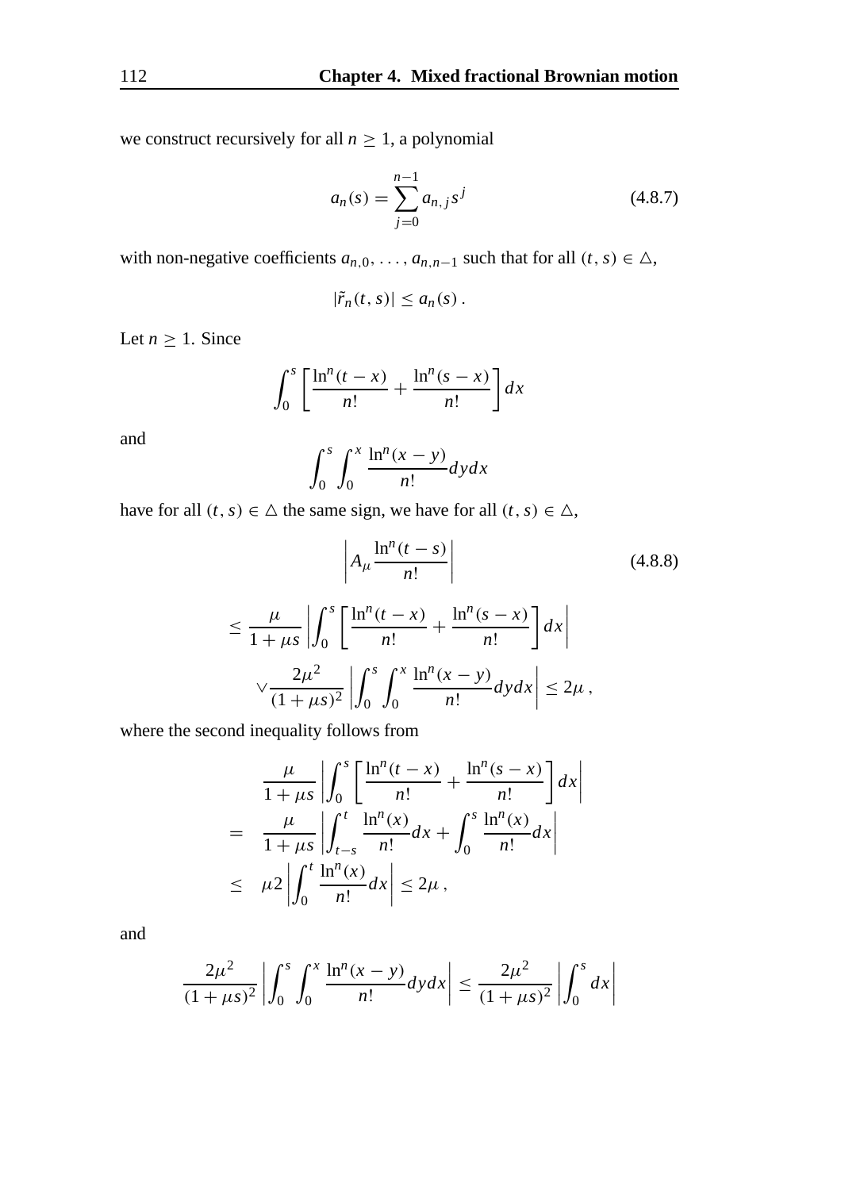we construct recursively for all $n \geq 1$, a polynomial

$$
a_n(s) = \sum_{j=0}^{n-1} a_{n,j} s^j \tag{4.8.7}
$$

with non-negative coefficients $a_{n,0}, \ldots, a_{n,n-1}$ such that for all $(t, s) \in \triangle$,

$$
|\tilde{r}_n(t, s)| \leq a_n(s) .
$$

Let $n \geq 1$. Since

$$
\int_0^s \left[ \frac{\ln^n(t-x)}{n!} + \frac{\ln^n(s-x)}{n!} \right] dx
$$

and

$$
\int_0^s \int_0^x \frac{\ln^n(x-y)}{n!} dy dx
$$

have for all $(t, s) \in \triangle$ the same sign, we have for all $(t, s) \in \triangle$,

$$
\begin{aligned}
&\left| A_\mu \frac{\ln^n(t-s)}{n!} \right| \qquad (4.8.8) \\
&\leq \frac{\mu}{1+\mu s} \left| \int_0^s \left[ \frac{\ln^n(t-x)}{n!} + \frac{\ln^n(s-x)}{n!} \right] dx \right| \\
&\quad \vee \frac{2\mu^2}{(1+\mu s)^2} \left| \int_0^s \int_0^x \frac{\ln^n(x-y)}{n!} dy dx \right| \leq 2\mu ,
\end{aligned}
$$

where the second inequality follows from

$$
\begin{aligned}
& \frac{\mu}{1+\mu s} \left| \int_0^s \left[ \frac{\ln^n(t-x)}{n!} + \frac{\ln^n(s-x)}{n!} \right] dx \right| \\
= \quad & \frac{\mu}{1+\mu s} \left| \int_{t-s}^t \frac{\ln^n(x)}{n!} dx + \int_0^s \frac{\ln^n(x)}{n!} dx \right| \\
\leq \quad & \mu 2 \left| \int_0^t \frac{\ln^n(x)}{n!} dx \right| \leq 2\mu ,
\end{aligned}
$$

and

$$
\frac{2\mu^2}{(1+\mu s)^2} \left| \int_0^s \int_0^x \frac{\ln^n(x-y)}{n!} dy dx \right| \leq \frac{2\mu^2}{(1+\mu s)^2} \left| \int_0^s dx \right|
$$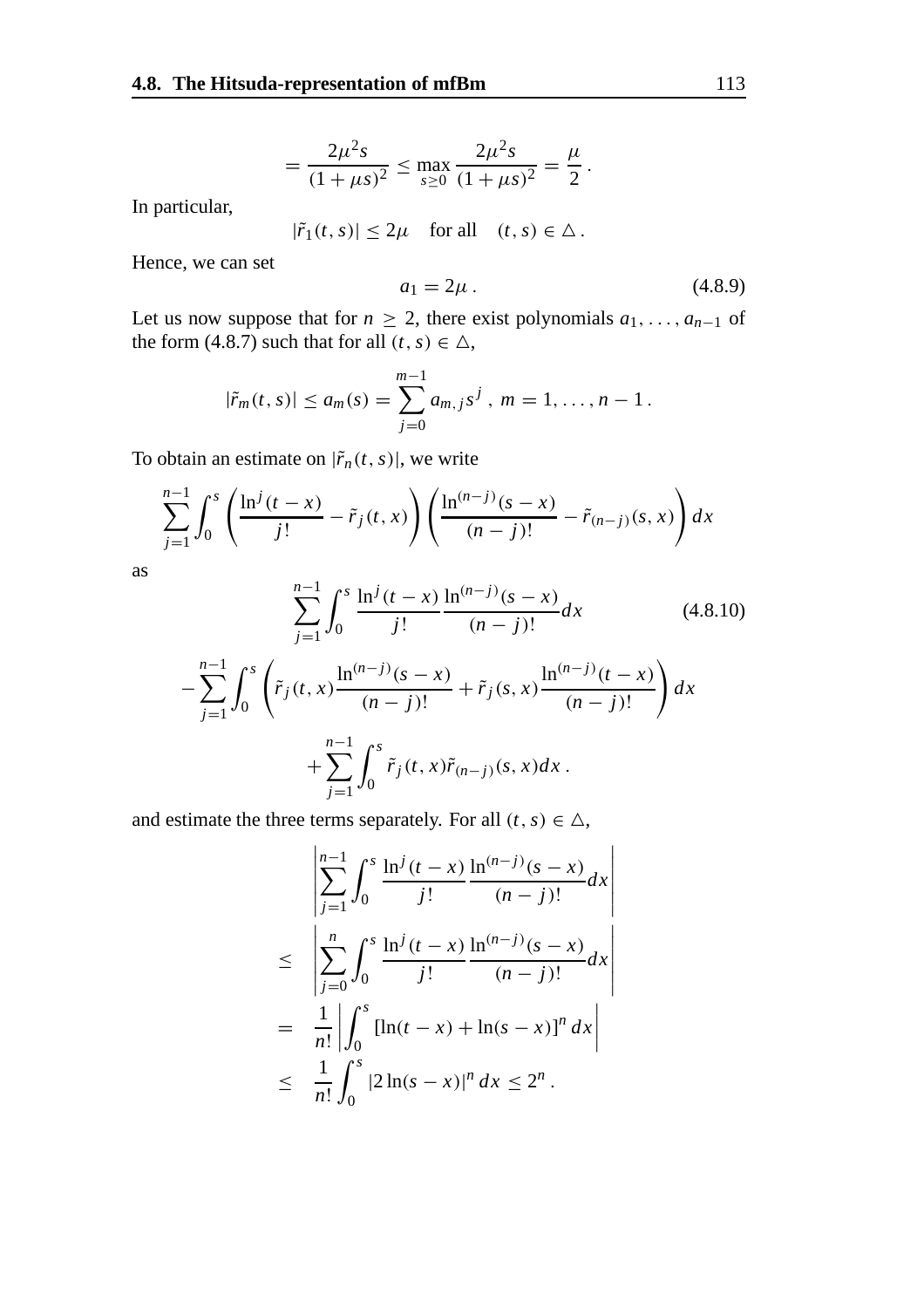$$= \frac{2\mu^2 s}{(1+\mu s)^2} \leq \max_{s \geq 0} \frac{2\mu^2 s}{(1+\mu s)^2} = \frac{\mu}{2} \, .$$

In particular,

$$|\tilde{r}_1(t,s)| \leq 2\mu \quad \text{for all} \quad (t,s) \in \triangle \, .$$

Hence, we can set

$$a_1 = 2\mu \, . \tag{4.8.9}$$

Let us now suppose that for $n \geq 2$, there exist polynomials $a_1, \ldots, a_{n-1}$ of the form (4.8.7) such that for all $(t,s) \in \triangle$,

$$|\tilde{r}_m(t,s)| \leq a_m(s) = \sum_{j=0}^{m-1} a_{m,j} s^j \, , \; m = 1, \ldots, n-1 \, .$$

To obtain an estimate on $|\tilde{r}_n(t,s)|$, we write

$$\sum_{j=1}^{n-1} \int_0^s \left( \frac{\ln^j(t-x)}{j!} - \tilde{r}_j(t,x) \right) \left( \frac{\ln^{(n-j)}(s-x)}{(n-j)!} - \tilde{r}_{(n-j)}(s,x) \right) dx$$

as

$$\sum_{j=1}^{n-1} \int_0^s \frac{\ln^j(t-x)}{j!} \frac{\ln^{(n-j)}(s-x)}{(n-j)!} dx \tag{4.8.10}$$

$$- \sum_{j=1}^{n-1} \int_0^s \left( \tilde{r}_j(t,x) \frac{\ln^{(n-j)}(s-x)}{(n-j)!} + \tilde{r}_j(s,x) \frac{\ln^{(n-j)}(t-x)}{(n-j)!} \right) dx$$

$$+ \sum_{j=1}^{n-1} \int_0^s \tilde{r}_j(t,x) \tilde{r}_{(n-j)}(s,x) dx \, .$$

and estimate the three terms separately. For all $(t,s) \in \triangle$,

$$\begin{aligned}
& \left| \sum_{j=1}^{n-1} \int_0^s \frac{\ln^j(t-x)}{j!} \frac{\ln^{(n-j)}(s-x)}{(n-j)!} dx \right| \\
\leq & \left| \sum_{j=0}^{n} \int_0^s \frac{\ln^j(t-x)}{j!} \frac{\ln^{(n-j)}(s-x)}{(n-j)!} dx \right| \\
= & \frac{1}{n!} \left| \int_0^s \left[ \ln(t-x) + \ln(s-x) \right]^n dx \right| \\
\leq & \frac{1}{n!} \int_0^s |2 \ln(s-x)|^n \, dx \leq 2^n \, .
\end{aligned}$$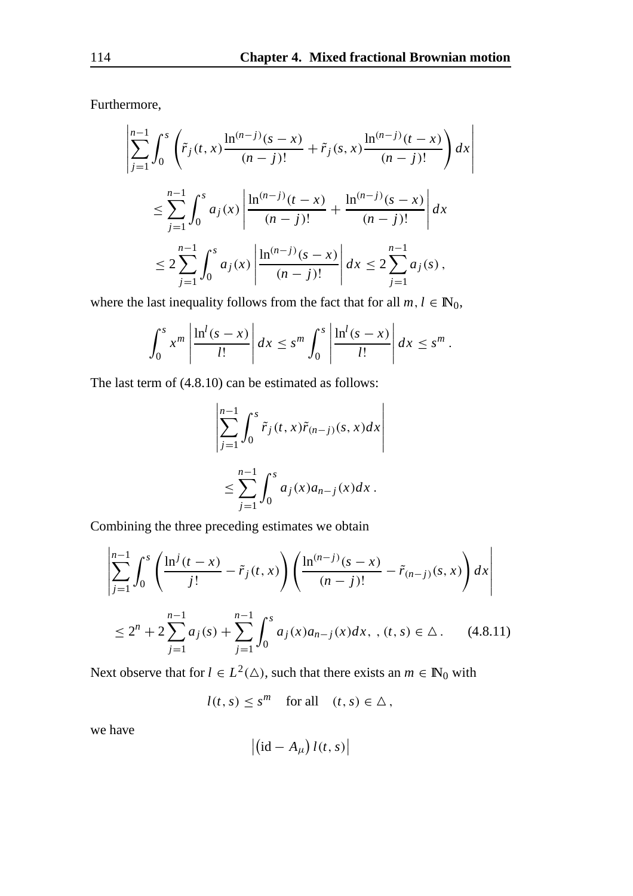Furthermore,

$$
\begin{aligned}
&\left|\sum_{j=1}^{n-1}\int_0^s \left(\tilde{r}_j(t,x)\frac{\ln^{(n-j)}(s-x)}{(n-j)!}+\tilde{r}_j(s,x)\frac{\ln^{(n-j)}(t-x)}{(n-j)!}\right)dx\right| \\
&\quad\le \sum_{j=1}^{n-1}\int_0^s a_j(x)\left|\frac{\ln^{(n-j)}(t-x)}{(n-j)!}+\frac{\ln^{(n-j)}(s-x)}{(n-j)!}\right|dx \\
&\quad\le 2\sum_{j=1}^{n-1}\int_0^s a_j(x)\left|\frac{\ln^{(n-j)}(s-x)}{(n-j)!}\right|dx \le 2\sum_{j=1}^{n-1}a_j(s)\,,
\end{aligned}
$$

where the last inequality follows from the fact that for all $m, l \in \mathbb{N}_0$,

$$
\int_0^s x^m\left|\frac{\ln^l(s-x)}{l!}\right|dx \le s^m\int_0^s\left|\frac{\ln^l(s-x)}{l!}\right|dx \le s^m\,.
$$

The last term of (4.8.10) can be estimated as follows:

$$
\begin{aligned}
&\left|\sum_{j=1}^{n-1}\int_0^s \tilde{r}_j(t,x)\tilde{r}_{(n-j)}(s,x)dx\right| \\
&\quad\le \sum_{j=1}^{n-1}\int_0^s a_j(x)a_{n-j}(x)dx\,.
\end{aligned}
$$

Combining the three preceding estimates we obtain

$$
\begin{aligned}
&\left|\sum_{j=1}^{n-1}\int_0^s\left(\frac{\ln^j(t-x)}{j!}-\tilde{r}_j(t,x)\right)\left(\frac{\ln^{(n-j)}(s-x)}{(n-j)!}-\tilde{r}_{(n-j)}(s,x)\right)dx\right| \\
&\le 2^n+2\sum_{j=1}^{n-1}a_j(s)+\sum_{j=1}^{n-1}\int_0^s a_j(x)a_{n-j}(x)dx,\ ,(t,s)\in\triangle\,. \qquad (4.8.11)
\end{aligned}
$$

Next observe that for $l \in L^2(\triangle)$, such that there exists an $m \in \mathbb{N}_0$ with

$$
l(t,s) \le s^m \quad \text{for all} \quad (t,s)\in\triangle\,,
$$

we have

$$
\left|\left(\mathrm{id}-A_\mu\right)l(t,s)\right|
$$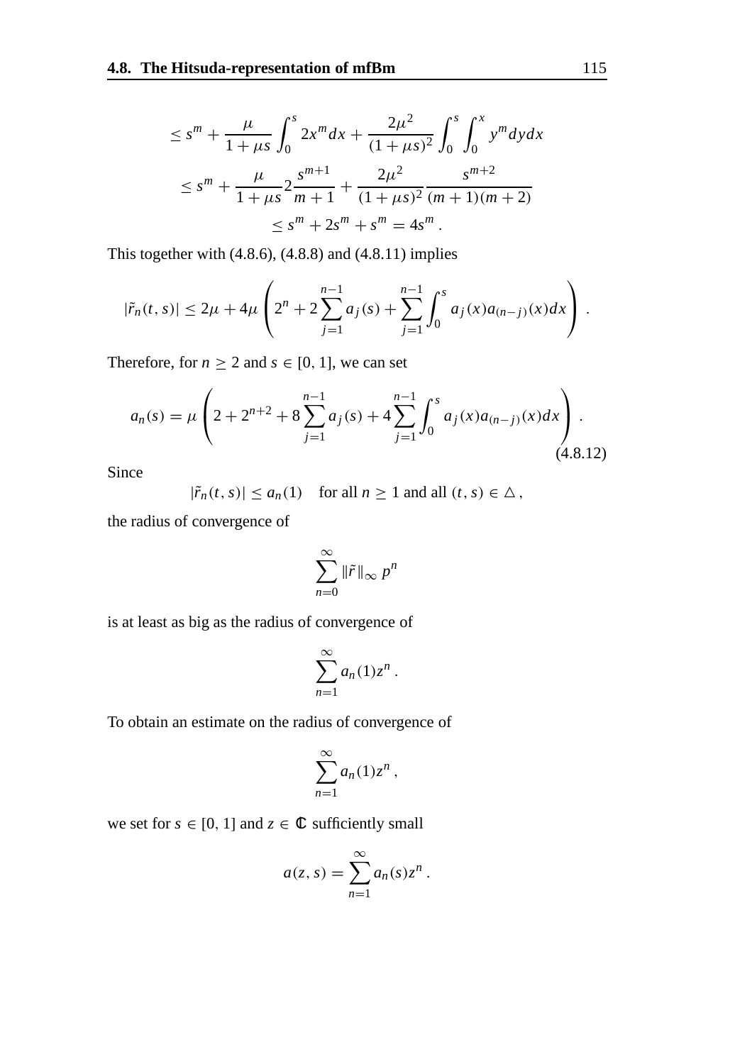$$
\le s^m + \frac{\mu}{1+\mu s}\int_0^s 2x^m dx + \frac{2\mu^2}{(1+\mu s)^2}\int_0^s\int_0^x y^m dy dx
$$

$$
\le s^m + \frac{\mu}{1+\mu s} 2\frac{s^{m+1}}{m+1} + \frac{2\mu^2}{(1+\mu s)^2}\frac{s^{m+2}}{(m+1)(m+2)}
$$

$$
\le s^m + 2s^m + s^m = 4s^m .
$$

This together with (4.8.6), (4.8.8) and (4.8.11) implies

$$
|\tilde{r}_n(t,s)| \le 2\mu + 4\mu\left(2^n + 2\sum_{j=1}^{n-1} a_j(s) + \sum_{j=1}^{n-1}\int_0^s a_j(x)a_{(n-j)}(x)dx\right) .
$$

Therefore, for $n \ge 2$ and $s \in [0,1]$, we can set

$$
a_n(s) = \mu\left(2 + 2^{n+2} + 8\sum_{j=1}^{n-1} a_j(s) + 4\sum_{j=1}^{n-1}\int_0^s a_j(x)a_{(n-j)}(x)dx\right) . \tag{4.8.12}
$$

Since

$$
|\tilde{r}_n(t,s)| \le a_n(1) \quad \text{for all } n \ge 1 \text{ and all } (t,s) \in \triangle ,
$$

the radius of convergence of

$$
\sum_{n=0}^{\infty} \|\tilde{r}\|_{\infty}\, p^n
$$

is at least as big as the radius of convergence of

$$
\sum_{n=1}^{\infty} a_n(1) z^n .
$$

To obtain an estimate on the radius of convergence of

$$
\sum_{n=1}^{\infty} a_n(1) z^n ,
$$

we set for $s \in [0,1]$ and $z \in \mathbb{C}$ sufficiently small

$$
a(z,s) = \sum_{n=1}^{\infty} a_n(s) z^n .
$$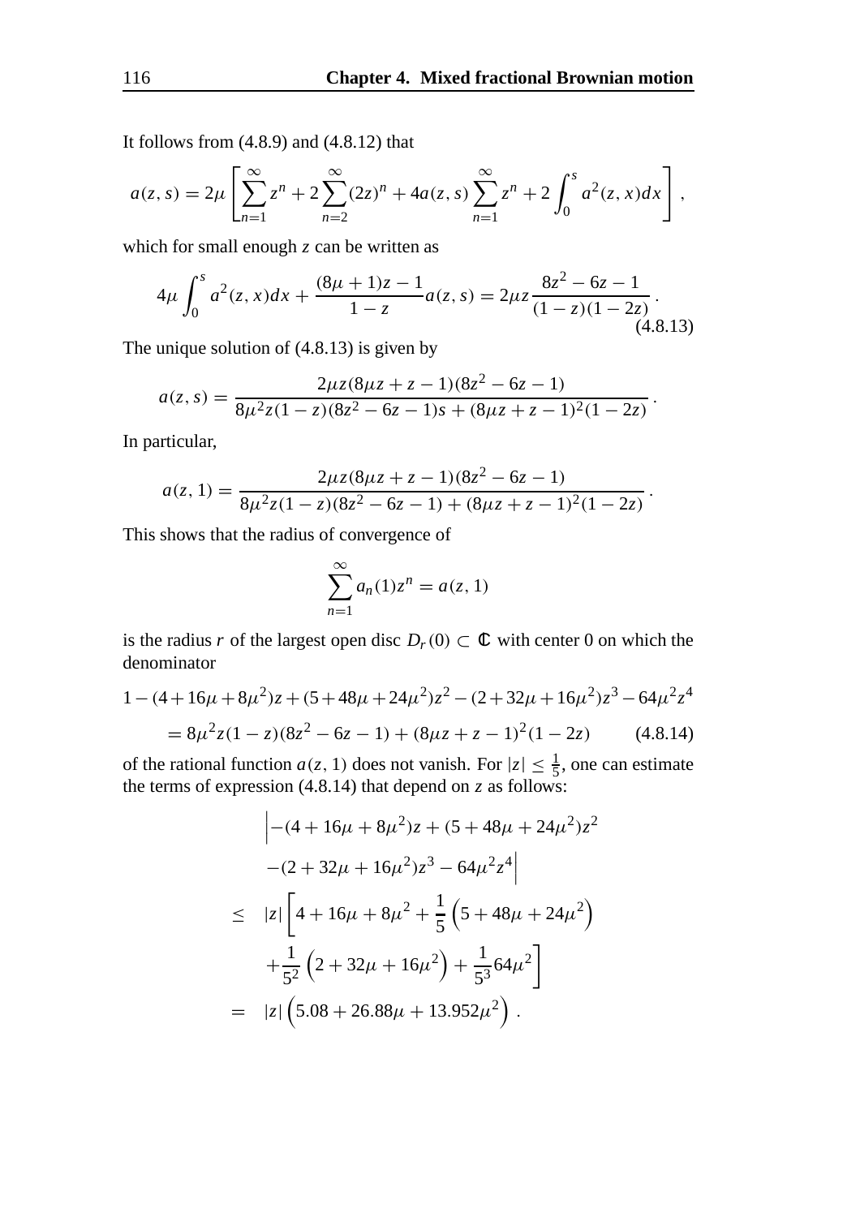It follows from (4.8.9) and (4.8.12) that

$$a(z,s) = 2\mu \left[ \sum_{n=1}^{\infty} z^n + 2\sum_{n=2}^{\infty} (2z)^n + 4a(z,s)\sum_{n=1}^{\infty} z^n + 2\int_0^s a^2(z,x)dx \right],$$

which for small enough $z$ can be written as

$$4\mu \int_0^s a^2(z,x)dx + \frac{(8\mu+1)z-1}{1-z} a(z,s) = 2\mu z \frac{8z^2-6z-1}{(1-z)(1-2z)}. \tag{4.8.13}$$

The unique solution of (4.8.13) is given by

$$a(z,s) = \frac{2\mu z(8\mu z + z - 1)(8z^2-6z-1)}{8\mu^2 z(1-z)(8z^2-6z-1)s + (8\mu z + z - 1)^2(1-2z)}.$$

In particular,

$$a(z,1) = \frac{2\mu z(8\mu z + z - 1)(8z^2-6z-1)}{8\mu^2 z(1-z)(8z^2-6z-1) + (8\mu z + z - 1)^2(1-2z)}.$$

This shows that the radius of convergence of

$$\sum_{n=1}^{\infty} a_n(1) z^n = a(z,1)$$

is the radius $r$ of the largest open disc $D_r(0) \subset \mathbb{C}$ with center 0 on which the denominator

$$\begin{aligned} 1 - (4+16\mu+8\mu^2)z + (5+48\mu+24\mu^2)z^2 - (2+32\mu+16\mu^2)z^3 - 64\mu^2 z^4 \\ = 8\mu^2 z(1-z)(8z^2-6z-1) + (8\mu z + z - 1)^2(1-2z) \end{aligned} \tag{4.8.14}$$

of the rational function $a(z,1)$ does not vanish. For $|z| \le \frac{1}{5}$, one can estimate the terms of expression (4.8.14) that depend on $z$ as follows:

$$\begin{aligned} & \Big| -(4+16\mu+8\mu^2)z + (5+48\mu+24\mu^2)z^2 \\ & \quad -(2+32\mu+16\mu^2)z^3 - 64\mu^2 z^4 \Big| \\ \le \quad & |z| \left[ 4 + 16\mu + 8\mu^2 + \frac{1}{5}\left(5 + 48\mu + 24\mu^2\right) \right. \\ & \left. + \frac{1}{5^2}\left(2 + 32\mu + 16\mu^2\right) + \frac{1}{5^3} 64\mu^2 \right] \\ = \quad & |z| \left(5.08 + 26.88\mu + 13.952\mu^2\right). \end{aligned}$$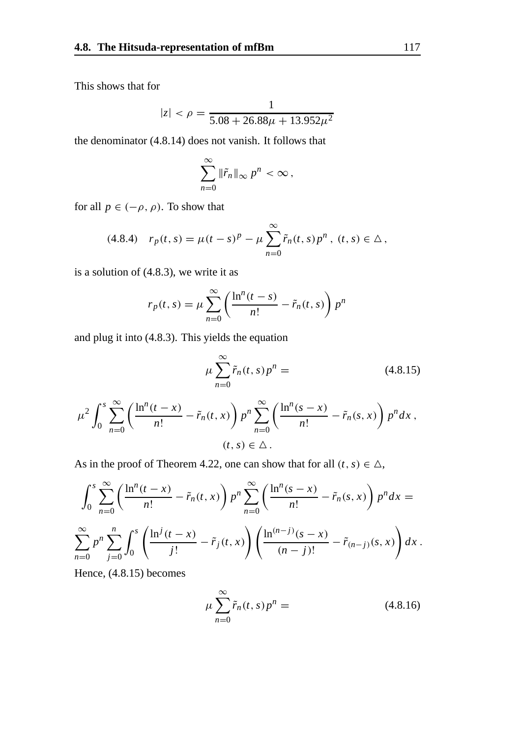This shows that for

$$|z| < \rho = \frac{1}{5.08 + 26.88\mu + 13.952\mu^2}$$

the denominator (4.8.14) does not vanish. It follows that

$$\sum_{n=0}^{\infty} \|\tilde{r}_n\|_\infty \, p^n < \infty \,,$$

for all $p \in (-\rho, \rho)$. To show that

$$\text{(4.8.4)} \quad r_p(t,s) = \mu(t-s)^p - \mu \sum_{n=0}^{\infty} \tilde{r}_n(t,s) p^n \,, \; (t,s) \in \triangle \,,$$

is a solution of (4.8.3), we write it as

$$r_p(t,s) = \mu \sum_{n=0}^{\infty} \left( \frac{\ln^n(t-s)}{n!} - \tilde{r}_n(t,s) \right) p^n$$

and plug it into (4.8.3). This yields the equation

$$\mu \sum_{n=0}^{\infty} \tilde{r}_n(t,s) p^n = \tag{4.8.15}$$

$$\mu^2 \int_0^s \sum_{n=0}^{\infty} \left( \frac{\ln^n(t-x)}{n!} - \tilde{r}_n(t,x) \right) p^n \sum_{n=0}^{\infty} \left( \frac{\ln^n(s-x)}{n!} - \tilde{r}_n(s,x) \right) p^n dx \,,$$
$$(t,s) \in \triangle \,.$$

As in the proof of Theorem 4.22, one can show that for all $(t,s) \in \triangle$,

$$\int_0^s \sum_{n=0}^{\infty} \left( \frac{\ln^n(t-x)}{n!} - \tilde{r}_n(t,x) \right) p^n \sum_{n=0}^{\infty} \left( \frac{\ln^n(s-x)}{n!} - \tilde{r}_n(s,x) \right) p^n dx =$$

$$\sum_{n=0}^{\infty} p^n \sum_{j=0}^{n} \int_0^s \left( \frac{\ln^j(t-x)}{j!} - \tilde{r}_j(t,x) \right) \left( \frac{\ln^{(n-j)}(s-x)}{(n-j)!} - \tilde{r}_{(n-j)}(s,x) \right) dx \,.$$

Hence, (4.8.15) becomes

$$\mu \sum_{n=0}^{\infty} \tilde{r}_n(t,s) p^n = \tag{4.8.16}$$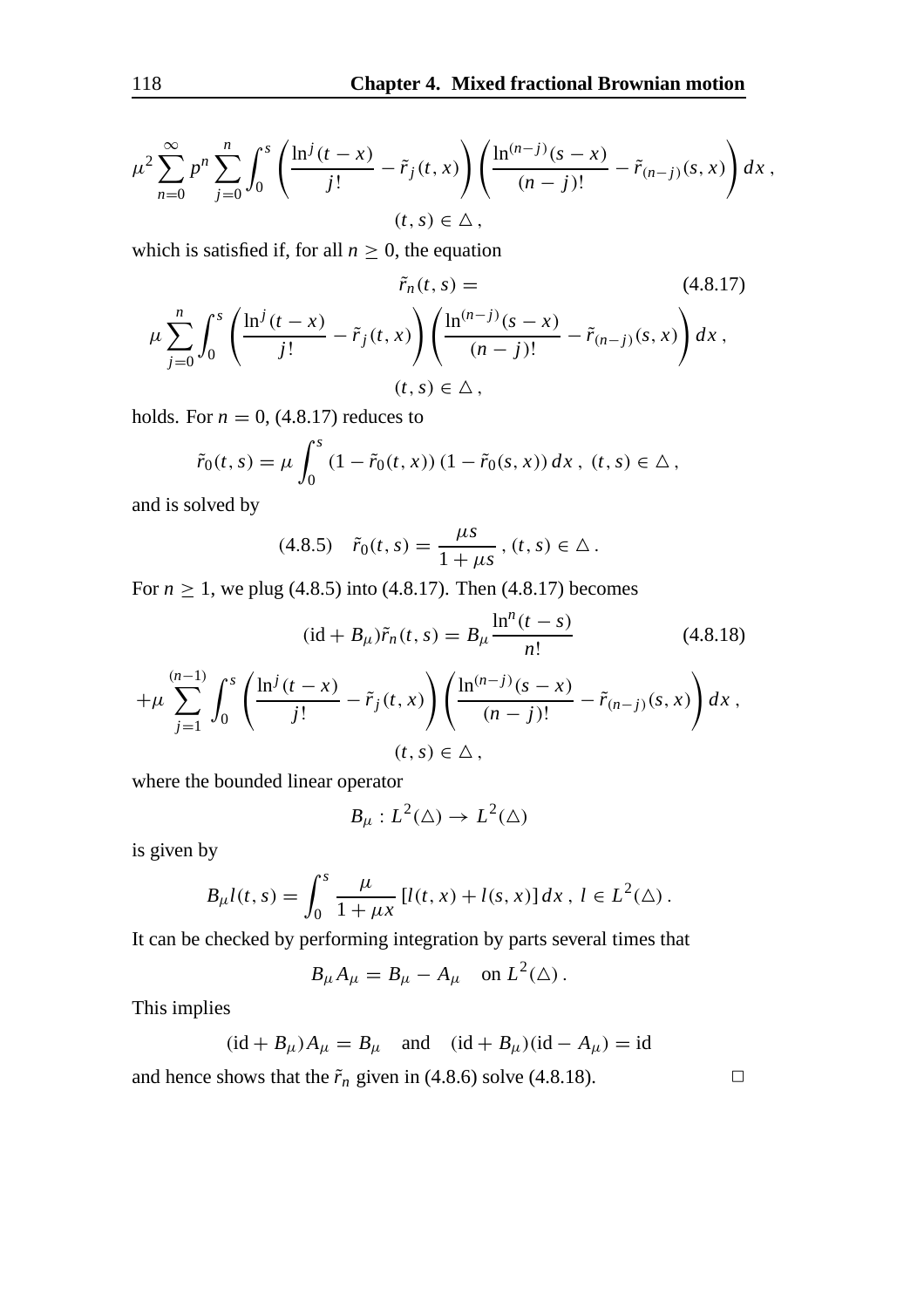$$\mu^2 \sum_{n=0}^{\infty} p^n \sum_{j=0}^{n} \int_0^s \left( \frac{\ln^j(t-x)}{j!} - \tilde{r}_j(t,x) \right) \left( \frac{\ln^{(n-j)}(s-x)}{(n-j)!} - \tilde{r}_{(n-j)}(s,x) \right) dx \,,$$
$$(t,s) \in \triangle \,,$$

which is satisfied if, for all $n \geq 0$, the equation

$$\tilde{r}_n(t,s) = \tag{4.8.17}$$
$$\mu \sum_{j=0}^{n} \int_0^s \left( \frac{\ln^j(t-x)}{j!} - \tilde{r}_j(t,x) \right) \left( \frac{\ln^{(n-j)}(s-x)}{(n-j)!} - \tilde{r}_{(n-j)}(s,x) \right) dx \,,$$
$$(t,s) \in \triangle \,,$$

holds. For $n = 0$, (4.8.17) reduces to

$$\tilde{r}_0(t,s) = \mu \int_0^s (1 - \tilde{r}_0(t,x))\,(1 - \tilde{r}_0(s,x))\, dx \,,\ (t,s) \in \triangle \,,$$

and is solved by

$$(4.8.5) \quad \tilde{r}_0(t,s) = \frac{\mu s}{1 + \mu s} \,, (t,s) \in \triangle \,.$$

For $n \geq 1$, we plug (4.8.5) into (4.8.17). Then (4.8.17) becomes

$$(\mathrm{id} + B_\mu)\tilde{r}_n(t,s) = B_\mu \frac{\ln^n(t-s)}{n!} \tag{4.8.18}$$
$$+\mu \sum_{j=1}^{(n-1)} \int_0^s \left( \frac{\ln^j(t-x)}{j!} - \tilde{r}_j(t,x) \right) \left( \frac{\ln^{(n-j)}(s-x)}{(n-j)!} - \tilde{r}_{(n-j)}(s,x) \right) dx \,,$$
$$(t,s) \in \triangle \,,$$

where the bounded linear operator

$$B_\mu : L^2(\triangle) \to L^2(\triangle)$$

is given by

$$B_\mu l(t,s) = \int_0^s \frac{\mu}{1 + \mu x} \left[ l(t,x) + l(s,x) \right] dx \,,\ l \in L^2(\triangle) \,.$$

It can be checked by performing integration by parts several times that

$$B_\mu A_\mu = B_\mu - A_\mu \quad \text{on } L^2(\triangle) \,.$$

This implies

$$(\mathrm{id} + B_\mu) A_\mu = B_\mu \quad \text{and} \quad (\mathrm{id} + B_\mu)(\mathrm{id} - A_\mu) = \mathrm{id}$$

and hence shows that the $\tilde{r}_n$ given in (4.8.6) solve (4.8.18). □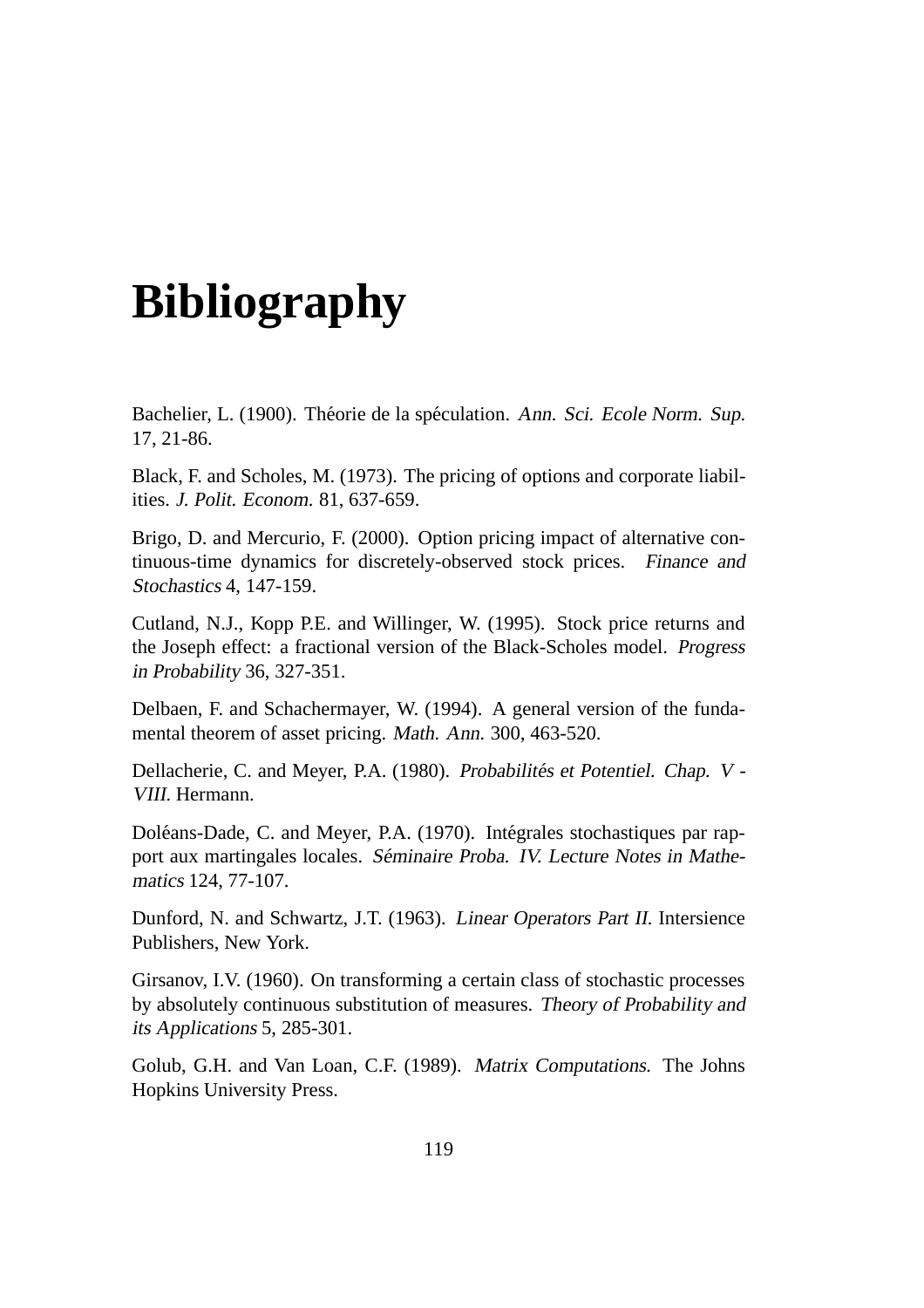# Bibliography

Bachelier, L. (1900). Théorie de la spéculation. *Ann. Sci. Ecole Norm. Sup.* 17, 21-86.

Black, F. and Scholes, M. (1973). The pricing of options and corporate liabilities. *J. Polit. Econom.* 81, 637-659.

Brigo, D. and Mercurio, F. (2000). Option pricing impact of alternative continuous-time dynamics for discretely-observed stock prices. *Finance and Stochastics* 4, 147-159.

Cutland, N.J., Kopp P.E. and Willinger, W. (1995). Stock price returns and the Joseph effect: a fractional version of the Black-Scholes model. *Progress in Probability* 36, 327-351.

Delbaen, F. and Schachermayer, W. (1994). A general version of the fundamental theorem of asset pricing. *Math. Ann.* 300, 463-520.

Dellacherie, C. and Meyer, P.A. (1980). *Probabilités et Potentiel. Chap. V - VIII.* Hermann.

Doléans-Dade, C. and Meyer, P.A. (1970). Intégrales stochastiques par rapport aux martingales locales. *Séminaire Proba. IV. Lecture Notes in Mathematics* 124, 77-107.

Dunford, N. and Schwartz, J.T. (1963). *Linear Operators Part II.* Intersience Publishers, New York.

Girsanov, I.V. (1960). On transforming a certain class of stochastic processes by absolutely continuous substitution of measures. *Theory of Probability and its Applications* 5, 285-301.

Golub, G.H. and Van Loan, C.F. (1989). *Matrix Computations.* The Johns Hopkins University Press.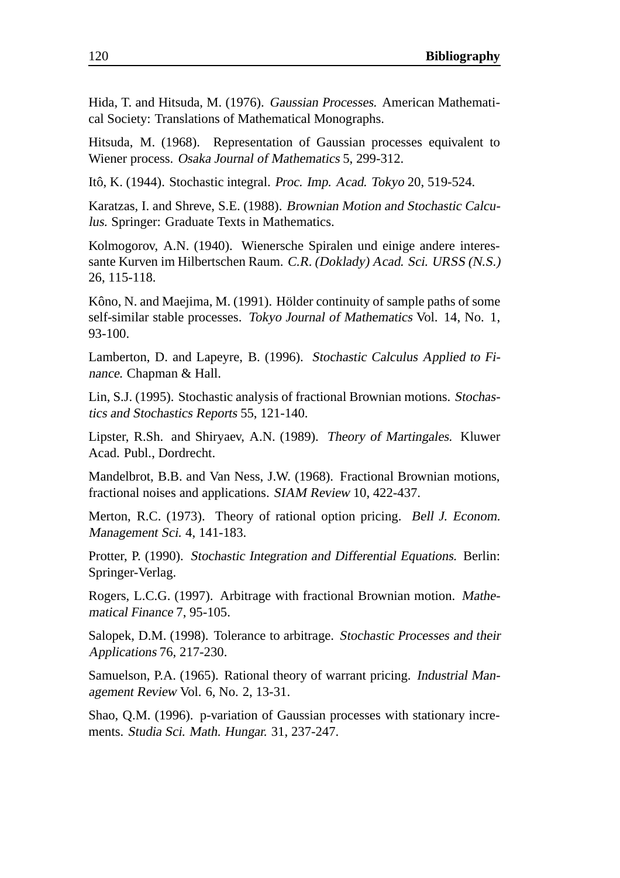Hida, T. and Hitsuda, M. (1976). *Gaussian Processes.* American Mathematical Society: Translations of Mathematical Monographs.

Hitsuda, M. (1968). Representation of Gaussian processes equivalent to Wiener process. *Osaka Journal of Mathematics* 5, 299-312.

Itô, K. (1944). Stochastic integral. *Proc. Imp. Acad. Tokyo* 20, 519-524.

Karatzas, I. and Shreve, S.E. (1988). *Brownian Motion and Stochastic Calculus.* Springer: Graduate Texts in Mathematics.

Kolmogorov, A.N. (1940). Wienersche Spiralen und einige andere interessante Kurven im Hilbertschen Raum. *C.R. (Doklady) Acad. Sci. URSS (N.S.)* 26, 115-118.

Kôno, N. and Maejima, M. (1991). Hölder continuity of sample paths of some self-similar stable processes. *Tokyo Journal of Mathematics* Vol. 14, No. 1, 93-100.

Lamberton, D. and Lapeyre, B. (1996). *Stochastic Calculus Applied to Finance.* Chapman & Hall.

Lin, S.J. (1995). Stochastic analysis of fractional Brownian motions. *Stochastics and Stochastics Reports* 55, 121-140.

Lipster, R.Sh. and Shiryaev, A.N. (1989). *Theory of Martingales.* Kluwer Acad. Publ., Dordrecht.

Mandelbrot, B.B. and Van Ness, J.W. (1968). Fractional Brownian motions, fractional noises and applications. *SIAM Review* 10, 422-437.

Merton, R.C. (1973). Theory of rational option pricing. *Bell J. Econom. Management Sci.* 4, 141-183.

Protter, P. (1990). *Stochastic Integration and Differential Equations.* Berlin: Springer-Verlag.

Rogers, L.C.G. (1997). Arbitrage with fractional Brownian motion. *Mathematical Finance* 7, 95-105.

Salopek, D.M. (1998). Tolerance to arbitrage. *Stochastic Processes and their Applications* 76, 217-230.

Samuelson, P.A. (1965). Rational theory of warrant pricing. *Industrial Management Review* Vol. 6, No. 2, 13-31.

Shao, Q.M. (1996). p-variation of Gaussian processes with stationary increments. *Studia Sci. Math. Hungar.* 31, 237-247.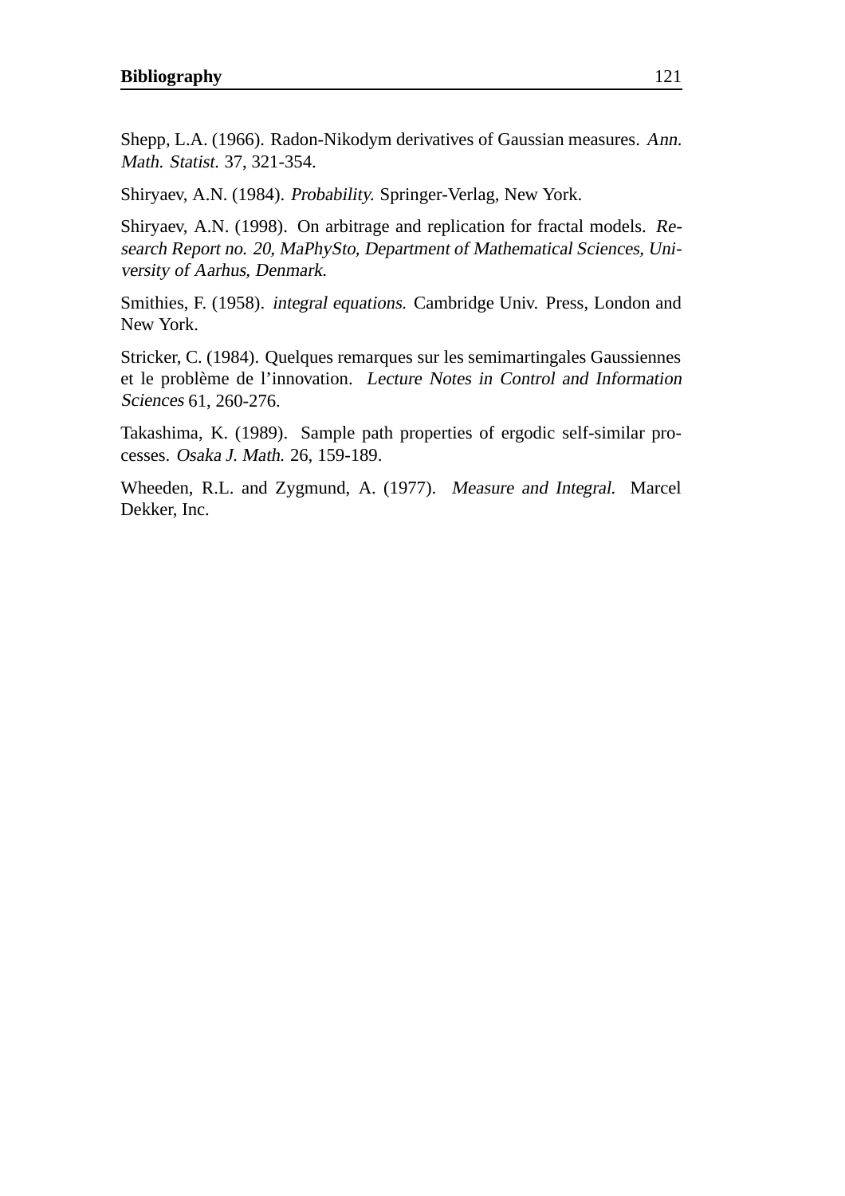Shepp, L.A. (1966). Radon-Nikodym derivatives of Gaussian measures. *Ann. Math. Statist.* 37, 321-354.

Shiryaev, A.N. (1984). *Probability.* Springer-Verlag, New York.

Shiryaev, A.N. (1998). On arbitrage and replication for fractal models. *Research Report no. 20, MaPhySto, Department of Mathematical Sciences, University of Aarhus, Denmark.*

Smithies, F. (1958). *integral equations.* Cambridge Univ. Press, London and New York.

Stricker, C. (1984). Quelques remarques sur les semimartingales Gaussiennes et le problème de l'innovation. *Lecture Notes in Control and Information Sciences* 61, 260-276.

Takashima, K. (1989). Sample path properties of ergodic self-similar processes. *Osaka J. Math.* 26, 159-189.

Wheeden, R.L. and Zygmund, A. (1977). *Measure and Integral.* Marcel Dekker, Inc.